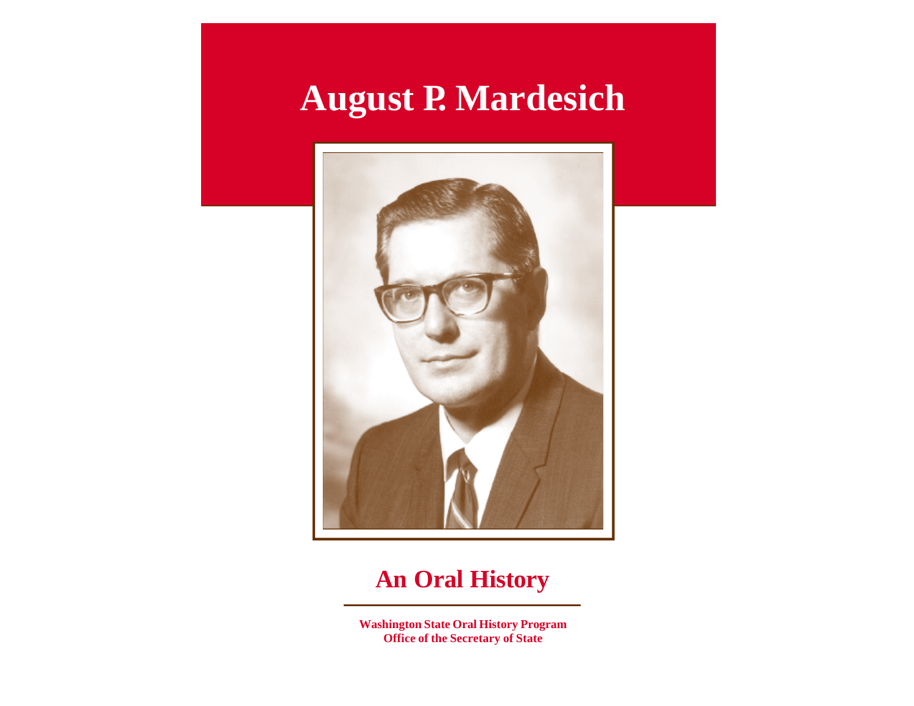# August P. Mardesich

## An Oral History

**Washington State Oral History Program**
**Office of the Secretary of State**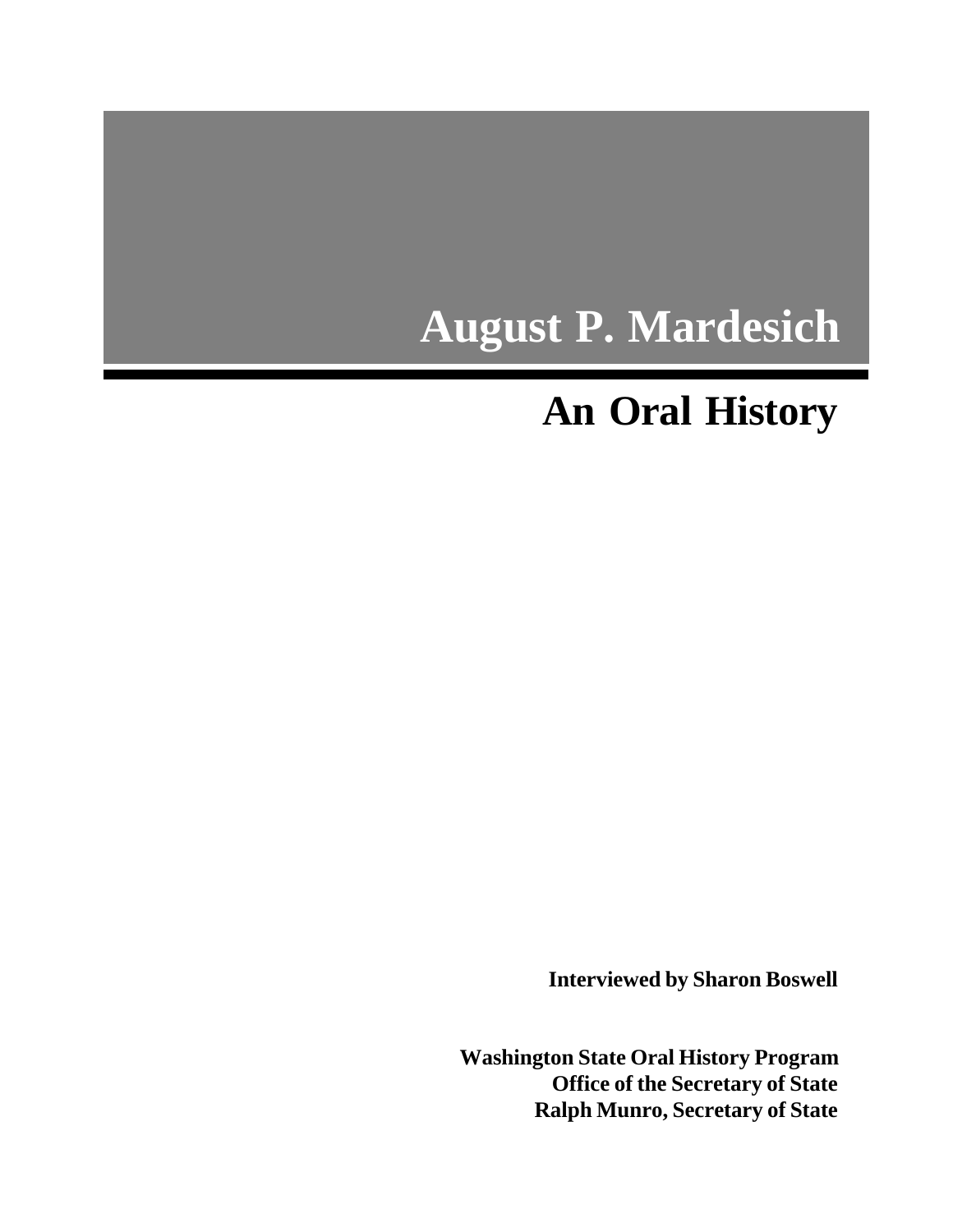# August P. Mardesich

## An Oral History

**Interviewed by Sharon Boswell**

**Washington State Oral History Program**
**Office of the Secretary of State**
**Ralph Munro, Secretary of State**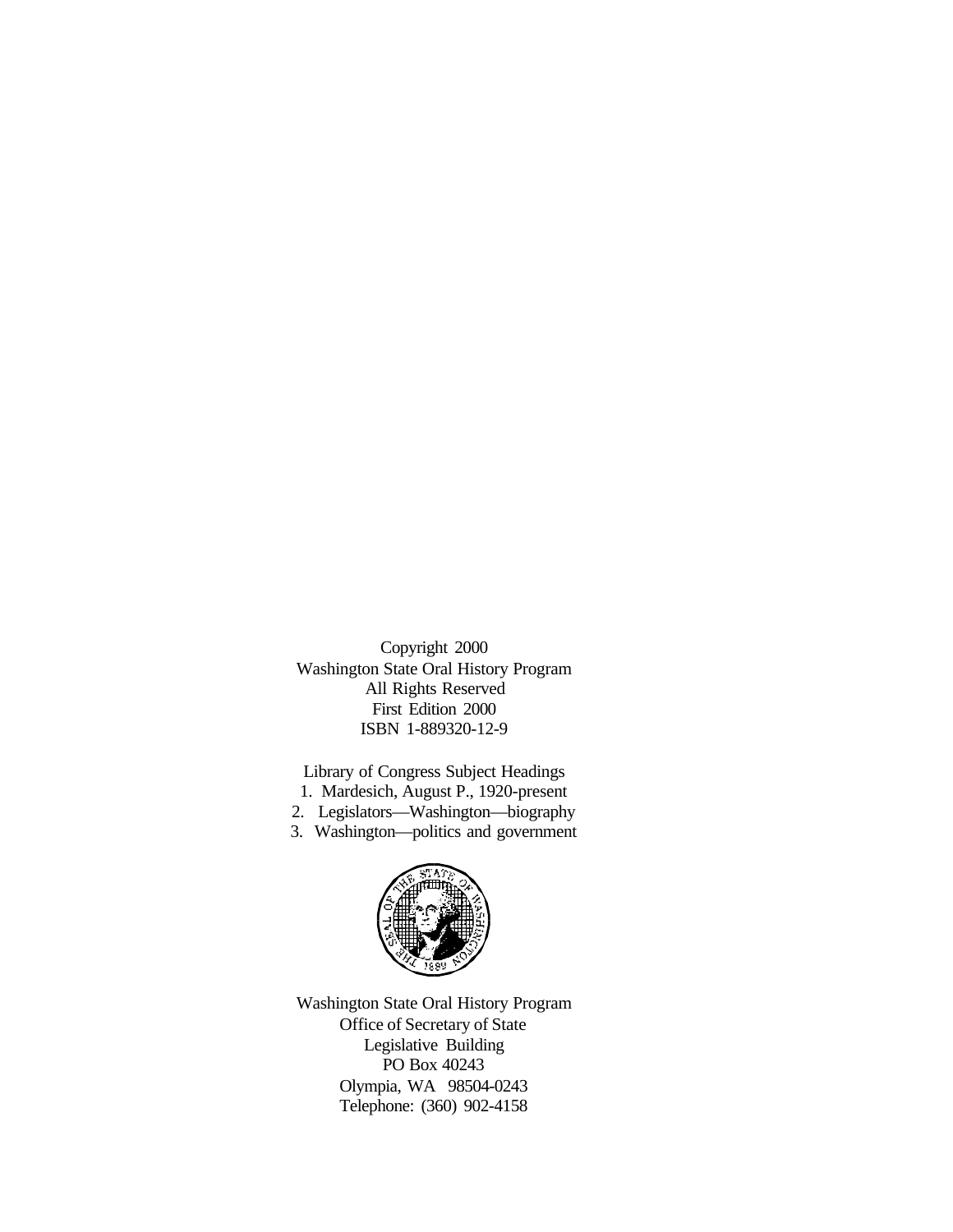Copyright 2000
Washington State Oral History Program
All Rights Reserved
First Edition 2000
ISBN 1-889320-12-9

Library of Congress Subject Headings

1. Mardesich, August P., 1920-present
2. Legislators—Washington—biography
3. Washington—politics and government

Washington State Oral History Program
Office of Secretary of State
Legislative Building
PO Box 40243
Olympia, WA 98504-0243
Telephone: (360) 902-4158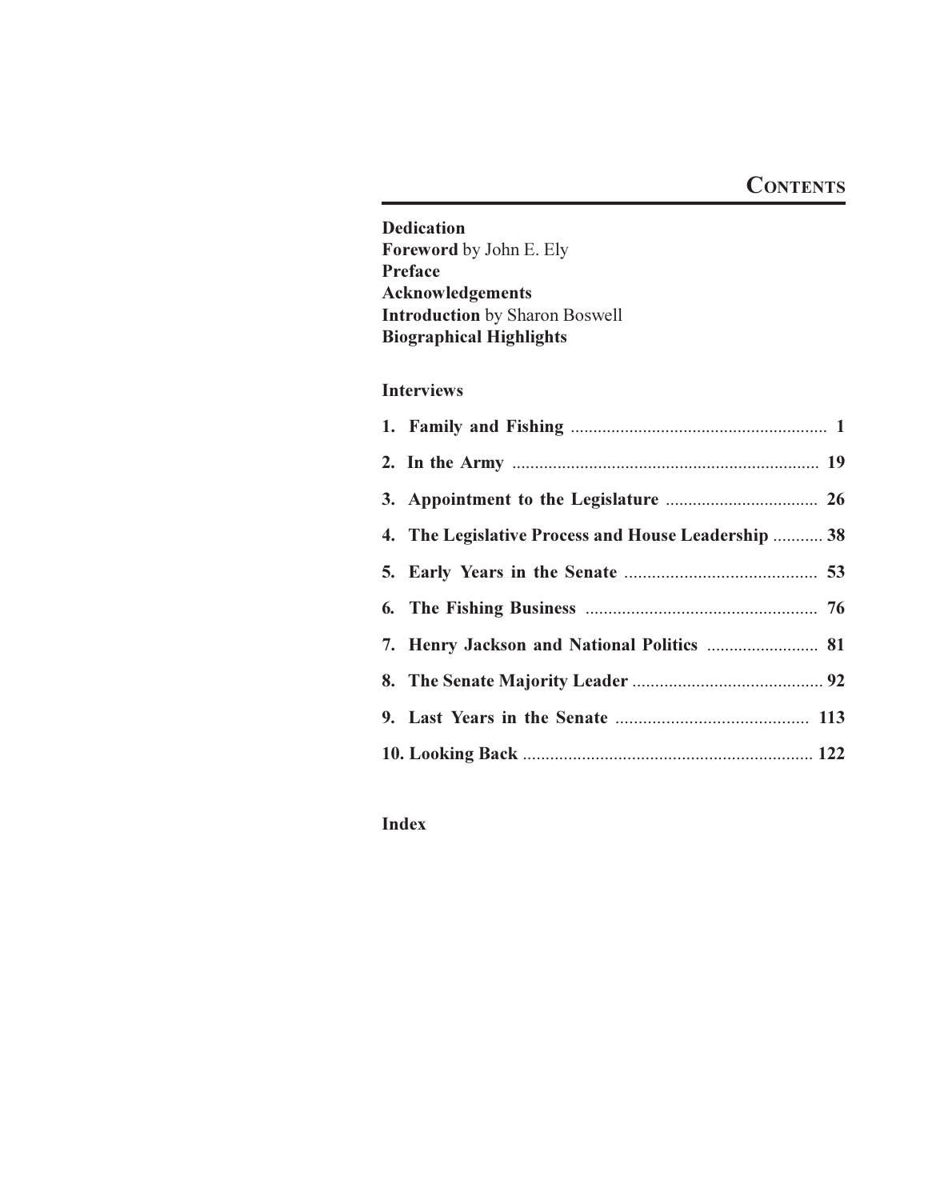# Contents

**Dedication**
**Foreword** by John E. Ely
**Preface**
**Acknowledgements**
**Introduction** by Sharon Boswell
**Biographical Highlights**

## Interviews

| | |
|---|---|
| **1. Family and Fishing** | **1** |
| **2. In the Army** | **19** |
| **3. Appointment to the Legislature** | **26** |
| **4. The Legislative Process and House Leadership** | **38** |
| **5. Early Years in the Senate** | **53** |
| **6. The Fishing Business** | **76** |
| **7. Henry Jackson and National Politics** | **81** |
| **8. The Senate Majority Leader** | **92** |
| **9. Last Years in the Senate** | **113** |
| **10. Looking Back** | **122** |

**Index**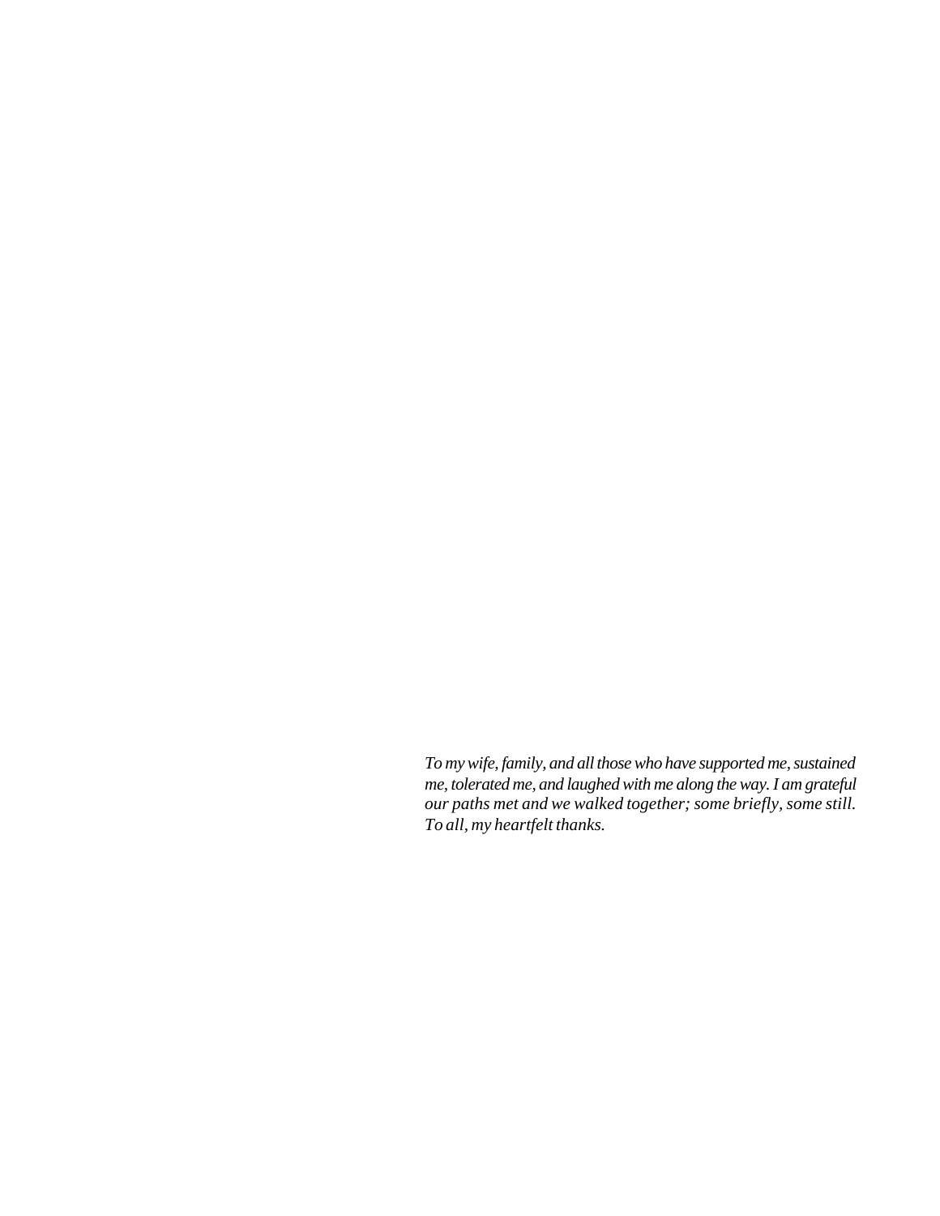*To my wife, family, and all those who have supported me, sustained me, tolerated me, and laughed with me along the way. I am grateful our paths met and we walked together; some briefly, some still. To all, my heartfelt thanks.*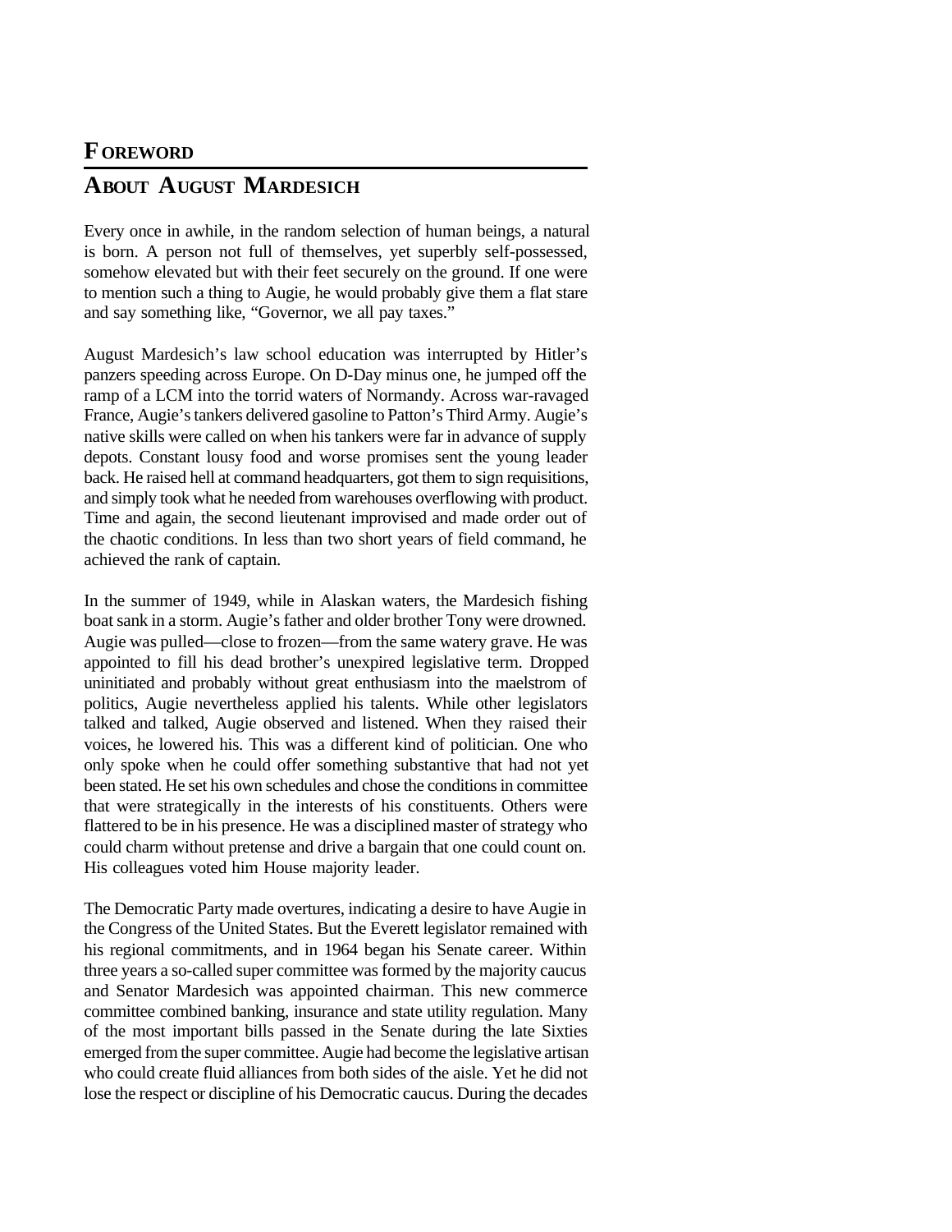# FOREWORD

## ABOUT AUGUST MARDESICH

Every once in awhile, in the random selection of human beings, a natural is born. A person not full of themselves, yet superbly self-possessed, somehow elevated but with their feet securely on the ground. If one were to mention such a thing to Augie, he would probably give them a flat stare and say something like, "Governor, we all pay taxes."

August Mardesich's law school education was interrupted by Hitler's panzers speeding across Europe. On D-Day minus one, he jumped off the ramp of a LCM into the torrid waters of Normandy. Across war-ravaged France, Augie's tankers delivered gasoline to Patton's Third Army. Augie's native skills were called on when his tankers were far in advance of supply depots. Constant lousy food and worse promises sent the young leader back. He raised hell at command headquarters, got them to sign requisitions, and simply took what he needed from warehouses overflowing with product. Time and again, the second lieutenant improvised and made order out of the chaotic conditions. In less than two short years of field command, he achieved the rank of captain.

In the summer of 1949, while in Alaskan waters, the Mardesich fishing boat sank in a storm. Augie's father and older brother Tony were drowned. Augie was pulled—close to frozen—from the same watery grave. He was appointed to fill his dead brother's unexpired legislative term. Dropped uninitiated and probably without great enthusiasm into the maelstrom of politics, Augie nevertheless applied his talents. While other legislators talked and talked, Augie observed and listened. When they raised their voices, he lowered his. This was a different kind of politician. One who only spoke when he could offer something substantive that had not yet been stated. He set his own schedules and chose the conditions in committee that were strategically in the interests of his constituents. Others were flattered to be in his presence. He was a disciplined master of strategy who could charm without pretense and drive a bargain that one could count on. His colleagues voted him House majority leader.

The Democratic Party made overtures, indicating a desire to have Augie in the Congress of the United States. But the Everett legislator remained with his regional commitments, and in 1964 began his Senate career. Within three years a so-called super committee was formed by the majority caucus and Senator Mardesich was appointed chairman. This new commerce committee combined banking, insurance and state utility regulation. Many of the most important bills passed in the Senate during the late Sixties emerged from the super committee. Augie had become the legislative artisan who could create fluid alliances from both sides of the aisle. Yet he did not lose the respect or discipline of his Democratic caucus. During the decades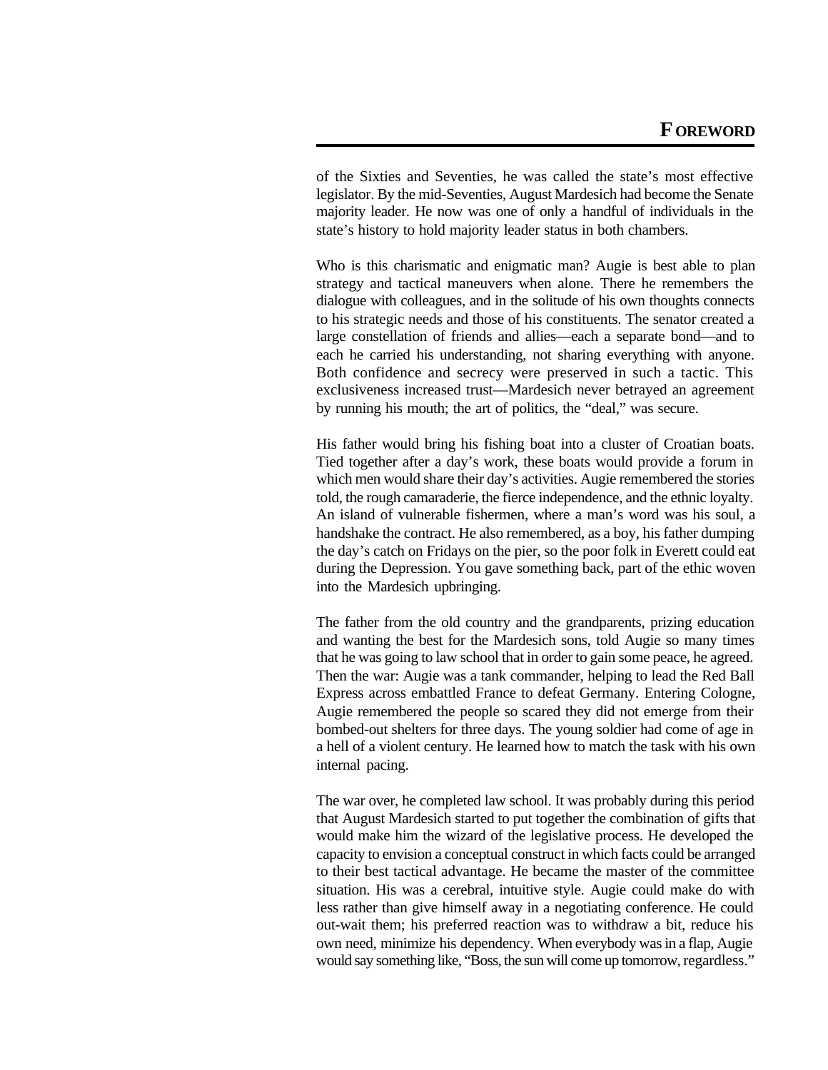of the Sixties and Seventies, he was called the state's most effective legislator. By the mid-Seventies, August Mardesich had become the Senate majority leader. He now was one of only a handful of individuals in the state's history to hold majority leader status in both chambers.

Who is this charismatic and enigmatic man? Augie is best able to plan strategy and tactical maneuvers when alone. There he remembers the dialogue with colleagues, and in the solitude of his own thoughts connects to his strategic needs and those of his constituents. The senator created a large constellation of friends and allies—each a separate bond—and to each he carried his understanding, not sharing everything with anyone. Both confidence and secrecy were preserved in such a tactic. This exclusiveness increased trust—Mardesich never betrayed an agreement by running his mouth; the art of politics, the "deal," was secure.

His father would bring his fishing boat into a cluster of Croatian boats. Tied together after a day's work, these boats would provide a forum in which men would share their day's activities. Augie remembered the stories told, the rough camaraderie, the fierce independence, and the ethnic loyalty. An island of vulnerable fishermen, where a man's word was his soul, a handshake the contract. He also remembered, as a boy, his father dumping the day's catch on Fridays on the pier, so the poor folk in Everett could eat during the Depression. You gave something back, part of the ethic woven into the Mardesich upbringing.

The father from the old country and the grandparents, prizing education and wanting the best for the Mardesich sons, told Augie so many times that he was going to law school that in order to gain some peace, he agreed. Then the war: Augie was a tank commander, helping to lead the Red Ball Express across embattled France to defeat Germany. Entering Cologne, Augie remembered the people so scared they did not emerge from their bombed-out shelters for three days. The young soldier had come of age in a hell of a violent century. He learned how to match the task with his own internal pacing.

The war over, he completed law school. It was probably during this period that August Mardesich started to put together the combination of gifts that would make him the wizard of the legislative process. He developed the capacity to envision a conceptual construct in which facts could be arranged to their best tactical advantage. He became the master of the committee situation. His was a cerebral, intuitive style. Augie could make do with less rather than give himself away in a negotiating conference. He could out-wait them; his preferred reaction was to withdraw a bit, reduce his own need, minimize his dependency. When everybody was in a flap, Augie would say something like, "Boss, the sun will come up tomorrow, regardless."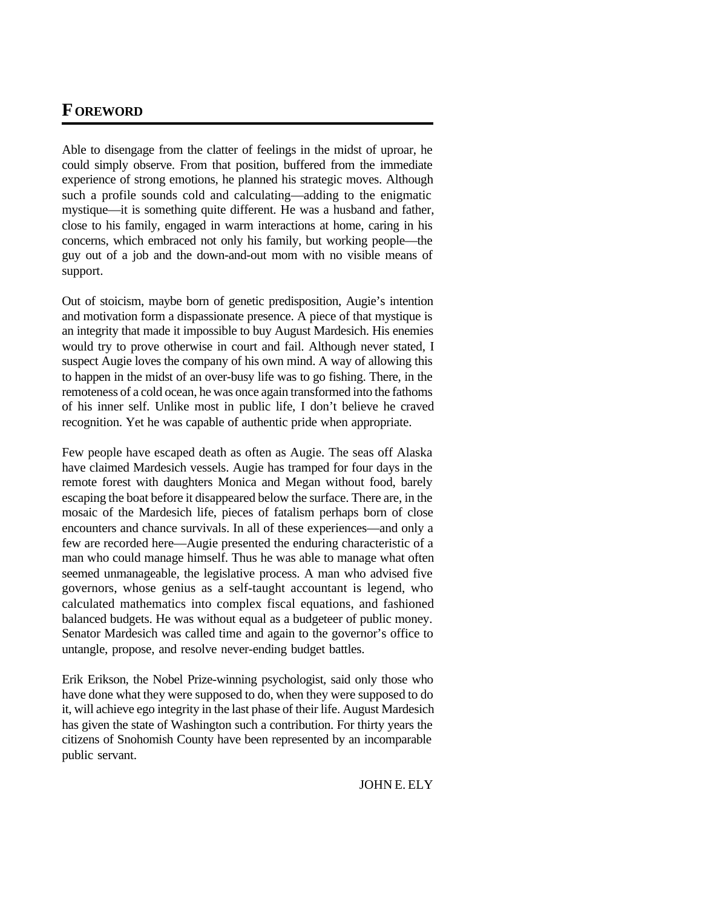## FOREWORD

Able to disengage from the clatter of feelings in the midst of uproar, he could simply observe. From that position, buffered from the immediate experience of strong emotions, he planned his strategic moves. Although such a profile sounds cold and calculating—adding to the enigmatic mystique—it is something quite different. He was a husband and father, close to his family, engaged in warm interactions at home, caring in his concerns, which embraced not only his family, but working people—the guy out of a job and the down-and-out mom with no visible means of support.

Out of stoicism, maybe born of genetic predisposition, Augie's intention and motivation form a dispassionate presence. A piece of that mystique is an integrity that made it impossible to buy August Mardesich. His enemies would try to prove otherwise in court and fail. Although never stated, I suspect Augie loves the company of his own mind. A way of allowing this to happen in the midst of an over-busy life was to go fishing. There, in the remoteness of a cold ocean, he was once again transformed into the fathoms of his inner self. Unlike most in public life, I don't believe he craved recognition. Yet he was capable of authentic pride when appropriate.

Few people have escaped death as often as Augie. The seas off Alaska have claimed Mardesich vessels. Augie has tramped for four days in the remote forest with daughters Monica and Megan without food, barely escaping the boat before it disappeared below the surface. There are, in the mosaic of the Mardesich life, pieces of fatalism perhaps born of close encounters and chance survivals. In all of these experiences—and only a few are recorded here—Augie presented the enduring characteristic of a man who could manage himself. Thus he was able to manage what often seemed unmanageable, the legislative process. A man who advised five governors, whose genius as a self-taught accountant is legend, who calculated mathematics into complex fiscal equations, and fashioned balanced budgets. He was without equal as a budgeteer of public money. Senator Mardesich was called time and again to the governor's office to untangle, propose, and resolve never-ending budget battles.

Erik Erikson, the Nobel Prize-winning psychologist, said only those who have done what they were supposed to do, when they were supposed to do it, will achieve ego integrity in the last phase of their life. August Mardesich has given the state of Washington such a contribution. For thirty years the citizens of Snohomish County have been represented by an incomparable public servant.

JOHN E. ELY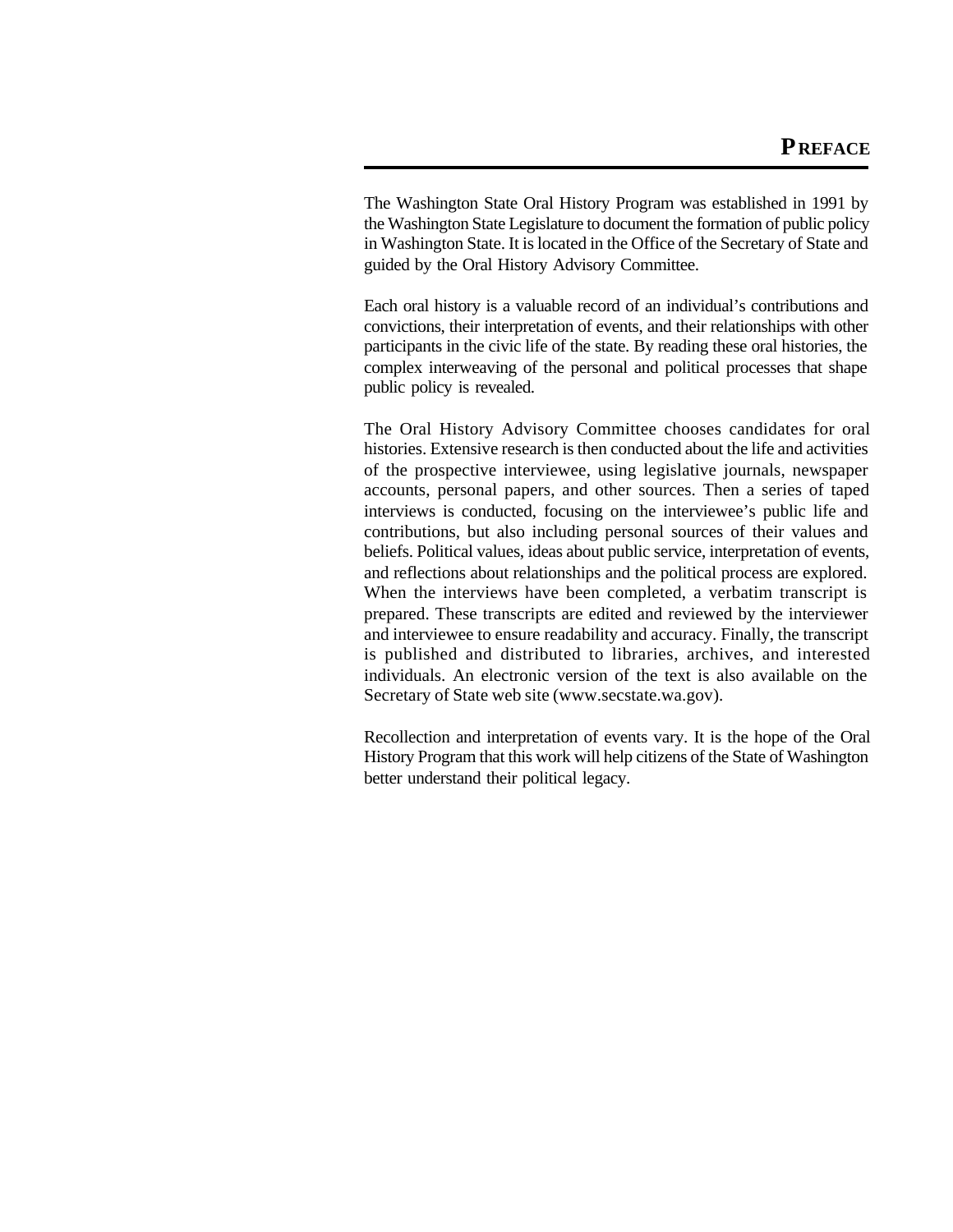# PREFACE

The Washington State Oral History Program was established in 1991 by the Washington State Legislature to document the formation of public policy in Washington State. It is located in the Office of the Secretary of State and guided by the Oral History Advisory Committee.

Each oral history is a valuable record of an individual's contributions and convictions, their interpretation of events, and their relationships with other participants in the civic life of the state. By reading these oral histories, the complex interweaving of the personal and political processes that shape public policy is revealed.

The Oral History Advisory Committee chooses candidates for oral histories. Extensive research is then conducted about the life and activities of the prospective interviewee, using legislative journals, newspaper accounts, personal papers, and other sources. Then a series of taped interviews is conducted, focusing on the interviewee's public life and contributions, but also including personal sources of their values and beliefs. Political values, ideas about public service, interpretation of events, and reflections about relationships and the political process are explored. When the interviews have been completed, a verbatim transcript is prepared. These transcripts are edited and reviewed by the interviewer and interviewee to ensure readability and accuracy. Finally, the transcript is published and distributed to libraries, archives, and interested individuals. An electronic version of the text is also available on the Secretary of State web site (www.secstate.wa.gov).

Recollection and interpretation of events vary. It is the hope of the Oral History Program that this work will help citizens of the State of Washington better understand their political legacy.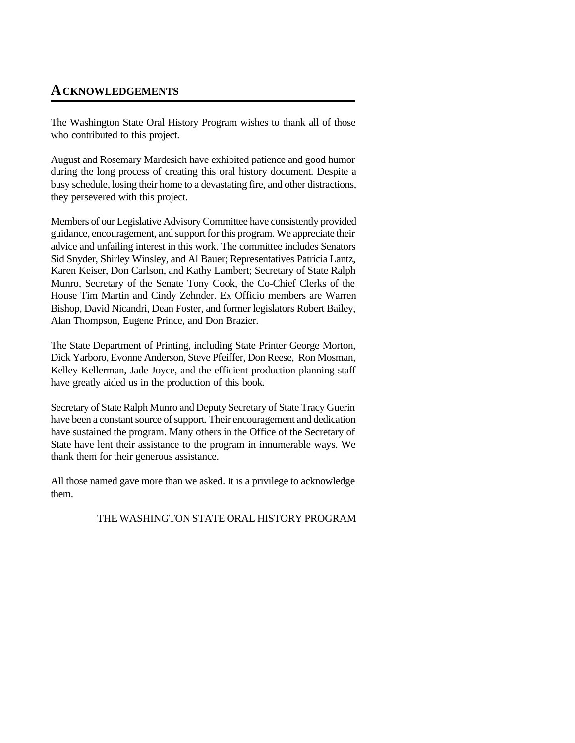# ACKNOWLEDGEMENTS

The Washington State Oral History Program wishes to thank all of those who contributed to this project.

August and Rosemary Mardesich have exhibited patience and good humor during the long process of creating this oral history document. Despite a busy schedule, losing their home to a devastating fire, and other distractions, they persevered with this project.

Members of our Legislative Advisory Committee have consistently provided guidance, encouragement, and support for this program. We appreciate their advice and unfailing interest in this work. The committee includes Senators Sid Snyder, Shirley Winsley, and Al Bauer; Representatives Patricia Lantz, Karen Keiser, Don Carlson, and Kathy Lambert; Secretary of State Ralph Munro, Secretary of the Senate Tony Cook, the Co-Chief Clerks of the House Tim Martin and Cindy Zehnder. Ex Officio members are Warren Bishop, David Nicandri, Dean Foster, and former legislators Robert Bailey, Alan Thompson, Eugene Prince, and Don Brazier.

The State Department of Printing, including State Printer George Morton, Dick Yarboro, Evonne Anderson, Steve Pfeiffer, Don Reese, Ron Mosman, Kelley Kellerman, Jade Joyce, and the efficient production planning staff have greatly aided us in the production of this book.

Secretary of State Ralph Munro and Deputy Secretary of State Tracy Guerin have been a constant source of support. Their encouragement and dedication have sustained the program. Many others in the Office of the Secretary of State have lent their assistance to the program in innumerable ways. We thank them for their generous assistance.

All those named gave more than we asked. It is a privilege to acknowledge them.

THE WASHINGTON STATE ORAL HISTORY PROGRAM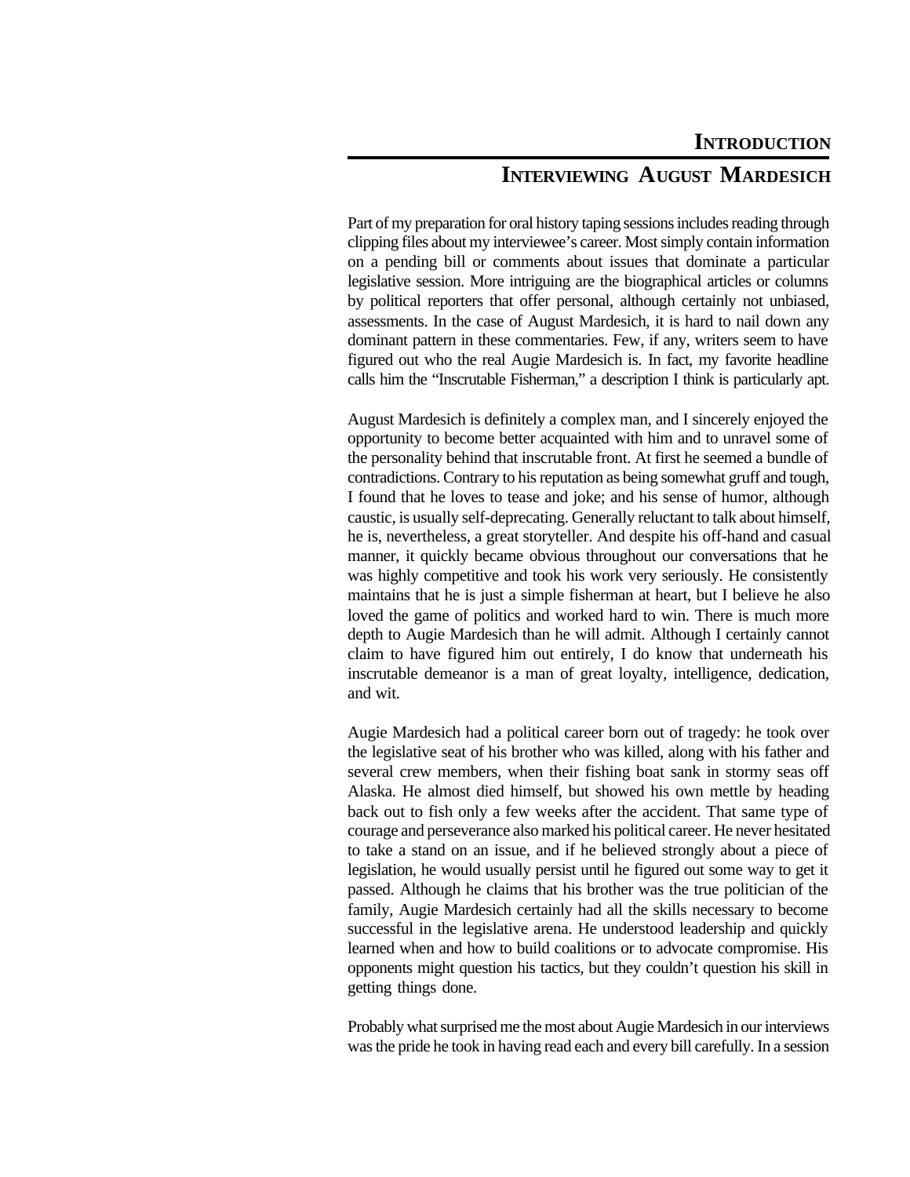# INTRODUCTION

## INTERVIEWING AUGUST MARDESICH

Part of my preparation for oral history taping sessions includes reading through clipping files about my interviewee's career. Most simply contain information on a pending bill or comments about issues that dominate a particular legislative session. More intriguing are the biographical articles or columns by political reporters that offer personal, although certainly not unbiased, assessments. In the case of August Mardesich, it is hard to nail down any dominant pattern in these commentaries. Few, if any, writers seem to have figured out who the real Augie Mardesich is. In fact, my favorite headline calls him the "Inscrutable Fisherman," a description I think is particularly apt.

August Mardesich is definitely a complex man, and I sincerely enjoyed the opportunity to become better acquainted with him and to unravel some of the personality behind that inscrutable front. At first he seemed a bundle of contradictions. Contrary to his reputation as being somewhat gruff and tough, I found that he loves to tease and joke; and his sense of humor, although caustic, is usually self-deprecating. Generally reluctant to talk about himself, he is, nevertheless, a great storyteller. And despite his off-hand and casual manner, it quickly became obvious throughout our conversations that he was highly competitive and took his work very seriously. He consistently maintains that he is just a simple fisherman at heart, but I believe he also loved the game of politics and worked hard to win. There is much more depth to Augie Mardesich than he will admit. Although I certainly cannot claim to have figured him out entirely, I do know that underneath his inscrutable demeanor is a man of great loyalty, intelligence, dedication, and wit.

Augie Mardesich had a political career born out of tragedy: he took over the legislative seat of his brother who was killed, along with his father and several crew members, when their fishing boat sank in stormy seas off Alaska. He almost died himself, but showed his own mettle by heading back out to fish only a few weeks after the accident. That same type of courage and perseverance also marked his political career. He never hesitated to take a stand on an issue, and if he believed strongly about a piece of legislation, he would usually persist until he figured out some way to get it passed. Although he claims that his brother was the true politician of the family, Augie Mardesich certainly had all the skills necessary to become successful in the legislative arena. He understood leadership and quickly learned when and how to build coalitions or to advocate compromise. His opponents might question his tactics, but they couldn't question his skill in getting things done.

Probably what surprised me the most about Augie Mardesich in our interviews was the pride he took in having read each and every bill carefully. In a session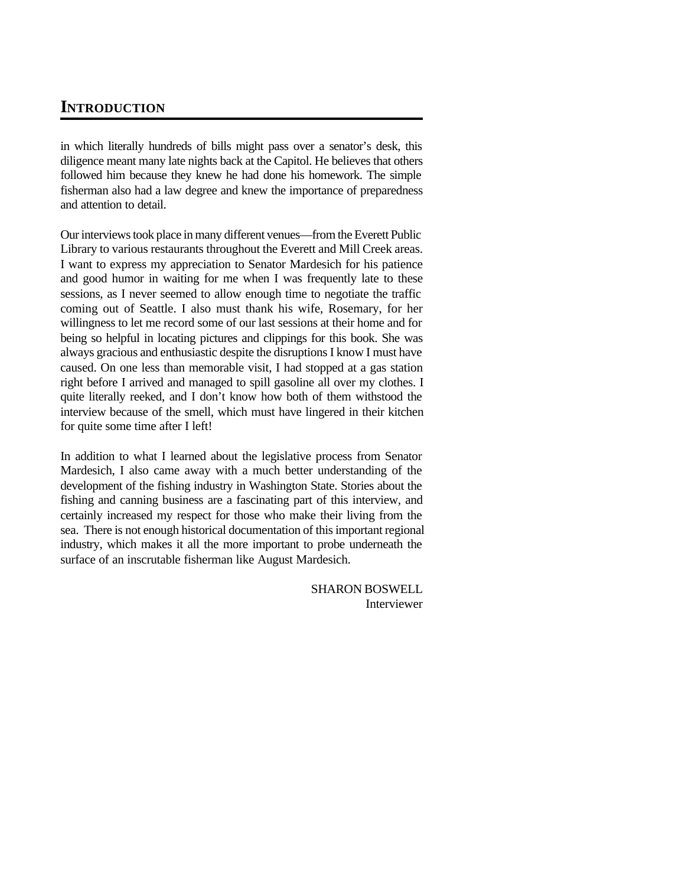## INTRODUCTION

in which literally hundreds of bills might pass over a senator's desk, this diligence meant many late nights back at the Capitol. He believes that others followed him because they knew he had done his homework. The simple fisherman also had a law degree and knew the importance of preparedness and attention to detail.

Our interviews took place in many different venues—from the Everett Public Library to various restaurants throughout the Everett and Mill Creek areas. I want to express my appreciation to Senator Mardesich for his patience and good humor in waiting for me when I was frequently late to these sessions, as I never seemed to allow enough time to negotiate the traffic coming out of Seattle. I also must thank his wife, Rosemary, for her willingness to let me record some of our last sessions at their home and for being so helpful in locating pictures and clippings for this book. She was always gracious and enthusiastic despite the disruptions I know I must have caused. On one less than memorable visit, I had stopped at a gas station right before I arrived and managed to spill gasoline all over my clothes. I quite literally reeked, and I don't know how both of them withstood the interview because of the smell, which must have lingered in their kitchen for quite some time after I left!

In addition to what I learned about the legislative process from Senator Mardesich, I also came away with a much better understanding of the development of the fishing industry in Washington State. Stories about the fishing and canning business are a fascinating part of this interview, and certainly increased my respect for those who make their living from the sea. There is not enough historical documentation of this important regional industry, which makes it all the more important to probe underneath the surface of an inscrutable fisherman like August Mardesich.

SHARON BOSWELL
Interviewer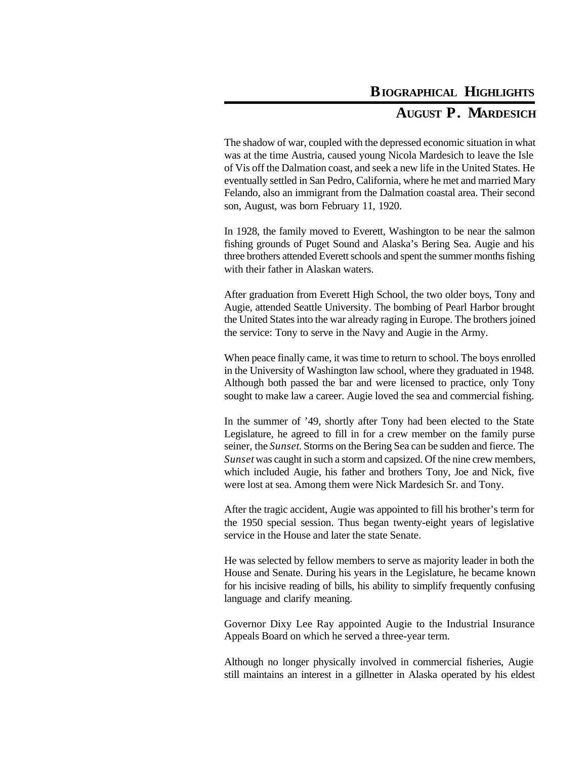# Biographical Highlights

## August P. Mardesich

The shadow of war, coupled with the depressed economic situation in what was at the time Austria, caused young Nicola Mardesich to leave the Isle of Vis off the Dalmation coast, and seek a new life in the United States. He eventually settled in San Pedro, California, where he met and married Mary Felando, also an immigrant from the Dalmation coastal area. Their second son, August, was born February 11, 1920.

In 1928, the family moved to Everett, Washington to be near the salmon fishing grounds of Puget Sound and Alaska's Bering Sea. Augie and his three brothers attended Everett schools and spent the summer months fishing with their father in Alaskan waters.

After graduation from Everett High School, the two older boys, Tony and Augie, attended Seattle University. The bombing of Pearl Harbor brought the United States into the war already raging in Europe. The brothers joined the service: Tony to serve in the Navy and Augie in the Army.

When peace finally came, it was time to return to school. The boys enrolled in the University of Washington law school, where they graduated in 1948. Although both passed the bar and were licensed to practice, only Tony sought to make law a career. Augie loved the sea and commercial fishing.

In the summer of '49, shortly after Tony had been elected to the State Legislature, he agreed to fill in for a crew member on the family purse seiner, the *Sunset.* Storms on the Bering Sea can be sudden and fierce. The *Sunset* was caught in such a storm and capsized. Of the nine crew members, which included Augie, his father and brothers Tony, Joe and Nick, five were lost at sea. Among them were Nick Mardesich Sr. and Tony.

After the tragic accident, Augie was appointed to fill his brother's term for the 1950 special session. Thus began twenty-eight years of legislative service in the House and later the state Senate.

He was selected by fellow members to serve as majority leader in both the House and Senate. During his years in the Legislature, he became known for his incisive reading of bills, his ability to simplify frequently confusing language and clarify meaning.

Governor Dixy Lee Ray appointed Augie to the Industrial Insurance Appeals Board on which he served a three-year term.

Although no longer physically involved in commercial fisheries, Augie still maintains an interest in a gillnetter in Alaska operated by his eldest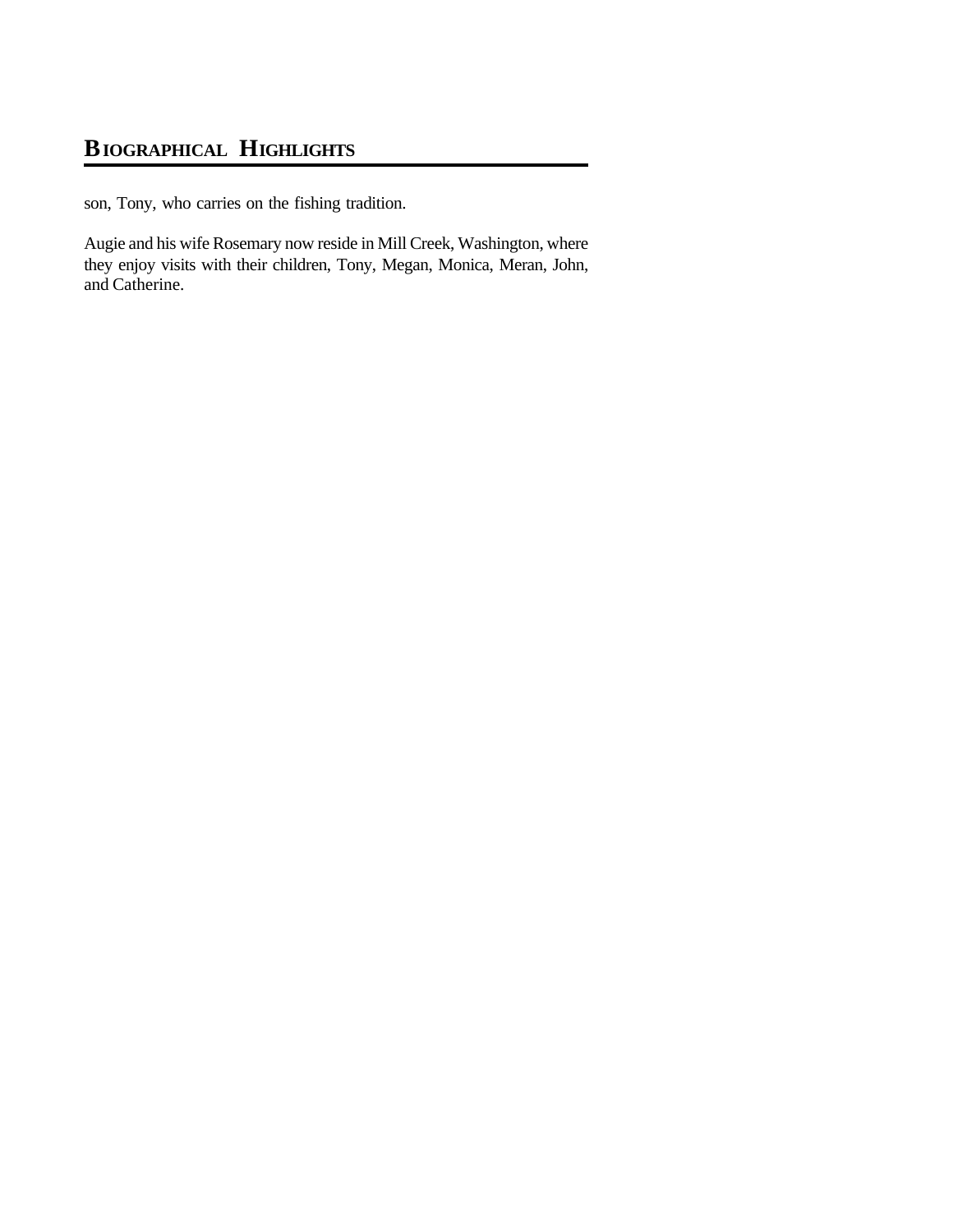## BIOGRAPHICAL HIGHLIGHTS

son, Tony, who carries on the fishing tradition.

Augie and his wife Rosemary now reside in Mill Creek, Washington, where they enjoy visits with their children, Tony, Megan, Monica, Meran, John, and Catherine.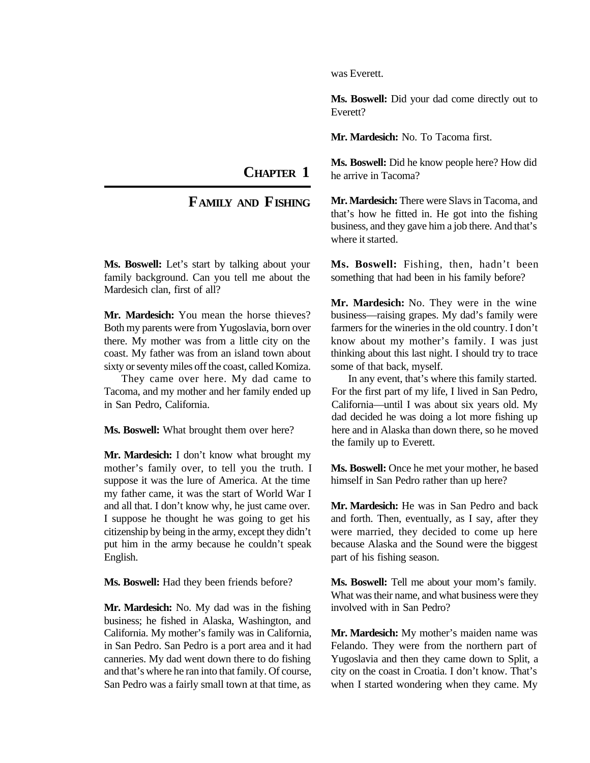# Chapter 1

## Family and Fishing

**Ms. Boswell:** Let's start by talking about your family background. Can you tell me about the Mardesich clan, first of all?

**Mr. Mardesich:** You mean the horse thieves? Both my parents were from Yugoslavia, born over there. My mother was from a little city on the coast. My father was from an island town about sixty or seventy miles off the coast, called Komiza.

They came over here. My dad came to Tacoma, and my mother and her family ended up in San Pedro, California.

**Ms. Boswell:** What brought them over here?

**Mr. Mardesich:** I don't know what brought my mother's family over, to tell you the truth. I suppose it was the lure of America. At the time my father came, it was the start of World War I and all that. I don't know why, he just came over. I suppose he thought he was going to get his citizenship by being in the army, except they didn't put him in the army because he couldn't speak English.

**Ms. Boswell:** Had they been friends before?

**Mr. Mardesich:** No. My dad was in the fishing business; he fished in Alaska, Washington, and California. My mother's family was in California, in San Pedro. San Pedro is a port area and it had canneries. My dad went down there to do fishing and that's where he ran into that family. Of course, San Pedro was a fairly small town at that time, as was Everett.

**Ms. Boswell:** Did your dad come directly out to Everett?

**Mr. Mardesich:** No. To Tacoma first.

**Ms. Boswell:** Did he know people here? How did he arrive in Tacoma?

**Mr. Mardesich:** There were Slavs in Tacoma, and that's how he fitted in. He got into the fishing business, and they gave him a job there. And that's where it started.

**Ms. Boswell:** Fishing, then, hadn't been something that had been in his family before?

**Mr. Mardesich:** No. They were in the wine business—raising grapes. My dad's family were farmers for the wineries in the old country. I don't know about my mother's family. I was just thinking about this last night. I should try to trace some of that back, myself.

In any event, that's where this family started. For the first part of my life, I lived in San Pedro, California—until I was about six years old. My dad decided he was doing a lot more fishing up here and in Alaska than down there, so he moved the family up to Everett.

**Ms. Boswell:** Once he met your mother, he based himself in San Pedro rather than up here?

**Mr. Mardesich:** He was in San Pedro and back and forth. Then, eventually, as I say, after they were married, they decided to come up here because Alaska and the Sound were the biggest part of his fishing season.

**Ms. Boswell:** Tell me about your mom's family. What was their name, and what business were they involved with in San Pedro?

**Mr. Mardesich:** My mother's maiden name was Felando. They were from the northern part of Yugoslavia and then they came down to Split, a city on the coast in Croatia. I don't know. That's when I started wondering when they came. My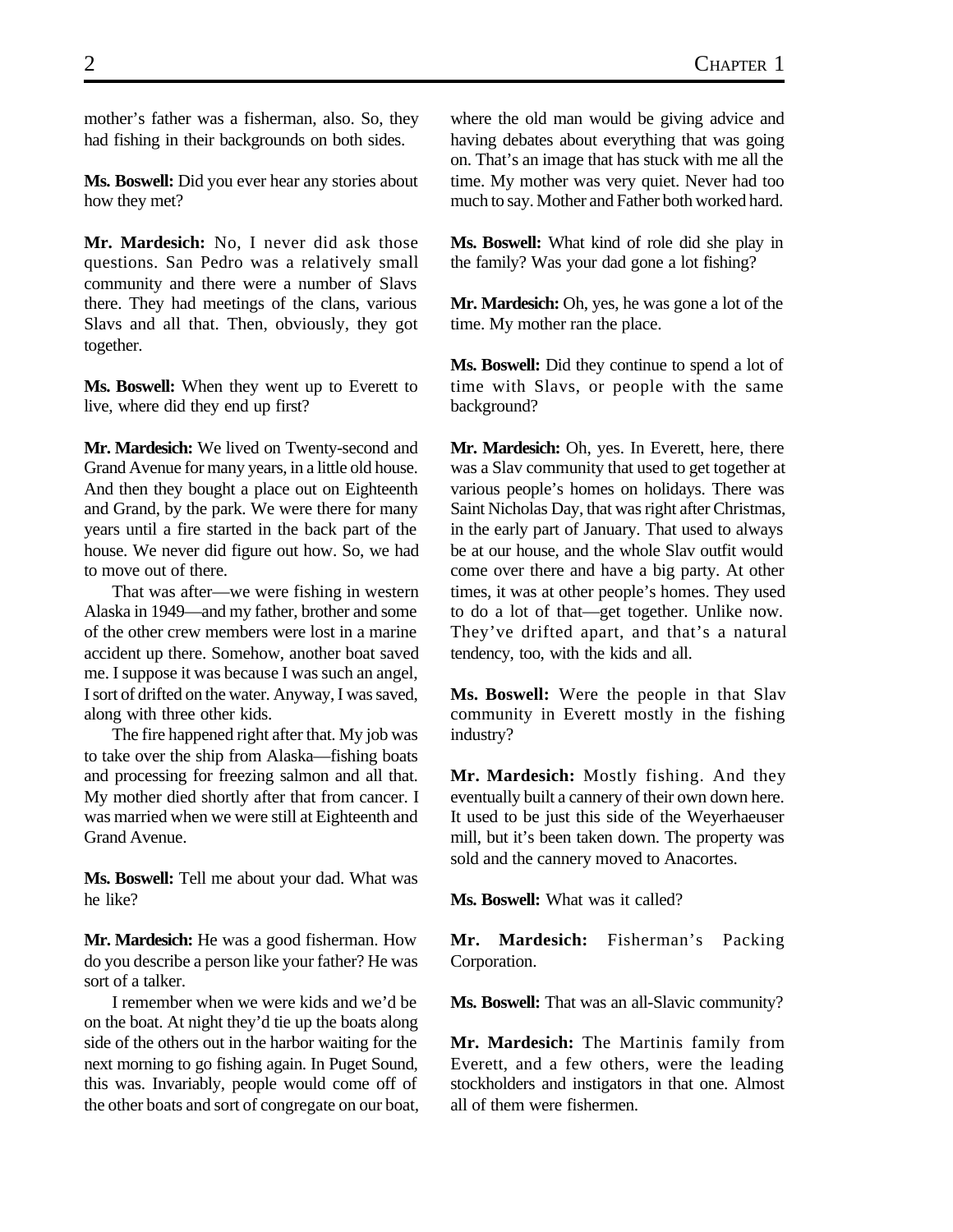mother's father was a fisherman, also. So, they had fishing in their backgrounds on both sides.

**Ms. Boswell:** Did you ever hear any stories about how they met?

**Mr. Mardesich:** No, I never did ask those questions. San Pedro was a relatively small community and there were a number of Slavs there. They had meetings of the clans, various Slavs and all that. Then, obviously, they got together.

**Ms. Boswell:** When they went up to Everett to live, where did they end up first?

**Mr. Mardesich:** We lived on Twenty-second and Grand Avenue for many years, in a little old house. And then they bought a place out on Eighteenth and Grand, by the park. We were there for many years until a fire started in the back part of the house. We never did figure out how. So, we had to move out of there.

That was after—we were fishing in western Alaska in 1949—and my father, brother and some of the other crew members were lost in a marine accident up there. Somehow, another boat saved me. I suppose it was because I was such an angel, I sort of drifted on the water. Anyway, I was saved, along with three other kids.

The fire happened right after that. My job was to take over the ship from Alaska—fishing boats and processing for freezing salmon and all that. My mother died shortly after that from cancer. I was married when we were still at Eighteenth and Grand Avenue.

**Ms. Boswell:** Tell me about your dad. What was he like?

**Mr. Mardesich:** He was a good fisherman. How do you describe a person like your father? He was sort of a talker.

I remember when we were kids and we'd be on the boat. At night they'd tie up the boats along side of the others out in the harbor waiting for the next morning to go fishing again. In Puget Sound, this was. Invariably, people would come off of the other boats and sort of congregate on our boat, where the old man would be giving advice and having debates about everything that was going on. That's an image that has stuck with me all the time. My mother was very quiet. Never had too much to say. Mother and Father both worked hard.

**Ms. Boswell:** What kind of role did she play in the family? Was your dad gone a lot fishing?

**Mr. Mardesich:** Oh, yes, he was gone a lot of the time. My mother ran the place.

**Ms. Boswell:** Did they continue to spend a lot of time with Slavs, or people with the same background?

**Mr. Mardesich:** Oh, yes. In Everett, here, there was a Slav community that used to get together at various people's homes on holidays. There was Saint Nicholas Day, that was right after Christmas, in the early part of January. That used to always be at our house, and the whole Slav outfit would come over there and have a big party. At other times, it was at other people's homes. They used to do a lot of that—get together. Unlike now. They've drifted apart, and that's a natural tendency, too, with the kids and all.

**Ms. Boswell:** Were the people in that Slav community in Everett mostly in the fishing industry?

**Mr. Mardesich:** Mostly fishing. And they eventually built a cannery of their own down here. It used to be just this side of the Weyerhaeuser mill, but it's been taken down. The property was sold and the cannery moved to Anacortes.

**Ms. Boswell:** What was it called?

**Mr. Mardesich:** Fisherman's Packing Corporation.

**Ms. Boswell:** That was an all-Slavic community?

**Mr. Mardesich:** The Martinis family from Everett, and a few others, were the leading stockholders and instigators in that one. Almost all of them were fishermen.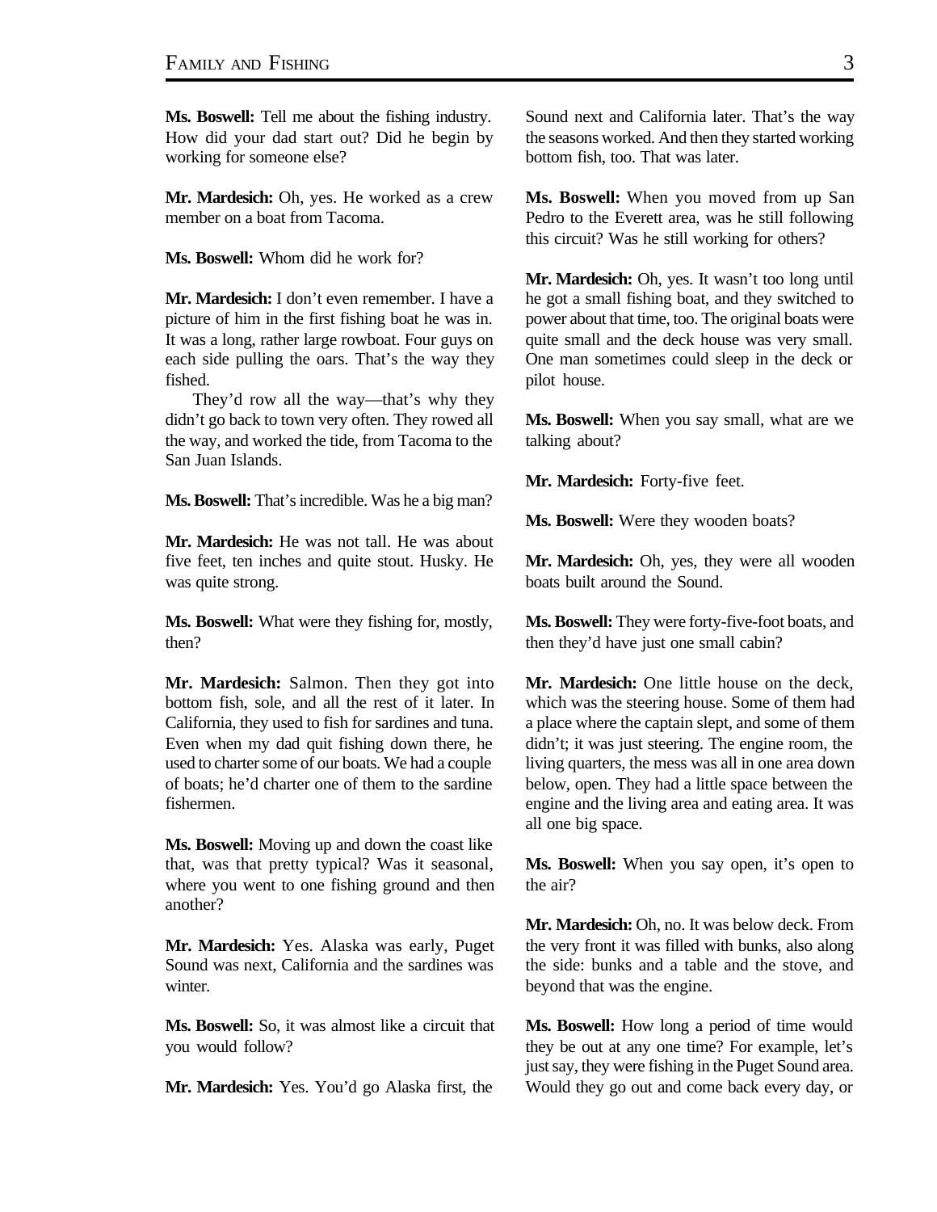**Ms. Boswell:** Tell me about the fishing industry. How did your dad start out? Did he begin by working for someone else?

**Mr. Mardesich:** Oh, yes. He worked as a crew member on a boat from Tacoma.

**Ms. Boswell:** Whom did he work for?

**Mr. Mardesich:** I don't even remember. I have a picture of him in the first fishing boat he was in. It was a long, rather large rowboat. Four guys on each side pulling the oars. That's the way they fished.

They'd row all the way—that's why they didn't go back to town very often. They rowed all the way, and worked the tide, from Tacoma to the San Juan Islands.

**Ms. Boswell:** That's incredible. Was he a big man?

**Mr. Mardesich:** He was not tall. He was about five feet, ten inches and quite stout. Husky. He was quite strong.

**Ms. Boswell:** What were they fishing for, mostly, then?

**Mr. Mardesich:** Salmon. Then they got into bottom fish, sole, and all the rest of it later. In California, they used to fish for sardines and tuna. Even when my dad quit fishing down there, he used to charter some of our boats. We had a couple of boats; he'd charter one of them to the sardine fishermen.

**Ms. Boswell:** Moving up and down the coast like that, was that pretty typical? Was it seasonal, where you went to one fishing ground and then another?

**Mr. Mardesich:** Yes. Alaska was early, Puget Sound was next, California and the sardines was winter.

**Ms. Boswell:** So, it was almost like a circuit that you would follow?

**Mr. Mardesich:** Yes. You'd go Alaska first, the Sound next and California later. That's the way the seasons worked. And then they started working bottom fish, too. That was later.

**Ms. Boswell:** When you moved from up San Pedro to the Everett area, was he still following this circuit? Was he still working for others?

**Mr. Mardesich:** Oh, yes. It wasn't too long until he got a small fishing boat, and they switched to power about that time, too. The original boats were quite small and the deck house was very small. One man sometimes could sleep in the deck or pilot house.

**Ms. Boswell:** When you say small, what are we talking about?

**Mr. Mardesich:** Forty-five feet.

**Ms. Boswell:** Were they wooden boats?

**Mr. Mardesich:** Oh, yes, they were all wooden boats built around the Sound.

**Ms. Boswell:** They were forty-five-foot boats, and then they'd have just one small cabin?

**Mr. Mardesich:** One little house on the deck, which was the steering house. Some of them had a place where the captain slept, and some of them didn't; it was just steering. The engine room, the living quarters, the mess was all in one area down below, open. They had a little space between the engine and the living area and eating area. It was all one big space.

**Ms. Boswell:** When you say open, it's open to the air?

**Mr. Mardesich:** Oh, no. It was below deck. From the very front it was filled with bunks, also along the side: bunks and a table and the stove, and beyond that was the engine.

**Ms. Boswell:** How long a period of time would they be out at any one time? For example, let's just say, they were fishing in the Puget Sound area. Would they go out and come back every day, or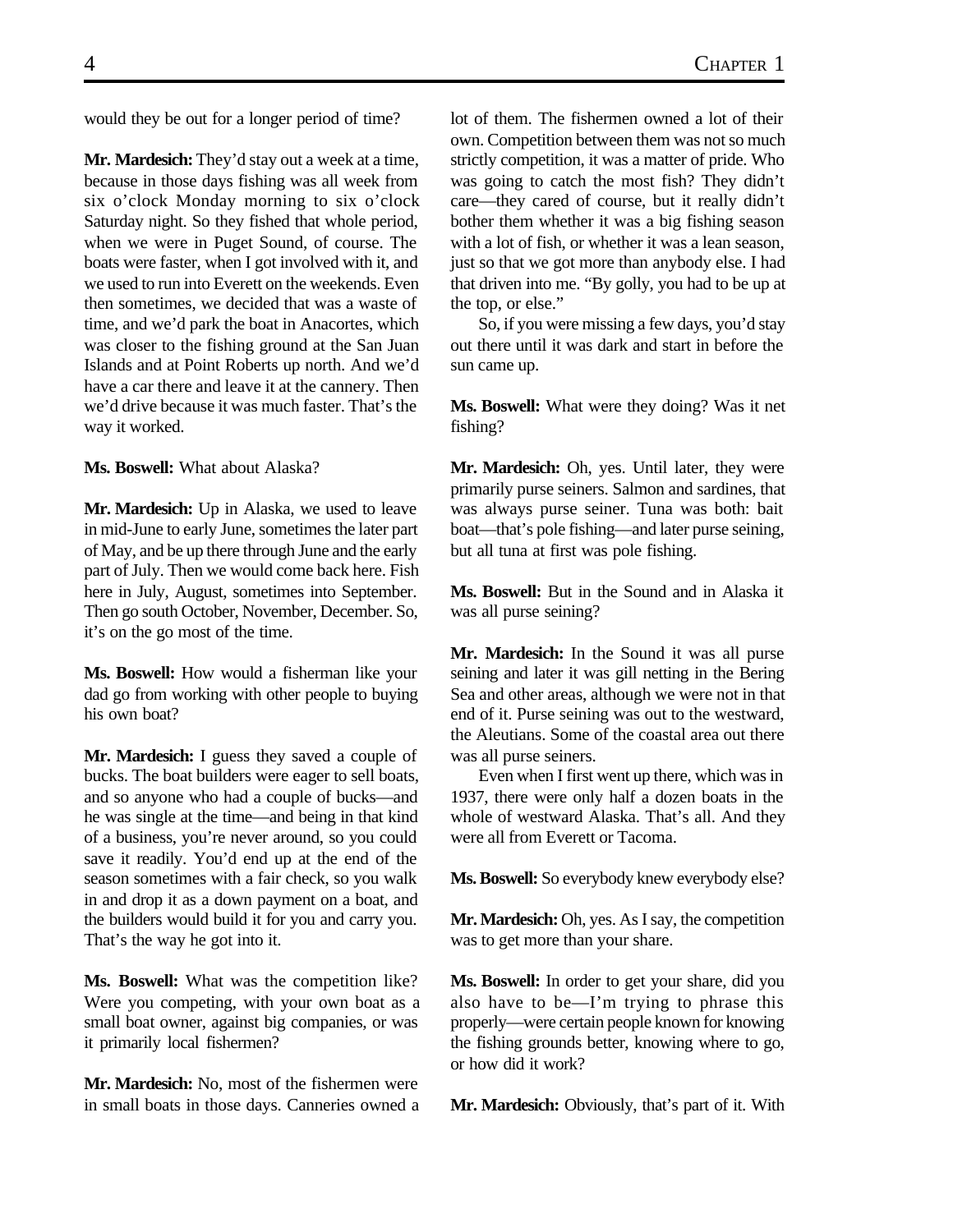would they be out for a longer period of time?

**Mr. Mardesich:** They'd stay out a week at a time, because in those days fishing was all week from six o'clock Monday morning to six o'clock Saturday night. So they fished that whole period, when we were in Puget Sound, of course. The boats were faster, when I got involved with it, and we used to run into Everett on the weekends. Even then sometimes, we decided that was a waste of time, and we'd park the boat in Anacortes, which was closer to the fishing ground at the San Juan Islands and at Point Roberts up north. And we'd have a car there and leave it at the cannery. Then we'd drive because it was much faster. That's the way it worked.

**Ms. Boswell:** What about Alaska?

**Mr. Mardesich:** Up in Alaska, we used to leave in mid-June to early June, sometimes the later part of May, and be up there through June and the early part of July. Then we would come back here. Fish here in July, August, sometimes into September. Then go south October, November, December. So, it's on the go most of the time.

**Ms. Boswell:** How would a fisherman like your dad go from working with other people to buying his own boat?

**Mr. Mardesich:** I guess they saved a couple of bucks. The boat builders were eager to sell boats, and so anyone who had a couple of bucks—and he was single at the time—and being in that kind of a business, you're never around, so you could save it readily. You'd end up at the end of the season sometimes with a fair check, so you walk in and drop it as a down payment on a boat, and the builders would build it for you and carry you. That's the way he got into it.

**Ms. Boswell:** What was the competition like? Were you competing, with your own boat as a small boat owner, against big companies, or was it primarily local fishermen?

**Mr. Mardesich:** No, most of the fishermen were in small boats in those days. Canneries owned a lot of them. The fishermen owned a lot of their own. Competition between them was not so much strictly competition, it was a matter of pride. Who was going to catch the most fish? They didn't care—they cared of course, but it really didn't bother them whether it was a big fishing season with a lot of fish, or whether it was a lean season, just so that we got more than anybody else. I had that driven into me. "By golly, you had to be up at the top, or else."

So, if you were missing a few days, you'd stay out there until it was dark and start in before the sun came up.

**Ms. Boswell:** What were they doing? Was it net fishing?

**Mr. Mardesich:** Oh, yes. Until later, they were primarily purse seiners. Salmon and sardines, that was always purse seiner. Tuna was both: bait boat—that's pole fishing—and later purse seining, but all tuna at first was pole fishing.

**Ms. Boswell:** But in the Sound and in Alaska it was all purse seining?

**Mr. Mardesich:** In the Sound it was all purse seining and later it was gill netting in the Bering Sea and other areas, although we were not in that end of it. Purse seining was out to the westward, the Aleutians. Some of the coastal area out there was all purse seiners.

Even when I first went up there, which was in 1937, there were only half a dozen boats in the whole of westward Alaska. That's all. And they were all from Everett or Tacoma.

**Ms. Boswell:** So everybody knew everybody else?

**Mr. Mardesich:** Oh, yes. As I say, the competition was to get more than your share.

**Ms. Boswell:** In order to get your share, did you also have to be—I'm trying to phrase this properly—were certain people known for knowing the fishing grounds better, knowing where to go, or how did it work?

**Mr. Mardesich:** Obviously, that's part of it. With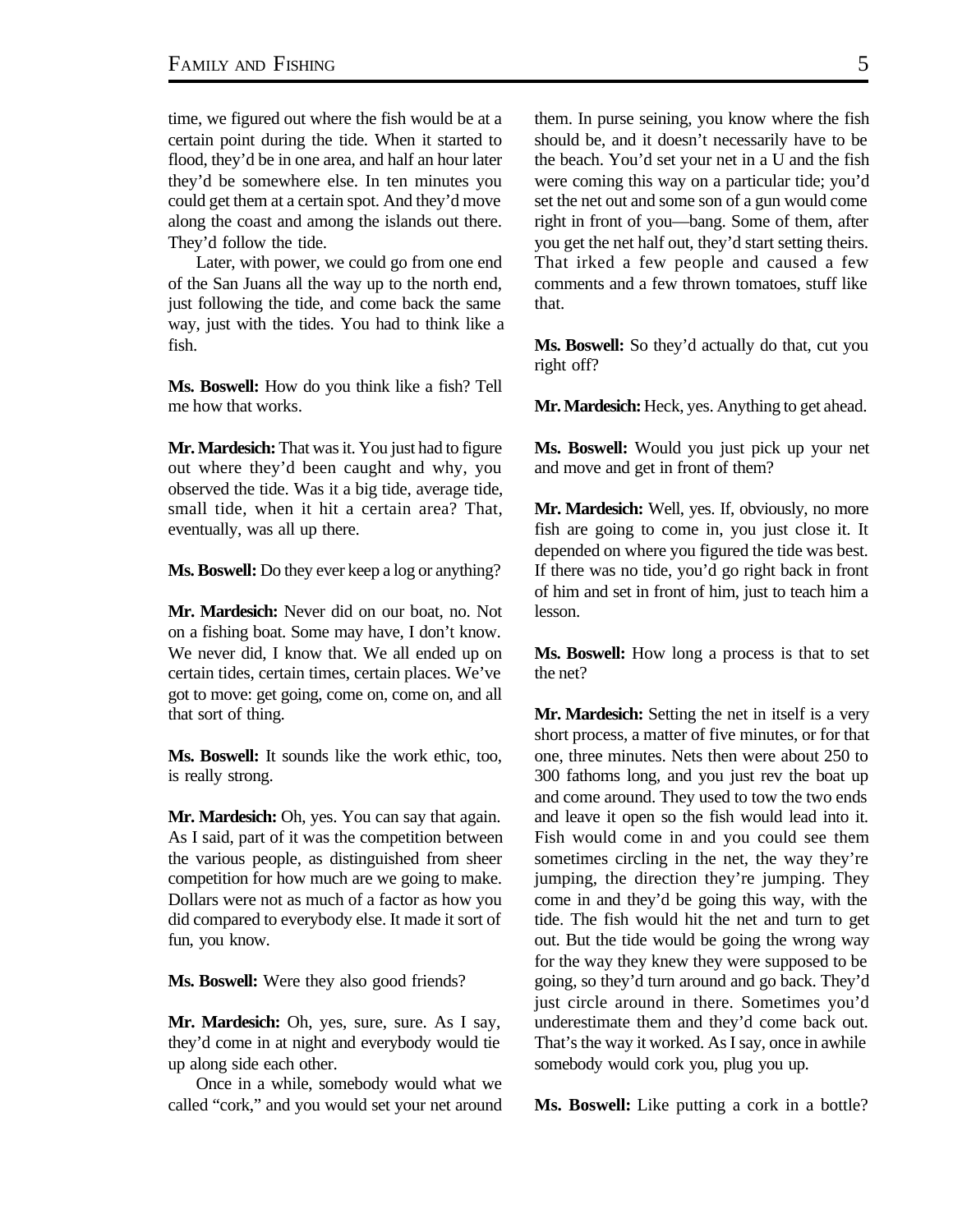time, we figured out where the fish would be at a certain point during the tide. When it started to flood, they'd be in one area, and half an hour later they'd be somewhere else. In ten minutes you could get them at a certain spot. And they'd move along the coast and among the islands out there. They'd follow the tide.

Later, with power, we could go from one end of the San Juans all the way up to the north end, just following the tide, and come back the same way, just with the tides. You had to think like a fish.

**Ms. Boswell:** How do you think like a fish? Tell me how that works.

**Mr. Mardesich:** That was it. You just had to figure out where they'd been caught and why, you observed the tide. Was it a big tide, average tide, small tide, when it hit a certain area? That, eventually, was all up there.

**Ms. Boswell:** Do they ever keep a log or anything?

**Mr. Mardesich:** Never did on our boat, no. Not on a fishing boat. Some may have, I don't know. We never did, I know that. We all ended up on certain tides, certain times, certain places. We've got to move: get going, come on, come on, and all that sort of thing.

**Ms. Boswell:** It sounds like the work ethic, too, is really strong.

**Mr. Mardesich:** Oh, yes. You can say that again. As I said, part of it was the competition between the various people, as distinguished from sheer competition for how much are we going to make. Dollars were not as much of a factor as how you did compared to everybody else. It made it sort of fun, you know.

**Ms. Boswell:** Were they also good friends?

**Mr. Mardesich:** Oh, yes, sure, sure. As I say, they'd come in at night and everybody would tie up along side each other.

Once in a while, somebody would what we called "cork," and you would set your net around them. In purse seining, you know where the fish should be, and it doesn't necessarily have to be the beach. You'd set your net in a U and the fish were coming this way on a particular tide; you'd set the net out and some son of a gun would come right in front of you—bang. Some of them, after you get the net half out, they'd start setting theirs. That irked a few people and caused a few comments and a few thrown tomatoes, stuff like that.

**Ms. Boswell:** So they'd actually do that, cut you right off?

**Mr. Mardesich:** Heck, yes. Anything to get ahead.

**Ms. Boswell:** Would you just pick up your net and move and get in front of them?

**Mr. Mardesich:** Well, yes. If, obviously, no more fish are going to come in, you just close it. It depended on where you figured the tide was best. If there was no tide, you'd go right back in front of him and set in front of him, just to teach him a lesson.

**Ms. Boswell:** How long a process is that to set the net?

**Mr. Mardesich:** Setting the net in itself is a very short process, a matter of five minutes, or for that one, three minutes. Nets then were about 250 to 300 fathoms long, and you just rev the boat up and come around. They used to tow the two ends and leave it open so the fish would lead into it. Fish would come in and you could see them sometimes circling in the net, the way they're jumping, the direction they're jumping. They come in and they'd be going this way, with the tide. The fish would hit the net and turn to get out. But the tide would be going the wrong way for the way they knew they were supposed to be going, so they'd turn around and go back. They'd just circle around in there. Sometimes you'd underestimate them and they'd come back out. That's the way it worked. As I say, once in awhile somebody would cork you, plug you up.

**Ms. Boswell:** Like putting a cork in a bottle?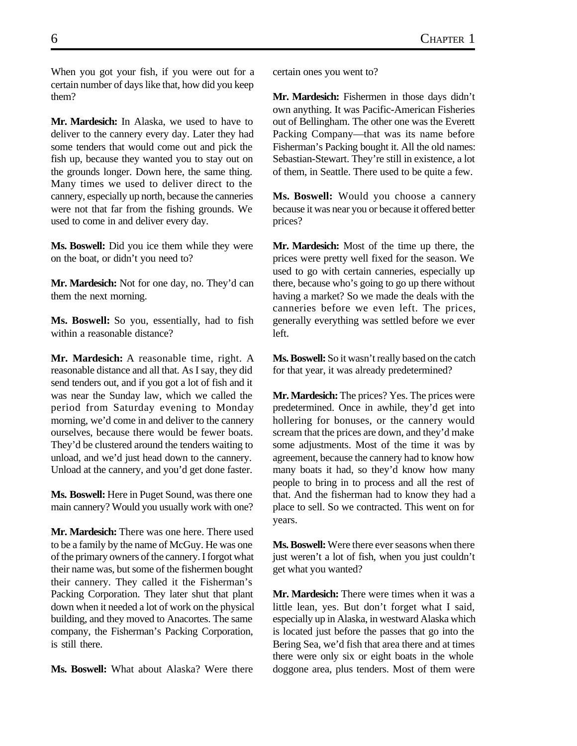When you got your fish, if you were out for a certain number of days like that, how did you keep them?

**Mr. Mardesich:** In Alaska, we used to have to deliver to the cannery every day. Later they had some tenders that would come out and pick the fish up, because they wanted you to stay out on the grounds longer. Down here, the same thing. Many times we used to deliver direct to the cannery, especially up north, because the canneries were not that far from the fishing grounds. We used to come in and deliver every day.

**Ms. Boswell:** Did you ice them while they were on the boat, or didn't you need to?

**Mr. Mardesich:** Not for one day, no. They'd can them the next morning.

**Ms. Boswell:** So you, essentially, had to fish within a reasonable distance?

**Mr. Mardesich:** A reasonable time, right. A reasonable distance and all that. As I say, they did send tenders out, and if you got a lot of fish and it was near the Sunday law, which we called the period from Saturday evening to Monday morning, we'd come in and deliver to the cannery ourselves, because there would be fewer boats. They'd be clustered around the tenders waiting to unload, and we'd just head down to the cannery. Unload at the cannery, and you'd get done faster.

**Ms. Boswell:** Here in Puget Sound, was there one main cannery? Would you usually work with one?

**Mr. Mardesich:** There was one here. There used to be a family by the name of McGuy. He was one of the primary owners of the cannery. I forgot what their name was, but some of the fishermen bought their cannery. They called it the Fisherman's Packing Corporation. They later shut that plant down when it needed a lot of work on the physical building, and they moved to Anacortes. The same company, the Fisherman's Packing Corporation, is still there.

**Ms. Boswell:** What about Alaska? Were there certain ones you went to?

**Mr. Mardesich:** Fishermen in those days didn't own anything. It was Pacific-American Fisheries out of Bellingham. The other one was the Everett Packing Company—that was its name before Fisherman's Packing bought it. All the old names: Sebastian-Stewart. They're still in existence, a lot of them, in Seattle. There used to be quite a few.

**Ms. Boswell:** Would you choose a cannery because it was near you or because it offered better prices?

**Mr. Mardesich:** Most of the time up there, the prices were pretty well fixed for the season. We used to go with certain canneries, especially up there, because who's going to go up there without having a market? So we made the deals with the canneries before we even left. The prices, generally everything was settled before we ever left.

**Ms. Boswell:** So it wasn't really based on the catch for that year, it was already predetermined?

**Mr. Mardesich:** The prices? Yes. The prices were predetermined. Once in awhile, they'd get into hollering for bonuses, or the cannery would scream that the prices are down, and they'd make some adjustments. Most of the time it was by agreement, because the cannery had to know how many boats it had, so they'd know how many people to bring in to process and all the rest of that. And the fisherman had to know they had a place to sell. So we contracted. This went on for years.

**Ms. Boswell:** Were there ever seasons when there just weren't a lot of fish, when you just couldn't get what you wanted?

**Mr. Mardesich:** There were times when it was a little lean, yes. But don't forget what I said, especially up in Alaska, in westward Alaska which is located just before the passes that go into the Bering Sea, we'd fish that area there and at times there were only six or eight boats in the whole doggone area, plus tenders. Most of them were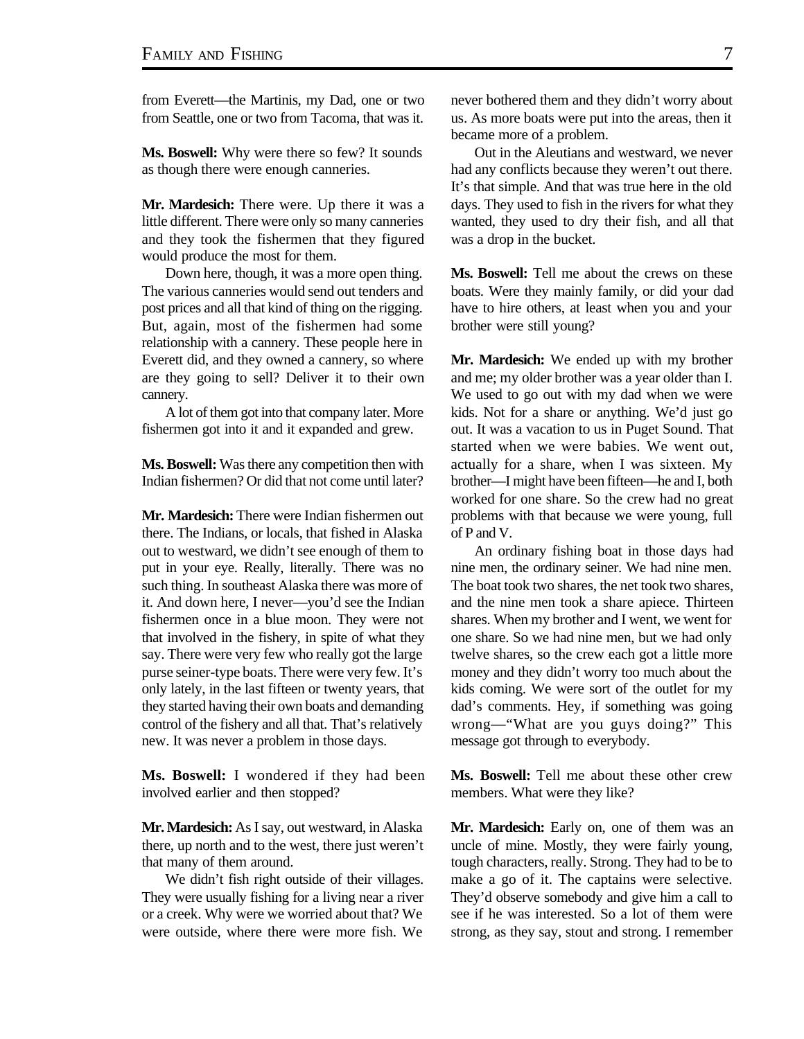from Everett—the Martinis, my Dad, one or two from Seattle, one or two from Tacoma, that was it.

**Ms. Boswell:** Why were there so few? It sounds as though there were enough canneries.

**Mr. Mardesich:** There were. Up there it was a little different. There were only so many canneries and they took the fishermen that they figured would produce the most for them.

Down here, though, it was a more open thing. The various canneries would send out tenders and post prices and all that kind of thing on the rigging. But, again, most of the fishermen had some relationship with a cannery. These people here in Everett did, and they owned a cannery, so where are they going to sell? Deliver it to their own cannery.

A lot of them got into that company later. More fishermen got into it and it expanded and grew.

**Ms. Boswell:** Was there any competition then with Indian fishermen? Or did that not come until later?

**Mr. Mardesich:** There were Indian fishermen out there. The Indians, or locals, that fished in Alaska out to westward, we didn't see enough of them to put in your eye. Really, literally. There was no such thing. In southeast Alaska there was more of it. And down here, I never—you'd see the Indian fishermen once in a blue moon. They were not that involved in the fishery, in spite of what they say. There were very few who really got the large purse seiner-type boats. There were very few. It's only lately, in the last fifteen or twenty years, that they started having their own boats and demanding control of the fishery and all that. That's relatively new. It was never a problem in those days.

**Ms. Boswell:** I wondered if they had been involved earlier and then stopped?

**Mr. Mardesich:** As I say, out westward, in Alaska there, up north and to the west, there just weren't that many of them around.

We didn't fish right outside of their villages. They were usually fishing for a living near a river or a creek. Why were we worried about that? We were outside, where there were more fish. We never bothered them and they didn't worry about us. As more boats were put into the areas, then it became more of a problem.

Out in the Aleutians and westward, we never had any conflicts because they weren't out there. It's that simple. And that was true here in the old days. They used to fish in the rivers for what they wanted, they used to dry their fish, and all that was a drop in the bucket.

**Ms. Boswell:** Tell me about the crews on these boats. Were they mainly family, or did your dad have to hire others, at least when you and your brother were still young?

**Mr. Mardesich:** We ended up with my brother and me; my older brother was a year older than I. We used to go out with my dad when we were kids. Not for a share or anything. We'd just go out. It was a vacation to us in Puget Sound. That started when we were babies. We went out, actually for a share, when I was sixteen. My brother—I might have been fifteen—he and I, both worked for one share. So the crew had no great problems with that because we were young, full of P and V.

An ordinary fishing boat in those days had nine men, the ordinary seiner. We had nine men. The boat took two shares, the net took two shares, and the nine men took a share apiece. Thirteen shares. When my brother and I went, we went for one share. So we had nine men, but we had only twelve shares, so the crew each got a little more money and they didn't worry too much about the kids coming. We were sort of the outlet for my dad's comments. Hey, if something was going wrong—"What are you guys doing?" This message got through to everybody.

**Ms. Boswell:** Tell me about these other crew members. What were they like?

**Mr. Mardesich:** Early on, one of them was an uncle of mine. Mostly, they were fairly young, tough characters, really. Strong. They had to be to make a go of it. The captains were selective. They'd observe somebody and give him a call to see if he was interested. So a lot of them were strong, as they say, stout and strong. I remember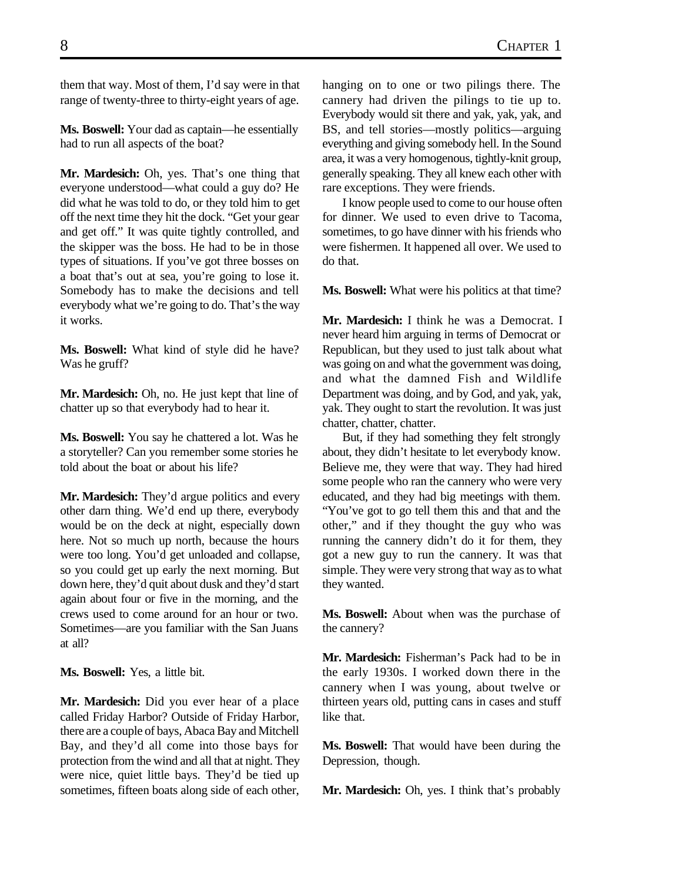them that way. Most of them, I'd say were in that range of twenty-three to thirty-eight years of age.

**Ms. Boswell:** Your dad as captain—he essentially had to run all aspects of the boat?

**Mr. Mardesich:** Oh, yes. That's one thing that everyone understood—what could a guy do? He did what he was told to do, or they told him to get off the next time they hit the dock. "Get your gear and get off." It was quite tightly controlled, and the skipper was the boss. He had to be in those types of situations. If you've got three bosses on a boat that's out at sea, you're going to lose it. Somebody has to make the decisions and tell everybody what we're going to do. That's the way it works.

**Ms. Boswell:** What kind of style did he have? Was he gruff?

**Mr. Mardesich:** Oh, no. He just kept that line of chatter up so that everybody had to hear it.

**Ms. Boswell:** You say he chattered a lot. Was he a storyteller? Can you remember some stories he told about the boat or about his life?

**Mr. Mardesich:** They'd argue politics and every other darn thing. We'd end up there, everybody would be on the deck at night, especially down here. Not so much up north, because the hours were too long. You'd get unloaded and collapse, so you could get up early the next morning. But down here, they'd quit about dusk and they'd start again about four or five in the morning, and the crews used to come around for an hour or two. Sometimes—are you familiar with the San Juans at all?

**Ms. Boswell:** Yes, a little bit.

**Mr. Mardesich:** Did you ever hear of a place called Friday Harbor? Outside of Friday Harbor, there are a couple of bays, Abaca Bay and Mitchell Bay, and they'd all come into those bays for protection from the wind and all that at night. They were nice, quiet little bays. They'd be tied up sometimes, fifteen boats along side of each other, hanging on to one or two pilings there. The cannery had driven the pilings to tie up to. Everybody would sit there and yak, yak, yak, and BS, and tell stories—mostly politics—arguing everything and giving somebody hell. In the Sound area, it was a very homogenous, tightly-knit group, generally speaking. They all knew each other with rare exceptions. They were friends.

I know people used to come to our house often for dinner. We used to even drive to Tacoma, sometimes, to go have dinner with his friends who were fishermen. It happened all over. We used to do that.

**Ms. Boswell:** What were his politics at that time?

**Mr. Mardesich:** I think he was a Democrat. I never heard him arguing in terms of Democrat or Republican, but they used to just talk about what was going on and what the government was doing, and what the damned Fish and Wildlife Department was doing, and by God, and yak, yak, yak. They ought to start the revolution. It was just chatter, chatter, chatter.

But, if they had something they felt strongly about, they didn't hesitate to let everybody know. Believe me, they were that way. They had hired some people who ran the cannery who were very educated, and they had big meetings with them. "You've got to go tell them this and that and the other," and if they thought the guy who was running the cannery didn't do it for them, they got a new guy to run the cannery. It was that simple. They were very strong that way as to what they wanted.

**Ms. Boswell:** About when was the purchase of the cannery?

**Mr. Mardesich:** Fisherman's Pack had to be in the early 1930s. I worked down there in the cannery when I was young, about twelve or thirteen years old, putting cans in cases and stuff like that.

**Ms. Boswell:** That would have been during the Depression, though.

**Mr. Mardesich:** Oh, yes. I think that's probably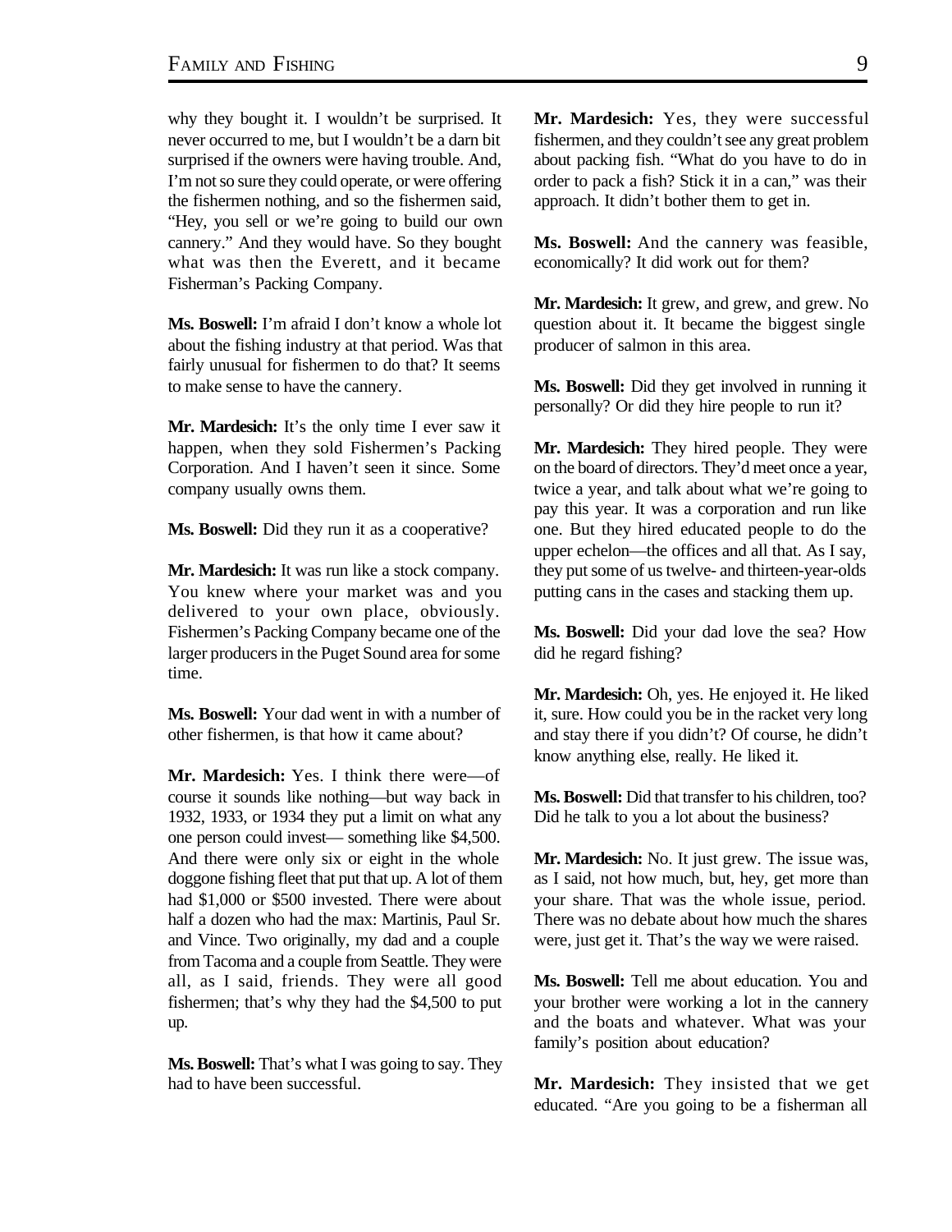why they bought it. I wouldn't be surprised. It never occurred to me, but I wouldn't be a darn bit surprised if the owners were having trouble. And, I'm not so sure they could operate, or were offering the fishermen nothing, and so the fishermen said, "Hey, you sell or we're going to build our own cannery." And they would have. So they bought what was then the Everett, and it became Fisherman's Packing Company.

**Ms. Boswell:** I'm afraid I don't know a whole lot about the fishing industry at that period. Was that fairly unusual for fishermen to do that? It seems to make sense to have the cannery.

**Mr. Mardesich:** It's the only time I ever saw it happen, when they sold Fishermen's Packing Corporation. And I haven't seen it since. Some company usually owns them.

**Ms. Boswell:** Did they run it as a cooperative?

**Mr. Mardesich:** It was run like a stock company. You knew where your market was and you delivered to your own place, obviously. Fishermen's Packing Company became one of the larger producers in the Puget Sound area for some time.

**Ms. Boswell:** Your dad went in with a number of other fishermen, is that how it came about?

**Mr. Mardesich:** Yes. I think there were—of course it sounds like nothing—but way back in 1932, 1933, or 1934 they put a limit on what any one person could invest— something like $4,500. And there were only six or eight in the whole doggone fishing fleet that put that up. A lot of them had $1,000 or $500 invested. There were about half a dozen who had the max: Martinis, Paul Sr. and Vince. Two originally, my dad and a couple from Tacoma and a couple from Seattle. They were all, as I said, friends. They were all good fishermen; that's why they had the $4,500 to put up.

**Ms. Boswell:** That's what I was going to say. They had to have been successful.

**Mr. Mardesich:** Yes, they were successful fishermen, and they couldn't see any great problem about packing fish. "What do you have to do in order to pack a fish? Stick it in a can," was their approach. It didn't bother them to get in.

**Ms. Boswell:** And the cannery was feasible, economically? It did work out for them?

**Mr. Mardesich:** It grew, and grew, and grew. No question about it. It became the biggest single producer of salmon in this area.

**Ms. Boswell:** Did they get involved in running it personally? Or did they hire people to run it?

**Mr. Mardesich:** They hired people. They were on the board of directors. They'd meet once a year, twice a year, and talk about what we're going to pay this year. It was a corporation and run like one. But they hired educated people to do the upper echelon—the offices and all that. As I say, they put some of us twelve- and thirteen-year-olds putting cans in the cases and stacking them up.

**Ms. Boswell:** Did your dad love the sea? How did he regard fishing?

**Mr. Mardesich:** Oh, yes. He enjoyed it. He liked it, sure. How could you be in the racket very long and stay there if you didn't? Of course, he didn't know anything else, really. He liked it.

**Ms. Boswell:** Did that transfer to his children, too? Did he talk to you a lot about the business?

**Mr. Mardesich:** No. It just grew. The issue was, as I said, not how much, but, hey, get more than your share. That was the whole issue, period. There was no debate about how much the shares were, just get it. That's the way we were raised.

**Ms. Boswell:** Tell me about education. You and your brother were working a lot in the cannery and the boats and whatever. What was your family's position about education?

**Mr. Mardesich:** They insisted that we get educated. "Are you going to be a fisherman all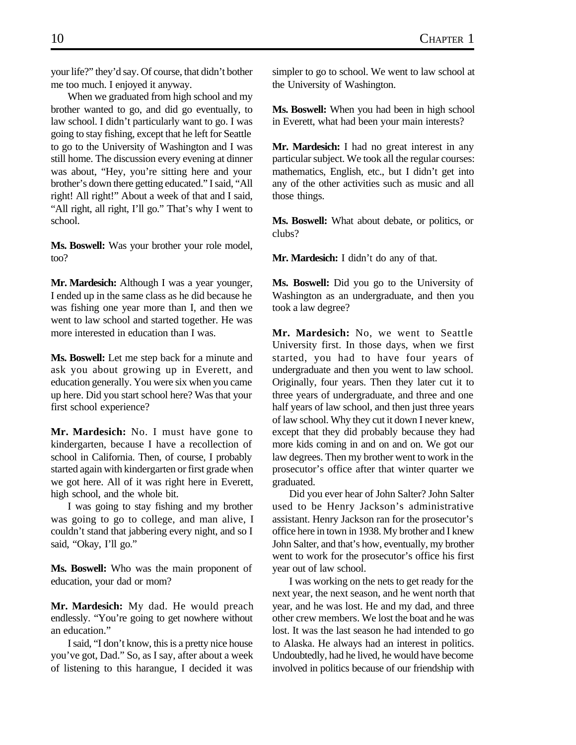your life?" they'd say. Of course, that didn't bother me too much. I enjoyed it anyway.

When we graduated from high school and my brother wanted to go, and did go eventually, to law school. I didn't particularly want to go. I was going to stay fishing, except that he left for Seattle to go to the University of Washington and I was still home. The discussion every evening at dinner was about, "Hey, you're sitting here and your brother's down there getting educated." I said, "All right! All right!" About a week of that and I said, "All right, all right, I'll go." That's why I went to school.

**Ms. Boswell:** Was your brother your role model, too?

**Mr. Mardesich:** Although I was a year younger, I ended up in the same class as he did because he was fishing one year more than I, and then we went to law school and started together. He was more interested in education than I was.

**Ms. Boswell:** Let me step back for a minute and ask you about growing up in Everett, and education generally. You were six when you came up here. Did you start school here? Was that your first school experience?

**Mr. Mardesich:** No. I must have gone to kindergarten, because I have a recollection of school in California. Then, of course, I probably started again with kindergarten or first grade when we got here. All of it was right here in Everett, high school, and the whole bit.

I was going to stay fishing and my brother was going to go to college, and man alive, I couldn't stand that jabbering every night, and so I said, "Okay, I'll go."

**Ms. Boswell:** Who was the main proponent of education, your dad or mom?

**Mr. Mardesich:** My dad. He would preach endlessly. "You're going to get nowhere without an education."

I said, "I don't know, this is a pretty nice house you've got, Dad." So, as I say, after about a week of listening to this harangue, I decided it was simpler to go to school. We went to law school at the University of Washington.

**Ms. Boswell:** When you had been in high school in Everett, what had been your main interests?

**Mr. Mardesich:** I had no great interest in any particular subject. We took all the regular courses: mathematics, English, etc., but I didn't get into any of the other activities such as music and all those things.

**Ms. Boswell:** What about debate, or politics, or clubs?

**Mr. Mardesich:** I didn't do any of that.

**Ms. Boswell:** Did you go to the University of Washington as an undergraduate, and then you took a law degree?

**Mr. Mardesich:** No, we went to Seattle University first. In those days, when we first started, you had to have four years of undergraduate and then you went to law school. Originally, four years. Then they later cut it to three years of undergraduate, and three and one half years of law school, and then just three years of law school. Why they cut it down I never knew, except that they did probably because they had more kids coming in and on and on. We got our law degrees. Then my brother went to work in the prosecutor's office after that winter quarter we graduated.

Did you ever hear of John Salter? John Salter used to be Henry Jackson's administrative assistant. Henry Jackson ran for the prosecutor's office here in town in 1938. My brother and I knew John Salter, and that's how, eventually, my brother went to work for the prosecutor's office his first year out of law school.

I was working on the nets to get ready for the next year, the next season, and he went north that year, and he was lost. He and my dad, and three other crew members. We lost the boat and he was lost. It was the last season he had intended to go to Alaska. He always had an interest in politics. Undoubtedly, had he lived, he would have become involved in politics because of our friendship with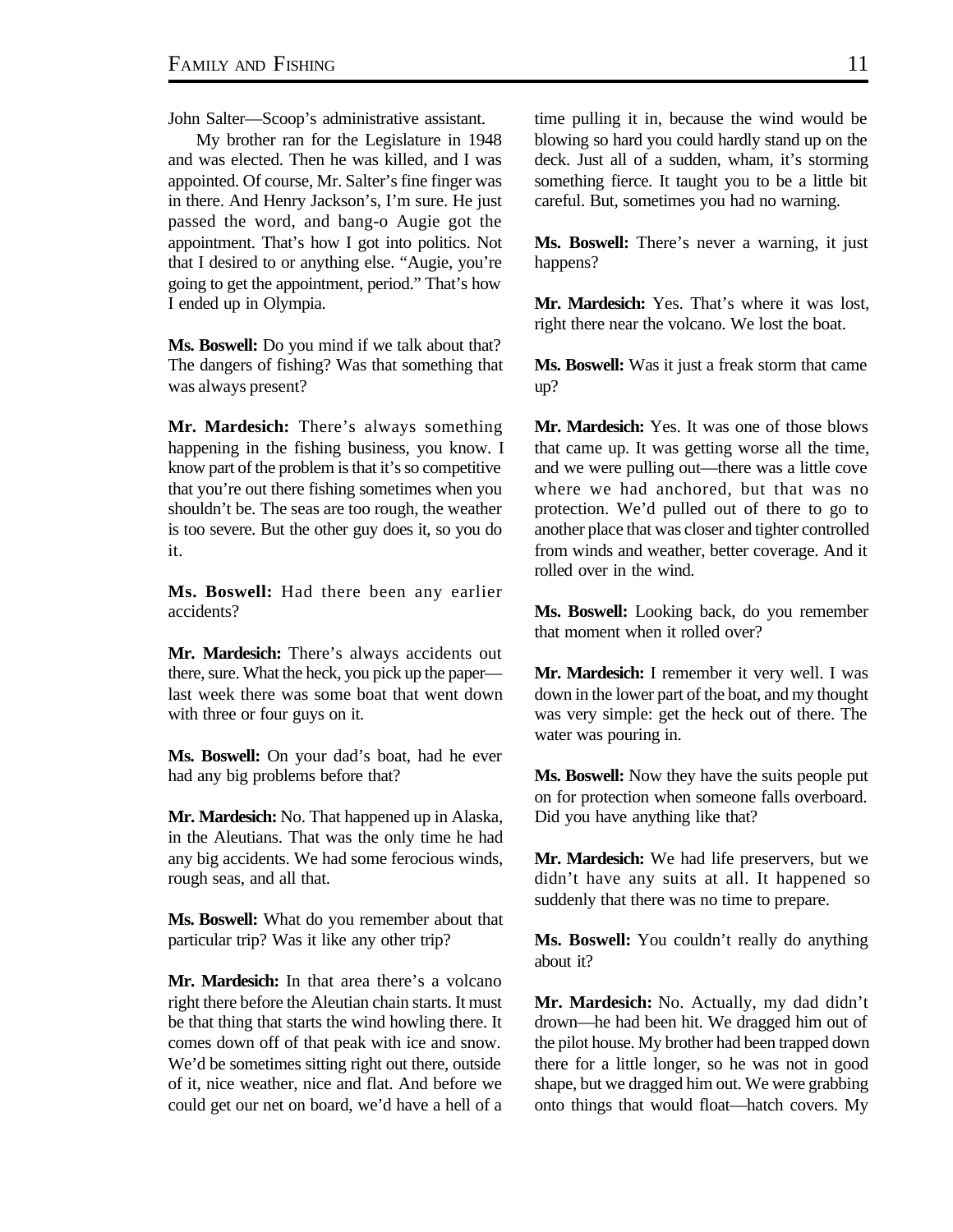John Salter—Scoop's administrative assistant.

My brother ran for the Legislature in 1948 and was elected. Then he was killed, and I was appointed. Of course, Mr. Salter's fine finger was in there. And Henry Jackson's, I'm sure. He just passed the word, and bang-o Augie got the appointment. That's how I got into politics. Not that I desired to or anything else. "Augie, you're going to get the appointment, period." That's how I ended up in Olympia.

**Ms. Boswell:** Do you mind if we talk about that? The dangers of fishing? Was that something that was always present?

**Mr. Mardesich:** There's always something happening in the fishing business, you know. I know part of the problem is that it's so competitive that you're out there fishing sometimes when you shouldn't be. The seas are too rough, the weather is too severe. But the other guy does it, so you do it.

**Ms. Boswell:** Had there been any earlier accidents?

**Mr. Mardesich:** There's always accidents out there, sure. What the heck, you pick up the paper—last week there was some boat that went down with three or four guys on it.

**Ms. Boswell:** On your dad's boat, had he ever had any big problems before that?

**Mr. Mardesich:** No. That happened up in Alaska, in the Aleutians. That was the only time he had any big accidents. We had some ferocious winds, rough seas, and all that.

**Ms. Boswell:** What do you remember about that particular trip? Was it like any other trip?

**Mr. Mardesich:** In that area there's a volcano right there before the Aleutian chain starts. It must be that thing that starts the wind howling there. It comes down off of that peak with ice and snow. We'd be sometimes sitting right out there, outside of it, nice weather, nice and flat. And before we could get our net on board, we'd have a hell of a time pulling it in, because the wind would be blowing so hard you could hardly stand up on the deck. Just all of a sudden, wham, it's storming something fierce. It taught you to be a little bit careful. But, sometimes you had no warning.

**Ms. Boswell:** There's never a warning, it just happens?

**Mr. Mardesich:** Yes. That's where it was lost, right there near the volcano. We lost the boat.

**Ms. Boswell:** Was it just a freak storm that came up?

**Mr. Mardesich:** Yes. It was one of those blows that came up. It was getting worse all the time, and we were pulling out—there was a little cove where we had anchored, but that was no protection. We'd pulled out of there to go to another place that was closer and tighter controlled from winds and weather, better coverage. And it rolled over in the wind.

**Ms. Boswell:** Looking back, do you remember that moment when it rolled over?

**Mr. Mardesich:** I remember it very well. I was down in the lower part of the boat, and my thought was very simple: get the heck out of there. The water was pouring in.

**Ms. Boswell:** Now they have the suits people put on for protection when someone falls overboard. Did you have anything like that?

**Mr. Mardesich:** We had life preservers, but we didn't have any suits at all. It happened so suddenly that there was no time to prepare.

**Ms. Boswell:** You couldn't really do anything about it?

**Mr. Mardesich:** No. Actually, my dad didn't drown—he had been hit. We dragged him out of the pilot house. My brother had been trapped down there for a little longer, so he was not in good shape, but we dragged him out. We were grabbing onto things that would float—hatch covers. My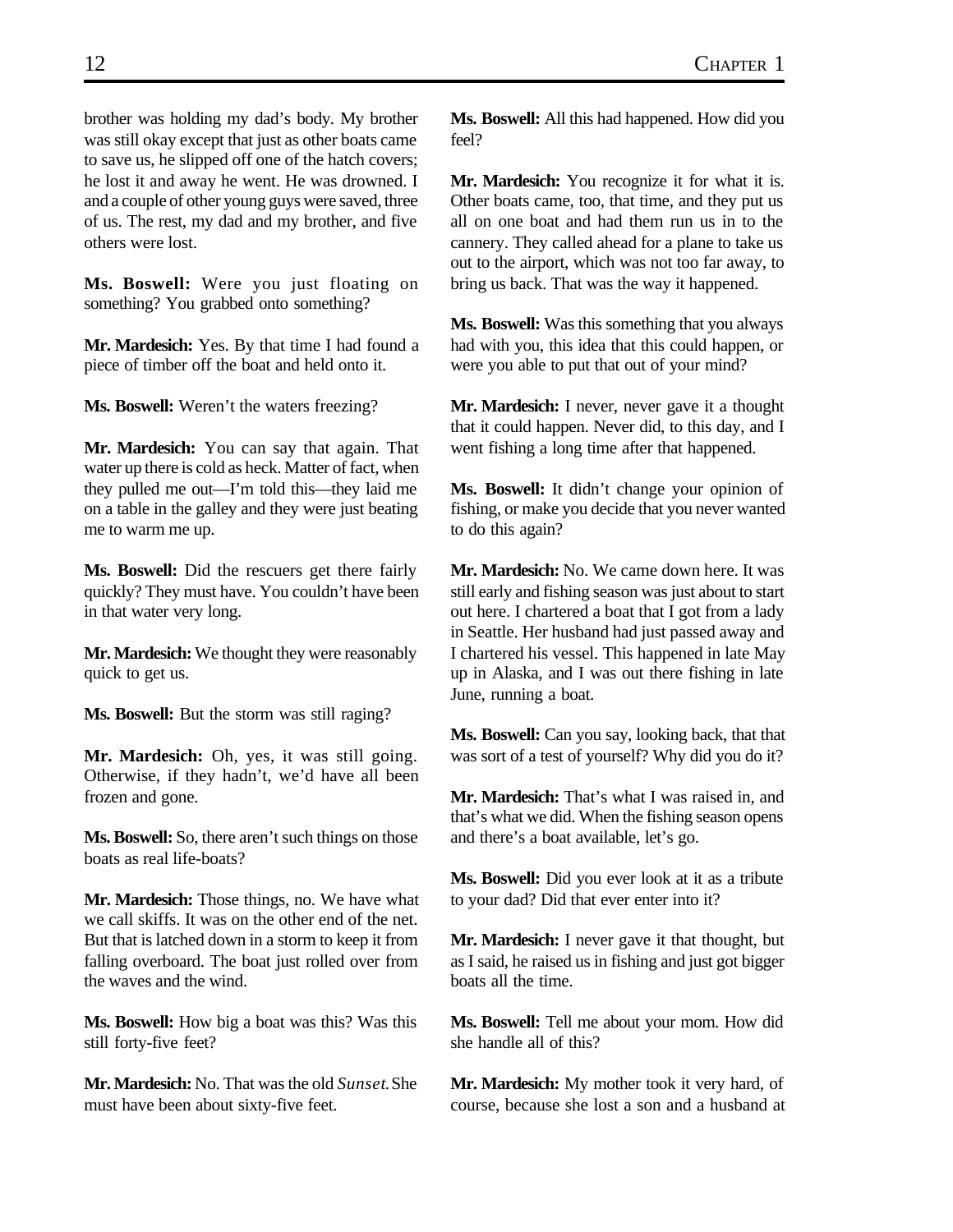brother was holding my dad's body. My brother was still okay except that just as other boats came to save us, he slipped off one of the hatch covers; he lost it and away he went. He was drowned. I and a couple of other young guys were saved, three of us. The rest, my dad and my brother, and five others were lost.

**Ms. Boswell:** Were you just floating on something? You grabbed onto something?

**Mr. Mardesich:** Yes. By that time I had found a piece of timber off the boat and held onto it.

**Ms. Boswell:** Weren't the waters freezing?

**Mr. Mardesich:** You can say that again. That water up there is cold as heck. Matter of fact, when they pulled me out—I'm told this—they laid me on a table in the galley and they were just beating me to warm me up.

**Ms. Boswell:** Did the rescuers get there fairly quickly? They must have. You couldn't have been in that water very long.

**Mr. Mardesich:** We thought they were reasonably quick to get us.

**Ms. Boswell:** But the storm was still raging?

**Mr. Mardesich:** Oh, yes, it was still going. Otherwise, if they hadn't, we'd have all been frozen and gone.

**Ms. Boswell:** So, there aren't such things on those boats as real life-boats?

**Mr. Mardesich:** Those things, no. We have what we call skiffs. It was on the other end of the net. But that is latched down in a storm to keep it from falling overboard. The boat just rolled over from the waves and the wind.

**Ms. Boswell:** How big a boat was this? Was this still forty-five feet?

**Mr. Mardesich:** No. That was the old *Sunset.* She must have been about sixty-five feet.

**Ms. Boswell:** All this had happened. How did you feel?

**Mr. Mardesich:** You recognize it for what it is. Other boats came, too, that time, and they put us all on one boat and had them run us in to the cannery. They called ahead for a plane to take us out to the airport, which was not too far away, to bring us back. That was the way it happened.

**Ms. Boswell:** Was this something that you always had with you, this idea that this could happen, or were you able to put that out of your mind?

**Mr. Mardesich:** I never, never gave it a thought that it could happen. Never did, to this day, and I went fishing a long time after that happened.

**Ms. Boswell:** It didn't change your opinion of fishing, or make you decide that you never wanted to do this again?

**Mr. Mardesich:** No. We came down here. It was still early and fishing season was just about to start out here. I chartered a boat that I got from a lady in Seattle. Her husband had just passed away and I chartered his vessel. This happened in late May up in Alaska, and I was out there fishing in late June, running a boat.

**Ms. Boswell:** Can you say, looking back, that that was sort of a test of yourself? Why did you do it?

**Mr. Mardesich:** That's what I was raised in, and that's what we did. When the fishing season opens and there's a boat available, let's go.

**Ms. Boswell:** Did you ever look at it as a tribute to your dad? Did that ever enter into it?

**Mr. Mardesich:** I never gave it that thought, but as I said, he raised us in fishing and just got bigger boats all the time.

**Ms. Boswell:** Tell me about your mom. How did she handle all of this?

**Mr. Mardesich:** My mother took it very hard, of course, because she lost a son and a husband at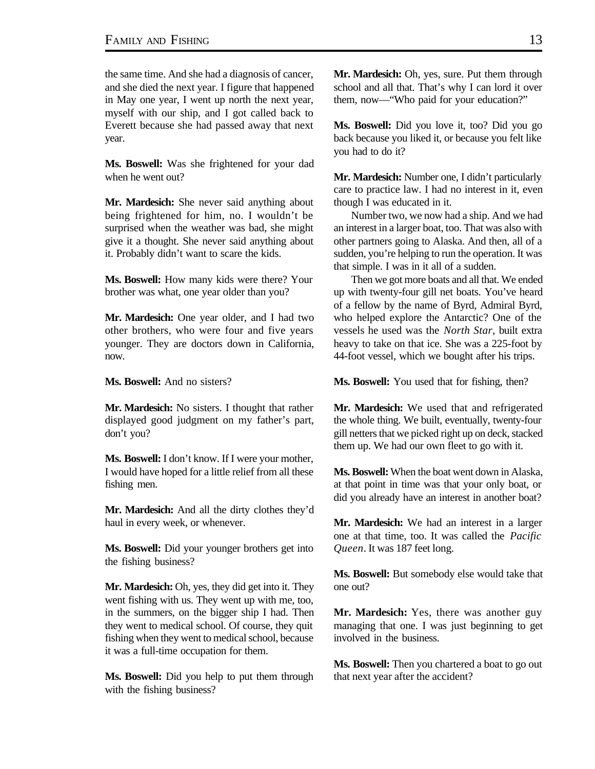the same time. And she had a diagnosis of cancer, and she died the next year. I figure that happened in May one year, I went up north the next year, myself with our ship, and I got called back to Everett because she had passed away that next year.

**Ms. Boswell:** Was she frightened for your dad when he went out?

**Mr. Mardesich:** She never said anything about being frightened for him, no. I wouldn't be surprised when the weather was bad, she might give it a thought. She never said anything about it. Probably didn't want to scare the kids.

**Ms. Boswell:** How many kids were there? Your brother was what, one year older than you?

**Mr. Mardesich:** One year older, and I had two other brothers, who were four and five years younger. They are doctors down in California, now.

**Ms. Boswell:** And no sisters?

**Mr. Mardesich:** No sisters. I thought that rather displayed good judgment on my father's part, don't you?

**Ms. Boswell:** I don't know. If I were your mother, I would have hoped for a little relief from all these fishing men.

**Mr. Mardesich:** And all the dirty clothes they'd haul in every week, or whenever.

**Ms. Boswell:** Did your younger brothers get into the fishing business?

**Mr. Mardesich:** Oh, yes, they did get into it. They went fishing with us. They went up with me, too, in the summers, on the bigger ship I had. Then they went to medical school. Of course, they quit fishing when they went to medical school, because it was a full-time occupation for them.

**Ms. Boswell:** Did you help to put them through with the fishing business?

**Mr. Mardesich:** Oh, yes, sure. Put them through school and all that. That's why I can lord it over them, now—"Who paid for your education?"

**Ms. Boswell:** Did you love it, too? Did you go back because you liked it, or because you felt like you had to do it?

**Mr. Mardesich:** Number one, I didn't particularly care to practice law. I had no interest in it, even though I was educated in it.

Number two, we now had a ship. And we had an interest in a larger boat, too. That was also with other partners going to Alaska. And then, all of a sudden, you're helping to run the operation. It was that simple. I was in it all of a sudden.

Then we got more boats and all that. We ended up with twenty-four gill net boats. You've heard of a fellow by the name of Byrd, Admiral Byrd, who helped explore the Antarctic? One of the vessels he used was the *North Star*, built extra heavy to take on that ice. She was a 225-foot by 44-foot vessel, which we bought after his trips.

**Ms. Boswell:** You used that for fishing, then?

**Mr. Mardesich:** We used that and refrigerated the whole thing. We built, eventually, twenty-four gill netters that we picked right up on deck, stacked them up. We had our own fleet to go with it.

**Ms. Boswell:** When the boat went down in Alaska, at that point in time was that your only boat, or did you already have an interest in another boat?

**Mr. Mardesich:** We had an interest in a larger one at that time, too. It was called the *Pacific Queen*. It was 187 feet long.

**Ms. Boswell:** But somebody else would take that one out?

**Mr. Mardesich:** Yes, there was another guy managing that one. I was just beginning to get involved in the business.

**Ms. Boswell:** Then you chartered a boat to go out that next year after the accident?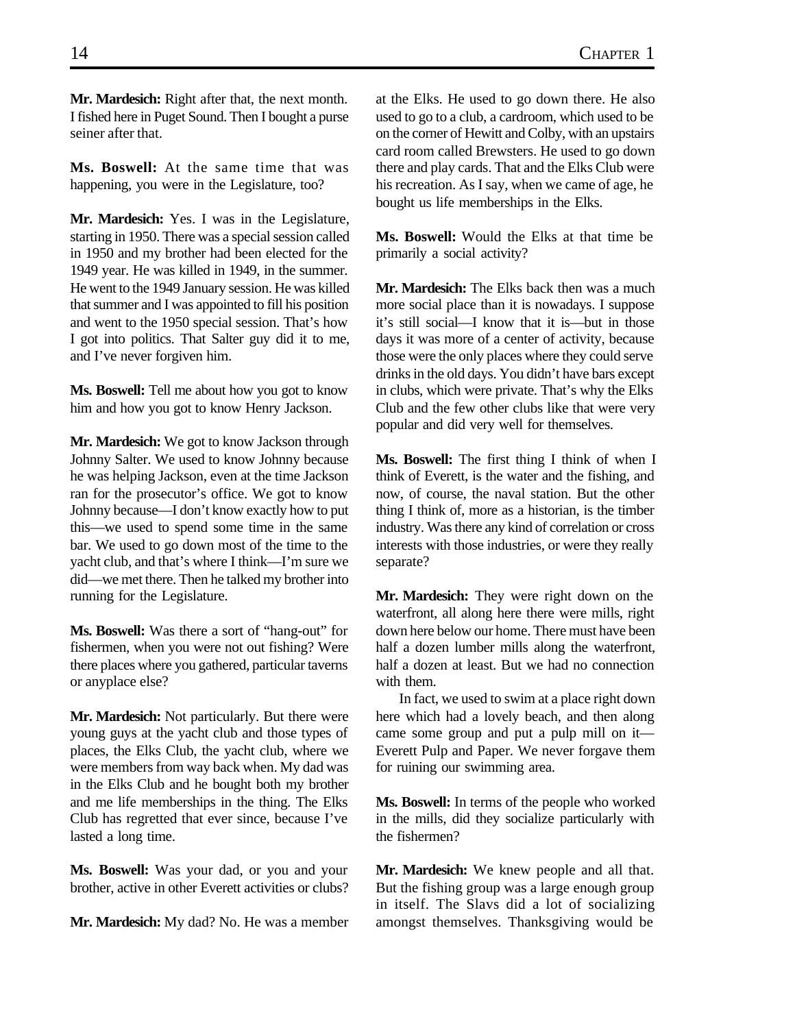**Mr. Mardesich:** Right after that, the next month. I fished here in Puget Sound. Then I bought a purse seiner after that.

**Ms. Boswell:** At the same time that was happening, you were in the Legislature, too?

**Mr. Mardesich:** Yes. I was in the Legislature, starting in 1950. There was a special session called in 1950 and my brother had been elected for the 1949 year. He was killed in 1949, in the summer. He went to the 1949 January session. He was killed that summer and I was appointed to fill his position and went to the 1950 special session. That's how I got into politics. That Salter guy did it to me, and I've never forgiven him.

**Ms. Boswell:** Tell me about how you got to know him and how you got to know Henry Jackson.

**Mr. Mardesich:** We got to know Jackson through Johnny Salter. We used to know Johnny because he was helping Jackson, even at the time Jackson ran for the prosecutor's office. We got to know Johnny because—I don't know exactly how to put this—we used to spend some time in the same bar. We used to go down most of the time to the yacht club, and that's where I think—I'm sure we did—we met there. Then he talked my brother into running for the Legislature.

**Ms. Boswell:** Was there a sort of "hang-out" for fishermen, when you were not out fishing? Were there places where you gathered, particular taverns or anyplace else?

**Mr. Mardesich:** Not particularly. But there were young guys at the yacht club and those types of places, the Elks Club, the yacht club, where we were members from way back when. My dad was in the Elks Club and he bought both my brother and me life memberships in the thing. The Elks Club has regretted that ever since, because I've lasted a long time.

**Ms. Boswell:** Was your dad, or you and your brother, active in other Everett activities or clubs?

**Mr. Mardesich:** My dad? No. He was a member at the Elks. He used to go down there. He also used to go to a club, a cardroom, which used to be on the corner of Hewitt and Colby, with an upstairs card room called Brewsters. He used to go down there and play cards. That and the Elks Club were his recreation. As I say, when we came of age, he bought us life memberships in the Elks.

**Ms. Boswell:** Would the Elks at that time be primarily a social activity?

**Mr. Mardesich:** The Elks back then was a much more social place than it is nowadays. I suppose it's still social—I know that it is—but in those days it was more of a center of activity, because those were the only places where they could serve drinks in the old days. You didn't have bars except in clubs, which were private. That's why the Elks Club and the few other clubs like that were very popular and did very well for themselves.

**Ms. Boswell:** The first thing I think of when I think of Everett, is the water and the fishing, and now, of course, the naval station. But the other thing I think of, more as a historian, is the timber industry. Was there any kind of correlation or cross interests with those industries, or were they really separate?

**Mr. Mardesich:** They were right down on the waterfront, all along here there were mills, right down here below our home. There must have been half a dozen lumber mills along the waterfront, half a dozen at least. But we had no connection with them.

In fact, we used to swim at a place right down here which had a lovely beach, and then along came some group and put a pulp mill on it—Everett Pulp and Paper. We never forgave them for ruining our swimming area.

**Ms. Boswell:** In terms of the people who worked in the mills, did they socialize particularly with the fishermen?

**Mr. Mardesich:** We knew people and all that. But the fishing group was a large enough group in itself. The Slavs did a lot of socializing amongst themselves. Thanksgiving would be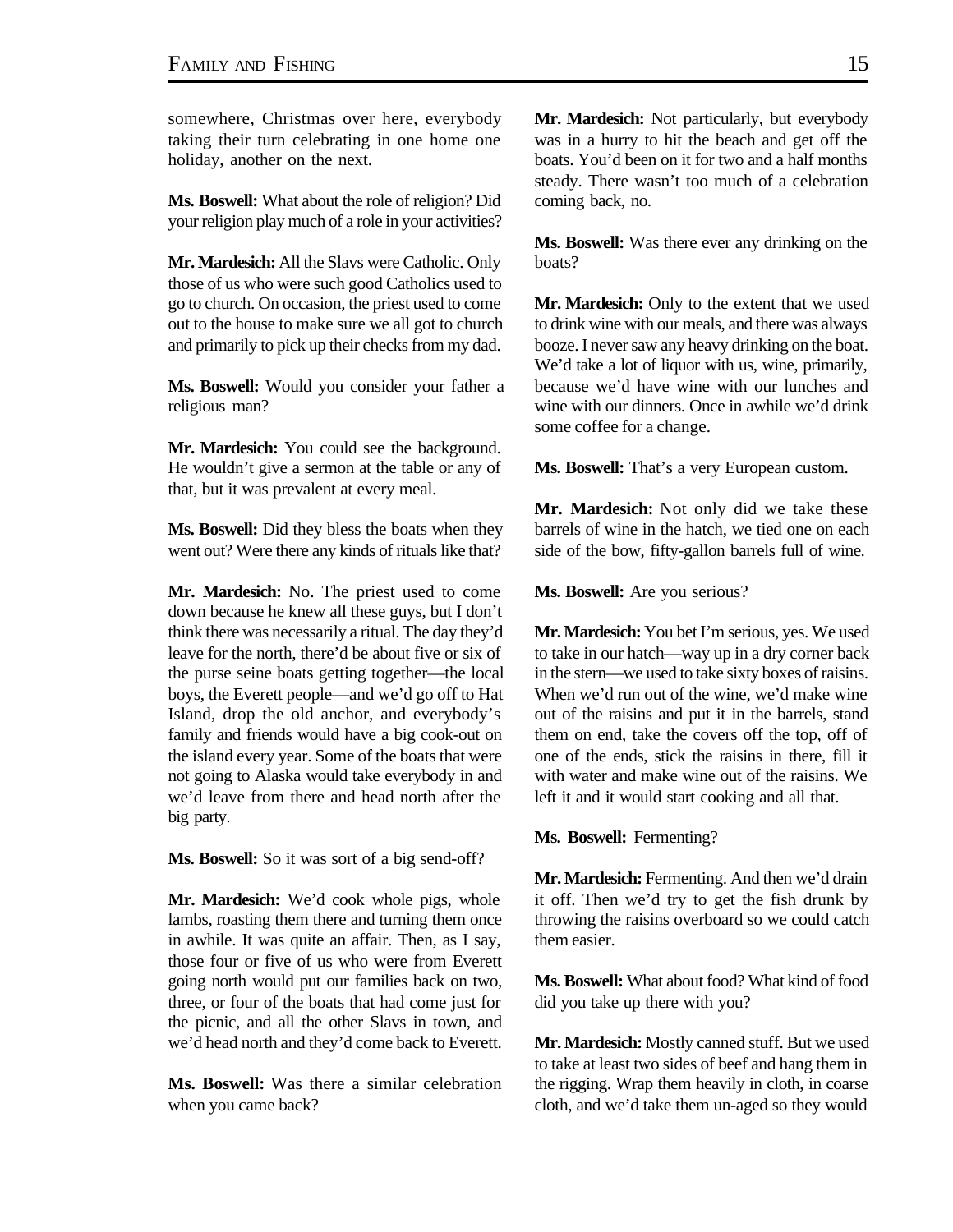somewhere, Christmas over here, everybody taking their turn celebrating in one home one holiday, another on the next.

**Ms. Boswell:** What about the role of religion? Did your religion play much of a role in your activities?

**Mr. Mardesich:** All the Slavs were Catholic. Only those of us who were such good Catholics used to go to church. On occasion, the priest used to come out to the house to make sure we all got to church and primarily to pick up their checks from my dad.

**Ms. Boswell:** Would you consider your father a religious man?

**Mr. Mardesich:** You could see the background. He wouldn't give a sermon at the table or any of that, but it was prevalent at every meal.

**Ms. Boswell:** Did they bless the boats when they went out? Were there any kinds of rituals like that?

**Mr. Mardesich:** No. The priest used to come down because he knew all these guys, but I don't think there was necessarily a ritual. The day they'd leave for the north, there'd be about five or six of the purse seine boats getting together—the local boys, the Everett people—and we'd go off to Hat Island, drop the old anchor, and everybody's family and friends would have a big cook-out on the island every year. Some of the boats that were not going to Alaska would take everybody in and we'd leave from there and head north after the big party.

**Ms. Boswell:** So it was sort of a big send-off?

**Mr. Mardesich:** We'd cook whole pigs, whole lambs, roasting them there and turning them once in awhile. It was quite an affair. Then, as I say, those four or five of us who were from Everett going north would put our families back on two, three, or four of the boats that had come just for the picnic, and all the other Slavs in town, and we'd head north and they'd come back to Everett.

**Ms. Boswell:** Was there a similar celebration when you came back?

**Mr. Mardesich:** Not particularly, but everybody was in a hurry to hit the beach and get off the boats. You'd been on it for two and a half months steady. There wasn't too much of a celebration coming back, no.

**Ms. Boswell:** Was there ever any drinking on the boats?

**Mr. Mardesich:** Only to the extent that we used to drink wine with our meals, and there was always booze. I never saw any heavy drinking on the boat. We'd take a lot of liquor with us, wine, primarily, because we'd have wine with our lunches and wine with our dinners. Once in awhile we'd drink some coffee for a change.

**Ms. Boswell:** That's a very European custom.

**Mr. Mardesich:** Not only did we take these barrels of wine in the hatch, we tied one on each side of the bow, fifty-gallon barrels full of wine.

**Ms. Boswell:** Are you serious?

**Mr. Mardesich:** You bet I'm serious, yes. We used to take in our hatch—way up in a dry corner back in the stern—we used to take sixty boxes of raisins. When we'd run out of the wine, we'd make wine out of the raisins and put it in the barrels, stand them on end, take the covers off the top, off of one of the ends, stick the raisins in there, fill it with water and make wine out of the raisins. We left it and it would start cooking and all that.

**Ms. Boswell:** Fermenting?

**Mr. Mardesich:** Fermenting. And then we'd drain it off. Then we'd try to get the fish drunk by throwing the raisins overboard so we could catch them easier.

**Ms. Boswell:** What about food? What kind of food did you take up there with you?

**Mr. Mardesich:** Mostly canned stuff. But we used to take at least two sides of beef and hang them in the rigging. Wrap them heavily in cloth, in coarse cloth, and we'd take them un-aged so they would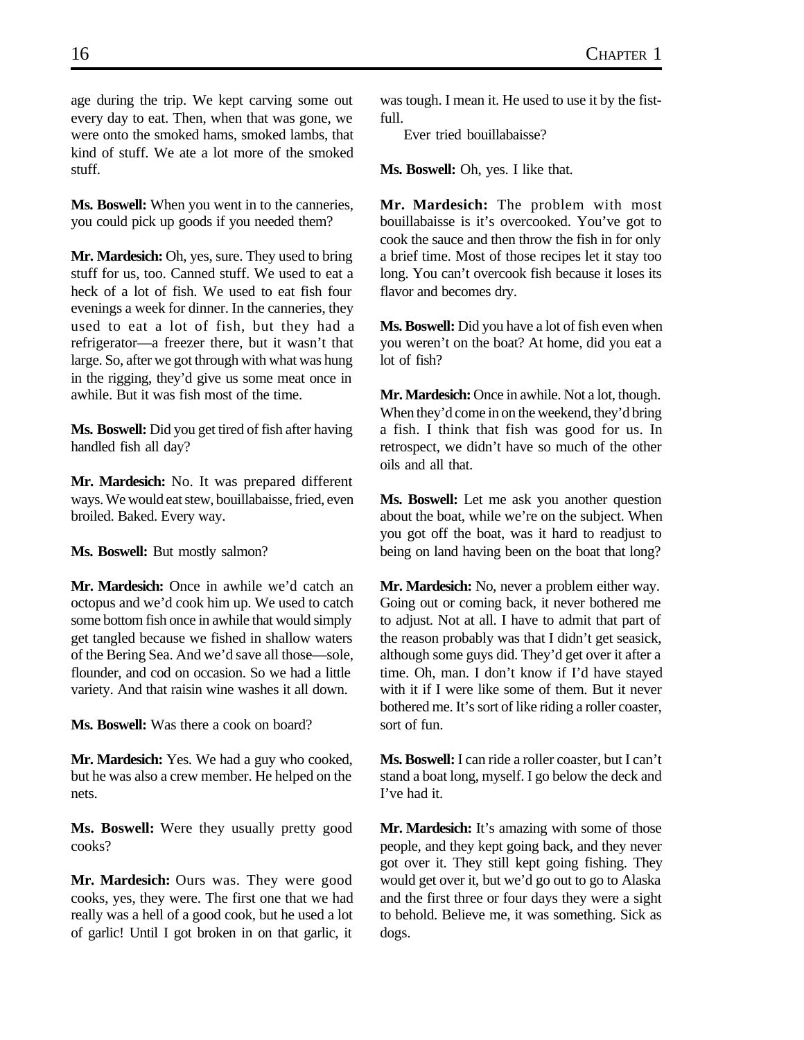age during the trip. We kept carving some out every day to eat. Then, when that was gone, we were onto the smoked hams, smoked lambs, that kind of stuff. We ate a lot more of the smoked stuff.

**Ms. Boswell:** When you went in to the canneries, you could pick up goods if you needed them?

**Mr. Mardesich:** Oh, yes, sure. They used to bring stuff for us, too. Canned stuff. We used to eat a heck of a lot of fish. We used to eat fish four evenings a week for dinner. In the canneries, they used to eat a lot of fish, but they had a refrigerator—a freezer there, but it wasn't that large. So, after we got through with what was hung in the rigging, they'd give us some meat once in awhile. But it was fish most of the time.

**Ms. Boswell:** Did you get tired of fish after having handled fish all day?

**Mr. Mardesich:** No. It was prepared different ways. We would eat stew, bouillabaisse, fried, even broiled. Baked. Every way.

**Ms. Boswell:** But mostly salmon?

**Mr. Mardesich:** Once in awhile we'd catch an octopus and we'd cook him up. We used to catch some bottom fish once in awhile that would simply get tangled because we fished in shallow waters of the Bering Sea. And we'd save all those—sole, flounder, and cod on occasion. So we had a little variety. And that raisin wine washes it all down.

**Ms. Boswell:** Was there a cook on board?

**Mr. Mardesich:** Yes. We had a guy who cooked, but he was also a crew member. He helped on the nets.

**Ms. Boswell:** Were they usually pretty good cooks?

**Mr. Mardesich:** Ours was. They were good cooks, yes, they were. The first one that we had really was a hell of a good cook, but he used a lot of garlic! Until I got broken in on that garlic, it was tough. I mean it. He used to use it by the fist-full.

Ever tried bouillabaisse?

**Ms. Boswell:** Oh, yes. I like that.

**Mr. Mardesich:** The problem with most bouillabaisse is it's overcooked. You've got to cook the sauce and then throw the fish in for only a brief time. Most of those recipes let it stay too long. You can't overcook fish because it loses its flavor and becomes dry.

**Ms. Boswell:** Did you have a lot of fish even when you weren't on the boat? At home, did you eat a lot of fish?

**Mr. Mardesich:** Once in awhile. Not a lot, though. When they'd come in on the weekend, they'd bring a fish. I think that fish was good for us. In retrospect, we didn't have so much of the other oils and all that.

**Ms. Boswell:** Let me ask you another question about the boat, while we're on the subject. When you got off the boat, was it hard to readjust to being on land having been on the boat that long?

**Mr. Mardesich:** No, never a problem either way. Going out or coming back, it never bothered me to adjust. Not at all. I have to admit that part of the reason probably was that I didn't get seasick, although some guys did. They'd get over it after a time. Oh, man. I don't know if I'd have stayed with it if I were like some of them. But it never bothered me. It's sort of like riding a roller coaster, sort of fun.

**Ms. Boswell:** I can ride a roller coaster, but I can't stand a boat long, myself. I go below the deck and I've had it.

**Mr. Mardesich:** It's amazing with some of those people, and they kept going back, and they never got over it. They still kept going fishing. They would get over it, but we'd go out to go to Alaska and the first three or four days they were a sight to behold. Believe me, it was something. Sick as dogs.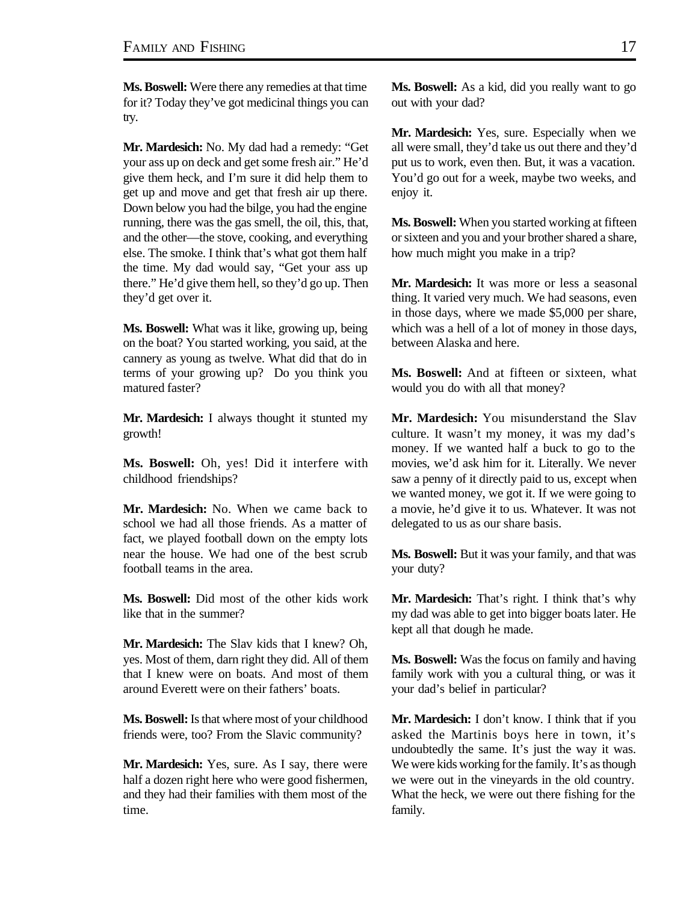**Ms. Boswell:** Were there any remedies at that time for it? Today they've got medicinal things you can try.

**Mr. Mardesich:** No. My dad had a remedy: "Get your ass up on deck and get some fresh air." He'd give them heck, and I'm sure it did help them to get up and move and get that fresh air up there. Down below you had the bilge, you had the engine running, there was the gas smell, the oil, this, that, and the other—the stove, cooking, and everything else. The smoke. I think that's what got them half the time. My dad would say, "Get your ass up there." He'd give them hell, so they'd go up. Then they'd get over it.

**Ms. Boswell:** What was it like, growing up, being on the boat? You started working, you said, at the cannery as young as twelve. What did that do in terms of your growing up? Do you think you matured faster?

**Mr. Mardesich:** I always thought it stunted my growth!

**Ms. Boswell:** Oh, yes! Did it interfere with childhood friendships?

**Mr. Mardesich:** No. When we came back to school we had all those friends. As a matter of fact, we played football down on the empty lots near the house. We had one of the best scrub football teams in the area.

**Ms. Boswell:** Did most of the other kids work like that in the summer?

**Mr. Mardesich:** The Slav kids that I knew? Oh, yes. Most of them, darn right they did. All of them that I knew were on boats. And most of them around Everett were on their fathers' boats.

**Ms. Boswell:** Is that where most of your childhood friends were, too? From the Slavic community?

**Mr. Mardesich:** Yes, sure. As I say, there were half a dozen right here who were good fishermen, and they had their families with them most of the time.

**Ms. Boswell:** As a kid, did you really want to go out with your dad?

**Mr. Mardesich:** Yes, sure. Especially when we all were small, they'd take us out there and they'd put us to work, even then. But, it was a vacation. You'd go out for a week, maybe two weeks, and enjoy it.

**Ms. Boswell:** When you started working at fifteen or sixteen and you and your brother shared a share, how much might you make in a trip?

**Mr. Mardesich:** It was more or less a seasonal thing. It varied very much. We had seasons, even in those days, where we made $5,000 per share, which was a hell of a lot of money in those days, between Alaska and here.

**Ms. Boswell:** And at fifteen or sixteen, what would you do with all that money?

**Mr. Mardesich:** You misunderstand the Slav culture. It wasn't my money, it was my dad's money. If we wanted half a buck to go to the movies, we'd ask him for it. Literally. We never saw a penny of it directly paid to us, except when we wanted money, we got it. If we were going to a movie, he'd give it to us. Whatever. It was not delegated to us as our share basis.

**Ms. Boswell:** But it was your family, and that was your duty?

**Mr. Mardesich:** That's right. I think that's why my dad was able to get into bigger boats later. He kept all that dough he made.

**Ms. Boswell:** Was the focus on family and having family work with you a cultural thing, or was it your dad's belief in particular?

**Mr. Mardesich:** I don't know. I think that if you asked the Martinis boys here in town, it's undoubtedly the same. It's just the way it was. We were kids working for the family. It's as though we were out in the vineyards in the old country. What the heck, we were out there fishing for the family.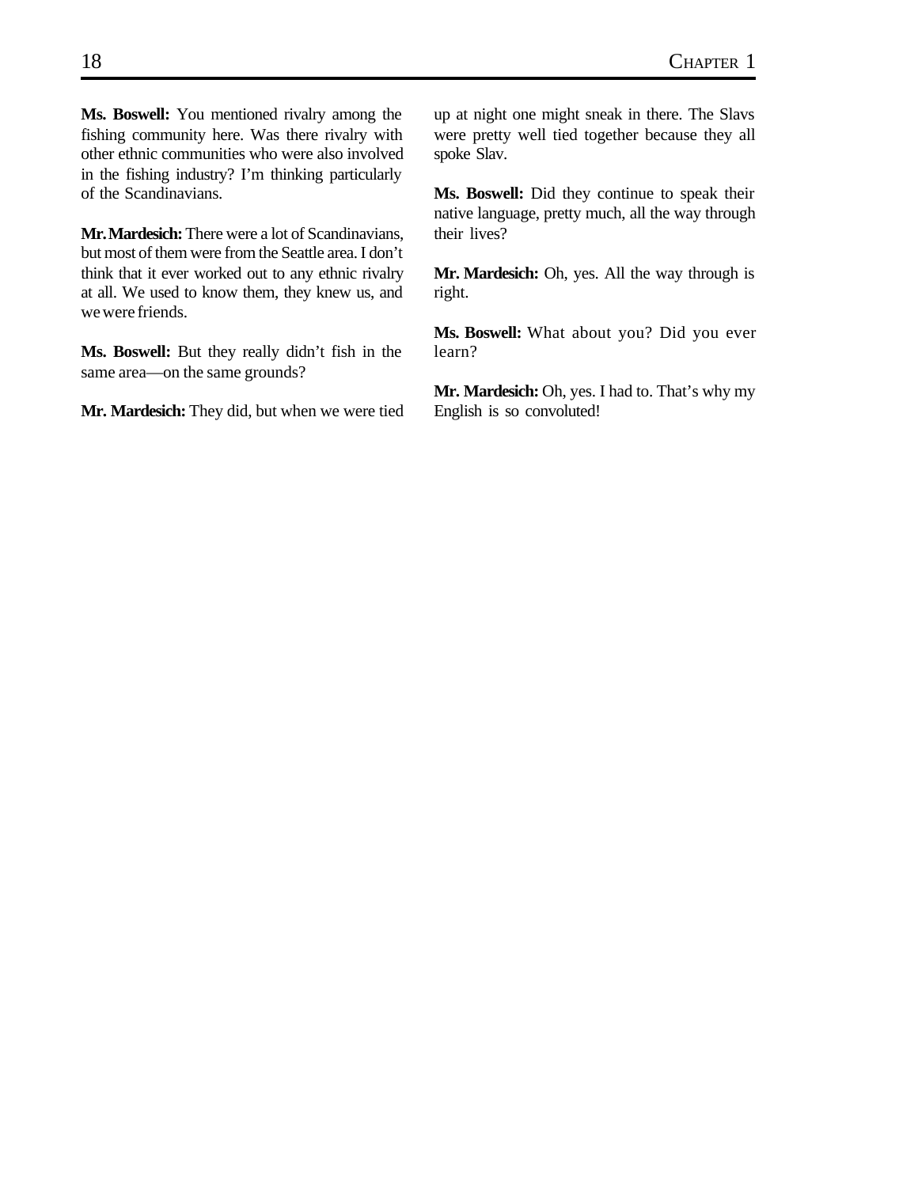**Ms. Boswell:** You mentioned rivalry among the fishing community here. Was there rivalry with other ethnic communities who were also involved in the fishing industry? I'm thinking particularly of the Scandinavians.

**Mr. Mardesich:** There were a lot of Scandinavians, but most of them were from the Seattle area. I don't think that it ever worked out to any ethnic rivalry at all. We used to know them, they knew us, and we were friends.

**Ms. Boswell:** But they really didn't fish in the same area—on the same grounds?

**Mr. Mardesich:** They did, but when we were tied up at night one might sneak in there. The Slavs were pretty well tied together because they all spoke Slav.

**Ms. Boswell:** Did they continue to speak their native language, pretty much, all the way through their lives?

**Mr. Mardesich:** Oh, yes. All the way through is right.

**Ms. Boswell:** What about you? Did you ever learn?

**Mr. Mardesich:** Oh, yes. I had to. That's why my English is so convoluted!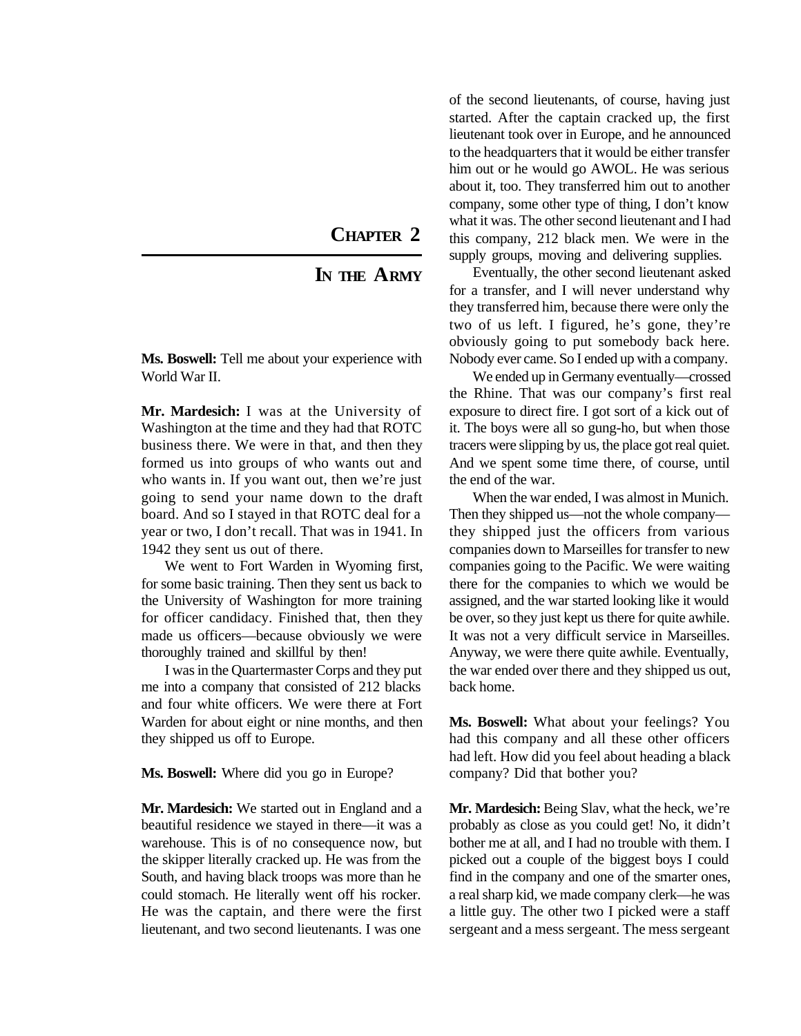# Chapter 2

## In the Army

**Ms. Boswell:** Tell me about your experience with World War II.

**Mr. Mardesich:** I was at the University of Washington at the time and they had that ROTC business there. We were in that, and then they formed us into groups of who wants out and who wants in. If you want out, then we're just going to send your name down to the draft board. And so I stayed in that ROTC deal for a year or two, I don't recall. That was in 1941. In 1942 they sent us out of there.

We went to Fort Warden in Wyoming first, for some basic training. Then they sent us back to the University of Washington for more training for officer candidacy. Finished that, then they made us officers—because obviously we were thoroughly trained and skillful by then!

I was in the Quartermaster Corps and they put me into a company that consisted of 212 blacks and four white officers. We were there at Fort Warden for about eight or nine months, and then they shipped us off to Europe.

**Ms. Boswell:** Where did you go in Europe?

**Mr. Mardesich:** We started out in England and a beautiful residence we stayed in there—it was a warehouse. This is of no consequence now, but the skipper literally cracked up. He was from the South, and having black troops was more than he could stomach. He literally went off his rocker. He was the captain, and there were the first lieutenant, and two second lieutenants. I was one of the second lieutenants, of course, having just started. After the captain cracked up, the first lieutenant took over in Europe, and he announced to the headquarters that it would be either transfer him out or he would go AWOL. He was serious about it, too. They transferred him out to another company, some other type of thing, I don't know what it was. The other second lieutenant and I had this company, 212 black men. We were in the supply groups, moving and delivering supplies.

Eventually, the other second lieutenant asked for a transfer, and I will never understand why they transferred him, because there were only the two of us left. I figured, he's gone, they're obviously going to put somebody back here. Nobody ever came. So I ended up with a company.

We ended up in Germany eventually—crossed the Rhine. That was our company's first real exposure to direct fire. I got sort of a kick out of it. The boys were all so gung-ho, but when those tracers were slipping by us, the place got real quiet. And we spent some time there, of course, until the end of the war.

When the war ended, I was almost in Munich. Then they shipped us—not the whole company—they shipped just the officers from various companies down to Marseilles for transfer to new companies going to the Pacific. We were waiting there for the companies to which we would be assigned, and the war started looking like it would be over, so they just kept us there for quite awhile. It was not a very difficult service in Marseilles. Anyway, we were there quite awhile. Eventually, the war ended over there and they shipped us out, back home.

**Ms. Boswell:** What about your feelings? You had this company and all these other officers had left. How did you feel about heading a black company? Did that bother you?

**Mr. Mardesich:** Being Slav, what the heck, we're probably as close as you could get! No, it didn't bother me at all, and I had no trouble with them. I picked out a couple of the biggest boys I could find in the company and one of the smarter ones, a real sharp kid, we made company clerk—he was a little guy. The other two I picked were a staff sergeant and a mess sergeant. The mess sergeant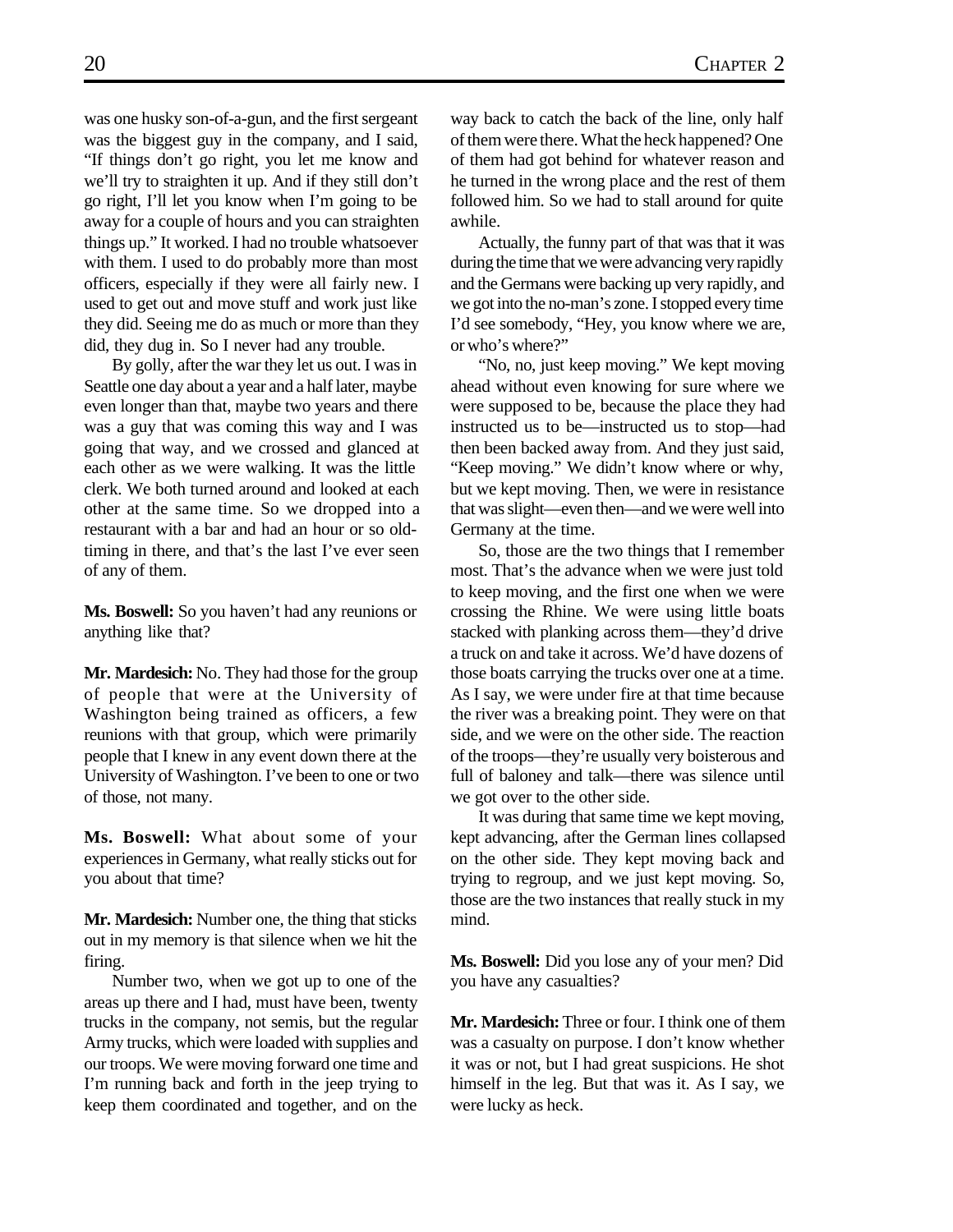was one husky son-of-a-gun, and the first sergeant was the biggest guy in the company, and I said, "If things don't go right, you let me know and we'll try to straighten it up. And if they still don't go right, I'll let you know when I'm going to be away for a couple of hours and you can straighten things up." It worked. I had no trouble whatsoever with them. I used to do probably more than most officers, especially if they were all fairly new. I used to get out and move stuff and work just like they did. Seeing me do as much or more than they did, they dug in. So I never had any trouble.

By golly, after the war they let us out. I was in Seattle one day about a year and a half later, maybe even longer than that, maybe two years and there was a guy that was coming this way and I was going that way, and we crossed and glanced at each other as we were walking. It was the little clerk. We both turned around and looked at each other at the same time. So we dropped into a restaurant with a bar and had an hour or so old-timing in there, and that's the last I've ever seen of any of them.

**Ms. Boswell:** So you haven't had any reunions or anything like that?

**Mr. Mardesich:** No. They had those for the group of people that were at the University of Washington being trained as officers, a few reunions with that group, which were primarily people that I knew in any event down there at the University of Washington. I've been to one or two of those, not many.

**Ms. Boswell:** What about some of your experiences in Germany, what really sticks out for you about that time?

**Mr. Mardesich:** Number one, the thing that sticks out in my memory is that silence when we hit the firing.

Number two, when we got up to one of the areas up there and I had, must have been, twenty trucks in the company, not semis, but the regular Army trucks, which were loaded with supplies and our troops. We were moving forward one time and I'm running back and forth in the jeep trying to keep them coordinated and together, and on the way back to catch the back of the line, only half of them were there. What the heck happened? One of them had got behind for whatever reason and he turned in the wrong place and the rest of them followed him. So we had to stall around for quite awhile.

Actually, the funny part of that was that it was during the time that we were advancing very rapidly and the Germans were backing up very rapidly, and we got into the no-man's zone. I stopped every time I'd see somebody, "Hey, you know where we are, or who's where?"

"No, no, just keep moving." We kept moving ahead without even knowing for sure where we were supposed to be, because the place they had instructed us to be—instructed us to stop—had then been backed away from. And they just said, "Keep moving." We didn't know where or why, but we kept moving. Then, we were in resistance that was slight—even then—and we were well into Germany at the time.

So, those are the two things that I remember most. That's the advance when we were just told to keep moving, and the first one when we were crossing the Rhine. We were using little boats stacked with planking across them—they'd drive a truck on and take it across. We'd have dozens of those boats carrying the trucks over one at a time. As I say, we were under fire at that time because the river was a breaking point. They were on that side, and we were on the other side. The reaction of the troops—they're usually very boisterous and full of baloney and talk—there was silence until we got over to the other side.

It was during that same time we kept moving, kept advancing, after the German lines collapsed on the other side. They kept moving back and trying to regroup, and we just kept moving. So, those are the two instances that really stuck in my mind.

**Ms. Boswell:** Did you lose any of your men? Did you have any casualties?

**Mr. Mardesich:** Three or four. I think one of them was a casualty on purpose. I don't know whether it was or not, but I had great suspicions. He shot himself in the leg. But that was it. As I say, we were lucky as heck.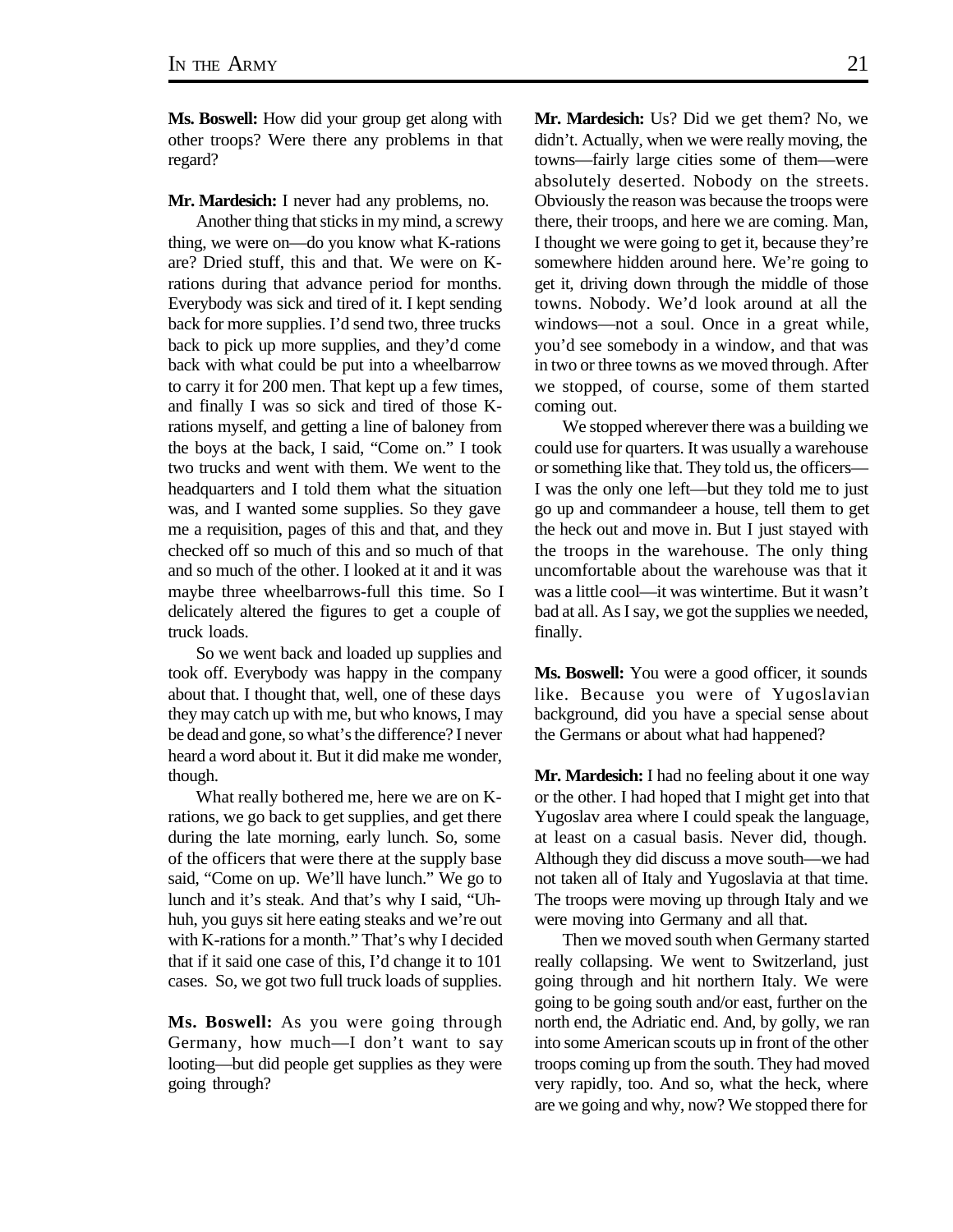**Ms. Boswell:** How did your group get along with other troops? Were there any problems in that regard?

**Mr. Mardesich:** I never had any problems, no.

Another thing that sticks in my mind, a screwy thing, we were on—do you know what K-rations are? Dried stuff, this and that. We were on K-rations during that advance period for months. Everybody was sick and tired of it. I kept sending back for more supplies. I'd send two, three trucks back to pick up more supplies, and they'd come back with what could be put into a wheelbarrow to carry it for 200 men. That kept up a few times, and finally I was so sick and tired of those K-rations myself, and getting a line of baloney from the boys at the back, I said, "Come on." I took two trucks and went with them. We went to the headquarters and I told them what the situation was, and I wanted some supplies. So they gave me a requisition, pages of this and that, and they checked off so much of this and so much of that and so much of the other. I looked at it and it was maybe three wheelbarrows-full this time. So I delicately altered the figures to get a couple of truck loads.

So we went back and loaded up supplies and took off. Everybody was happy in the company about that. I thought that, well, one of these days they may catch up with me, but who knows, I may be dead and gone, so what's the difference? I never heard a word about it. But it did make me wonder, though.

What really bothered me, here we are on K-rations, we go back to get supplies, and get there during the late morning, early lunch. So, some of the officers that were there at the supply base said, "Come on up. We'll have lunch." We go to lunch and it's steak. And that's why I said, "Uh-huh, you guys sit here eating steaks and we're out with K-rations for a month." That's why I decided that if it said one case of this, I'd change it to 101 cases. So, we got two full truck loads of supplies.

**Ms. Boswell:** As you were going through Germany, how much—I don't want to say looting—but did people get supplies as they were going through?

**Mr. Mardesich:** Us? Did we get them? No, we didn't. Actually, when we were really moving, the towns—fairly large cities some of them—were absolutely deserted. Nobody on the streets. Obviously the reason was because the troops were there, their troops, and here we are coming. Man, I thought we were going to get it, because they're somewhere hidden around here. We're going to get it, driving down through the middle of those towns. Nobody. We'd look around at all the windows—not a soul. Once in a great while, you'd see somebody in a window, and that was in two or three towns as we moved through. After we stopped, of course, some of them started coming out.

We stopped wherever there was a building we could use for quarters. It was usually a warehouse or something like that. They told us, the officers—I was the only one left—but they told me to just go up and commandeer a house, tell them to get the heck out and move in. But I just stayed with the troops in the warehouse. The only thing uncomfortable about the warehouse was that it was a little cool—it was wintertime. But it wasn't bad at all. As I say, we got the supplies we needed, finally.

**Ms. Boswell:** You were a good officer, it sounds like. Because you were of Yugoslavian background, did you have a special sense about the Germans or about what had happened?

**Mr. Mardesich:** I had no feeling about it one way or the other. I had hoped that I might get into that Yugoslav area where I could speak the language, at least on a casual basis. Never did, though. Although they did discuss a move south—we had not taken all of Italy and Yugoslavia at that time. The troops were moving up through Italy and we were moving into Germany and all that.

Then we moved south when Germany started really collapsing. We went to Switzerland, just going through and hit northern Italy. We were going to be going south and/or east, further on the north end, the Adriatic end. And, by golly, we ran into some American scouts up in front of the other troops coming up from the south. They had moved very rapidly, too. And so, what the heck, where are we going and why, now? We stopped there for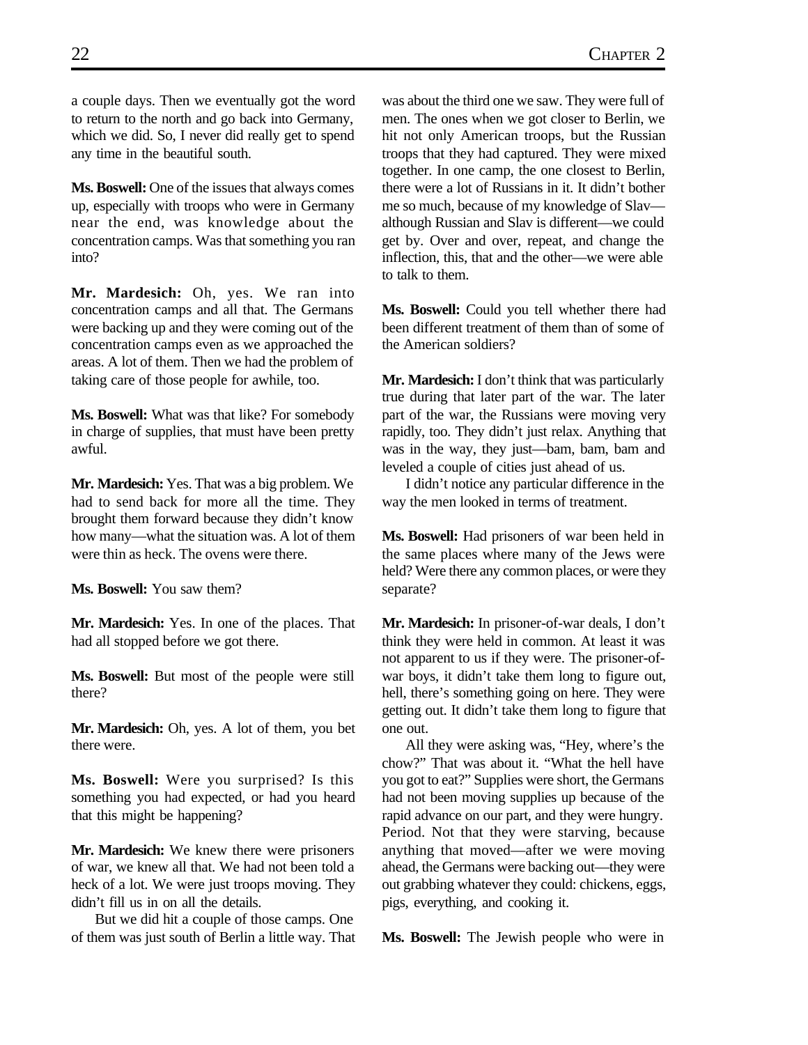a couple days. Then we eventually got the word to return to the north and go back into Germany, which we did. So, I never did really get to spend any time in the beautiful south.

**Ms. Boswell:** One of the issues that always comes up, especially with troops who were in Germany near the end, was knowledge about the concentration camps. Was that something you ran into?

**Mr. Mardesich:** Oh, yes. We ran into concentration camps and all that. The Germans were backing up and they were coming out of the concentration camps even as we approached the areas. A lot of them. Then we had the problem of taking care of those people for awhile, too.

**Ms. Boswell:** What was that like? For somebody in charge of supplies, that must have been pretty awful.

**Mr. Mardesich:** Yes. That was a big problem. We had to send back for more all the time. They brought them forward because they didn't know how many—what the situation was. A lot of them were thin as heck. The ovens were there.

**Ms. Boswell:** You saw them?

**Mr. Mardesich:** Yes. In one of the places. That had all stopped before we got there.

**Ms. Boswell:** But most of the people were still there?

**Mr. Mardesich:** Oh, yes. A lot of them, you bet there were.

**Ms. Boswell:** Were you surprised? Is this something you had expected, or had you heard that this might be happening?

**Mr. Mardesich:** We knew there were prisoners of war, we knew all that. We had not been told a heck of a lot. We were just troops moving. They didn't fill us in on all the details.

But we did hit a couple of those camps. One of them was just south of Berlin a little way. That was about the third one we saw. They were full of men. The ones when we got closer to Berlin, we hit not only American troops, but the Russian troops that they had captured. They were mixed together. In one camp, the one closest to Berlin, there were a lot of Russians in it. It didn't bother me so much, because of my knowledge of Slav—although Russian and Slav is different—we could get by. Over and over, repeat, and change the inflection, this, that and the other—we were able to talk to them.

**Ms. Boswell:** Could you tell whether there had been different treatment of them than of some of the American soldiers?

**Mr. Mardesich:** I don't think that was particularly true during that later part of the war. The later part of the war, the Russians were moving very rapidly, too. They didn't just relax. Anything that was in the way, they just—bam, bam, bam and leveled a couple of cities just ahead of us.

I didn't notice any particular difference in the way the men looked in terms of treatment.

**Ms. Boswell:** Had prisoners of war been held in the same places where many of the Jews were held? Were there any common places, or were they separate?

**Mr. Mardesich:** In prisoner-of-war deals, I don't think they were held in common. At least it was not apparent to us if they were. The prisoner-of-war boys, it didn't take them long to figure out, hell, there's something going on here. They were getting out. It didn't take them long to figure that one out.

All they were asking was, "Hey, where's the chow?" That was about it. "What the hell have you got to eat?" Supplies were short, the Germans had not been moving supplies up because of the rapid advance on our part, and they were hungry. Period. Not that they were starving, because anything that moved—after we were moving ahead, the Germans were backing out—they were out grabbing whatever they could: chickens, eggs, pigs, everything, and cooking it.

**Ms. Boswell:** The Jewish people who were in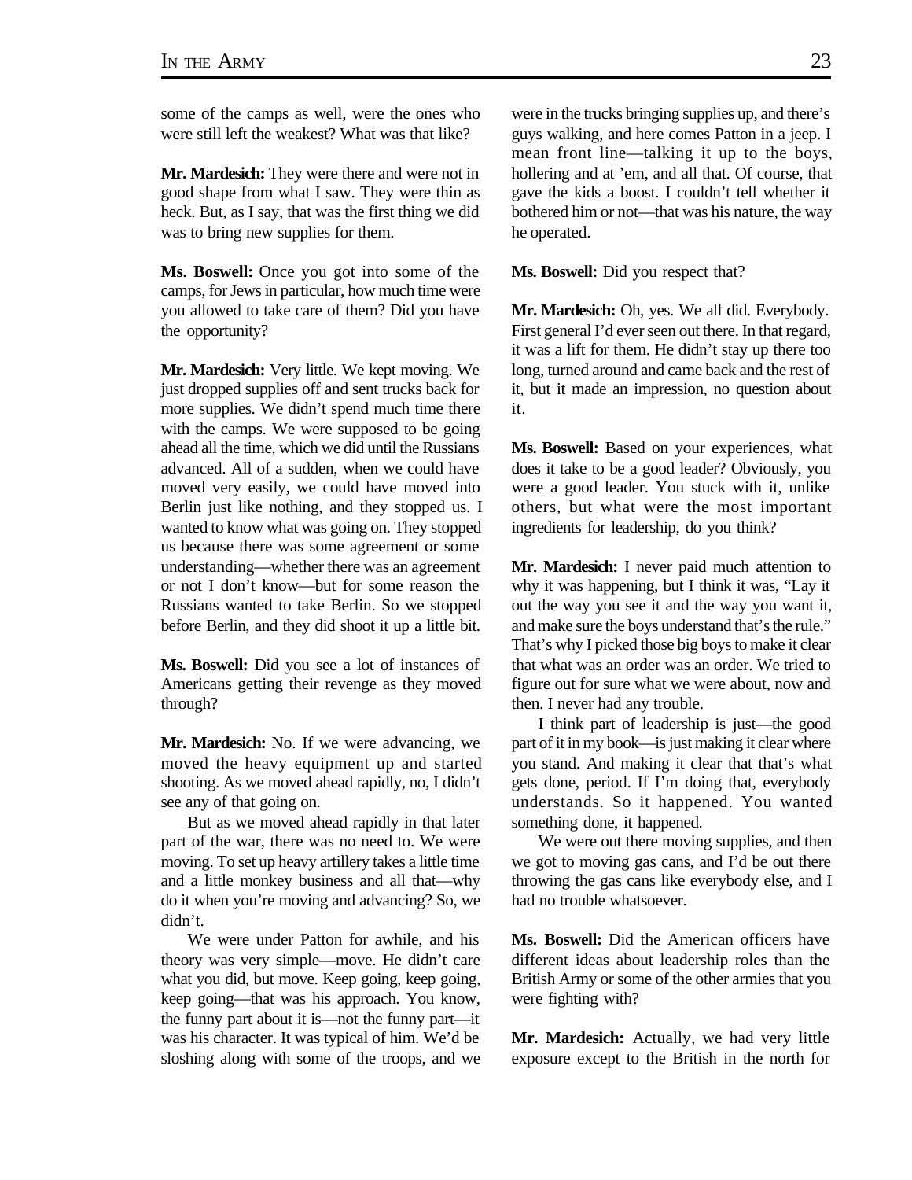some of the camps as well, were the ones who were still left the weakest? What was that like?

**Mr. Mardesich:** They were there and were not in good shape from what I saw. They were thin as heck. But, as I say, that was the first thing we did was to bring new supplies for them.

**Ms. Boswell:** Once you got into some of the camps, for Jews in particular, how much time were you allowed to take care of them? Did you have the opportunity?

**Mr. Mardesich:** Very little. We kept moving. We just dropped supplies off and sent trucks back for more supplies. We didn't spend much time there with the camps. We were supposed to be going ahead all the time, which we did until the Russians advanced. All of a sudden, when we could have moved very easily, we could have moved into Berlin just like nothing, and they stopped us. I wanted to know what was going on. They stopped us because there was some agreement or some understanding—whether there was an agreement or not I don't know—but for some reason the Russians wanted to take Berlin. So we stopped before Berlin, and they did shoot it up a little bit.

**Ms. Boswell:** Did you see a lot of instances of Americans getting their revenge as they moved through?

**Mr. Mardesich:** No. If we were advancing, we moved the heavy equipment up and started shooting. As we moved ahead rapidly, no, I didn't see any of that going on.

But as we moved ahead rapidly in that later part of the war, there was no need to. We were moving. To set up heavy artillery takes a little time and a little monkey business and all that—why do it when you're moving and advancing? So, we didn't.

We were under Patton for awhile, and his theory was very simple—move. He didn't care what you did, but move. Keep going, keep going, keep going—that was his approach. You know, the funny part about it is—not the funny part—it was his character. It was typical of him. We'd be sloshing along with some of the troops, and we were in the trucks bringing supplies up, and there's guys walking, and here comes Patton in a jeep. I mean front line—talking it up to the boys, hollering and at 'em, and all that. Of course, that gave the kids a boost. I couldn't tell whether it bothered him or not—that was his nature, the way he operated.

**Ms. Boswell:** Did you respect that?

**Mr. Mardesich:** Oh, yes. We all did. Everybody. First general I'd ever seen out there. In that regard, it was a lift for them. He didn't stay up there too long, turned around and came back and the rest of it, but it made an impression, no question about it.

**Ms. Boswell:** Based on your experiences, what does it take to be a good leader? Obviously, you were a good leader. You stuck with it, unlike others, but what were the most important ingredients for leadership, do you think?

**Mr. Mardesich:** I never paid much attention to why it was happening, but I think it was, "Lay it out the way you see it and the way you want it, and make sure the boys understand that's the rule." That's why I picked those big boys to make it clear that what was an order was an order. We tried to figure out for sure what we were about, now and then. I never had any trouble.

I think part of leadership is just—the good part of it in my book—is just making it clear where you stand. And making it clear that that's what gets done, period. If I'm doing that, everybody understands. So it happened. You wanted something done, it happened.

We were out there moving supplies, and then we got to moving gas cans, and I'd be out there throwing the gas cans like everybody else, and I had no trouble whatsoever.

**Ms. Boswell:** Did the American officers have different ideas about leadership roles than the British Army or some of the other armies that you were fighting with?

**Mr. Mardesich:** Actually, we had very little exposure except to the British in the north for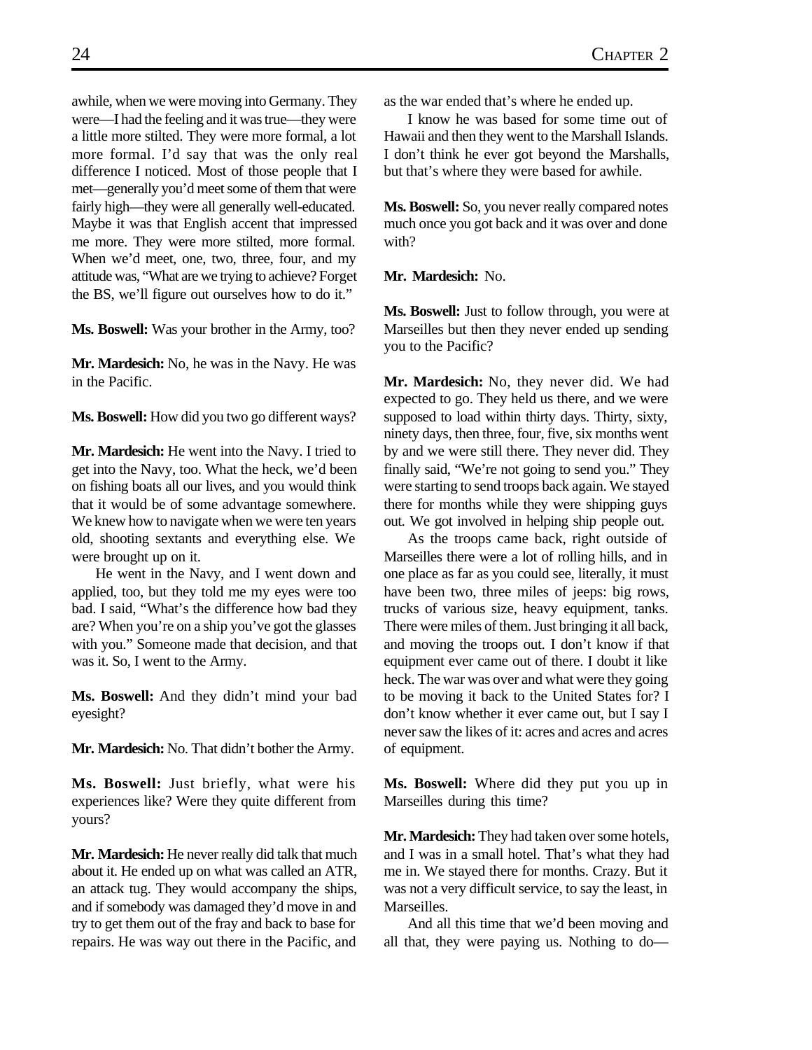awhile, when we were moving into Germany. They were—I had the feeling and it was true—they were a little more stilted. They were more formal, a lot more formal. I'd say that was the only real difference I noticed. Most of those people that I met—generally you'd meet some of them that were fairly high—they were all generally well-educated. Maybe it was that English accent that impressed me more. They were more stilted, more formal. When we'd meet, one, two, three, four, and my attitude was, "What are we trying to achieve? Forget the BS, we'll figure out ourselves how to do it."

**Ms. Boswell:** Was your brother in the Army, too?

**Mr. Mardesich:** No, he was in the Navy. He was in the Pacific.

**Ms. Boswell:** How did you two go different ways?

**Mr. Mardesich:** He went into the Navy. I tried to get into the Navy, too. What the heck, we'd been on fishing boats all our lives, and you would think that it would be of some advantage somewhere. We knew how to navigate when we were ten years old, shooting sextants and everything else. We were brought up on it.

He went in the Navy, and I went down and applied, too, but they told me my eyes were too bad. I said, "What's the difference how bad they are? When you're on a ship you've got the glasses with you." Someone made that decision, and that was it. So, I went to the Army.

**Ms. Boswell:** And they didn't mind your bad eyesight?

**Mr. Mardesich:** No. That didn't bother the Army.

**Ms. Boswell:** Just briefly, what were his experiences like? Were they quite different from yours?

**Mr. Mardesich:** He never really did talk that much about it. He ended up on what was called an ATR, an attack tug. They would accompany the ships, and if somebody was damaged they'd move in and try to get them out of the fray and back to base for repairs. He was way out there in the Pacific, and as the war ended that's where he ended up.

I know he was based for some time out of Hawaii and then they went to the Marshall Islands. I don't think he ever got beyond the Marshalls, but that's where they were based for awhile.

**Ms. Boswell:** So, you never really compared notes much once you got back and it was over and done with?

**Mr. Mardesich:** No.

**Ms. Boswell:** Just to follow through, you were at Marseilles but then they never ended up sending you to the Pacific?

**Mr. Mardesich:** No, they never did. We had expected to go. They held us there, and we were supposed to load within thirty days. Thirty, sixty, ninety days, then three, four, five, six months went by and we were still there. They never did. They finally said, "We're not going to send you." They were starting to send troops back again. We stayed there for months while they were shipping guys out. We got involved in helping ship people out.

As the troops came back, right outside of Marseilles there were a lot of rolling hills, and in one place as far as you could see, literally, it must have been two, three miles of jeeps: big rows, trucks of various size, heavy equipment, tanks. There were miles of them. Just bringing it all back, and moving the troops out. I don't know if that equipment ever came out of there. I doubt it like heck. The war was over and what were they going to be moving it back to the United States for? I don't know whether it ever came out, but I say I never saw the likes of it: acres and acres and acres of equipment.

**Ms. Boswell:** Where did they put you up in Marseilles during this time?

**Mr. Mardesich:** They had taken over some hotels, and I was in a small hotel. That's what they had me in. We stayed there for months. Crazy. But it was not a very difficult service, to say the least, in Marseilles.

And all this time that we'd been moving and all that, they were paying us. Nothing to do—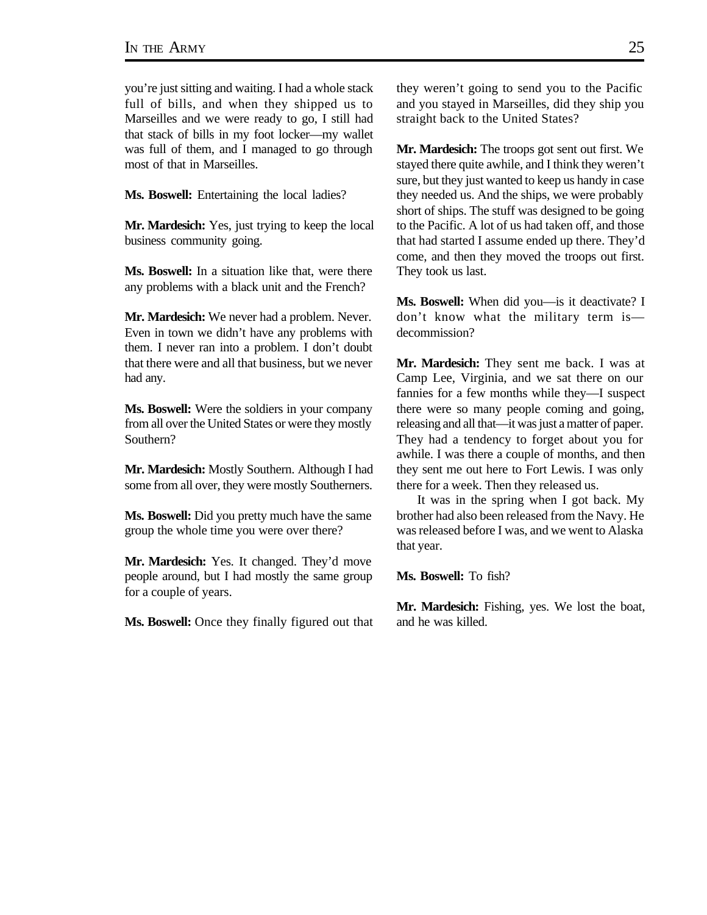you're just sitting and waiting. I had a whole stack full of bills, and when they shipped us to Marseilles and we were ready to go, I still had that stack of bills in my foot locker—my wallet was full of them, and I managed to go through most of that in Marseilles.

**Ms. Boswell:** Entertaining the local ladies?

**Mr. Mardesich:** Yes, just trying to keep the local business community going.

**Ms. Boswell:** In a situation like that, were there any problems with a black unit and the French?

**Mr. Mardesich:** We never had a problem. Never. Even in town we didn't have any problems with them. I never ran into a problem. I don't doubt that there were and all that business, but we never had any.

**Ms. Boswell:** Were the soldiers in your company from all over the United States or were they mostly Southern?

**Mr. Mardesich:** Mostly Southern. Although I had some from all over, they were mostly Southerners.

**Ms. Boswell:** Did you pretty much have the same group the whole time you were over there?

**Mr. Mardesich:** Yes. It changed. They'd move people around, but I had mostly the same group for a couple of years.

**Ms. Boswell:** Once they finally figured out that they weren't going to send you to the Pacific and you stayed in Marseilles, did they ship you straight back to the United States?

**Mr. Mardesich:** The troops got sent out first. We stayed there quite awhile, and I think they weren't sure, but they just wanted to keep us handy in case they needed us. And the ships, we were probably short of ships. The stuff was designed to be going to the Pacific. A lot of us had taken off, and those that had started I assume ended up there. They'd come, and then they moved the troops out first. They took us last.

**Ms. Boswell:** When did you—is it deactivate? I don't know what the military term is—decommission?

**Mr. Mardesich:** They sent me back. I was at Camp Lee, Virginia, and we sat there on our fannies for a few months while they—I suspect there were so many people coming and going, releasing and all that—it was just a matter of paper. They had a tendency to forget about you for awhile. I was there a couple of months, and then they sent me out here to Fort Lewis. I was only there for a week. Then they released us.

It was in the spring when I got back. My brother had also been released from the Navy. He was released before I was, and we went to Alaska that year.

**Ms. Boswell:** To fish?

**Mr. Mardesich:** Fishing, yes. We lost the boat, and he was killed.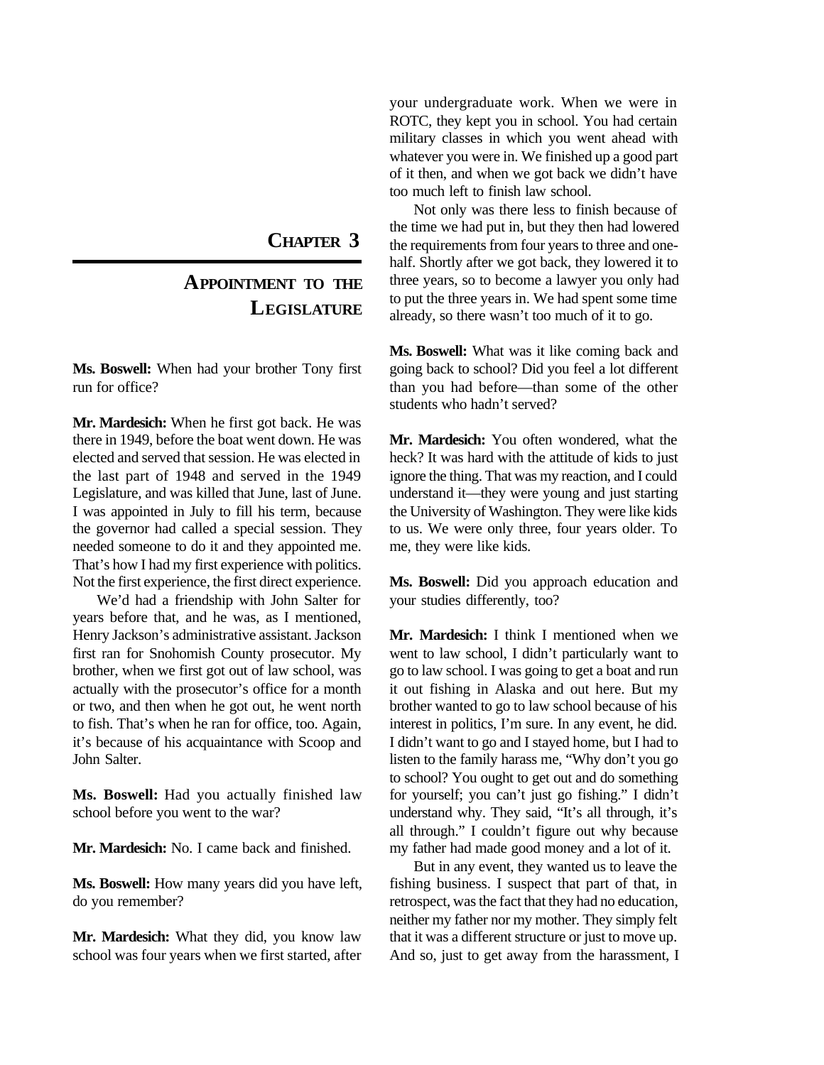# Chapter 3

## Appointment to the Legislature

**Ms. Boswell:** When had your brother Tony first run for office?

**Mr. Mardesich:** When he first got back. He was there in 1949, before the boat went down. He was elected and served that session. He was elected in the last part of 1948 and served in the 1949 Legislature, and was killed that June, last of June. I was appointed in July to fill his term, because the governor had called a special session. They needed someone to do it and they appointed me. That's how I had my first experience with politics. Not the first experience, the first direct experience.

We'd had a friendship with John Salter for years before that, and he was, as I mentioned, Henry Jackson's administrative assistant. Jackson first ran for Snohomish County prosecutor. My brother, when we first got out of law school, was actually with the prosecutor's office for a month or two, and then when he got out, he went north to fish. That's when he ran for office, too. Again, it's because of his acquaintance with Scoop and John Salter.

**Ms. Boswell:** Had you actually finished law school before you went to the war?

**Mr. Mardesich:** No. I came back and finished.

**Ms. Boswell:** How many years did you have left, do you remember?

**Mr. Mardesich:** What they did, you know law school was four years when we first started, after your undergraduate work. When we were in ROTC, they kept you in school. You had certain military classes in which you went ahead with whatever you were in. We finished up a good part of it then, and when we got back we didn't have too much left to finish law school.

Not only was there less to finish because of the time we had put in, but they then had lowered the requirements from four years to three and one-half. Shortly after we got back, they lowered it to three years, so to become a lawyer you only had to put the three years in. We had spent some time already, so there wasn't too much of it to go.

**Ms. Boswell:** What was it like coming back and going back to school? Did you feel a lot different than you had before—than some of the other students who hadn't served?

**Mr. Mardesich:** You often wondered, what the heck? It was hard with the attitude of kids to just ignore the thing. That was my reaction, and I could understand it—they were young and just starting the University of Washington. They were like kids to us. We were only three, four years older. To me, they were like kids.

**Ms. Boswell:** Did you approach education and your studies differently, too?

**Mr. Mardesich:** I think I mentioned when we went to law school, I didn't particularly want to go to law school. I was going to get a boat and run it out fishing in Alaska and out here. But my brother wanted to go to law school because of his interest in politics, I'm sure. In any event, he did. I didn't want to go and I stayed home, but I had to listen to the family harass me, "Why don't you go to school? You ought to get out and do something for yourself; you can't just go fishing." I didn't understand why. They said, "It's all through, it's all through." I couldn't figure out why because my father had made good money and a lot of it.

But in any event, they wanted us to leave the fishing business. I suspect that part of that, in retrospect, was the fact that they had no education, neither my father nor my mother. They simply felt that it was a different structure or just to move up. And so, just to get away from the harassment, I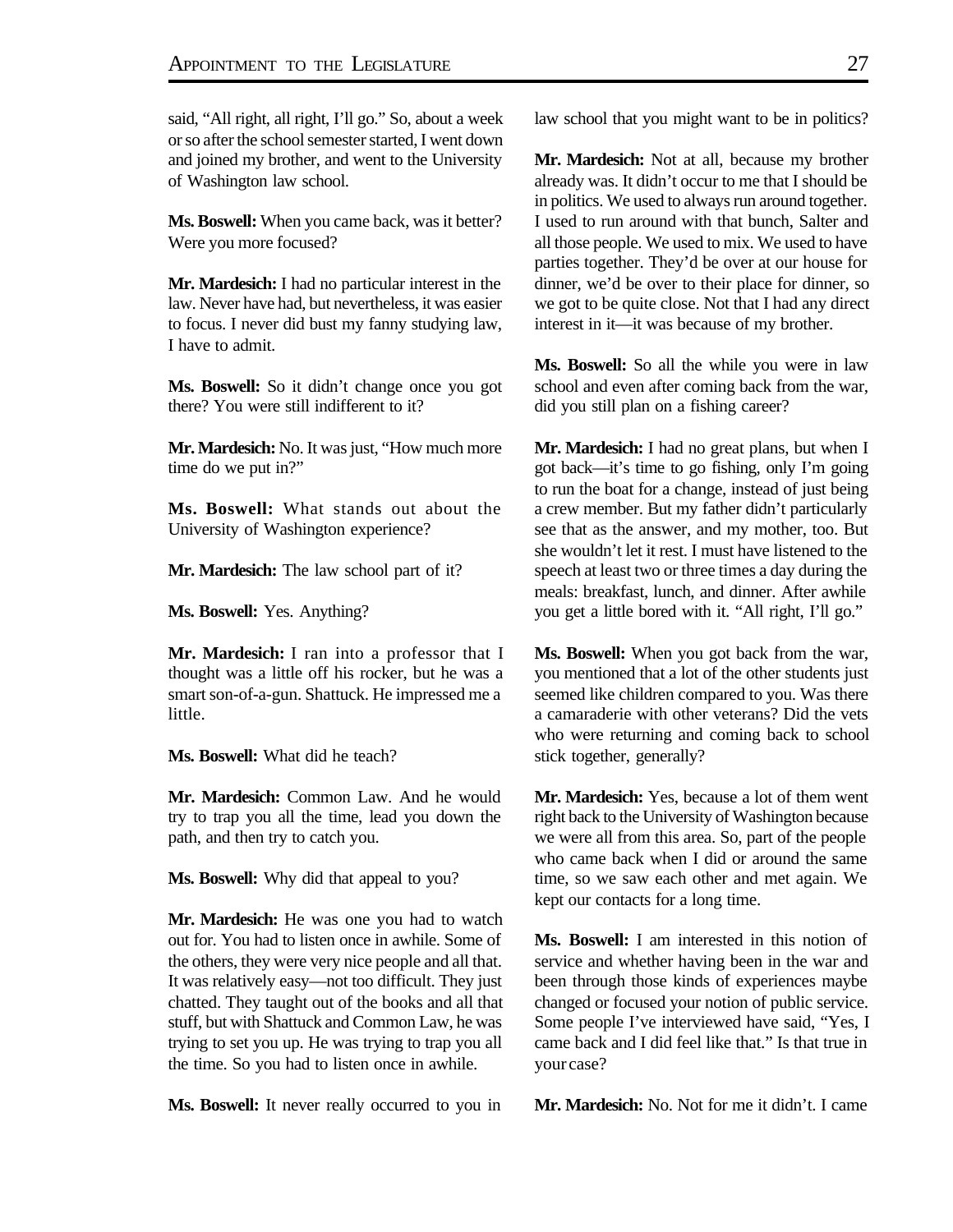said, "All right, all right, I'll go." So, about a week or so after the school semester started, I went down and joined my brother, and went to the University of Washington law school.

**Ms. Boswell:** When you came back, was it better? Were you more focused?

**Mr. Mardesich:** I had no particular interest in the law. Never have had, but nevertheless, it was easier to focus. I never did bust my fanny studying law, I have to admit.

**Ms. Boswell:** So it didn't change once you got there? You were still indifferent to it?

**Mr. Mardesich:** No. It was just, "How much more time do we put in?"

**Ms. Boswell:** What stands out about the University of Washington experience?

**Mr. Mardesich:** The law school part of it?

**Ms. Boswell:** Yes. Anything?

**Mr. Mardesich:** I ran into a professor that I thought was a little off his rocker, but he was a smart son-of-a-gun. Shattuck. He impressed me a little.

**Ms. Boswell:** What did he teach?

**Mr. Mardesich:** Common Law. And he would try to trap you all the time, lead you down the path, and then try to catch you.

**Ms. Boswell:** Why did that appeal to you?

**Mr. Mardesich:** He was one you had to watch out for. You had to listen once in awhile. Some of the others, they were very nice people and all that. It was relatively easy—not too difficult. They just chatted. They taught out of the books and all that stuff, but with Shattuck and Common Law, he was trying to set you up. He was trying to trap you all the time. So you had to listen once in awhile.

**Ms. Boswell:** It never really occurred to you in law school that you might want to be in politics?

**Mr. Mardesich:** Not at all, because my brother already was. It didn't occur to me that I should be in politics. We used to always run around together. I used to run around with that bunch, Salter and all those people. We used to mix. We used to have parties together. They'd be over at our house for dinner, we'd be over to their place for dinner, so we got to be quite close. Not that I had any direct interest in it—it was because of my brother.

**Ms. Boswell:** So all the while you were in law school and even after coming back from the war, did you still plan on a fishing career?

**Mr. Mardesich:** I had no great plans, but when I got back—it's time to go fishing, only I'm going to run the boat for a change, instead of just being a crew member. But my father didn't particularly see that as the answer, and my mother, too. But she wouldn't let it rest. I must have listened to the speech at least two or three times a day during the meals: breakfast, lunch, and dinner. After awhile you get a little bored with it. "All right, I'll go."

**Ms. Boswell:** When you got back from the war, you mentioned that a lot of the other students just seemed like children compared to you. Was there a camaraderie with other veterans? Did the vets who were returning and coming back to school stick together, generally?

**Mr. Mardesich:** Yes, because a lot of them went right back to the University of Washington because we were all from this area. So, part of the people who came back when I did or around the same time, so we saw each other and met again. We kept our contacts for a long time.

**Ms. Boswell:** I am interested in this notion of service and whether having been in the war and been through those kinds of experiences maybe changed or focused your notion of public service. Some people I've interviewed have said, "Yes, I came back and I did feel like that." Is that true in your case?

**Mr. Mardesich:** No. Not for me it didn't. I came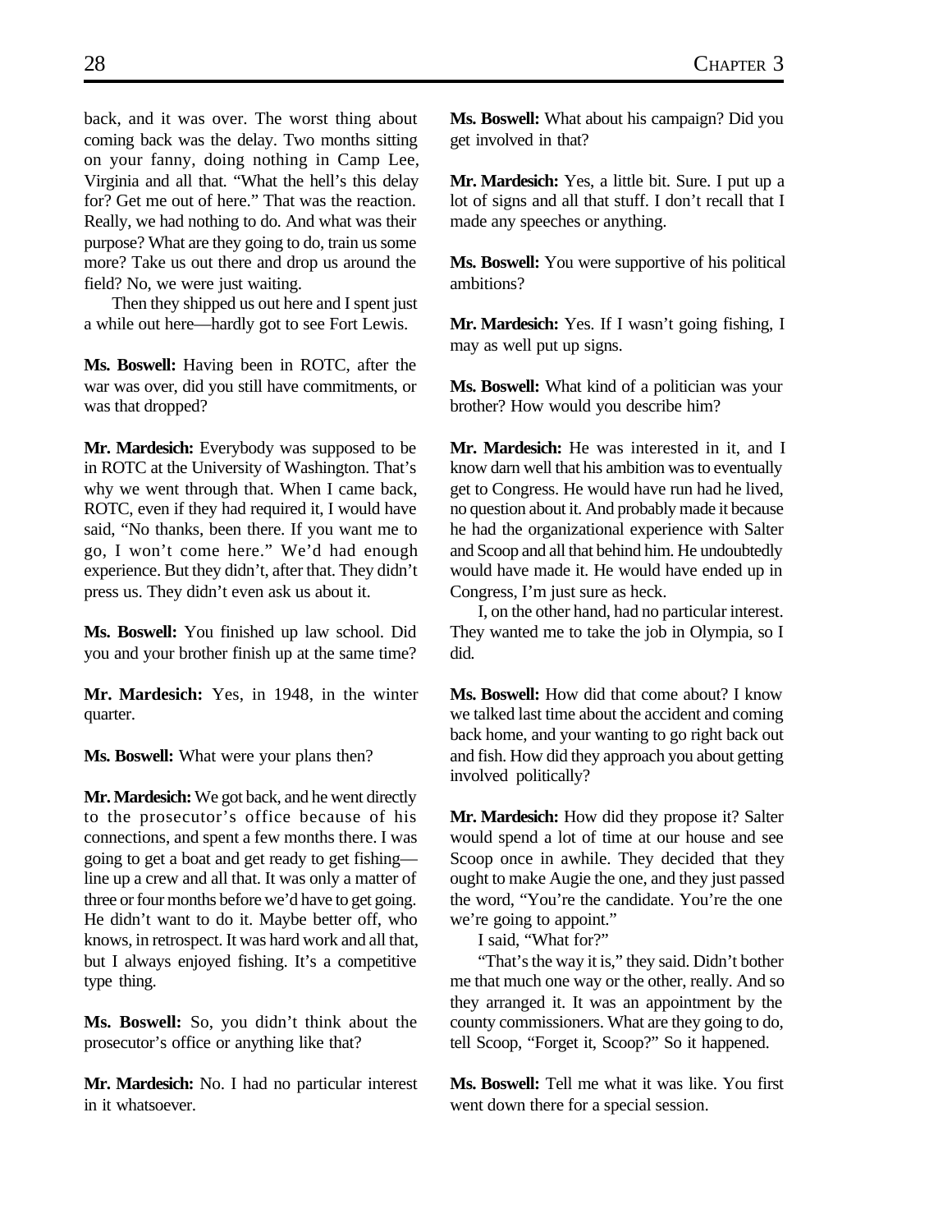back, and it was over. The worst thing about coming back was the delay. Two months sitting on your fanny, doing nothing in Camp Lee, Virginia and all that. "What the hell's this delay for? Get me out of here." That was the reaction. Really, we had nothing to do. And what was their purpose? What are they going to do, train us some more? Take us out there and drop us around the field? No, we were just waiting.

Then they shipped us out here and I spent just a while out here—hardly got to see Fort Lewis.

**Ms. Boswell:** Having been in ROTC, after the war was over, did you still have commitments, or was that dropped?

**Mr. Mardesich:** Everybody was supposed to be in ROTC at the University of Washington. That's why we went through that. When I came back, ROTC, even if they had required it, I would have said, "No thanks, been there. If you want me to go, I won't come here." We'd had enough experience. But they didn't, after that. They didn't press us. They didn't even ask us about it.

**Ms. Boswell:** You finished up law school. Did you and your brother finish up at the same time?

**Mr. Mardesich:** Yes, in 1948, in the winter quarter.

**Ms. Boswell:** What were your plans then?

**Mr. Mardesich:** We got back, and he went directly to the prosecutor's office because of his connections, and spent a few months there. I was going to get a boat and get ready to get fishing—line up a crew and all that. It was only a matter of three or four months before we'd have to get going. He didn't want to do it. Maybe better off, who knows, in retrospect. It was hard work and all that, but I always enjoyed fishing. It's a competitive type thing.

**Ms. Boswell:** So, you didn't think about the prosecutor's office or anything like that?

**Mr. Mardesich:** No. I had no particular interest in it whatsoever.

**Ms. Boswell:** What about his campaign? Did you get involved in that?

**Mr. Mardesich:** Yes, a little bit. Sure. I put up a lot of signs and all that stuff. I don't recall that I made any speeches or anything.

**Ms. Boswell:** You were supportive of his political ambitions?

**Mr. Mardesich:** Yes. If I wasn't going fishing, I may as well put up signs.

**Ms. Boswell:** What kind of a politician was your brother? How would you describe him?

**Mr. Mardesich:** He was interested in it, and I know darn well that his ambition was to eventually get to Congress. He would have run had he lived, no question about it. And probably made it because he had the organizational experience with Salter and Scoop and all that behind him. He undoubtedly would have made it. He would have ended up in Congress, I'm just sure as heck.

I, on the other hand, had no particular interest. They wanted me to take the job in Olympia, so I did.

**Ms. Boswell:** How did that come about? I know we talked last time about the accident and coming back home, and your wanting to go right back out and fish. How did they approach you about getting involved politically?

**Mr. Mardesich:** How did they propose it? Salter would spend a lot of time at our house and see Scoop once in awhile. They decided that they ought to make Augie the one, and they just passed the word, "You're the candidate. You're the one we're going to appoint."

I said, "What for?"

"That's the way it is," they said. Didn't bother me that much one way or the other, really. And so they arranged it. It was an appointment by the county commissioners. What are they going to do, tell Scoop, "Forget it, Scoop?" So it happened.

**Ms. Boswell:** Tell me what it was like. You first went down there for a special session.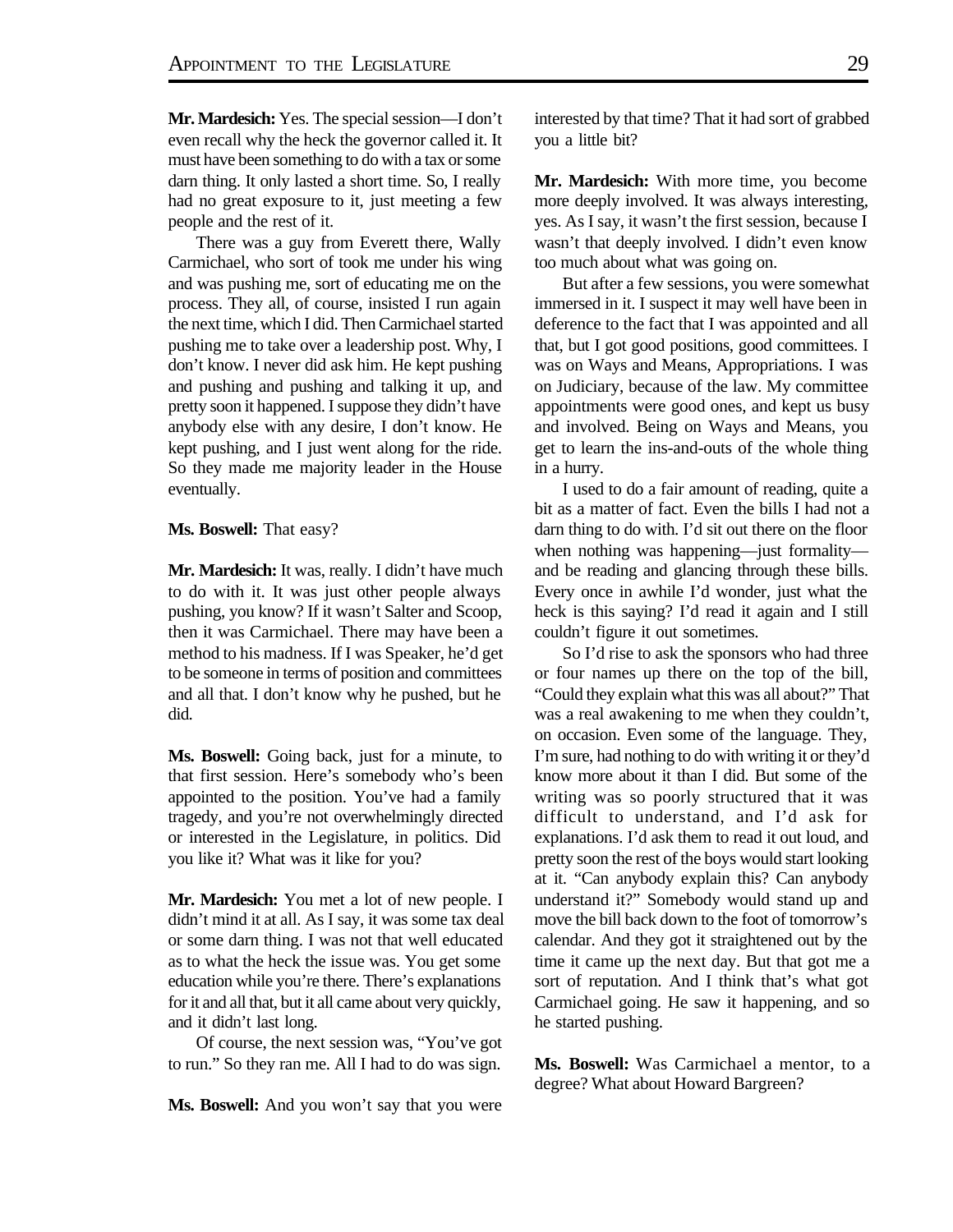**Mr. Mardesich:** Yes. The special session—I don't even recall why the heck the governor called it. It must have been something to do with a tax or some darn thing. It only lasted a short time. So, I really had no great exposure to it, just meeting a few people and the rest of it.

There was a guy from Everett there, Wally Carmichael, who sort of took me under his wing and was pushing me, sort of educating me on the process. They all, of course, insisted I run again the next time, which I did. Then Carmichael started pushing me to take over a leadership post. Why, I don't know. I never did ask him. He kept pushing and pushing and pushing and talking it up, and pretty soon it happened. I suppose they didn't have anybody else with any desire, I don't know. He kept pushing, and I just went along for the ride. So they made me majority leader in the House eventually.

**Ms. Boswell:** That easy?

**Mr. Mardesich:** It was, really. I didn't have much to do with it. It was just other people always pushing, you know? If it wasn't Salter and Scoop, then it was Carmichael. There may have been a method to his madness. If I was Speaker, he'd get to be someone in terms of position and committees and all that. I don't know why he pushed, but he did.

**Ms. Boswell:** Going back, just for a minute, to that first session. Here's somebody who's been appointed to the position. You've had a family tragedy, and you're not overwhelmingly directed or interested in the Legislature, in politics. Did you like it? What was it like for you?

**Mr. Mardesich:** You met a lot of new people. I didn't mind it at all. As I say, it was some tax deal or some darn thing. I was not that well educated as to what the heck the issue was. You get some education while you're there. There's explanations for it and all that, but it all came about very quickly, and it didn't last long.

Of course, the next session was, "You've got to run." So they ran me. All I had to do was sign.

**Ms. Boswell:** And you won't say that you were interested by that time? That it had sort of grabbed you a little bit?

**Mr. Mardesich:** With more time, you become more deeply involved. It was always interesting, yes. As I say, it wasn't the first session, because I wasn't that deeply involved. I didn't even know too much about what was going on.

But after a few sessions, you were somewhat immersed in it. I suspect it may well have been in deference to the fact that I was appointed and all that, but I got good positions, good committees. I was on Ways and Means, Appropriations. I was on Judiciary, because of the law. My committee appointments were good ones, and kept us busy and involved. Being on Ways and Means, you get to learn the ins-and-outs of the whole thing in a hurry.

I used to do a fair amount of reading, quite a bit as a matter of fact. Even the bills I had not a darn thing to do with. I'd sit out there on the floor when nothing was happening—just formality—and be reading and glancing through these bills. Every once in awhile I'd wonder, just what the heck is this saying? I'd read it again and I still couldn't figure it out sometimes.

So I'd rise to ask the sponsors who had three or four names up there on the top of the bill, "Could they explain what this was all about?" That was a real awakening to me when they couldn't, on occasion. Even some of the language. They, I'm sure, had nothing to do with writing it or they'd know more about it than I did. But some of the writing was so poorly structured that it was difficult to understand, and I'd ask for explanations. I'd ask them to read it out loud, and pretty soon the rest of the boys would start looking at it. "Can anybody explain this? Can anybody understand it?" Somebody would stand up and move the bill back down to the foot of tomorrow's calendar. And they got it straightened out by the time it came up the next day. But that got me a sort of reputation. And I think that's what got Carmichael going. He saw it happening, and so he started pushing.

**Ms. Boswell:** Was Carmichael a mentor, to a degree? What about Howard Bargreen?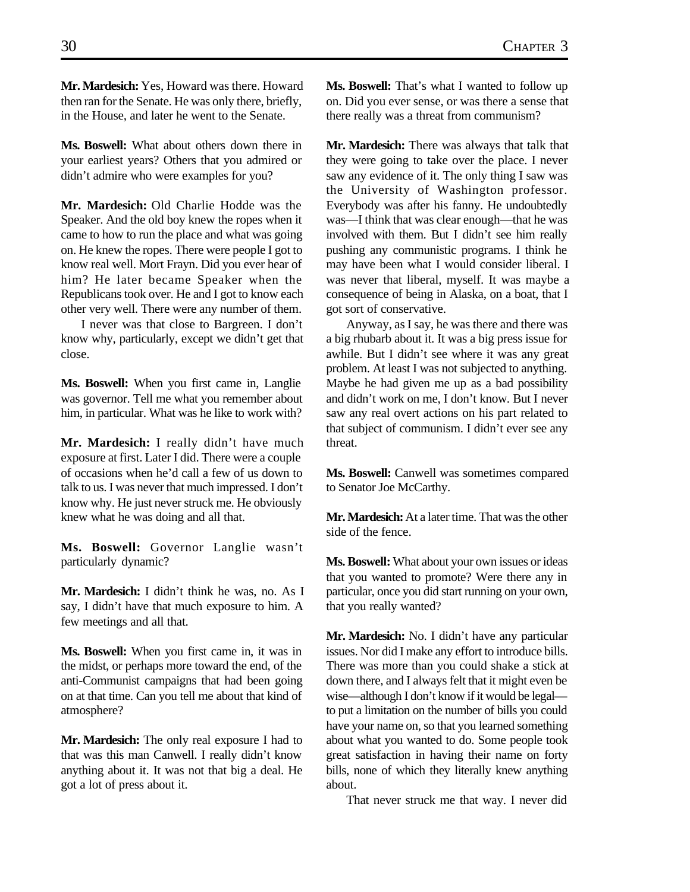**Mr. Mardesich:** Yes, Howard was there. Howard then ran for the Senate. He was only there, briefly, in the House, and later he went to the Senate.

**Ms. Boswell:** What about others down there in your earliest years? Others that you admired or didn't admire who were examples for you?

**Mr. Mardesich:** Old Charlie Hodde was the Speaker. And the old boy knew the ropes when it came to how to run the place and what was going on. He knew the ropes. There were people I got to know real well. Mort Frayn. Did you ever hear of him? He later became Speaker when the Republicans took over. He and I got to know each other very well. There were any number of them.

I never was that close to Bargreen. I don't know why, particularly, except we didn't get that close.

**Ms. Boswell:** When you first came in, Langlie was governor. Tell me what you remember about him, in particular. What was he like to work with?

**Mr. Mardesich:** I really didn't have much exposure at first. Later I did. There were a couple of occasions when he'd call a few of us down to talk to us. I was never that much impressed. I don't know why. He just never struck me. He obviously knew what he was doing and all that.

**Ms. Boswell:** Governor Langlie wasn't particularly dynamic?

**Mr. Mardesich:** I didn't think he was, no. As I say, I didn't have that much exposure to him. A few meetings and all that.

**Ms. Boswell:** When you first came in, it was in the midst, or perhaps more toward the end, of the anti-Communist campaigns that had been going on at that time. Can you tell me about that kind of atmosphere?

**Mr. Mardesich:** The only real exposure I had to that was this man Canwell. I really didn't know anything about it. It was not that big a deal. He got a lot of press about it.

**Ms. Boswell:** That's what I wanted to follow up on. Did you ever sense, or was there a sense that there really was a threat from communism?

**Mr. Mardesich:** There was always that talk that they were going to take over the place. I never saw any evidence of it. The only thing I saw was the University of Washington professor. Everybody was after his fanny. He undoubtedly was—I think that was clear enough—that he was involved with them. But I didn't see him really pushing any communistic programs. I think he may have been what I would consider liberal. I was never that liberal, myself. It was maybe a consequence of being in Alaska, on a boat, that I got sort of conservative.

Anyway, as I say, he was there and there was a big rhubarb about it. It was a big press issue for awhile. But I didn't see where it was any great problem. At least I was not subjected to anything. Maybe he had given me up as a bad possibility and didn't work on me, I don't know. But I never saw any real overt actions on his part related to that subject of communism. I didn't ever see any threat.

**Ms. Boswell:** Canwell was sometimes compared to Senator Joe McCarthy.

**Mr. Mardesich:** At a later time. That was the other side of the fence.

**Ms. Boswell:** What about your own issues or ideas that you wanted to promote? Were there any in particular, once you did start running on your own, that you really wanted?

**Mr. Mardesich:** No. I didn't have any particular issues. Nor did I make any effort to introduce bills. There was more than you could shake a stick at down there, and I always felt that it might even be wise—although I don't know if it would be legal—to put a limitation on the number of bills you could have your name on, so that you learned something about what you wanted to do. Some people took great satisfaction in having their name on forty bills, none of which they literally knew anything about.

That never struck me that way. I never did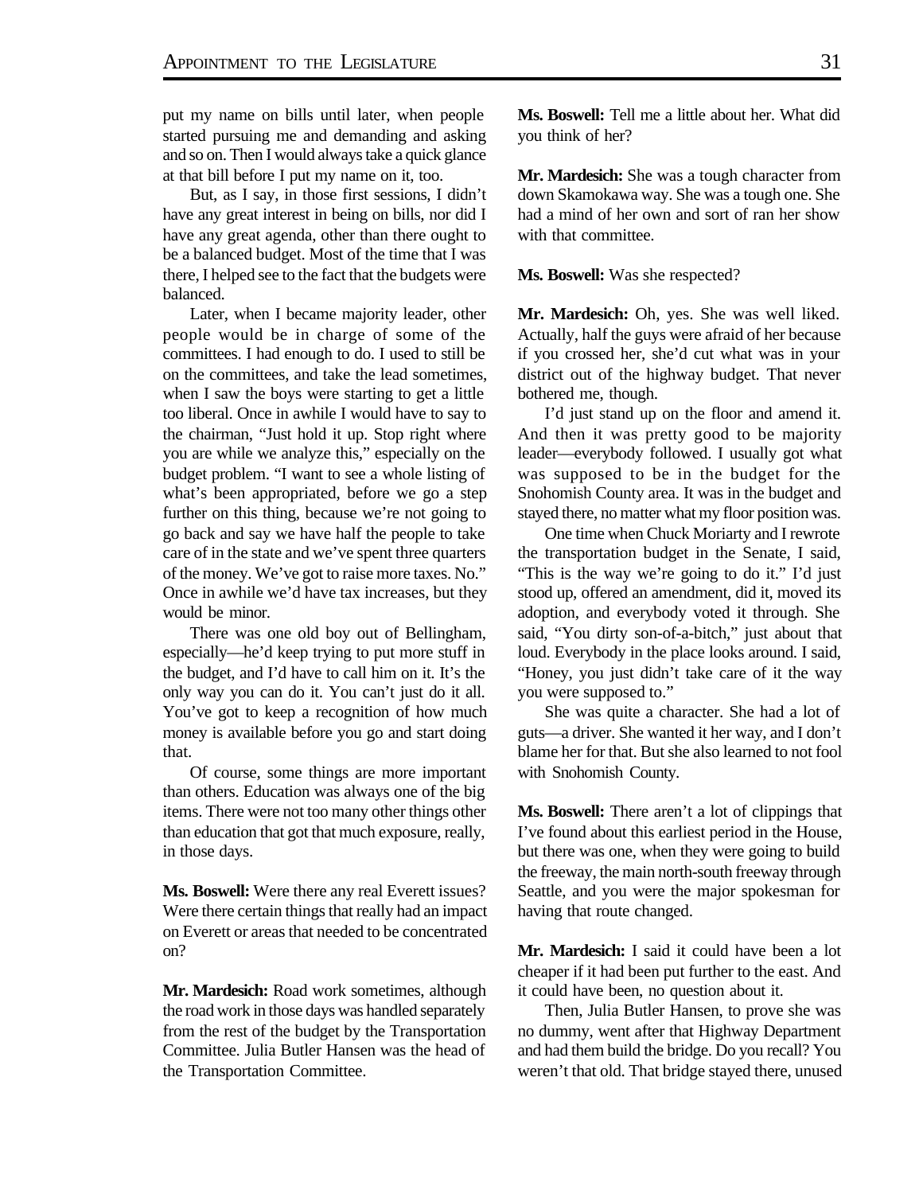put my name on bills until later, when people started pursuing me and demanding and asking and so on. Then I would always take a quick glance at that bill before I put my name on it, too.

But, as I say, in those first sessions, I didn't have any great interest in being on bills, nor did I have any great agenda, other than there ought to be a balanced budget. Most of the time that I was there, I helped see to the fact that the budgets were balanced.

Later, when I became majority leader, other people would be in charge of some of the committees. I had enough to do. I used to still be on the committees, and take the lead sometimes, when I saw the boys were starting to get a little too liberal. Once in awhile I would have to say to the chairman, "Just hold it up. Stop right where you are while we analyze this," especially on the budget problem. "I want to see a whole listing of what's been appropriated, before we go a step further on this thing, because we're not going to go back and say we have half the people to take care of in the state and we've spent three quarters of the money. We've got to raise more taxes. No." Once in awhile we'd have tax increases, but they would be minor.

There was one old boy out of Bellingham, especially—he'd keep trying to put more stuff in the budget, and I'd have to call him on it. It's the only way you can do it. You can't just do it all. You've got to keep a recognition of how much money is available before you go and start doing that.

Of course, some things are more important than others. Education was always one of the big items. There were not too many other things other than education that got that much exposure, really, in those days.

**Ms. Boswell:** Were there any real Everett issues? Were there certain things that really had an impact on Everett or areas that needed to be concentrated on?

**Mr. Mardesich:** Road work sometimes, although the road work in those days was handled separately from the rest of the budget by the Transportation Committee. Julia Butler Hansen was the head of the Transportation Committee.

**Ms. Boswell:** Tell me a little about her. What did you think of her?

**Mr. Mardesich:** She was a tough character from down Skamokawa way. She was a tough one. She had a mind of her own and sort of ran her show with that committee.

**Ms. Boswell:** Was she respected?

**Mr. Mardesich:** Oh, yes. She was well liked. Actually, half the guys were afraid of her because if you crossed her, she'd cut what was in your district out of the highway budget. That never bothered me, though.

I'd just stand up on the floor and amend it. And then it was pretty good to be majority leader—everybody followed. I usually got what was supposed to be in the budget for the Snohomish County area. It was in the budget and stayed there, no matter what my floor position was.

One time when Chuck Moriarty and I rewrote the transportation budget in the Senate, I said, "This is the way we're going to do it." I'd just stood up, offered an amendment, did it, moved its adoption, and everybody voted it through. She said, "You dirty son-of-a-bitch," just about that loud. Everybody in the place looks around. I said, "Honey, you just didn't take care of it the way you were supposed to."

She was quite a character. She had a lot of guts—a driver. She wanted it her way, and I don't blame her for that. But she also learned to not fool with Snohomish County.

**Ms. Boswell:** There aren't a lot of clippings that I've found about this earliest period in the House, but there was one, when they were going to build the freeway, the main north-south freeway through Seattle, and you were the major spokesman for having that route changed.

**Mr. Mardesich:** I said it could have been a lot cheaper if it had been put further to the east. And it could have been, no question about it.

Then, Julia Butler Hansen, to prove she was no dummy, went after that Highway Department and had them build the bridge. Do you recall? You weren't that old. That bridge stayed there, unused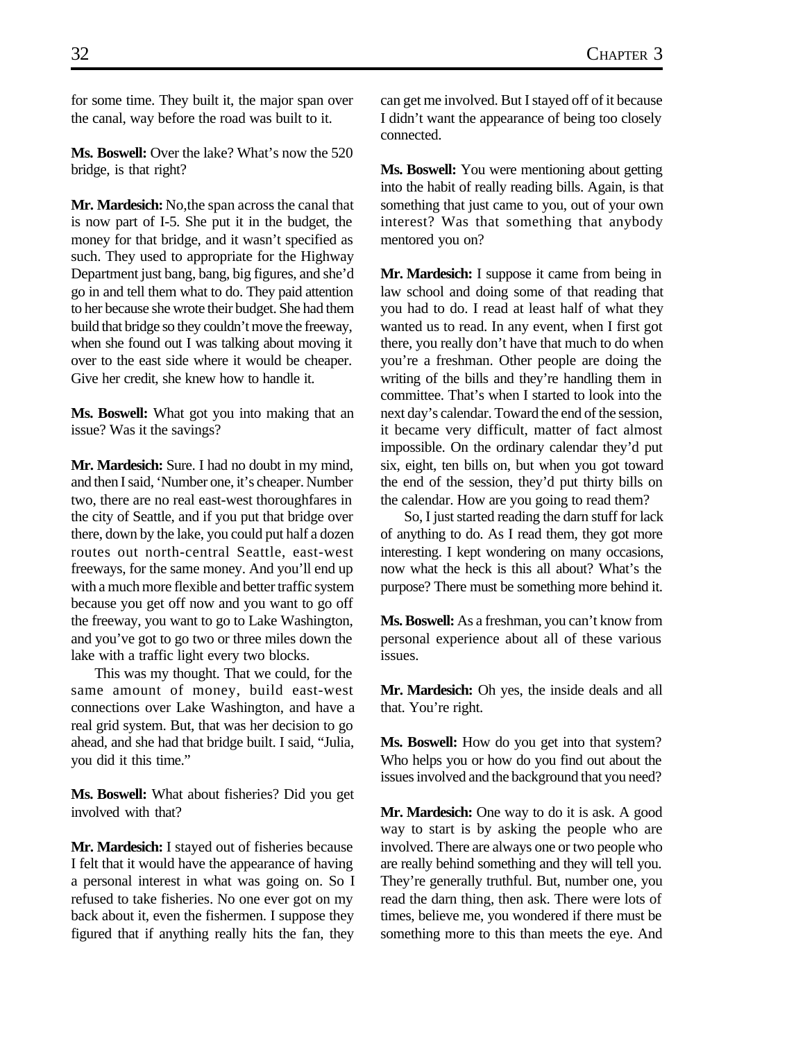for some time. They built it, the major span over the canal, way before the road was built to it.

**Ms. Boswell:** Over the lake? What's now the 520 bridge, is that right?

**Mr. Mardesich:** No,the span across the canal that is now part of I-5. She put it in the budget, the money for that bridge, and it wasn't specified as such. They used to appropriate for the Highway Department just bang, bang, big figures, and she'd go in and tell them what to do. They paid attention to her because she wrote their budget. She had them build that bridge so they couldn't move the freeway, when she found out I was talking about moving it over to the east side where it would be cheaper. Give her credit, she knew how to handle it.

**Ms. Boswell:** What got you into making that an issue? Was it the savings?

**Mr. Mardesich:** Sure. I had no doubt in my mind, and then I said, 'Number one, it's cheaper. Number two, there are no real east-west thoroughfares in the city of Seattle, and if you put that bridge over there, down by the lake, you could put half a dozen routes out north-central Seattle, east-west freeways, for the same money. And you'll end up with a much more flexible and better traffic system because you get off now and you want to go off the freeway, you want to go to Lake Washington, and you've got to go two or three miles down the lake with a traffic light every two blocks.

This was my thought. That we could, for the same amount of money, build east-west connections over Lake Washington, and have a real grid system. But, that was her decision to go ahead, and she had that bridge built. I said, "Julia, you did it this time."

**Ms. Boswell:** What about fisheries? Did you get involved with that?

**Mr. Mardesich:** I stayed out of fisheries because I felt that it would have the appearance of having a personal interest in what was going on. So I refused to take fisheries. No one ever got on my back about it, even the fishermen. I suppose they figured that if anything really hits the fan, they can get me involved. But I stayed off of it because I didn't want the appearance of being too closely connected.

**Ms. Boswell:** You were mentioning about getting into the habit of really reading bills. Again, is that something that just came to you, out of your own interest? Was that something that anybody mentored you on?

**Mr. Mardesich:** I suppose it came from being in law school and doing some of that reading that you had to do. I read at least half of what they wanted us to read. In any event, when I first got there, you really don't have that much to do when you're a freshman. Other people are doing the writing of the bills and they're handling them in committee. That's when I started to look into the next day's calendar. Toward the end of the session, it became very difficult, matter of fact almost impossible. On the ordinary calendar they'd put six, eight, ten bills on, but when you got toward the end of the session, they'd put thirty bills on the calendar. How are you going to read them?

So, I just started reading the darn stuff for lack of anything to do. As I read them, they got more interesting. I kept wondering on many occasions, now what the heck is this all about? What's the purpose? There must be something more behind it.

**Ms. Boswell:** As a freshman, you can't know from personal experience about all of these various issues.

**Mr. Mardesich:** Oh yes, the inside deals and all that. You're right.

**Ms. Boswell:** How do you get into that system? Who helps you or how do you find out about the issues involved and the background that you need?

**Mr. Mardesich:** One way to do it is ask. A good way to start is by asking the people who are involved. There are always one or two people who are really behind something and they will tell you. They're generally truthful. But, number one, you read the darn thing, then ask. There were lots of times, believe me, you wondered if there must be something more to this than meets the eye. And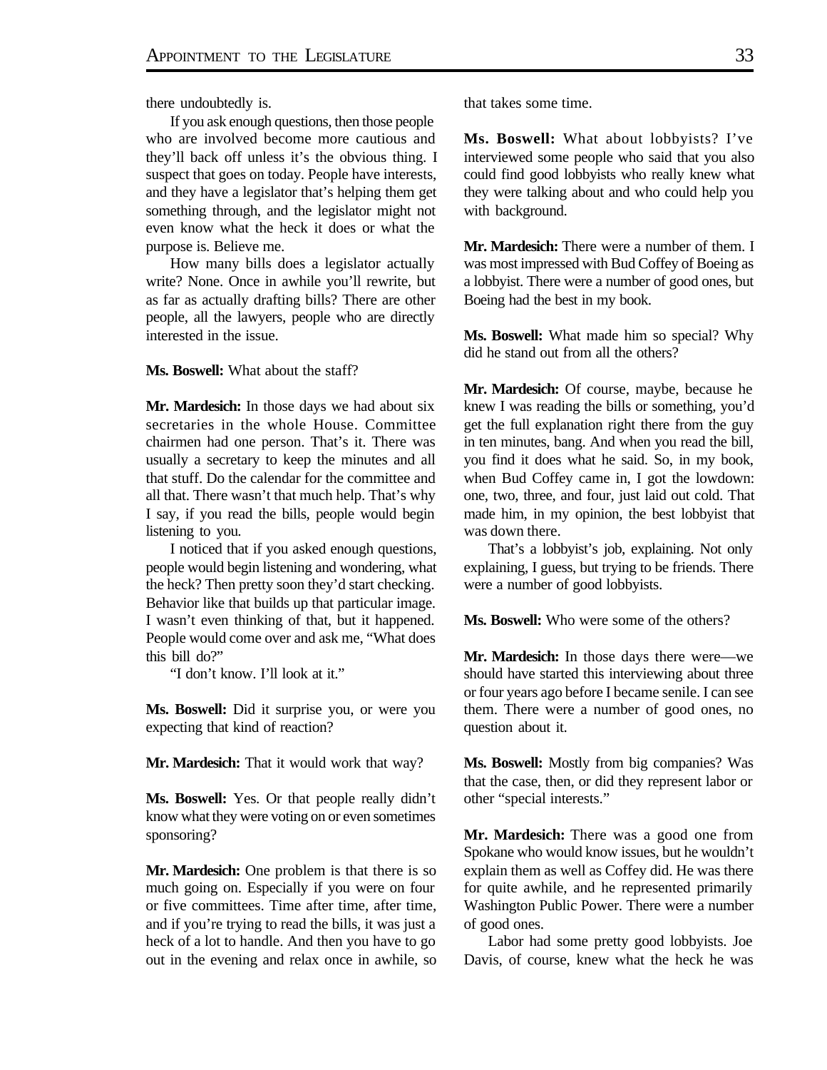there undoubtedly is.

If you ask enough questions, then those people who are involved become more cautious and they'll back off unless it's the obvious thing. I suspect that goes on today. People have interests, and they have a legislator that's helping them get something through, and the legislator might not even know what the heck it does or what the purpose is. Believe me.

How many bills does a legislator actually write? None. Once in awhile you'll rewrite, but as far as actually drafting bills? There are other people, all the lawyers, people who are directly interested in the issue.

**Ms. Boswell:** What about the staff?

**Mr. Mardesich:** In those days we had about six secretaries in the whole House. Committee chairmen had one person. That's it. There was usually a secretary to keep the minutes and all that stuff. Do the calendar for the committee and all that. There wasn't that much help. That's why I say, if you read the bills, people would begin listening to you.

I noticed that if you asked enough questions, people would begin listening and wondering, what the heck? Then pretty soon they'd start checking. Behavior like that builds up that particular image. I wasn't even thinking of that, but it happened. People would come over and ask me, "What does this bill do?"

"I don't know. I'll look at it."

**Ms. Boswell:** Did it surprise you, or were you expecting that kind of reaction?

**Mr. Mardesich:** That it would work that way?

**Ms. Boswell:** Yes. Or that people really didn't know what they were voting on or even sometimes sponsoring?

**Mr. Mardesich:** One problem is that there is so much going on. Especially if you were on four or five committees. Time after time, after time, and if you're trying to read the bills, it was just a heck of a lot to handle. And then you have to go out in the evening and relax once in awhile, so that takes some time.

**Ms. Boswell:** What about lobbyists? I've interviewed some people who said that you also could find good lobbyists who really knew what they were talking about and who could help you with background.

**Mr. Mardesich:** There were a number of them. I was most impressed with Bud Coffey of Boeing as a lobbyist. There were a number of good ones, but Boeing had the best in my book.

**Ms. Boswell:** What made him so special? Why did he stand out from all the others?

**Mr. Mardesich:** Of course, maybe, because he knew I was reading the bills or something, you'd get the full explanation right there from the guy in ten minutes, bang. And when you read the bill, you find it does what he said. So, in my book, when Bud Coffey came in, I got the lowdown: one, two, three, and four, just laid out cold. That made him, in my opinion, the best lobbyist that was down there.

That's a lobbyist's job, explaining. Not only explaining, I guess, but trying to be friends. There were a number of good lobbyists.

**Ms. Boswell:** Who were some of the others?

**Mr. Mardesich:** In those days there were—we should have started this interviewing about three or four years ago before I became senile. I can see them. There were a number of good ones, no question about it.

**Ms. Boswell:** Mostly from big companies? Was that the case, then, or did they represent labor or other "special interests."

**Mr. Mardesich:** There was a good one from Spokane who would know issues, but he wouldn't explain them as well as Coffey did. He was there for quite awhile, and he represented primarily Washington Public Power. There were a number of good ones.

Labor had some pretty good lobbyists. Joe Davis, of course, knew what the heck he was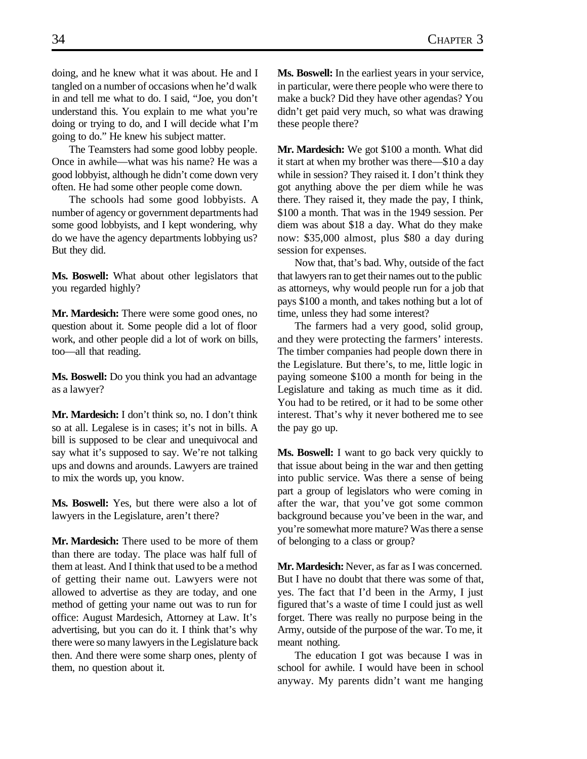doing, and he knew what it was about. He and I tangled on a number of occasions when he'd walk in and tell me what to do. I said, "Joe, you don't understand this. You explain to me what you're doing or trying to do, and I will decide what I'm going to do." He knew his subject matter.

The Teamsters had some good lobby people. Once in awhile—what was his name? He was a good lobbyist, although he didn't come down very often. He had some other people come down.

The schools had some good lobbyists. A number of agency or government departments had some good lobbyists, and I kept wondering, why do we have the agency departments lobbying us? But they did.

**Ms. Boswell:** What about other legislators that you regarded highly?

**Mr. Mardesich:** There were some good ones, no question about it. Some people did a lot of floor work, and other people did a lot of work on bills, too—all that reading.

**Ms. Boswell:** Do you think you had an advantage as a lawyer?

**Mr. Mardesich:** I don't think so, no. I don't think so at all. Legalese is in cases; it's not in bills. A bill is supposed to be clear and unequivocal and say what it's supposed to say. We're not talking ups and downs and arounds. Lawyers are trained to mix the words up, you know.

**Ms. Boswell:** Yes, but there were also a lot of lawyers in the Legislature, aren't there?

**Mr. Mardesich:** There used to be more of them than there are today. The place was half full of them at least. And I think that used to be a method of getting their name out. Lawyers were not allowed to advertise as they are today, and one method of getting your name out was to run for office: August Mardesich, Attorney at Law. It's advertising, but you can do it. I think that's why there were so many lawyers in the Legislature back then. And there were some sharp ones, plenty of them, no question about it.

**Ms. Boswell:** In the earliest years in your service, in particular, were there people who were there to make a buck? Did they have other agendas? You didn't get paid very much, so what was drawing these people there?

**Mr. Mardesich:** We got $100 a month. What did it start at when my brother was there—$10 a day while in session? They raised it. I don't think they got anything above the per diem while he was there. They raised it, they made the pay, I think, $100 a month. That was in the 1949 session. Per diem was about $18 a day. What do they make now: $35,000 almost, plus $80 a day during session for expenses.

Now that, that's bad. Why, outside of the fact that lawyers ran to get their names out to the public as attorneys, why would people run for a job that pays $100 a month, and takes nothing but a lot of time, unless they had some interest?

The farmers had a very good, solid group, and they were protecting the farmers' interests. The timber companies had people down there in the Legislature. But there's, to me, little logic in paying someone $100 a month for being in the Legislature and taking as much time as it did. You had to be retired, or it had to be some other interest. That's why it never bothered me to see the pay go up.

**Ms. Boswell:** I want to go back very quickly to that issue about being in the war and then getting into public service. Was there a sense of being part a group of legislators who were coming in after the war, that you've got some common background because you've been in the war, and you're somewhat more mature? Was there a sense of belonging to a class or group?

**Mr. Mardesich:** Never, as far as I was concerned. But I have no doubt that there was some of that, yes. The fact that I'd been in the Army, I just figured that's a waste of time I could just as well forget. There was really no purpose being in the Army, outside of the purpose of the war. To me, it meant nothing.

The education I got was because I was in school for awhile. I would have been in school anyway. My parents didn't want me hanging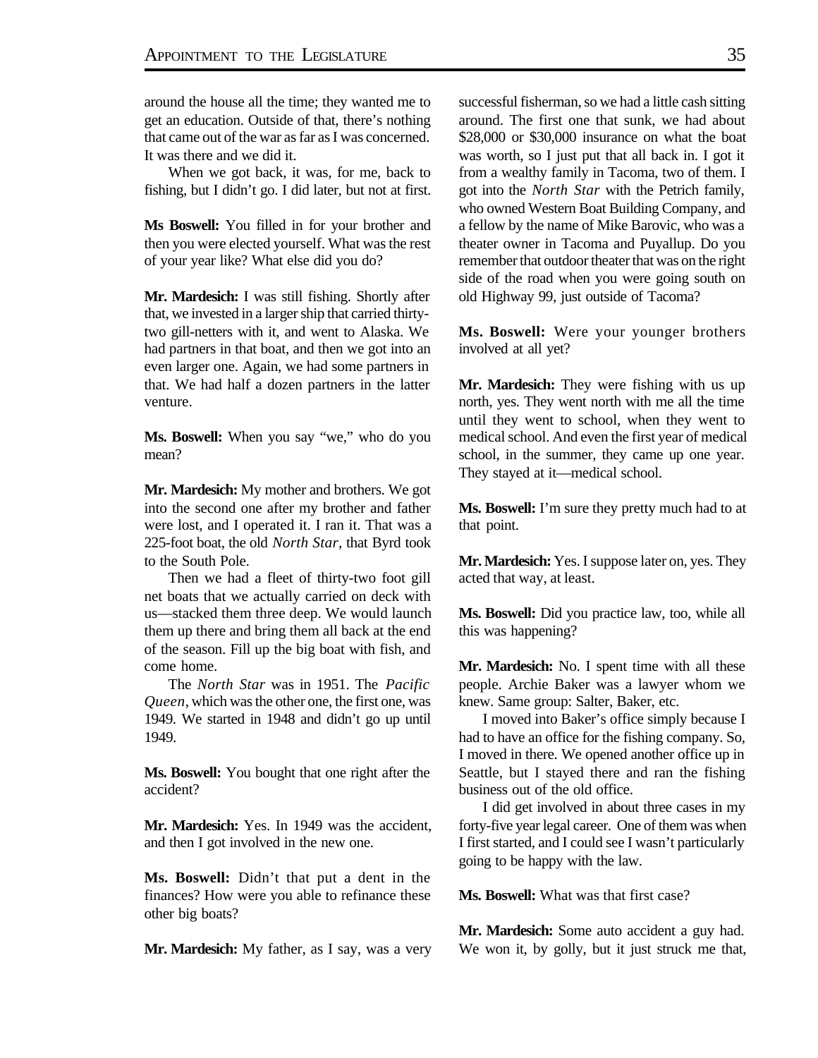around the house all the time; they wanted me to get an education. Outside of that, there's nothing that came out of the war as far as I was concerned. It was there and we did it.

When we got back, it was, for me, back to fishing, but I didn't go. I did later, but not at first.

**Ms Boswell:** You filled in for your brother and then you were elected yourself. What was the rest of your year like? What else did you do?

**Mr. Mardesich:** I was still fishing. Shortly after that, we invested in a larger ship that carried thirty-two gill-netters with it, and went to Alaska. We had partners in that boat, and then we got into an even larger one. Again, we had some partners in that. We had half a dozen partners in the latter venture.

**Ms. Boswell:** When you say "we," who do you mean?

**Mr. Mardesich:** My mother and brothers. We got into the second one after my brother and father were lost, and I operated it. I ran it. That was a 225-foot boat, the old *North Star*, that Byrd took to the South Pole.

Then we had a fleet of thirty-two foot gill net boats that we actually carried on deck with us—stacked them three deep. We would launch them up there and bring them all back at the end of the season. Fill up the big boat with fish, and come home.

The *North Star* was in 1951. The *Pacific Queen*, which was the other one, the first one, was 1949. We started in 1948 and didn't go up until 1949.

**Ms. Boswell:** You bought that one right after the accident?

**Mr. Mardesich:** Yes. In 1949 was the accident, and then I got involved in the new one.

**Ms. Boswell:** Didn't that put a dent in the finances? How were you able to refinance these other big boats?

**Mr. Mardesich:** My father, as I say, was a very successful fisherman, so we had a little cash sitting around. The first one that sunk, we had about $28,000 or $30,000 insurance on what the boat was worth, so I just put that all back in. I got it from a wealthy family in Tacoma, two of them. I got into the *North Star* with the Petrich family, who owned Western Boat Building Company, and a fellow by the name of Mike Barovic, who was a theater owner in Tacoma and Puyallup. Do you remember that outdoor theater that was on the right side of the road when you were going south on old Highway 99, just outside of Tacoma?

**Ms. Boswell:** Were your younger brothers involved at all yet?

**Mr. Mardesich:** They were fishing with us up north, yes. They went north with me all the time until they went to school, when they went to medical school. And even the first year of medical school, in the summer, they came up one year. They stayed at it—medical school.

**Ms. Boswell:** I'm sure they pretty much had to at that point.

**Mr. Mardesich:** Yes. I suppose later on, yes. They acted that way, at least.

**Ms. Boswell:** Did you practice law, too, while all this was happening?

**Mr. Mardesich:** No. I spent time with all these people. Archie Baker was a lawyer whom we knew. Same group: Salter, Baker, etc.

I moved into Baker's office simply because I had to have an office for the fishing company. So, I moved in there. We opened another office up in Seattle, but I stayed there and ran the fishing business out of the old office.

I did get involved in about three cases in my forty-five year legal career. One of them was when I first started, and I could see I wasn't particularly going to be happy with the law.

**Ms. Boswell:** What was that first case?

**Mr. Mardesich:** Some auto accident a guy had. We won it, by golly, but it just struck me that,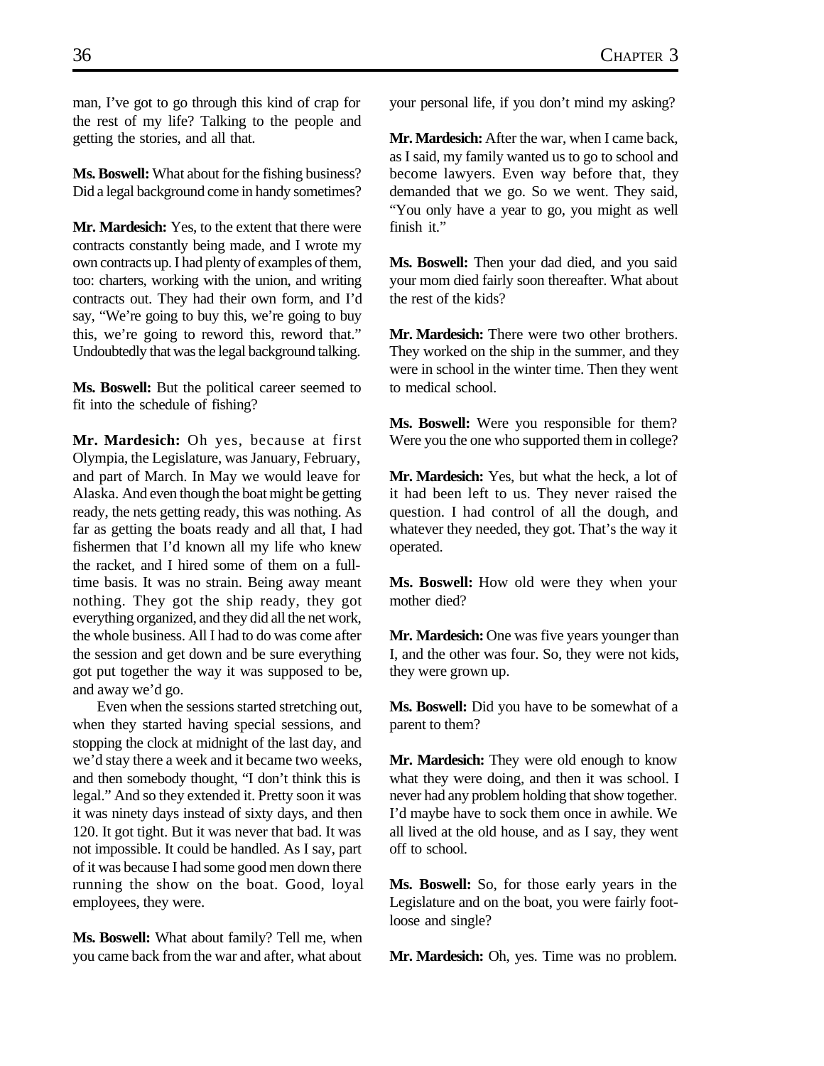man, I've got to go through this kind of crap for the rest of my life? Talking to the people and getting the stories, and all that.

**Ms. Boswell:** What about for the fishing business? Did a legal background come in handy sometimes?

**Mr. Mardesich:** Yes, to the extent that there were contracts constantly being made, and I wrote my own contracts up. I had plenty of examples of them, too: charters, working with the union, and writing contracts out. They had their own form, and I'd say, "We're going to buy this, we're going to buy this, we're going to reword this, reword that." Undoubtedly that was the legal background talking.

**Ms. Boswell:** But the political career seemed to fit into the schedule of fishing?

**Mr. Mardesich:** Oh yes, because at first Olympia, the Legislature, was January, February, and part of March. In May we would leave for Alaska. And even though the boat might be getting ready, the nets getting ready, this was nothing. As far as getting the boats ready and all that, I had fishermen that I'd known all my life who knew the racket, and I hired some of them on a full-time basis. It was no strain. Being away meant nothing. They got the ship ready, they got everything organized, and they did all the net work, the whole business. All I had to do was come after the session and get down and be sure everything got put together the way it was supposed to be, and away we'd go.

Even when the sessions started stretching out, when they started having special sessions, and stopping the clock at midnight of the last day, and we'd stay there a week and it became two weeks, and then somebody thought, "I don't think this is legal." And so they extended it. Pretty soon it was it was ninety days instead of sixty days, and then 120. It got tight. But it was never that bad. It was not impossible. It could be handled. As I say, part of it was because I had some good men down there running the show on the boat. Good, loyal employees, they were.

**Ms. Boswell:** What about family? Tell me, when you came back from the war and after, what about your personal life, if you don't mind my asking?

**Mr. Mardesich:** After the war, when I came back, as I said, my family wanted us to go to school and become lawyers. Even way before that, they demanded that we go. So we went. They said, "You only have a year to go, you might as well finish it."

**Ms. Boswell:** Then your dad died, and you said your mom died fairly soon thereafter. What about the rest of the kids?

**Mr. Mardesich:** There were two other brothers. They worked on the ship in the summer, and they were in school in the winter time. Then they went to medical school.

**Ms. Boswell:** Were you responsible for them? Were you the one who supported them in college?

**Mr. Mardesich:** Yes, but what the heck, a lot of it had been left to us. They never raised the question. I had control of all the dough, and whatever they needed, they got. That's the way it operated.

**Ms. Boswell:** How old were they when your mother died?

**Mr. Mardesich:** One was five years younger than I, and the other was four. So, they were not kids, they were grown up.

**Ms. Boswell:** Did you have to be somewhat of a parent to them?

**Mr. Mardesich:** They were old enough to know what they were doing, and then it was school. I never had any problem holding that show together. I'd maybe have to sock them once in awhile. We all lived at the old house, and as I say, they went off to school.

**Ms. Boswell:** So, for those early years in the Legislature and on the boat, you were fairly foot-loose and single?

**Mr. Mardesich:** Oh, yes. Time was no problem.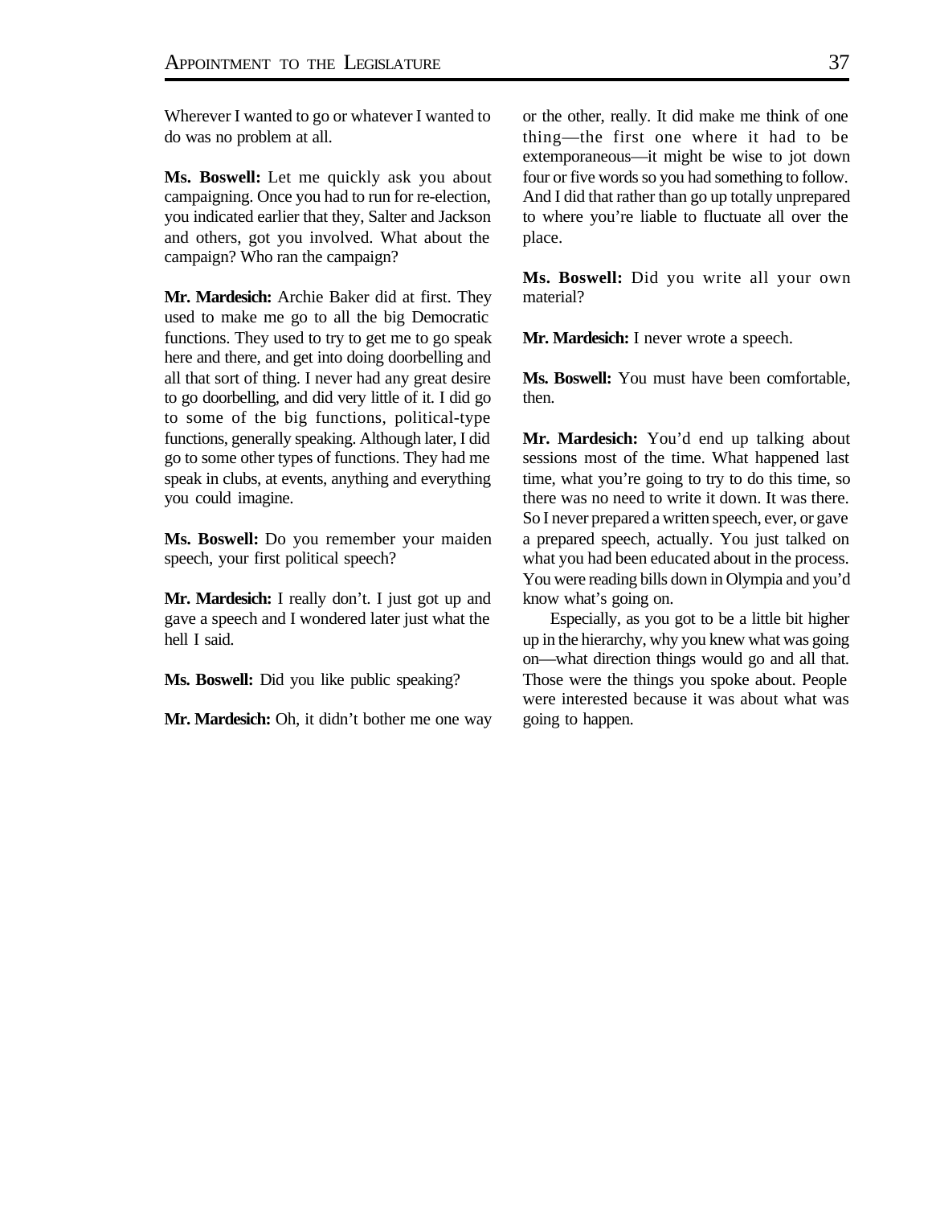Wherever I wanted to go or whatever I wanted to do was no problem at all.

**Ms. Boswell:** Let me quickly ask you about campaigning. Once you had to run for re-election, you indicated earlier that they, Salter and Jackson and others, got you involved. What about the campaign? Who ran the campaign?

**Mr. Mardesich:** Archie Baker did at first. They used to make me go to all the big Democratic functions. They used to try to get me to go speak here and there, and get into doing doorbelling and all that sort of thing. I never had any great desire to go doorbelling, and did very little of it. I did go to some of the big functions, political-type functions, generally speaking. Although later, I did go to some other types of functions. They had me speak in clubs, at events, anything and everything you could imagine.

**Ms. Boswell:** Do you remember your maiden speech, your first political speech?

**Mr. Mardesich:** I really don't. I just got up and gave a speech and I wondered later just what the hell I said.

**Ms. Boswell:** Did you like public speaking?

**Mr. Mardesich:** Oh, it didn't bother me one way or the other, really. It did make me think of one thing—the first one where it had to be extemporaneous—it might be wise to jot down four or five words so you had something to follow. And I did that rather than go up totally unprepared to where you're liable to fluctuate all over the place.

**Ms. Boswell:** Did you write all your own material?

**Mr. Mardesich:** I never wrote a speech.

**Ms. Boswell:** You must have been comfortable, then.

**Mr. Mardesich:** You'd end up talking about sessions most of the time. What happened last time, what you're going to try to do this time, so there was no need to write it down. It was there. So I never prepared a written speech, ever, or gave a prepared speech, actually. You just talked on what you had been educated about in the process. You were reading bills down in Olympia and you'd know what's going on.

Especially, as you got to be a little bit higher up in the hierarchy, why you knew what was going on—what direction things would go and all that. Those were the things you spoke about. People were interested because it was about what was going to happen.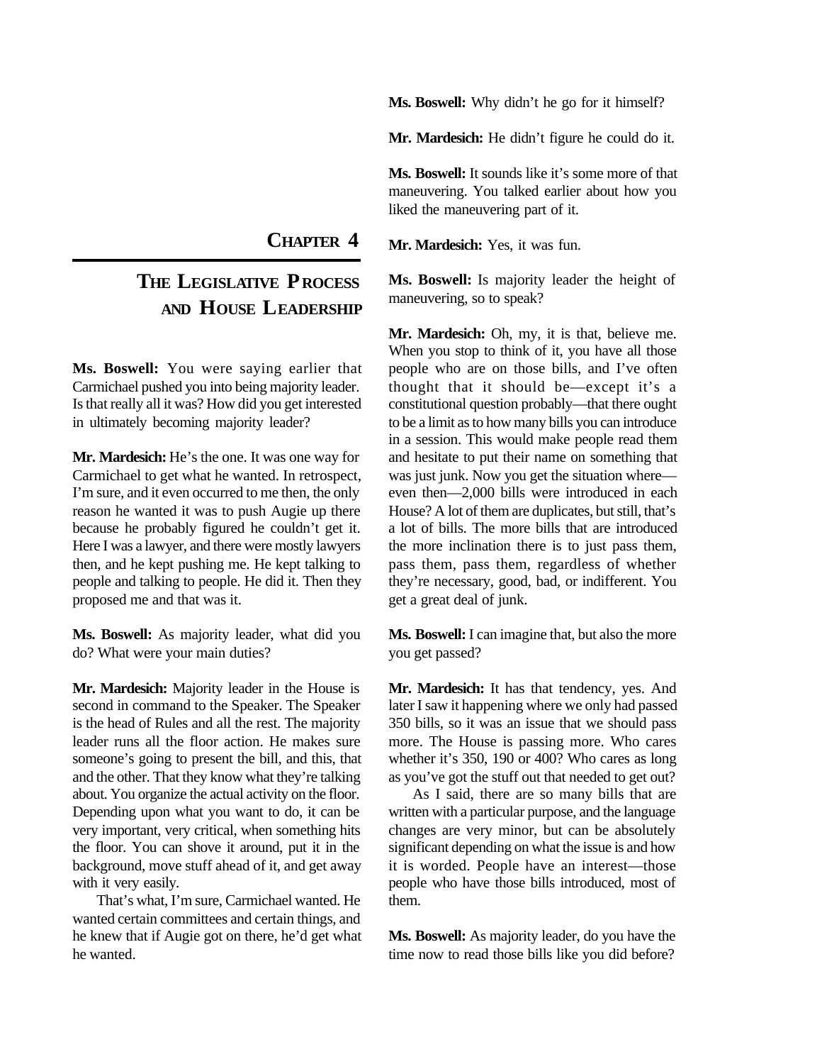# CHAPTER 4

## THE LEGISLATIVE PROCESS AND HOUSE LEADERSHIP

**Ms. Boswell:** You were saying earlier that Carmichael pushed you into being majority leader. Is that really all it was? How did you get interested in ultimately becoming majority leader?

**Mr. Mardesich:** He's the one. It was one way for Carmichael to get what he wanted. In retrospect, I'm sure, and it even occurred to me then, the only reason he wanted it was to push Augie up there because he probably figured he couldn't get it. Here I was a lawyer, and there were mostly lawyers then, and he kept pushing me. He kept talking to people and talking to people. He did it. Then they proposed me and that was it.

**Ms. Boswell:** As majority leader, what did you do? What were your main duties?

**Mr. Mardesich:** Majority leader in the House is second in command to the Speaker. The Speaker is the head of Rules and all the rest. The majority leader runs all the floor action. He makes sure someone's going to present the bill, and this, that and the other. That they know what they're talking about. You organize the actual activity on the floor. Depending upon what you want to do, it can be very important, very critical, when something hits the floor. You can shove it around, put it in the background, move stuff ahead of it, and get away with it very easily.

That's what, I'm sure, Carmichael wanted. He wanted certain committees and certain things, and he knew that if Augie got on there, he'd get what he wanted.

**Ms. Boswell:** Why didn't he go for it himself?

**Mr. Mardesich:** He didn't figure he could do it.

**Ms. Boswell:** It sounds like it's some more of that maneuvering. You talked earlier about how you liked the maneuvering part of it.

**Mr. Mardesich:** Yes, it was fun.

**Ms. Boswell:** Is majority leader the height of maneuvering, so to speak?

**Mr. Mardesich:** Oh, my, it is that, believe me. When you stop to think of it, you have all those people who are on those bills, and I've often thought that it should be—except it's a constitutional question probably—that there ought to be a limit as to how many bills you can introduce in a session. This would make people read them and hesitate to put their name on something that was just junk. Now you get the situation where—even then—2,000 bills were introduced in each House? A lot of them are duplicates, but still, that's a lot of bills. The more bills that are introduced the more inclination there is to just pass them, pass them, pass them, regardless of whether they're necessary, good, bad, or indifferent. You get a great deal of junk.

**Ms. Boswell:** I can imagine that, but also the more you get passed?

**Mr. Mardesich:** It has that tendency, yes. And later I saw it happening where we only had passed 350 bills, so it was an issue that we should pass more. The House is passing more. Who cares whether it's 350, 190 or 400? Who cares as long as you've got the stuff out that needed to get out?

As I said, there are so many bills that are written with a particular purpose, and the language changes are very minor, but can be absolutely significant depending on what the issue is and how it is worded. People have an interest—those people who have those bills introduced, most of them.

**Ms. Boswell:** As majority leader, do you have the time now to read those bills like you did before?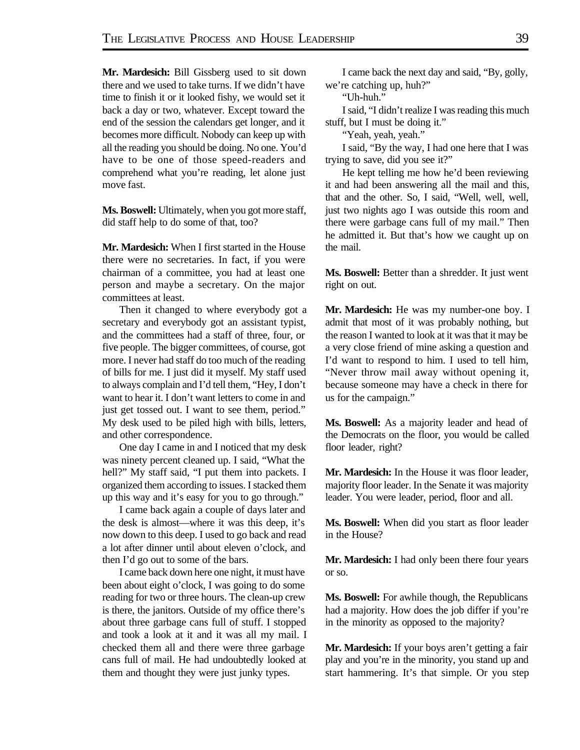**Mr. Mardesich:** Bill Gissberg used to sit down there and we used to take turns. If we didn't have time to finish it or it looked fishy, we would set it back a day or two, whatever. Except toward the end of the session the calendars get longer, and it becomes more difficult. Nobody can keep up with all the reading you should be doing. No one. You'd have to be one of those speed-readers and comprehend what you're reading, let alone just move fast.

**Ms. Boswell:** Ultimately, when you got more staff, did staff help to do some of that, too?

**Mr. Mardesich:** When I first started in the House there were no secretaries. In fact, if you were chairman of a committee, you had at least one person and maybe a secretary. On the major committees at least.

Then it changed to where everybody got a secretary and everybody got an assistant typist, and the committees had a staff of three, four, or five people. The bigger committees, of course, got more. I never had staff do too much of the reading of bills for me. I just did it myself. My staff used to always complain and I'd tell them, "Hey, I don't want to hear it. I don't want letters to come in and just get tossed out. I want to see them, period." My desk used to be piled high with bills, letters, and other correspondence.

One day I came in and I noticed that my desk was ninety percent cleaned up. I said, "What the hell?" My staff said, "I put them into packets. I organized them according to issues. I stacked them up this way and it's easy for you to go through."

I came back again a couple of days later and the desk is almost—where it was this deep, it's now down to this deep. I used to go back and read a lot after dinner until about eleven o'clock, and then I'd go out to some of the bars.

I came back down here one night, it must have been about eight o'clock, I was going to do some reading for two or three hours. The clean-up crew is there, the janitors. Outside of my office there's about three garbage cans full of stuff. I stopped and took a look at it and it was all my mail. I checked them all and there were three garbage cans full of mail. He had undoubtedly looked at them and thought they were just junky types.

I came back the next day and said, "By, golly, we're catching up, huh?"

"Uh-huh."

I said, "I didn't realize I was reading this much stuff, but I must be doing it."

"Yeah, yeah, yeah."

I said, "By the way, I had one here that I was trying to save, did you see it?"

He kept telling me how he'd been reviewing it and had been answering all the mail and this, that and the other. So, I said, "Well, well, well, just two nights ago I was outside this room and there were garbage cans full of my mail." Then he admitted it. But that's how we caught up on the mail.

**Ms. Boswell:** Better than a shredder. It just went right on out.

**Mr. Mardesich:** He was my number-one boy. I admit that most of it was probably nothing, but the reason I wanted to look at it was that it may be a very close friend of mine asking a question and I'd want to respond to him. I used to tell him, "Never throw mail away without opening it, because someone may have a check in there for us for the campaign."

**Ms. Boswell:** As a majority leader and head of the Democrats on the floor, you would be called floor leader, right?

**Mr. Mardesich:** In the House it was floor leader, majority floor leader. In the Senate it was majority leader. You were leader, period, floor and all.

**Ms. Boswell:** When did you start as floor leader in the House?

**Mr. Mardesich:** I had only been there four years or so.

**Ms. Boswell:** For awhile though, the Republicans had a majority. How does the job differ if you're in the minority as opposed to the majority?

**Mr. Mardesich:** If your boys aren't getting a fair play and you're in the minority, you stand up and start hammering. It's that simple. Or you step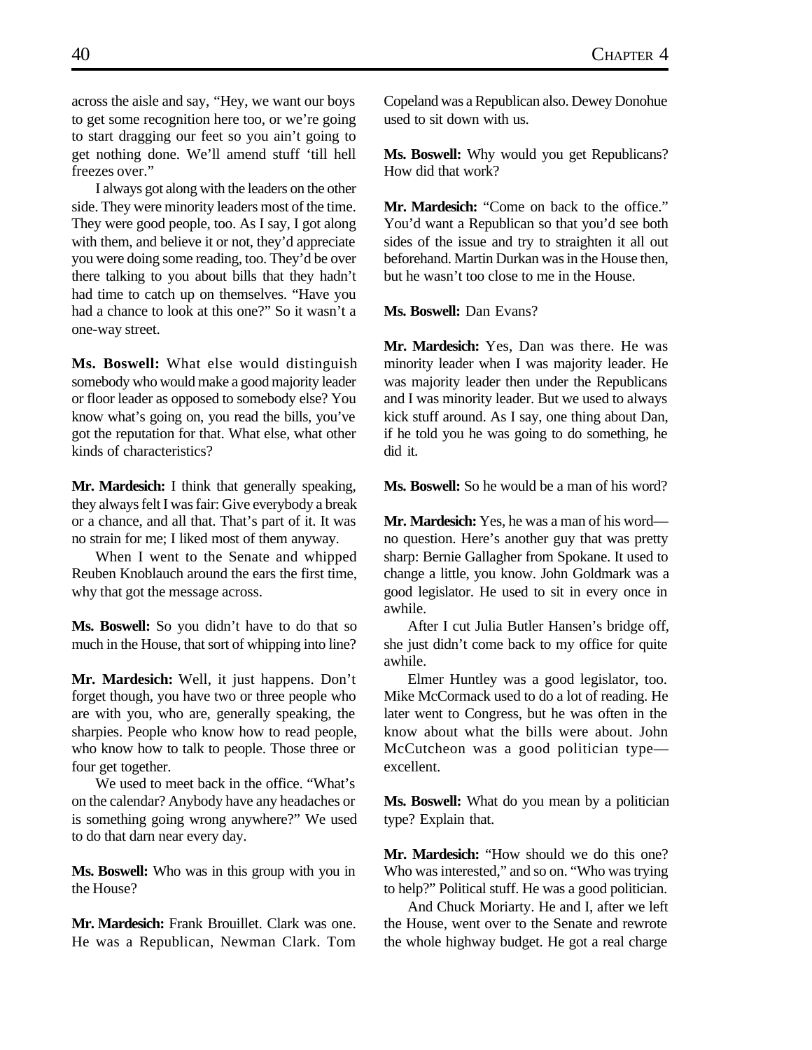across the aisle and say, "Hey, we want our boys to get some recognition here too, or we're going to start dragging our feet so you ain't going to get nothing done. We'll amend stuff 'till hell freezes over."

I always got along with the leaders on the other side. They were minority leaders most of the time. They were good people, too. As I say, I got along with them, and believe it or not, they'd appreciate you were doing some reading, too. They'd be over there talking to you about bills that they hadn't had time to catch up on themselves. "Have you had a chance to look at this one?" So it wasn't a one-way street.

**Ms. Boswell:** What else would distinguish somebody who would make a good majority leader or floor leader as opposed to somebody else? You know what's going on, you read the bills, you've got the reputation for that. What else, what other kinds of characteristics?

**Mr. Mardesich:** I think that generally speaking, they always felt I was fair: Give everybody a break or a chance, and all that. That's part of it. It was no strain for me; I liked most of them anyway.

When I went to the Senate and whipped Reuben Knoblauch around the ears the first time, why that got the message across.

**Ms. Boswell:** So you didn't have to do that so much in the House, that sort of whipping into line?

**Mr. Mardesich:** Well, it just happens. Don't forget though, you have two or three people who are with you, who are, generally speaking, the sharpies. People who know how to read people, who know how to talk to people. Those three or four get together.

We used to meet back in the office. "What's on the calendar? Anybody have any headaches or is something going wrong anywhere?" We used to do that darn near every day.

**Ms. Boswell:** Who was in this group with you in the House?

**Mr. Mardesich:** Frank Brouillet. Clark was one. He was a Republican, Newman Clark. Tom Copeland was a Republican also. Dewey Donohue used to sit down with us.

**Ms. Boswell:** Why would you get Republicans? How did that work?

**Mr. Mardesich:** "Come on back to the office." You'd want a Republican so that you'd see both sides of the issue and try to straighten it all out beforehand. Martin Durkan was in the House then, but he wasn't too close to me in the House.

**Ms. Boswell:** Dan Evans?

**Mr. Mardesich:** Yes, Dan was there. He was minority leader when I was majority leader. He was majority leader then under the Republicans and I was minority leader. But we used to always kick stuff around. As I say, one thing about Dan, if he told you he was going to do something, he did it.

**Ms. Boswell:** So he would be a man of his word?

**Mr. Mardesich:** Yes, he was a man of his word—no question. Here's another guy that was pretty sharp: Bernie Gallagher from Spokane. It used to change a little, you know. John Goldmark was a good legislator. He used to sit in every once in awhile.

After I cut Julia Butler Hansen's bridge off, she just didn't come back to my office for quite awhile.

Elmer Huntley was a good legislator, too. Mike McCormack used to do a lot of reading. He later went to Congress, but he was often in the know about what the bills were about. John McCutcheon was a good politician type—excellent.

**Ms. Boswell:** What do you mean by a politician type? Explain that.

**Mr. Mardesich:** "How should we do this one? Who was interested," and so on. "Who was trying to help?" Political stuff. He was a good politician.

And Chuck Moriarty. He and I, after we left the House, went over to the Senate and rewrote the whole highway budget. He got a real charge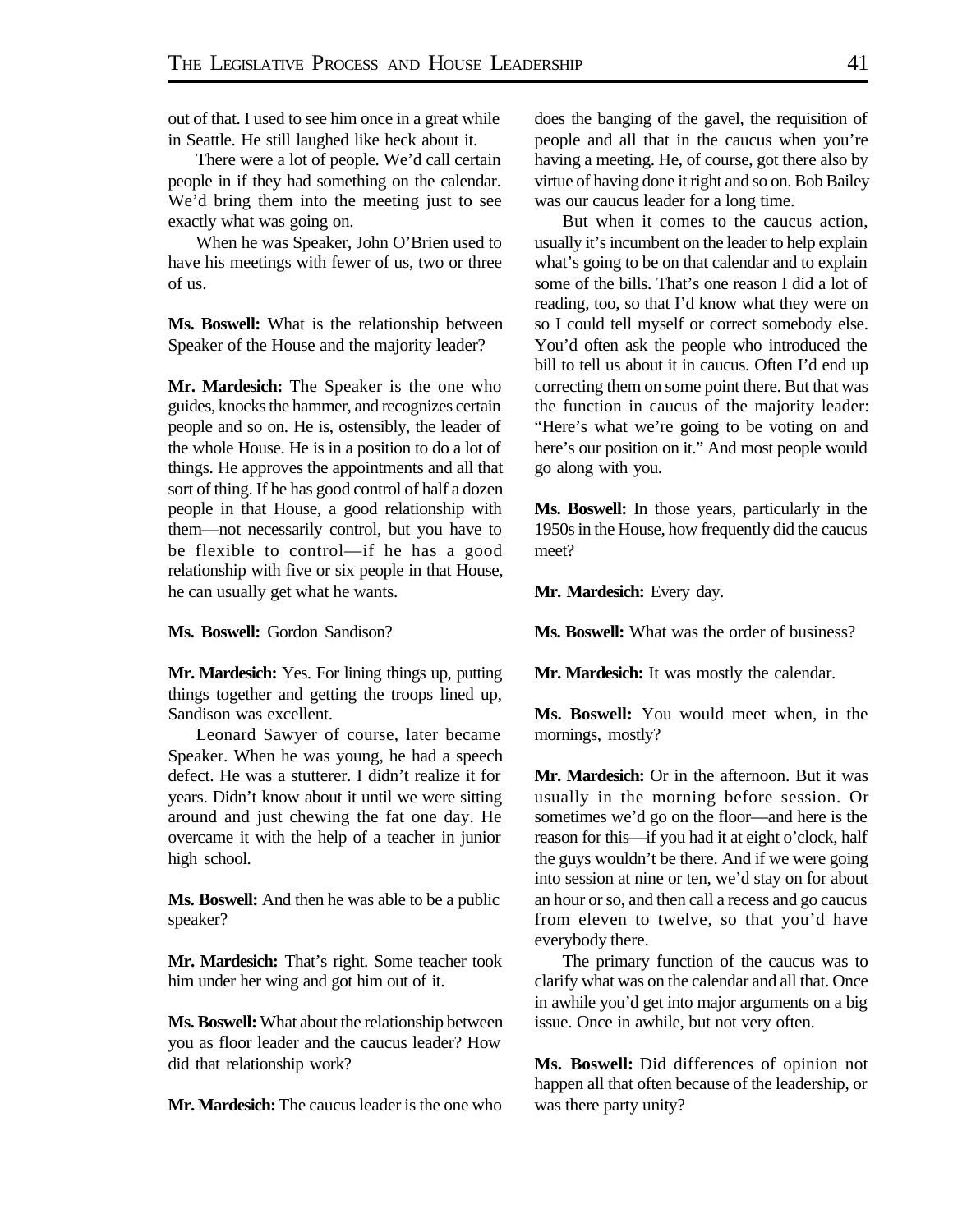out of that. I used to see him once in a great while in Seattle. He still laughed like heck about it.

There were a lot of people. We'd call certain people in if they had something on the calendar. We'd bring them into the meeting just to see exactly what was going on.

When he was Speaker, John O'Brien used to have his meetings with fewer of us, two or three of us.

**Ms. Boswell:** What is the relationship between Speaker of the House and the majority leader?

**Mr. Mardesich:** The Speaker is the one who guides, knocks the hammer, and recognizes certain people and so on. He is, ostensibly, the leader of the whole House. He is in a position to do a lot of things. He approves the appointments and all that sort of thing. If he has good control of half a dozen people in that House, a good relationship with them—not necessarily control, but you have to be flexible to control—if he has a good relationship with five or six people in that House, he can usually get what he wants.

**Ms. Boswell:** Gordon Sandison?

**Mr. Mardesich:** Yes. For lining things up, putting things together and getting the troops lined up, Sandison was excellent.

Leonard Sawyer of course, later became Speaker. When he was young, he had a speech defect. He was a stutterer. I didn't realize it for years. Didn't know about it until we were sitting around and just chewing the fat one day. He overcame it with the help of a teacher in junior high school.

**Ms. Boswell:** And then he was able to be a public speaker?

**Mr. Mardesich:** That's right. Some teacher took him under her wing and got him out of it.

**Ms. Boswell:** What about the relationship between you as floor leader and the caucus leader? How did that relationship work?

**Mr. Mardesich:** The caucus leader is the one who does the banging of the gavel, the requisition of people and all that in the caucus when you're having a meeting. He, of course, got there also by virtue of having done it right and so on. Bob Bailey was our caucus leader for a long time.

But when it comes to the caucus action, usually it's incumbent on the leader to help explain what's going to be on that calendar and to explain some of the bills. That's one reason I did a lot of reading, too, so that I'd know what they were on so I could tell myself or correct somebody else. You'd often ask the people who introduced the bill to tell us about it in caucus. Often I'd end up correcting them on some point there. But that was the function in caucus of the majority leader: "Here's what we're going to be voting on and here's our position on it." And most people would go along with you.

**Ms. Boswell:** In those years, particularly in the 1950s in the House, how frequently did the caucus meet?

**Mr. Mardesich:** Every day.

**Ms. Boswell:** What was the order of business?

**Mr. Mardesich:** It was mostly the calendar.

**Ms. Boswell:** You would meet when, in the mornings, mostly?

**Mr. Mardesich:** Or in the afternoon. But it was usually in the morning before session. Or sometimes we'd go on the floor—and here is the reason for this—if you had it at eight o'clock, half the guys wouldn't be there. And if we were going into session at nine or ten, we'd stay on for about an hour or so, and then call a recess and go caucus from eleven to twelve, so that you'd have everybody there.

The primary function of the caucus was to clarify what was on the calendar and all that. Once in awhile you'd get into major arguments on a big issue. Once in awhile, but not very often.

**Ms. Boswell:** Did differences of opinion not happen all that often because of the leadership, or was there party unity?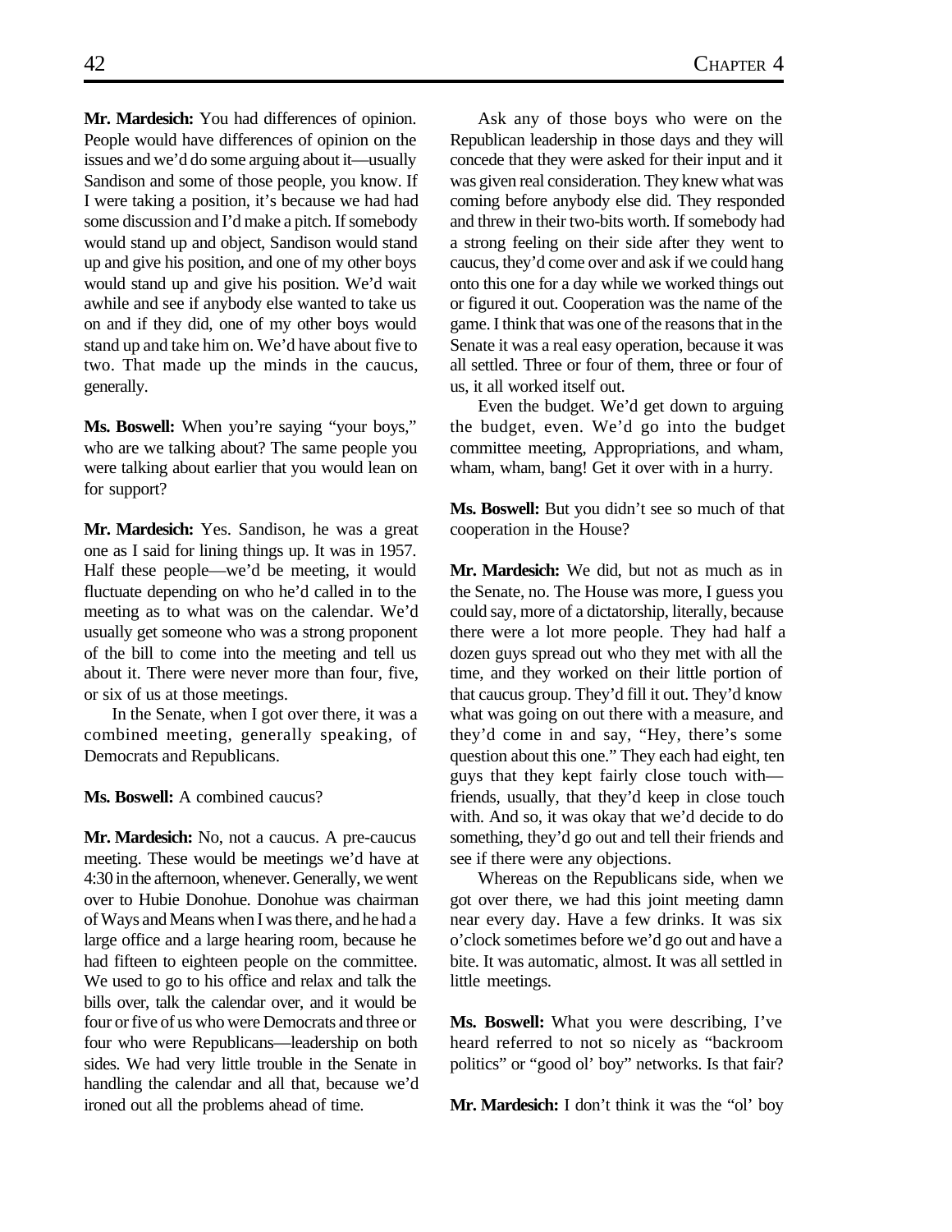**Mr. Mardesich:** You had differences of opinion. People would have differences of opinion on the issues and we'd do some arguing about it—usually Sandison and some of those people, you know. If I were taking a position, it's because we had had some discussion and I'd make a pitch. If somebody would stand up and object, Sandison would stand up and give his position, and one of my other boys would stand up and give his position. We'd wait awhile and see if anybody else wanted to take us on and if they did, one of my other boys would stand up and take him on. We'd have about five to two. That made up the minds in the caucus, generally.

**Ms. Boswell:** When you're saying "your boys," who are we talking about? The same people you were talking about earlier that you would lean on for support?

**Mr. Mardesich:** Yes. Sandison, he was a great one as I said for lining things up. It was in 1957. Half these people—we'd be meeting, it would fluctuate depending on who he'd called in to the meeting as to what was on the calendar. We'd usually get someone who was a strong proponent of the bill to come into the meeting and tell us about it. There were never more than four, five, or six of us at those meetings.

In the Senate, when I got over there, it was a combined meeting, generally speaking, of Democrats and Republicans.

**Ms. Boswell:** A combined caucus?

**Mr. Mardesich:** No, not a caucus. A pre-caucus meeting. These would be meetings we'd have at 4:30 in the afternoon, whenever. Generally, we went over to Hubie Donohue. Donohue was chairman of Ways and Means when I was there, and he had a large office and a large hearing room, because he had fifteen to eighteen people on the committee. We used to go to his office and relax and talk the bills over, talk the calendar over, and it would be four or five of us who were Democrats and three or four who were Republicans—leadership on both sides. We had very little trouble in the Senate in handling the calendar and all that, because we'd ironed out all the problems ahead of time.

Ask any of those boys who were on the Republican leadership in those days and they will concede that they were asked for their input and it was given real consideration. They knew what was coming before anybody else did. They responded and threw in their two-bits worth. If somebody had a strong feeling on their side after they went to caucus, they'd come over and ask if we could hang onto this one for a day while we worked things out or figured it out. Cooperation was the name of the game. I think that was one of the reasons that in the Senate it was a real easy operation, because it was all settled. Three or four of them, three or four of us, it all worked itself out.

Even the budget. We'd get down to arguing the budget, even. We'd go into the budget committee meeting, Appropriations, and wham, wham, wham, bang! Get it over with in a hurry.

**Ms. Boswell:** But you didn't see so much of that cooperation in the House?

**Mr. Mardesich:** We did, but not as much as in the Senate, no. The House was more, I guess you could say, more of a dictatorship, literally, because there were a lot more people. They had half a dozen guys spread out who they met with all the time, and they worked on their little portion of that caucus group. They'd fill it out. They'd know what was going on out there with a measure, and they'd come in and say, "Hey, there's some question about this one." They each had eight, ten guys that they kept fairly close touch with—friends, usually, that they'd keep in close touch with. And so, it was okay that we'd decide to do something, they'd go out and tell their friends and see if there were any objections.

Whereas on the Republicans side, when we got over there, we had this joint meeting damn near every day. Have a few drinks. It was six o'clock sometimes before we'd go out and have a bite. It was automatic, almost. It was all settled in little meetings.

**Ms. Boswell:** What you were describing, I've heard referred to not so nicely as "backroom politics" or "good ol' boy" networks. Is that fair?

**Mr. Mardesich:** I don't think it was the "ol' boy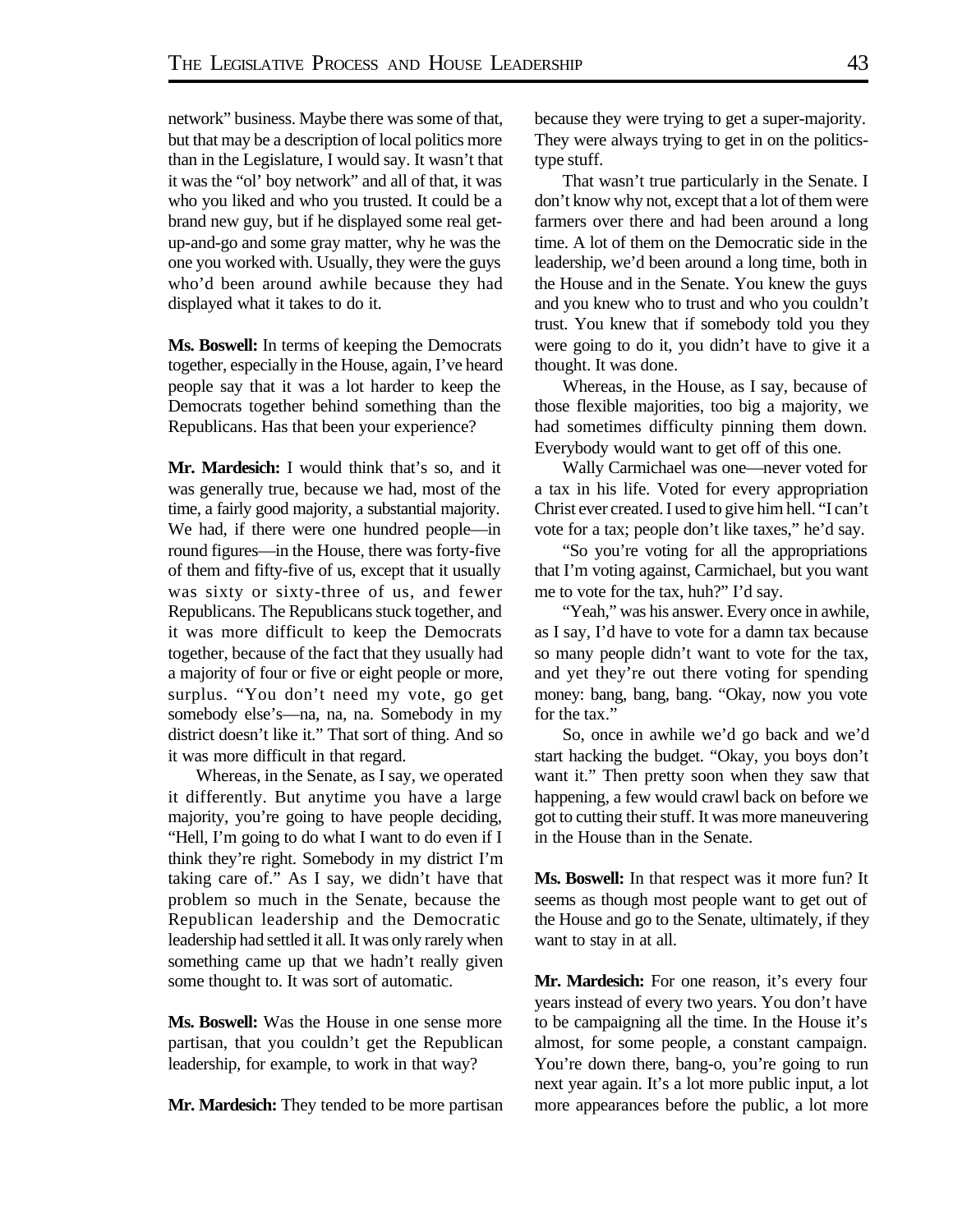network" business. Maybe there was some of that, but that may be a description of local politics more than in the Legislature, I would say. It wasn't that it was the "ol' boy network" and all of that, it was who you liked and who you trusted. It could be a brand new guy, but if he displayed some real get-up-and-go and some gray matter, why he was the one you worked with. Usually, they were the guys who'd been around awhile because they had displayed what it takes to do it.

**Ms. Boswell:** In terms of keeping the Democrats together, especially in the House, again, I've heard people say that it was a lot harder to keep the Democrats together behind something than the Republicans. Has that been your experience?

**Mr. Mardesich:** I would think that's so, and it was generally true, because we had, most of the time, a fairly good majority, a substantial majority. We had, if there were one hundred people—in round figures—in the House, there was forty-five of them and fifty-five of us, except that it usually was sixty or sixty-three of us, and fewer Republicans. The Republicans stuck together, and it was more difficult to keep the Democrats together, because of the fact that they usually had a majority of four or five or eight people or more, surplus. "You don't need my vote, go get somebody else's—na, na, na. Somebody in my district doesn't like it." That sort of thing. And so it was more difficult in that regard.

Whereas, in the Senate, as I say, we operated it differently. But anytime you have a large majority, you're going to have people deciding, "Hell, I'm going to do what I want to do even if I think they're right. Somebody in my district I'm taking care of." As I say, we didn't have that problem so much in the Senate, because the Republican leadership and the Democratic leadership had settled it all. It was only rarely when something came up that we hadn't really given some thought to. It was sort of automatic.

**Ms. Boswell:** Was the House in one sense more partisan, that you couldn't get the Republican leadership, for example, to work in that way?

**Mr. Mardesich:** They tended to be more partisan because they were trying to get a super-majority. They were always trying to get in on the politics-type stuff.

That wasn't true particularly in the Senate. I don't know why not, except that a lot of them were farmers over there and had been around a long time. A lot of them on the Democratic side in the leadership, we'd been around a long time, both in the House and in the Senate. You knew the guys and you knew who to trust and who you couldn't trust. You knew that if somebody told you they were going to do it, you didn't have to give it a thought. It was done.

Whereas, in the House, as I say, because of those flexible majorities, too big a majority, we had sometimes difficulty pinning them down. Everybody would want to get off of this one.

Wally Carmichael was one—never voted for a tax in his life. Voted for every appropriation Christ ever created. I used to give him hell. "I can't vote for a tax; people don't like taxes," he'd say.

"So you're voting for all the appropriations that I'm voting against, Carmichael, but you want me to vote for the tax, huh?" I'd say.

"Yeah," was his answer. Every once in awhile, as I say, I'd have to vote for a damn tax because so many people didn't want to vote for the tax, and yet they're out there voting for spending money: bang, bang, bang. "Okay, now you vote for the tax."

So, once in awhile we'd go back and we'd start hacking the budget. "Okay, you boys don't want it." Then pretty soon when they saw that happening, a few would crawl back on before we got to cutting their stuff. It was more maneuvering in the House than in the Senate.

**Ms. Boswell:** In that respect was it more fun? It seems as though most people want to get out of the House and go to the Senate, ultimately, if they want to stay in at all.

**Mr. Mardesich:** For one reason, it's every four years instead of every two years. You don't have to be campaigning all the time. In the House it's almost, for some people, a constant campaign. You're down there, bang-o, you're going to run next year again. It's a lot more public input, a lot more appearances before the public, a lot more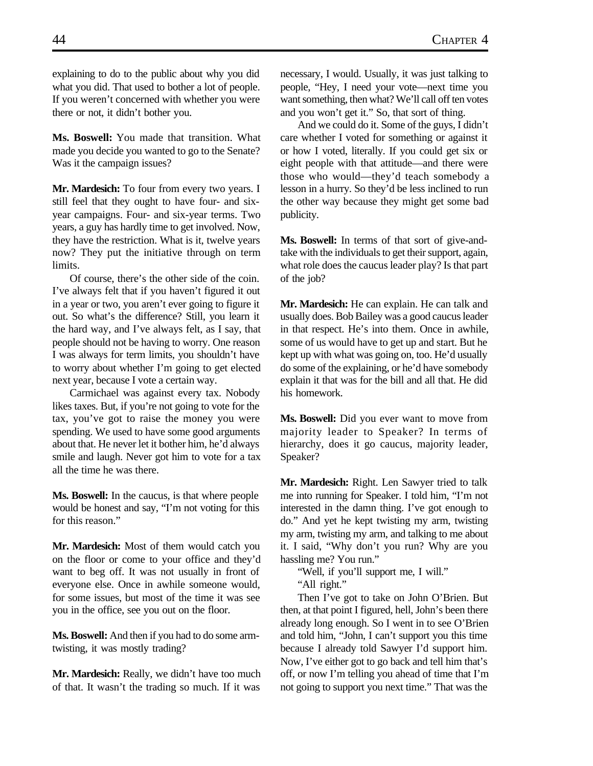explaining to do to the public about why you did what you did. That used to bother a lot of people. If you weren't concerned with whether you were there or not, it didn't bother you.

**Ms. Boswell:** You made that transition. What made you decide you wanted to go to the Senate? Was it the campaign issues?

**Mr. Mardesich:** To four from every two years. I still feel that they ought to have four- and six-year campaigns. Four- and six-year terms. Two years, a guy has hardly time to get involved. Now, they have the restriction. What is it, twelve years now? They put the initiative through on term limits.

Of course, there's the other side of the coin. I've always felt that if you haven't figured it out in a year or two, you aren't ever going to figure it out. So what's the difference? Still, you learn it the hard way, and I've always felt, as I say, that people should not be having to worry. One reason I was always for term limits, you shouldn't have to worry about whether I'm going to get elected next year, because I vote a certain way.

Carmichael was against every tax. Nobody likes taxes. But, if you're not going to vote for the tax, you've got to raise the money you were spending. We used to have some good arguments about that. He never let it bother him, he'd always smile and laugh. Never got him to vote for a tax all the time he was there.

**Ms. Boswell:** In the caucus, is that where people would be honest and say, "I'm not voting for this for this reason."

**Mr. Mardesich:** Most of them would catch you on the floor or come to your office and they'd want to beg off. It was not usually in front of everyone else. Once in awhile someone would, for some issues, but most of the time it was see you in the office, see you out on the floor.

**Ms. Boswell:** And then if you had to do some arm-twisting, it was mostly trading?

**Mr. Mardesich:** Really, we didn't have too much of that. It wasn't the trading so much. If it was necessary, I would. Usually, it was just talking to people, "Hey, I need your vote—next time you want something, then what? We'll call off ten votes and you won't get it." So, that sort of thing.

And we could do it. Some of the guys, I didn't care whether I voted for something or against it or how I voted, literally. If you could get six or eight people with that attitude—and there were those who would—they'd teach somebody a lesson in a hurry. So they'd be less inclined to run the other way because they might get some bad publicity.

**Ms. Boswell:** In terms of that sort of give-and-take with the individuals to get their support, again, what role does the caucus leader play? Is that part of the job?

**Mr. Mardesich:** He can explain. He can talk and usually does. Bob Bailey was a good caucus leader in that respect. He's into them. Once in awhile, some of us would have to get up and start. But he kept up with what was going on, too. He'd usually do some of the explaining, or he'd have somebody explain it that was for the bill and all that. He did his homework.

**Ms. Boswell:** Did you ever want to move from majority leader to Speaker? In terms of hierarchy, does it go caucus, majority leader, Speaker?

**Mr. Mardesich:** Right. Len Sawyer tried to talk me into running for Speaker. I told him, "I'm not interested in the damn thing. I've got enough to do." And yet he kept twisting my arm, twisting my arm, twisting my arm, and talking to me about it. I said, "Why don't you run? Why are you hassling me? You run."

"Well, if you'll support me, I will."

"All right."

Then I've got to take on John O'Brien. But then, at that point I figured, hell, John's been there already long enough. So I went in to see O'Brien and told him, "John, I can't support you this time because I already told Sawyer I'd support him. Now, I've either got to go back and tell him that's off, or now I'm telling you ahead of time that I'm not going to support you next time." That was the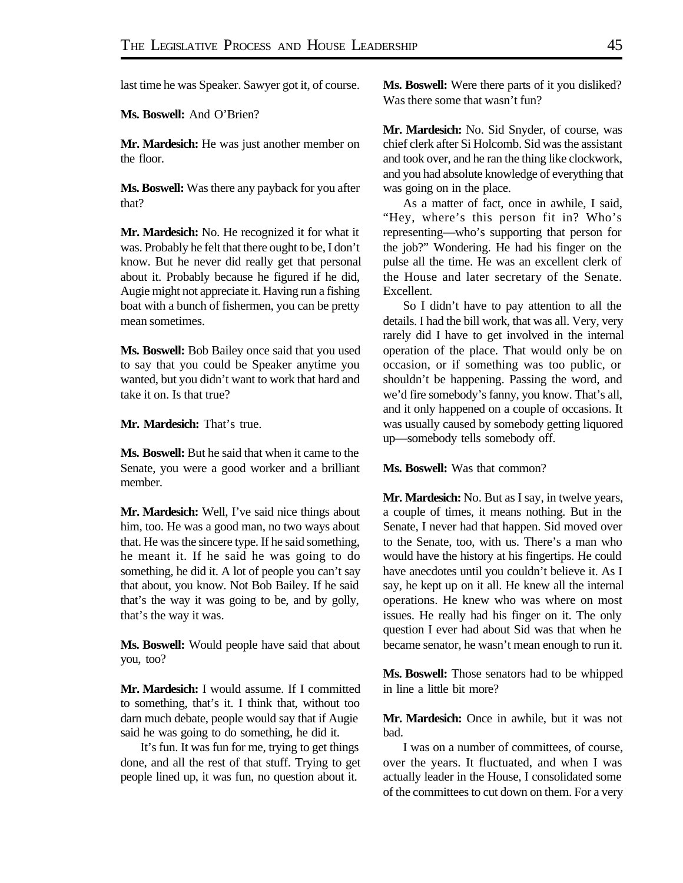last time he was Speaker. Sawyer got it, of course.

**Ms. Boswell:** And O'Brien?

**Mr. Mardesich:** He was just another member on the floor.

**Ms. Boswell:** Was there any payback for you after that?

**Mr. Mardesich:** No. He recognized it for what it was. Probably he felt that there ought to be, I don't know. But he never did really get that personal about it. Probably because he figured if he did, Augie might not appreciate it. Having run a fishing boat with a bunch of fishermen, you can be pretty mean sometimes.

**Ms. Boswell:** Bob Bailey once said that you used to say that you could be Speaker anytime you wanted, but you didn't want to work that hard and take it on. Is that true?

**Mr. Mardesich:** That's true.

**Ms. Boswell:** But he said that when it came to the Senate, you were a good worker and a brilliant member.

**Mr. Mardesich:** Well, I've said nice things about him, too. He was a good man, no two ways about that. He was the sincere type. If he said something, he meant it. If he said he was going to do something, he did it. A lot of people you can't say that about, you know. Not Bob Bailey. If he said that's the way it was going to be, and by golly, that's the way it was.

**Ms. Boswell:** Would people have said that about you, too?

**Mr. Mardesich:** I would assume. If I committed to something, that's it. I think that, without too darn much debate, people would say that if Augie said he was going to do something, he did it.

It's fun. It was fun for me, trying to get things done, and all the rest of that stuff. Trying to get people lined up, it was fun, no question about it.

**Ms. Boswell:** Were there parts of it you disliked? Was there some that wasn't fun?

**Mr. Mardesich:** No. Sid Snyder, of course, was chief clerk after Si Holcomb. Sid was the assistant and took over, and he ran the thing like clockwork, and you had absolute knowledge of everything that was going on in the place.

As a matter of fact, once in awhile, I said, "Hey, where's this person fit in? Who's representing—who's supporting that person for the job?" Wondering. He had his finger on the pulse all the time. He was an excellent clerk of the House and later secretary of the Senate. Excellent.

So I didn't have to pay attention to all the details. I had the bill work, that was all. Very, very rarely did I have to get involved in the internal operation of the place. That would only be on occasion, or if something was too public, or shouldn't be happening. Passing the word, and we'd fire somebody's fanny, you know. That's all, and it only happened on a couple of occasions. It was usually caused by somebody getting liquored up—somebody tells somebody off.

**Ms. Boswell:** Was that common?

**Mr. Mardesich:** No. But as I say, in twelve years, a couple of times, it means nothing. But in the Senate, I never had that happen. Sid moved over to the Senate, too, with us. There's a man who would have the history at his fingertips. He could have anecdotes until you couldn't believe it. As I say, he kept up on it all. He knew all the internal operations. He knew who was where on most issues. He really had his finger on it. The only question I ever had about Sid was that when he became senator, he wasn't mean enough to run it.

**Ms. Boswell:** Those senators had to be whipped in line a little bit more?

**Mr. Mardesich:** Once in awhile, but it was not bad.

I was on a number of committees, of course, over the years. It fluctuated, and when I was actually leader in the House, I consolidated some of the committees to cut down on them. For a very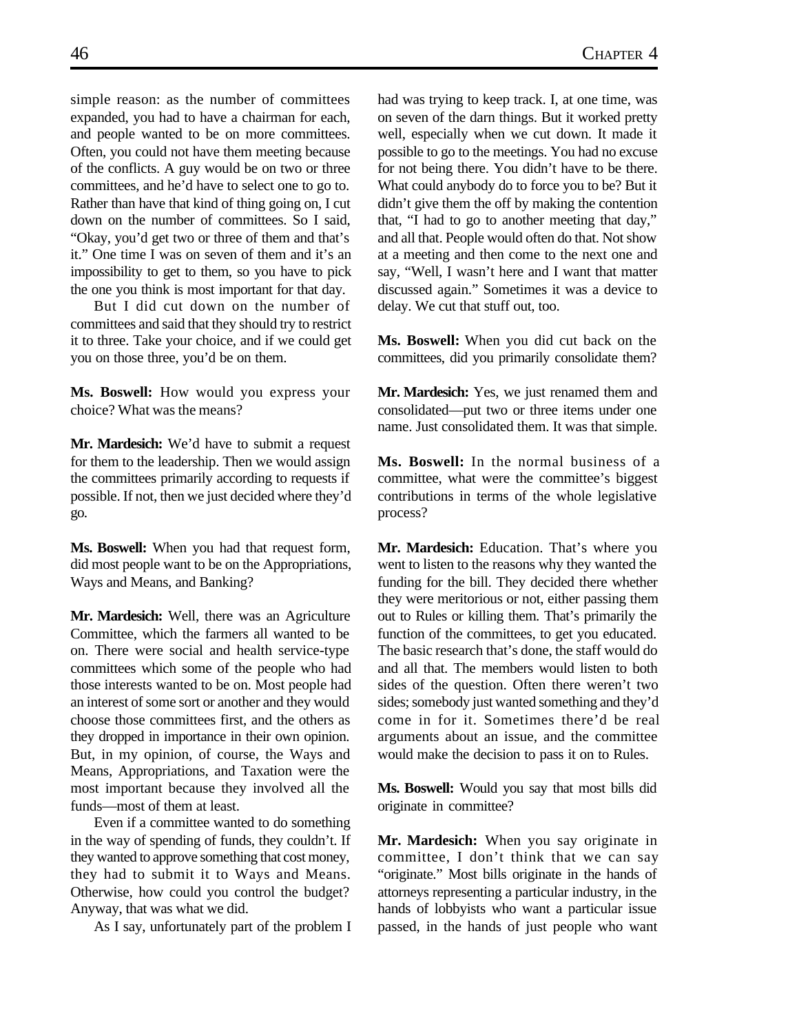simple reason: as the number of committees expanded, you had to have a chairman for each, and people wanted to be on more committees. Often, you could not have them meeting because of the conflicts. A guy would be on two or three committees, and he'd have to select one to go to. Rather than have that kind of thing going on, I cut down on the number of committees. So I said, "Okay, you'd get two or three of them and that's it." One time I was on seven of them and it's an impossibility to get to them, so you have to pick the one you think is most important for that day.

But I did cut down on the number of committees and said that they should try to restrict it to three. Take your choice, and if we could get you on those three, you'd be on them.

**Ms. Boswell:** How would you express your choice? What was the means?

**Mr. Mardesich:** We'd have to submit a request for them to the leadership. Then we would assign the committees primarily according to requests if possible. If not, then we just decided where they'd go.

**Ms. Boswell:** When you had that request form, did most people want to be on the Appropriations, Ways and Means, and Banking?

**Mr. Mardesich:** Well, there was an Agriculture Committee, which the farmers all wanted to be on. There were social and health service-type committees which some of the people who had those interests wanted to be on. Most people had an interest of some sort or another and they would choose those committees first, and the others as they dropped in importance in their own opinion. But, in my opinion, of course, the Ways and Means, Appropriations, and Taxation were the most important because they involved all the funds—most of them at least.

Even if a committee wanted to do something in the way of spending of funds, they couldn't. If they wanted to approve something that cost money, they had to submit it to Ways and Means. Otherwise, how could you control the budget? Anyway, that was what we did.

As I say, unfortunately part of the problem I had was trying to keep track. I, at one time, was on seven of the darn things. But it worked pretty well, especially when we cut down. It made it possible to go to the meetings. You had no excuse for not being there. You didn't have to be there. What could anybody do to force you to be? But it didn't give them the off by making the contention that, "I had to go to another meeting that day," and all that. People would often do that. Not show at a meeting and then come to the next one and say, "Well, I wasn't here and I want that matter discussed again." Sometimes it was a device to delay. We cut that stuff out, too.

**Ms. Boswell:** When you did cut back on the committees, did you primarily consolidate them?

**Mr. Mardesich:** Yes, we just renamed them and consolidated—put two or three items under one name. Just consolidated them. It was that simple.

**Ms. Boswell:** In the normal business of a committee, what were the committee's biggest contributions in terms of the whole legislative process?

**Mr. Mardesich:** Education. That's where you went to listen to the reasons why they wanted the funding for the bill. They decided there whether they were meritorious or not, either passing them out to Rules or killing them. That's primarily the function of the committees, to get you educated. The basic research that's done, the staff would do and all that. The members would listen to both sides of the question. Often there weren't two sides; somebody just wanted something and they'd come in for it. Sometimes there'd be real arguments about an issue, and the committee would make the decision to pass it on to Rules.

**Ms. Boswell:** Would you say that most bills did originate in committee?

**Mr. Mardesich:** When you say originate in committee, I don't think that we can say "originate." Most bills originate in the hands of attorneys representing a particular industry, in the hands of lobbyists who want a particular issue passed, in the hands of just people who want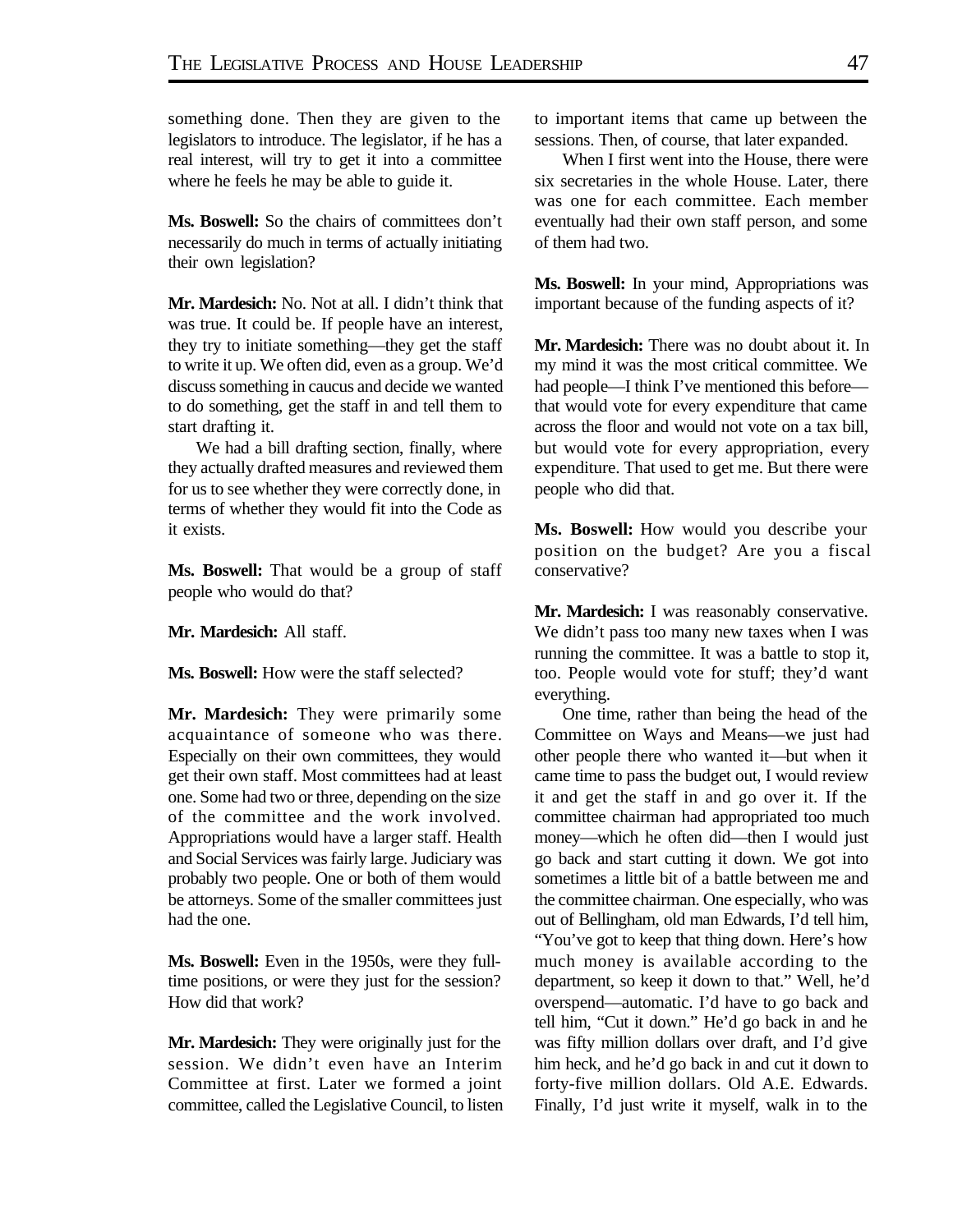something done. Then they are given to the legislators to introduce. The legislator, if he has a real interest, will try to get it into a committee where he feels he may be able to guide it.

**Ms. Boswell:** So the chairs of committees don't necessarily do much in terms of actually initiating their own legislation?

**Mr. Mardesich:** No. Not at all. I didn't think that was true. It could be. If people have an interest, they try to initiate something—they get the staff to write it up. We often did, even as a group. We'd discuss something in caucus and decide we wanted to do something, get the staff in and tell them to start drafting it.

We had a bill drafting section, finally, where they actually drafted measures and reviewed them for us to see whether they were correctly done, in terms of whether they would fit into the Code as it exists.

**Ms. Boswell:** That would be a group of staff people who would do that?

**Mr. Mardesich:** All staff.

**Ms. Boswell:** How were the staff selected?

**Mr. Mardesich:** They were primarily some acquaintance of someone who was there. Especially on their own committees, they would get their own staff. Most committees had at least one. Some had two or three, depending on the size of the committee and the work involved. Appropriations would have a larger staff. Health and Social Services was fairly large. Judiciary was probably two people. One or both of them would be attorneys. Some of the smaller committees just had the one.

**Ms. Boswell:** Even in the 1950s, were they full-time positions, or were they just for the session? How did that work?

**Mr. Mardesich:** They were originally just for the session. We didn't even have an Interim Committee at first. Later we formed a joint committee, called the Legislative Council, to listen to important items that came up between the sessions. Then, of course, that later expanded.

When I first went into the House, there were six secretaries in the whole House. Later, there was one for each committee. Each member eventually had their own staff person, and some of them had two.

**Ms. Boswell:** In your mind, Appropriations was important because of the funding aspects of it?

**Mr. Mardesich:** There was no doubt about it. In my mind it was the most critical committee. We had people—I think I've mentioned this before—that would vote for every expenditure that came across the floor and would not vote on a tax bill, but would vote for every appropriation, every expenditure. That used to get me. But there were people who did that.

**Ms. Boswell:** How would you describe your position on the budget? Are you a fiscal conservative?

**Mr. Mardesich:** I was reasonably conservative. We didn't pass too many new taxes when I was running the committee. It was a battle to stop it, too. People would vote for stuff; they'd want everything.

One time, rather than being the head of the Committee on Ways and Means—we just had other people there who wanted it—but when it came time to pass the budget out, I would review it and get the staff in and go over it. If the committee chairman had appropriated too much money—which he often did—then I would just go back and start cutting it down. We got into sometimes a little bit of a battle between me and the committee chairman. One especially, who was out of Bellingham, old man Edwards, I'd tell him, "You've got to keep that thing down. Here's how much money is available according to the department, so keep it down to that." Well, he'd overspend—automatic. I'd have to go back and tell him, "Cut it down." He'd go back in and he was fifty million dollars over draft, and I'd give him heck, and he'd go back in and cut it down to forty-five million dollars. Old A.E. Edwards. Finally, I'd just write it myself, walk in to the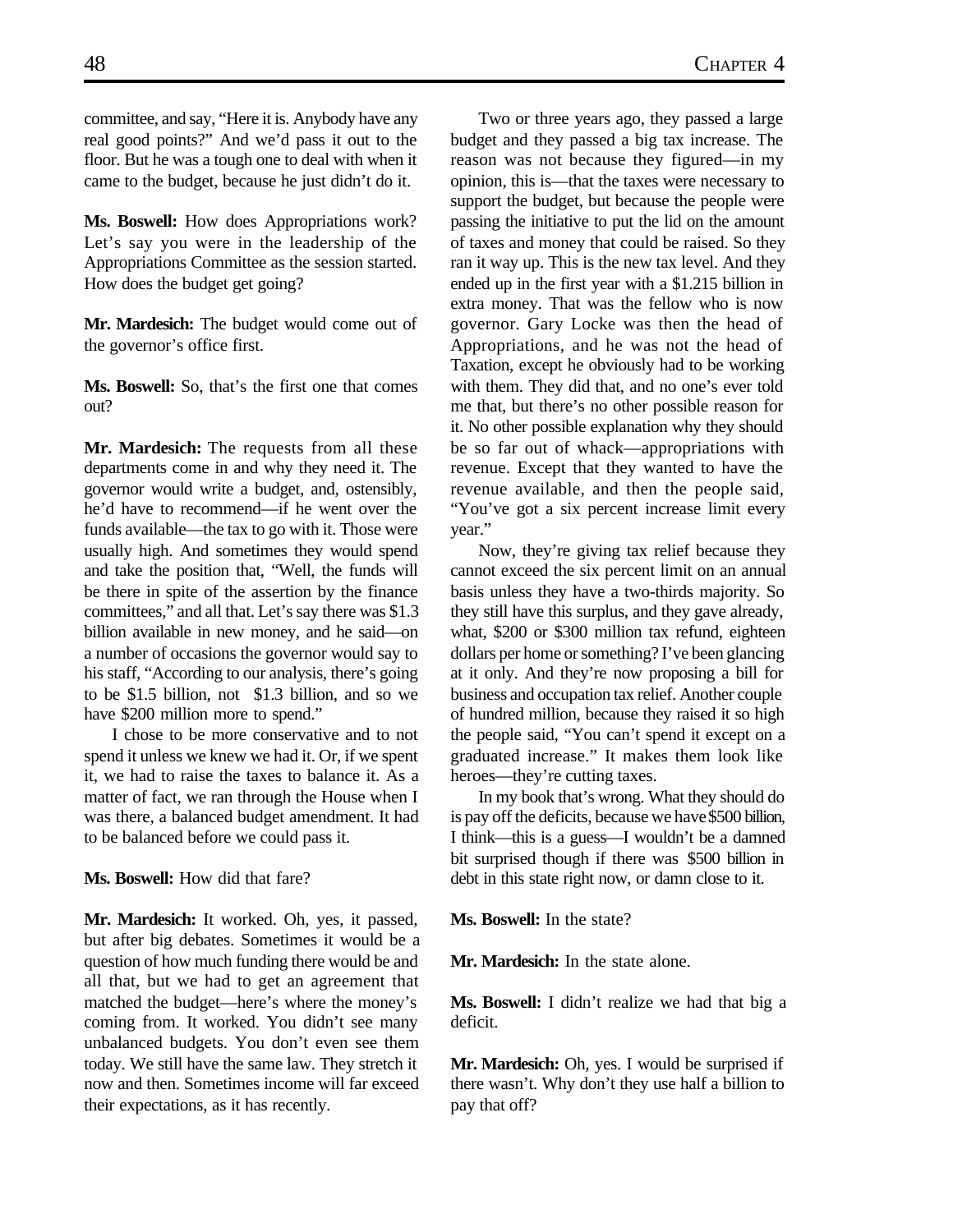committee, and say, "Here it is. Anybody have any real good points?" And we'd pass it out to the floor. But he was a tough one to deal with when it came to the budget, because he just didn't do it.

**Ms. Boswell:** How does Appropriations work? Let's say you were in the leadership of the Appropriations Committee as the session started. How does the budget get going?

**Mr. Mardesich:** The budget would come out of the governor's office first.

**Ms. Boswell:** So, that's the first one that comes out?

**Mr. Mardesich:** The requests from all these departments come in and why they need it. The governor would write a budget, and, ostensibly, he'd have to recommend—if he went over the funds available—the tax to go with it. Those were usually high. And sometimes they would spend and take the position that, "Well, the funds will be there in spite of the assertion by the finance committees," and all that. Let's say there was $1.3 billion available in new money, and he said—on a number of occasions the governor would say to his staff, "According to our analysis, there's going to be $1.5 billion, not $1.3 billion, and so we have $200 million more to spend."

I chose to be more conservative and to not spend it unless we knew we had it. Or, if we spent it, we had to raise the taxes to balance it. As a matter of fact, we ran through the House when I was there, a balanced budget amendment. It had to be balanced before we could pass it.

**Ms. Boswell:** How did that fare?

**Mr. Mardesich:** It worked. Oh, yes, it passed, but after big debates. Sometimes it would be a question of how much funding there would be and all that, but we had to get an agreement that matched the budget—here's where the money's coming from. It worked. You didn't see many unbalanced budgets. You don't even see them today. We still have the same law. They stretch it now and then. Sometimes income will far exceed their expectations, as it has recently.

Two or three years ago, they passed a large budget and they passed a big tax increase. The reason was not because they figured—in my opinion, this is—that the taxes were necessary to support the budget, but because the people were passing the initiative to put the lid on the amount of taxes and money that could be raised. So they ran it way up. This is the new tax level. And they ended up in the first year with a $1.215 billion in extra money. That was the fellow who is now governor. Gary Locke was then the head of Appropriations, and he was not the head of Taxation, except he obviously had to be working with them. They did that, and no one's ever told me that, but there's no other possible reason for it. No other possible explanation why they should be so far out of whack—appropriations with revenue. Except that they wanted to have the revenue available, and then the people said, "You've got a six percent increase limit every year."

Now, they're giving tax relief because they cannot exceed the six percent limit on an annual basis unless they have a two-thirds majority. So they still have this surplus, and they gave already, what, $200 or $300 million tax refund, eighteen dollars per home or something? I've been glancing at it only. And they're now proposing a bill for business and occupation tax relief. Another couple of hundred million, because they raised it so high the people said, "You can't spend it except on a graduated increase." It makes them look like heroes—they're cutting taxes.

In my book that's wrong. What they should do is pay off the deficits, because we have $500 billion, I think—this is a guess—I wouldn't be a damned bit surprised though if there was $500 billion in debt in this state right now, or damn close to it.

**Ms. Boswell:** In the state?

**Mr. Mardesich:** In the state alone.

**Ms. Boswell:** I didn't realize we had that big a deficit.

**Mr. Mardesich:** Oh, yes. I would be surprised if there wasn't. Why don't they use half a billion to pay that off?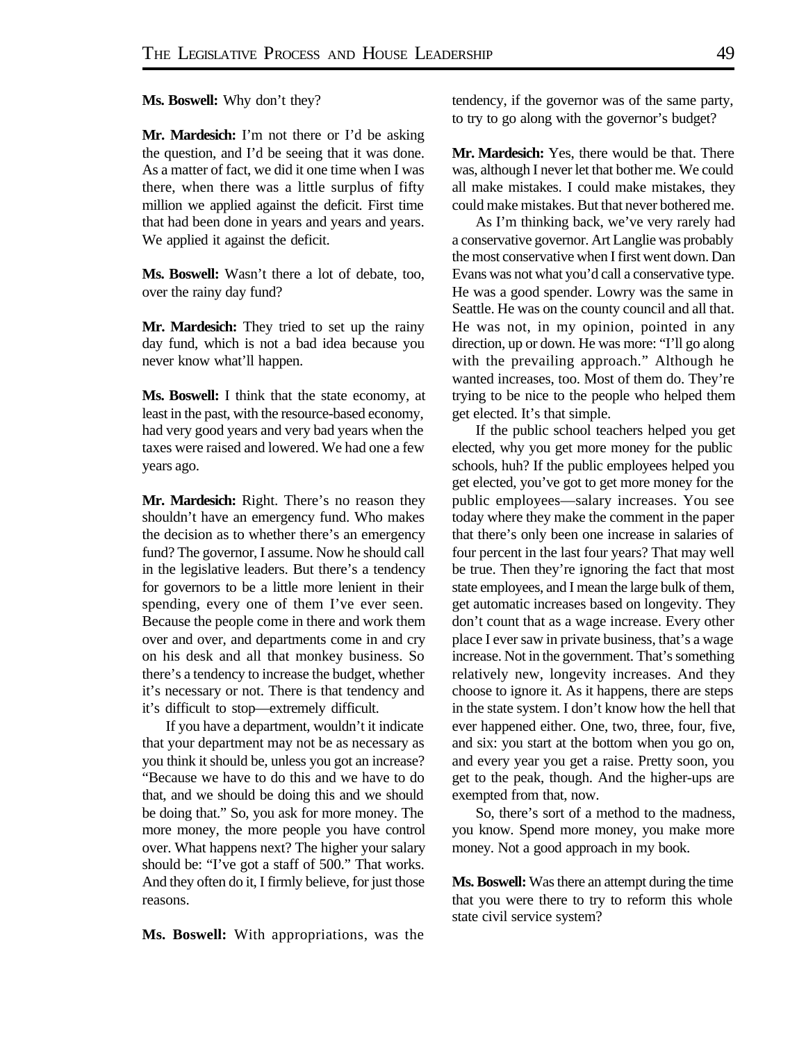**Ms. Boswell:** Why don't they?

**Mr. Mardesich:** I'm not there or I'd be asking the question, and I'd be seeing that it was done. As a matter of fact, we did it one time when I was there, when there was a little surplus of fifty million we applied against the deficit. First time that had been done in years and years and years. We applied it against the deficit.

**Ms. Boswell:** Wasn't there a lot of debate, too, over the rainy day fund?

**Mr. Mardesich:** They tried to set up the rainy day fund, which is not a bad idea because you never know what'll happen.

**Ms. Boswell:** I think that the state economy, at least in the past, with the resource-based economy, had very good years and very bad years when the taxes were raised and lowered. We had one a few years ago.

**Mr. Mardesich:** Right. There's no reason they shouldn't have an emergency fund. Who makes the decision as to whether there's an emergency fund? The governor, I assume. Now he should call in the legislative leaders. But there's a tendency for governors to be a little more lenient in their spending, every one of them I've ever seen. Because the people come in there and work them over and over, and departments come in and cry on his desk and all that monkey business. So there's a tendency to increase the budget, whether it's necessary or not. There is that tendency and it's difficult to stop—extremely difficult.

If you have a department, wouldn't it indicate that your department may not be as necessary as you think it should be, unless you got an increase? "Because we have to do this and we have to do that, and we should be doing this and we should be doing that." So, you ask for more money. The more money, the more people you have control over. What happens next? The higher your salary should be: "I've got a staff of 500." That works. And they often do it, I firmly believe, for just those reasons.

**Ms. Boswell:** With appropriations, was the tendency, if the governor was of the same party, to try to go along with the governor's budget?

**Mr. Mardesich:** Yes, there would be that. There was, although I never let that bother me. We could all make mistakes. I could make mistakes, they could make mistakes. But that never bothered me.

As I'm thinking back, we've very rarely had a conservative governor. Art Langlie was probably the most conservative when I first went down. Dan Evans was not what you'd call a conservative type. He was a good spender. Lowry was the same in Seattle. He was on the county council and all that. He was not, in my opinion, pointed in any direction, up or down. He was more: "I'll go along with the prevailing approach." Although he wanted increases, too. Most of them do. They're trying to be nice to the people who helped them get elected. It's that simple.

If the public school teachers helped you get elected, why you get more money for the public schools, huh? If the public employees helped you get elected, you've got to get more money for the public employees—salary increases. You see today where they make the comment in the paper that there's only been one increase in salaries of four percent in the last four years? That may well be true. Then they're ignoring the fact that most state employees, and I mean the large bulk of them, get automatic increases based on longevity. They don't count that as a wage increase. Every other place I ever saw in private business, that's a wage increase. Not in the government. That's something relatively new, longevity increases. And they choose to ignore it. As it happens, there are steps in the state system. I don't know how the hell that ever happened either. One, two, three, four, five, and six: you start at the bottom when you go on, and every year you get a raise. Pretty soon, you get to the peak, though. And the higher-ups are exempted from that, now.

So, there's sort of a method to the madness, you know. Spend more money, you make more money. Not a good approach in my book.

**Ms. Boswell:** Was there an attempt during the time that you were there to try to reform this whole state civil service system?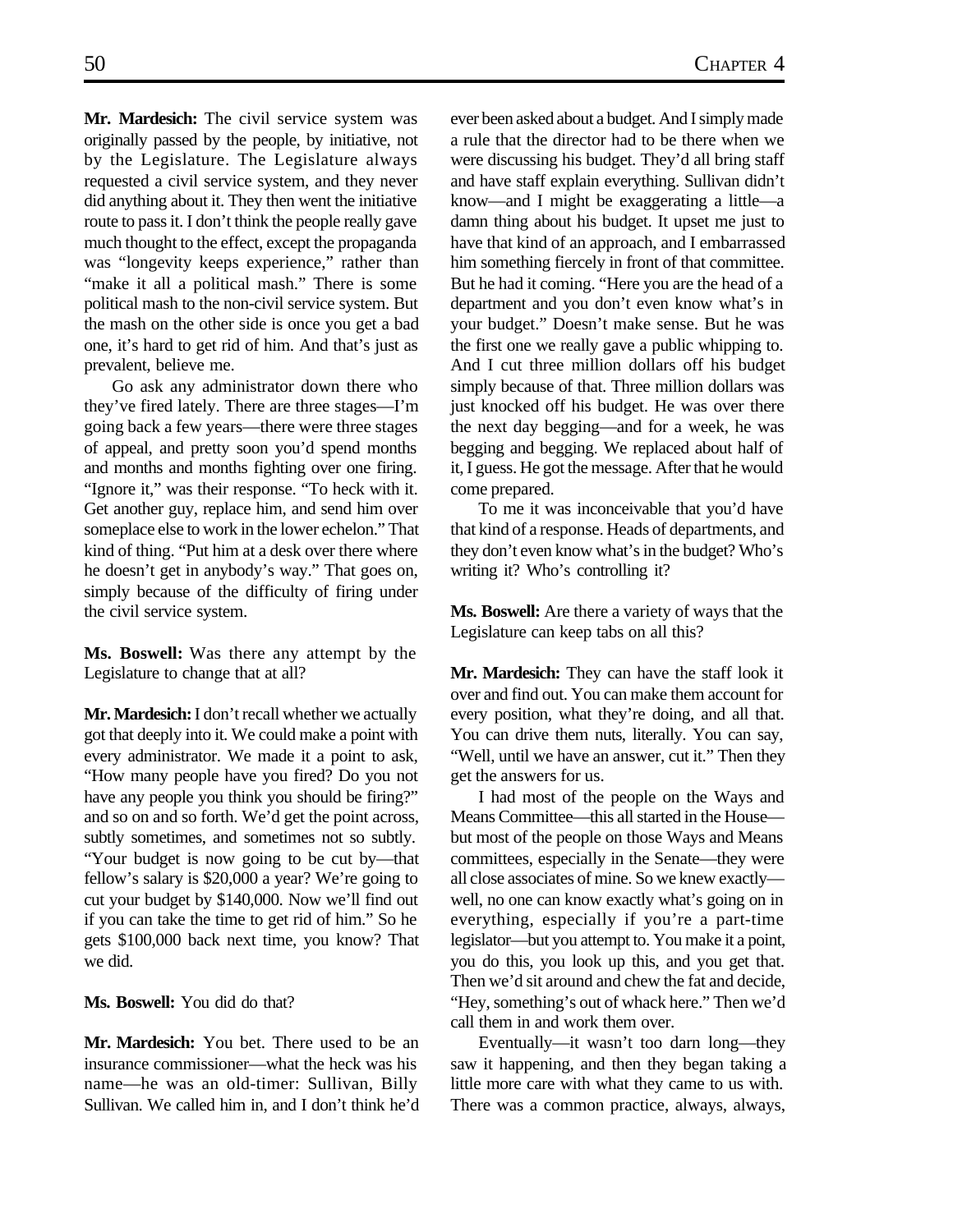**Mr. Mardesich:** The civil service system was originally passed by the people, by initiative, not by the Legislature. The Legislature always requested a civil service system, and they never did anything about it. They then went the initiative route to pass it. I don't think the people really gave much thought to the effect, except the propaganda was "longevity keeps experience," rather than "make it all a political mash." There is some political mash to the non-civil service system. But the mash on the other side is once you get a bad one, it's hard to get rid of him. And that's just as prevalent, believe me.

Go ask any administrator down there who they've fired lately. There are three stages—I'm going back a few years—there were three stages of appeal, and pretty soon you'd spend months and months and months fighting over one firing. "Ignore it," was their response. "To heck with it. Get another guy, replace him, and send him over someplace else to work in the lower echelon." That kind of thing. "Put him at a desk over there where he doesn't get in anybody's way." That goes on, simply because of the difficulty of firing under the civil service system.

**Ms. Boswell:** Was there any attempt by the Legislature to change that at all?

**Mr. Mardesich:** I don't recall whether we actually got that deeply into it. We could make a point with every administrator. We made it a point to ask, "How many people have you fired? Do you not have any people you think you should be firing?" and so on and so forth. We'd get the point across, subtly sometimes, and sometimes not so subtly. "Your budget is now going to be cut by—that fellow's salary is $20,000 a year? We're going to cut your budget by $140,000. Now we'll find out if you can take the time to get rid of him." So he gets $100,000 back next time, you know? That we did.

**Ms. Boswell:** You did do that?

**Mr. Mardesich:** You bet. There used to be an insurance commissioner—what the heck was his name—he was an old-timer: Sullivan, Billy Sullivan. We called him in, and I don't think he'd ever been asked about a budget. And I simply made a rule that the director had to be there when we were discussing his budget. They'd all bring staff and have staff explain everything. Sullivan didn't know—and I might be exaggerating a little—a damn thing about his budget. It upset me just to have that kind of an approach, and I embarrassed him something fiercely in front of that committee. But he had it coming. "Here you are the head of a department and you don't even know what's in your budget." Doesn't make sense. But he was the first one we really gave a public whipping to. And I cut three million dollars off his budget simply because of that. Three million dollars was just knocked off his budget. He was over there the next day begging—and for a week, he was begging and begging. We replaced about half of it, I guess. He got the message. After that he would come prepared.

To me it was inconceivable that you'd have that kind of a response. Heads of departments, and they don't even know what's in the budget? Who's writing it? Who's controlling it?

**Ms. Boswell:** Are there a variety of ways that the Legislature can keep tabs on all this?

**Mr. Mardesich:** They can have the staff look it over and find out. You can make them account for every position, what they're doing, and all that. You can drive them nuts, literally. You can say, "Well, until we have an answer, cut it." Then they get the answers for us.

I had most of the people on the Ways and Means Committee—this all started in the House—but most of the people on those Ways and Means committees, especially in the Senate—they were all close associates of mine. So we knew exactly—well, no one can know exactly what's going on in everything, especially if you're a part-time legislator—but you attempt to. You make it a point, you do this, you look up this, and you get that. Then we'd sit around and chew the fat and decide, "Hey, something's out of whack here." Then we'd call them in and work them over.

Eventually—it wasn't too darn long—they saw it happening, and then they began taking a little more care with what they came to us with. There was a common practice, always, always,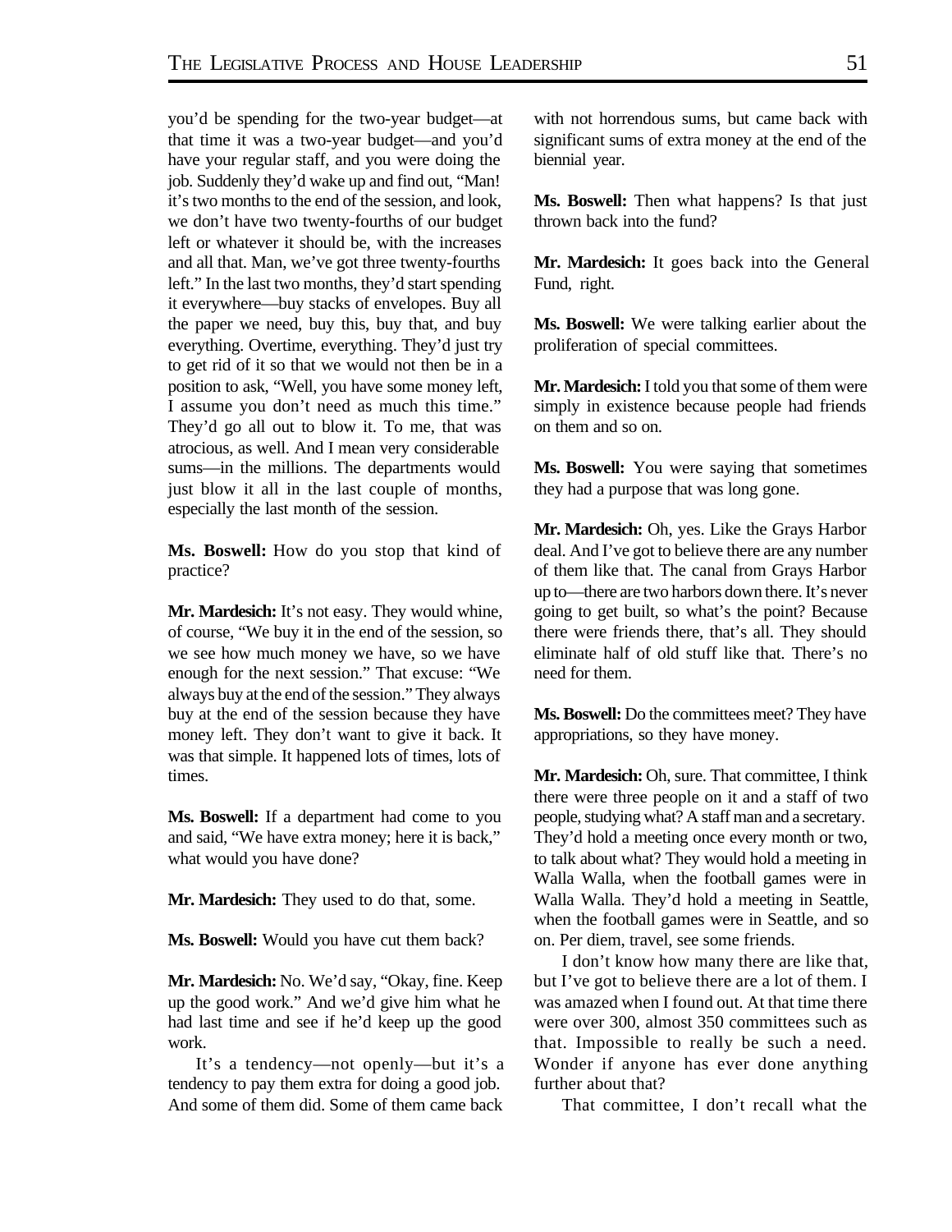you'd be spending for the two-year budget—at that time it was a two-year budget—and you'd have your regular staff, and you were doing the job. Suddenly they'd wake up and find out, "Man! it's two months to the end of the session, and look, we don't have two twenty-fourths of our budget left or whatever it should be, with the increases and all that. Man, we've got three twenty-fourths left." In the last two months, they'd start spending it everywhere—buy stacks of envelopes. Buy all the paper we need, buy this, buy that, and buy everything. Overtime, everything. They'd just try to get rid of it so that we would not then be in a position to ask, "Well, you have some money left, I assume you don't need as much this time." They'd go all out to blow it. To me, that was atrocious, as well. And I mean very considerable sums—in the millions. The departments would just blow it all in the last couple of months, especially the last month of the session.

**Ms. Boswell:** How do you stop that kind of practice?

**Mr. Mardesich:** It's not easy. They would whine, of course, "We buy it in the end of the session, so we see how much money we have, so we have enough for the next session." That excuse: "We always buy at the end of the session." They always buy at the end of the session because they have money left. They don't want to give it back. It was that simple. It happened lots of times, lots of times.

**Ms. Boswell:** If a department had come to you and said, "We have extra money; here it is back," what would you have done?

**Mr. Mardesich:** They used to do that, some.

**Ms. Boswell:** Would you have cut them back?

**Mr. Mardesich:** No. We'd say, "Okay, fine. Keep up the good work." And we'd give him what he had last time and see if he'd keep up the good work.

It's a tendency—not openly—but it's a tendency to pay them extra for doing a good job. And some of them did. Some of them came back with not horrendous sums, but came back with significant sums of extra money at the end of the biennial year.

**Ms. Boswell:** Then what happens? Is that just thrown back into the fund?

**Mr. Mardesich:** It goes back into the General Fund, right.

**Ms. Boswell:** We were talking earlier about the proliferation of special committees.

**Mr. Mardesich:** I told you that some of them were simply in existence because people had friends on them and so on.

**Ms. Boswell:** You were saying that sometimes they had a purpose that was long gone.

**Mr. Mardesich:** Oh, yes. Like the Grays Harbor deal. And I've got to believe there are any number of them like that. The canal from Grays Harbor up to—there are two harbors down there. It's never going to get built, so what's the point? Because there were friends there, that's all. They should eliminate half of old stuff like that. There's no need for them.

**Ms. Boswell:** Do the committees meet? They have appropriations, so they have money.

**Mr. Mardesich:** Oh, sure. That committee, I think there were three people on it and a staff of two people, studying what? A staff man and a secretary. They'd hold a meeting once every month or two, to talk about what? They would hold a meeting in Walla Walla, when the football games were in Walla Walla. They'd hold a meeting in Seattle, when the football games were in Seattle, and so on. Per diem, travel, see some friends.

I don't know how many there are like that, but I've got to believe there are a lot of them. I was amazed when I found out. At that time there were over 300, almost 350 committees such as that. Impossible to really be such a need. Wonder if anyone has ever done anything further about that?

That committee, I don't recall what the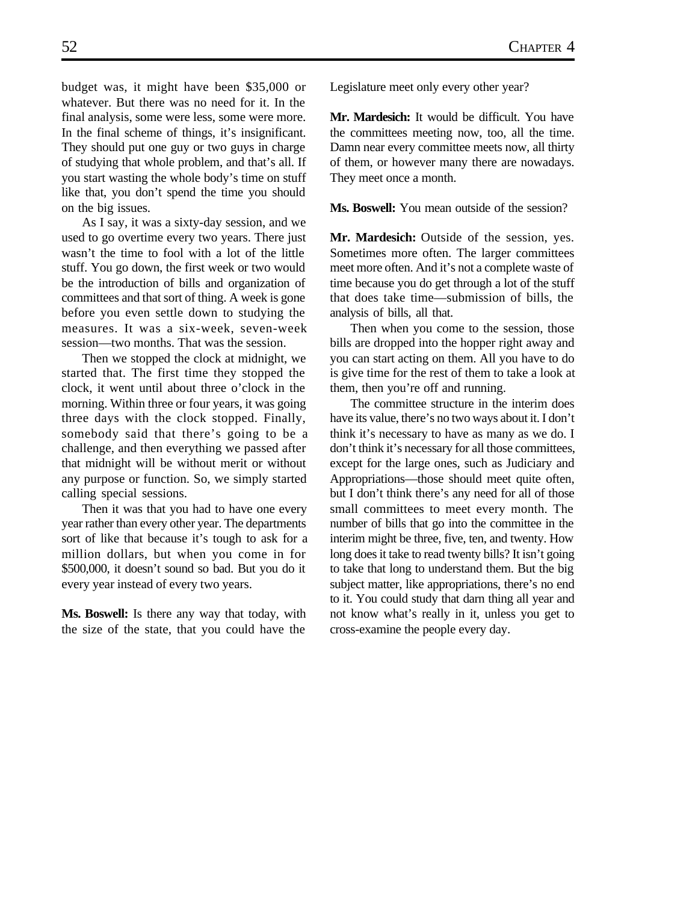budget was, it might have been $35,000 or whatever. But there was no need for it. In the final analysis, some were less, some were more. In the final scheme of things, it's insignificant. They should put one guy or two guys in charge of studying that whole problem, and that's all. If you start wasting the whole body's time on stuff like that, you don't spend the time you should on the big issues.

As I say, it was a sixty-day session, and we used to go overtime every two years. There just wasn't the time to fool with a lot of the little stuff. You go down, the first week or two would be the introduction of bills and organization of committees and that sort of thing. A week is gone before you even settle down to studying the measures. It was a six-week, seven-week session—two months. That was the session.

Then we stopped the clock at midnight, we started that. The first time they stopped the clock, it went until about three o'clock in the morning. Within three or four years, it was going three days with the clock stopped. Finally, somebody said that there's going to be a challenge, and then everything we passed after that midnight will be without merit or without any purpose or function. So, we simply started calling special sessions.

Then it was that you had to have one every year rather than every other year. The departments sort of like that because it's tough to ask for a million dollars, but when you come in for $500,000, it doesn't sound so bad. But you do it every year instead of every two years.

**Ms. Boswell:** Is there any way that today, with the size of the state, that you could have the Legislature meet only every other year?

**Mr. Mardesich:** It would be difficult. You have the committees meeting now, too, all the time. Damn near every committee meets now, all thirty of them, or however many there are nowadays. They meet once a month.

**Ms. Boswell:** You mean outside of the session?

**Mr. Mardesich:** Outside of the session, yes. Sometimes more often. The larger committees meet more often. And it's not a complete waste of time because you do get through a lot of the stuff that does take time—submission of bills, the analysis of bills, all that.

Then when you come to the session, those bills are dropped into the hopper right away and you can start acting on them. All you have to do is give time for the rest of them to take a look at them, then you're off and running.

The committee structure in the interim does have its value, there's no two ways about it. I don't think it's necessary to have as many as we do. I don't think it's necessary for all those committees, except for the large ones, such as Judiciary and Appropriations—those should meet quite often, but I don't think there's any need for all of those small committees to meet every month. The number of bills that go into the committee in the interim might be three, five, ten, and twenty. How long does it take to read twenty bills? It isn't going to take that long to understand them. But the big subject matter, like appropriations, there's no end to it. You could study that darn thing all year and not know what's really in it, unless you get to cross-examine the people every day.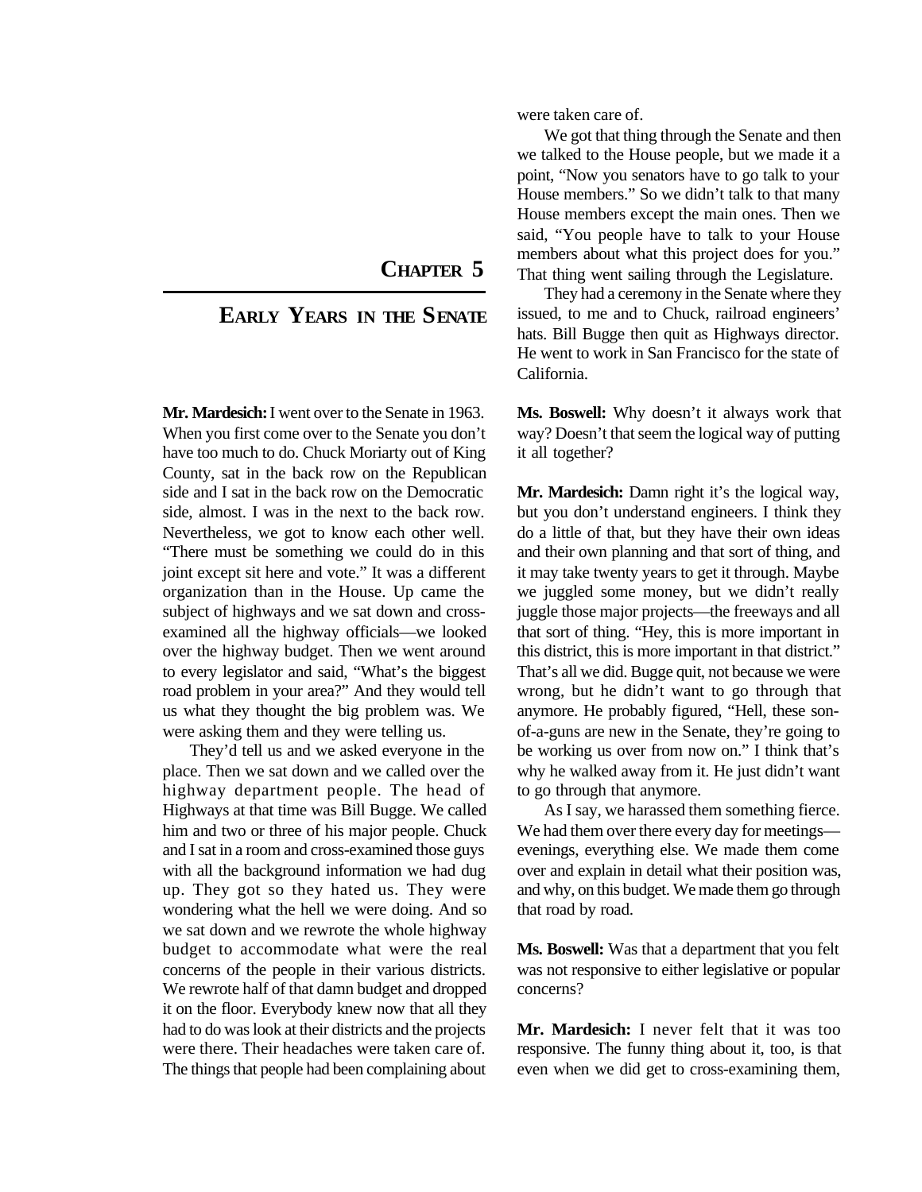# Chapter 5

## Early Years in the Senate

**Mr. Mardesich:** I went over to the Senate in 1963. When you first come over to the Senate you don't have too much to do. Chuck Moriarty out of King County, sat in the back row on the Republican side and I sat in the back row on the Democratic side, almost. I was in the next to the back row. Nevertheless, we got to know each other well. "There must be something we could do in this joint except sit here and vote." It was a different organization than in the House. Up came the subject of highways and we sat down and cross-examined all the highway officials—we looked over the highway budget. Then we went around to every legislator and said, "What's the biggest road problem in your area?" And they would tell us what they thought the big problem was. We were asking them and they were telling us.

They'd tell us and we asked everyone in the place. Then we sat down and we called over the highway department people. The head of Highways at that time was Bill Bugge. We called him and two or three of his major people. Chuck and I sat in a room and cross-examined those guys with all the background information we had dug up. They got so they hated us. They were wondering what the hell we were doing. And so we sat down and we rewrote the whole highway budget to accommodate what were the real concerns of the people in their various districts. We rewrote half of that damn budget and dropped it on the floor. Everybody knew now that all they had to do was look at their districts and the projects were there. Their headaches were taken care of. The things that people had been complaining about were taken care of.

We got that thing through the Senate and then we talked to the House people, but we made it a point, "Now you senators have to go talk to your House members." So we didn't talk to that many House members except the main ones. Then we said, "You people have to talk to your House members about what this project does for you." That thing went sailing through the Legislature.

They had a ceremony in the Senate where they issued, to me and to Chuck, railroad engineers' hats. Bill Bugge then quit as Highways director. He went to work in San Francisco for the state of California.

**Ms. Boswell:** Why doesn't it always work that way? Doesn't that seem the logical way of putting it all together?

**Mr. Mardesich:** Damn right it's the logical way, but you don't understand engineers. I think they do a little of that, but they have their own ideas and their own planning and that sort of thing, and it may take twenty years to get it through. Maybe we juggled some money, but we didn't really juggle those major projects—the freeways and all that sort of thing. "Hey, this is more important in this district, this is more important in that district." That's all we did. Bugge quit, not because we were wrong, but he didn't want to go through that anymore. He probably figured, "Hell, these son-of-a-guns are new in the Senate, they're going to be working us over from now on." I think that's why he walked away from it. He just didn't want to go through that anymore.

As I say, we harassed them something fierce. We had them over there every day for meetings—evenings, everything else. We made them come over and explain in detail what their position was, and why, on this budget. We made them go through that road by road.

**Ms. Boswell:** Was that a department that you felt was not responsive to either legislative or popular concerns?

**Mr. Mardesich:** I never felt that it was too responsive. The funny thing about it, too, is that even when we did get to cross-examining them,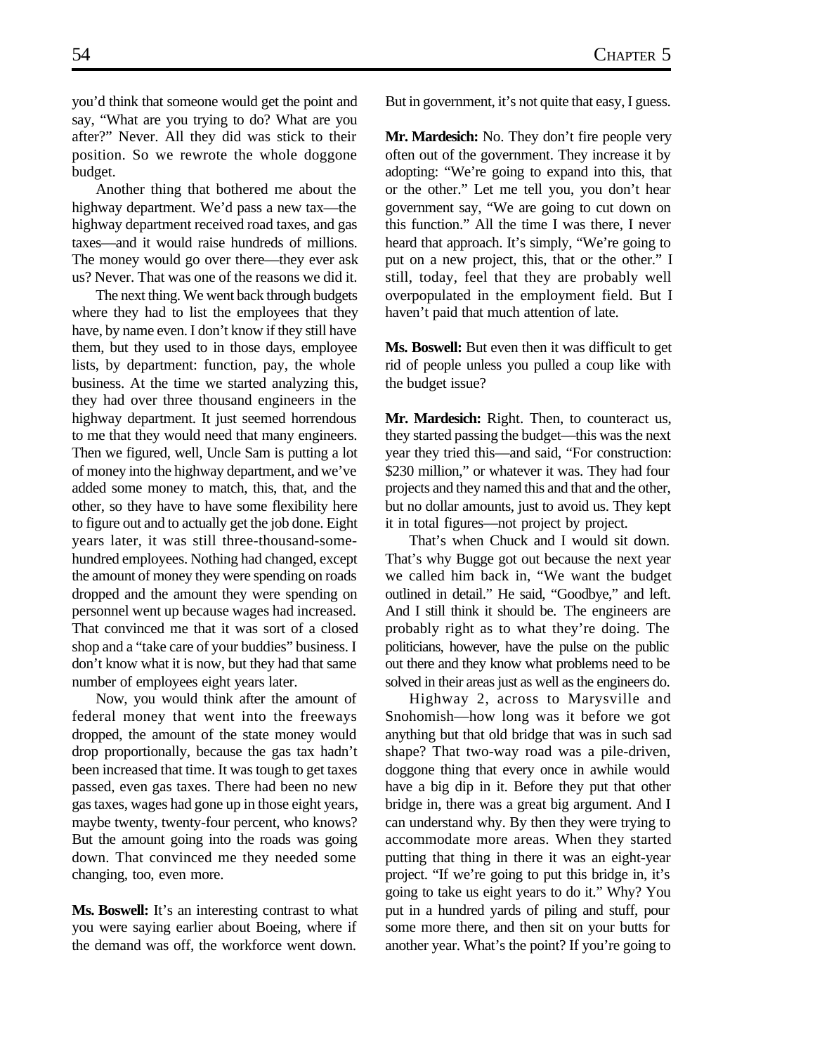you'd think that someone would get the point and say, "What are you trying to do? What are you after?" Never. All they did was stick to their position. So we rewrote the whole doggone budget.

Another thing that bothered me about the highway department. We'd pass a new tax—the highway department received road taxes, and gas taxes—and it would raise hundreds of millions. The money would go over there—they ever ask us? Never. That was one of the reasons we did it.

The next thing. We went back through budgets where they had to list the employees that they have, by name even. I don't know if they still have them, but they used to in those days, employee lists, by department: function, pay, the whole business. At the time we started analyzing this, they had over three thousand engineers in the highway department. It just seemed horrendous to me that they would need that many engineers. Then we figured, well, Uncle Sam is putting a lot of money into the highway department, and we've added some money to match, this, that, and the other, so they have to have some flexibility here to figure out and to actually get the job done. Eight years later, it was still three-thousand-some-hundred employees. Nothing had changed, except the amount of money they were spending on roads dropped and the amount they were spending on personnel went up because wages had increased. That convinced me that it was sort of a closed shop and a "take care of your buddies" business. I don't know what it is now, but they had that same number of employees eight years later.

Now, you would think after the amount of federal money that went into the freeways dropped, the amount of the state money would drop proportionally, because the gas tax hadn't been increased that time. It was tough to get taxes passed, even gas taxes. There had been no new gas taxes, wages had gone up in those eight years, maybe twenty, twenty-four percent, who knows? But the amount going into the roads was going down. That convinced me they needed some changing, too, even more.

**Ms. Boswell:** It's an interesting contrast to what you were saying earlier about Boeing, where if the demand was off, the workforce went down. But in government, it's not quite that easy, I guess.

**Mr. Mardesich:** No. They don't fire people very often out of the government. They increase it by adopting: "We're going to expand into this, that or the other." Let me tell you, you don't hear government say, "We are going to cut down on this function." All the time I was there, I never heard that approach. It's simply, "We're going to put on a new project, this, that or the other." I still, today, feel that they are probably well overpopulated in the employment field. But I haven't paid that much attention of late.

**Ms. Boswell:** But even then it was difficult to get rid of people unless you pulled a coup like with the budget issue?

**Mr. Mardesich:** Right. Then, to counteract us, they started passing the budget—this was the next year they tried this—and said, "For construction: $230 million," or whatever it was. They had four projects and they named this and that and the other, but no dollar amounts, just to avoid us. They kept it in total figures—not project by project.

That's when Chuck and I would sit down. That's why Bugge got out because the next year we called him back in, "We want the budget outlined in detail." He said, "Goodbye," and left. And I still think it should be. The engineers are probably right as to what they're doing. The politicians, however, have the pulse on the public out there and they know what problems need to be solved in their areas just as well as the engineers do.

Highway 2, across to Marysville and Snohomish—how long was it before we got anything but that old bridge that was in such sad shape? That two-way road was a pile-driven, doggone thing that every once in awhile would have a big dip in it. Before they put that other bridge in, there was a great big argument. And I can understand why. By then they were trying to accommodate more areas. When they started putting that thing in there it was an eight-year project. "If we're going to put this bridge in, it's going to take us eight years to do it." Why? You put in a hundred yards of piling and stuff, pour some more there, and then sit on your butts for another year. What's the point? If you're going to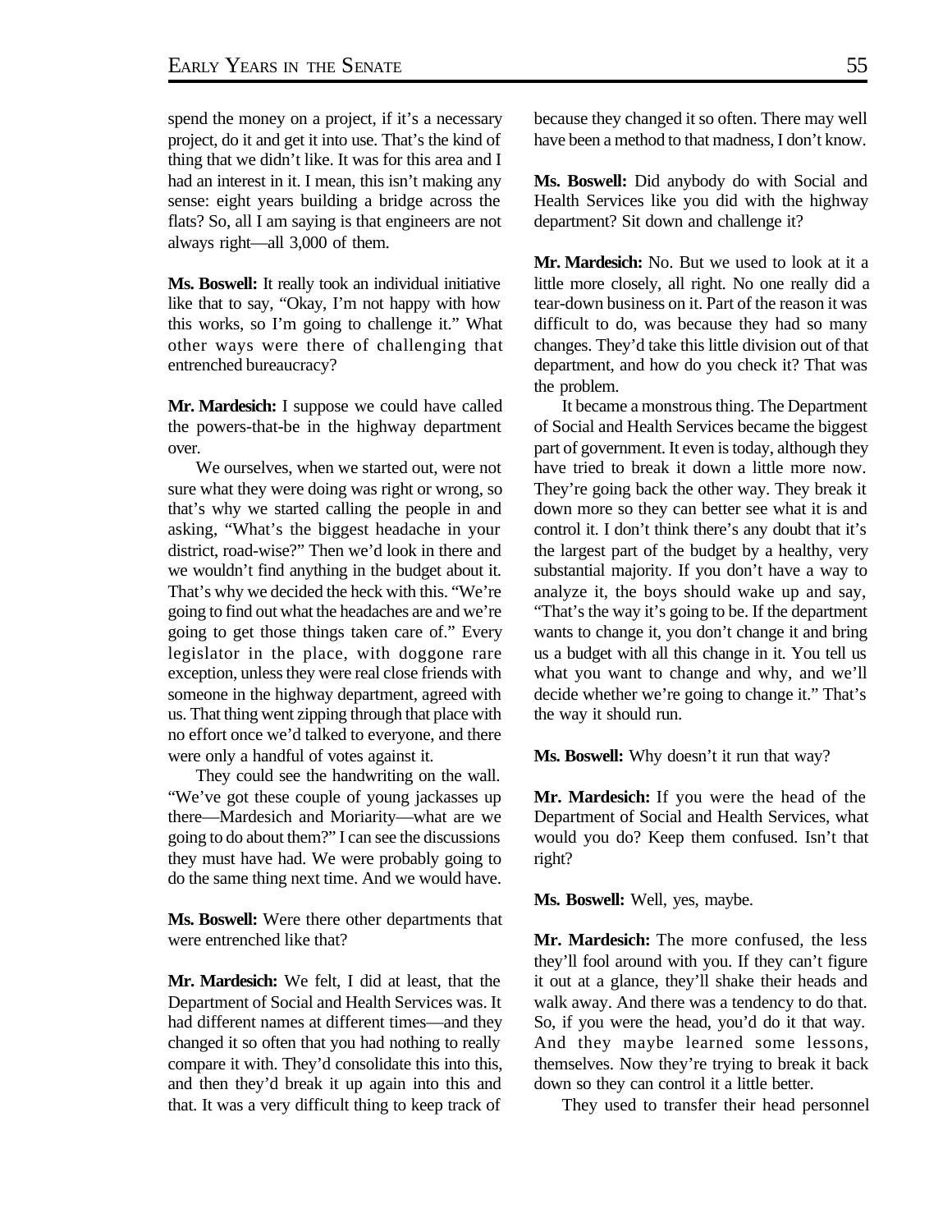spend the money on a project, if it's a necessary project, do it and get it into use. That's the kind of thing that we didn't like. It was for this area and I had an interest in it. I mean, this isn't making any sense: eight years building a bridge across the flats? So, all I am saying is that engineers are not always right—all 3,000 of them.

**Ms. Boswell:** It really took an individual initiative like that to say, "Okay, I'm not happy with how this works, so I'm going to challenge it." What other ways were there of challenging that entrenched bureaucracy?

**Mr. Mardesich:** I suppose we could have called the powers-that-be in the highway department over.

We ourselves, when we started out, were not sure what they were doing was right or wrong, so that's why we started calling the people in and asking, "What's the biggest headache in your district, road-wise?" Then we'd look in there and we wouldn't find anything in the budget about it. That's why we decided the heck with this. "We're going to find out what the headaches are and we're going to get those things taken care of." Every legislator in the place, with doggone rare exception, unless they were real close friends with someone in the highway department, agreed with us. That thing went zipping through that place with no effort once we'd talked to everyone, and there were only a handful of votes against it.

They could see the handwriting on the wall. "We've got these couple of young jackasses up there—Mardesich and Moriarity—what are we going to do about them?" I can see the discussions they must have had. We were probably going to do the same thing next time. And we would have.

**Ms. Boswell:** Were there other departments that were entrenched like that?

**Mr. Mardesich:** We felt, I did at least, that the Department of Social and Health Services was. It had different names at different times—and they changed it so often that you had nothing to really compare it with. They'd consolidate this into this, and then they'd break it up again into this and that. It was a very difficult thing to keep track of because they changed it so often. There may well have been a method to that madness, I don't know.

**Ms. Boswell:** Did anybody do with Social and Health Services like you did with the highway department? Sit down and challenge it?

**Mr. Mardesich:** No. But we used to look at it a little more closely, all right. No one really did a tear-down business on it. Part of the reason it was difficult to do, was because they had so many changes. They'd take this little division out of that department, and how do you check it? That was the problem.

It became a monstrous thing. The Department of Social and Health Services became the biggest part of government. It even is today, although they have tried to break it down a little more now. They're going back the other way. They break it down more so they can better see what it is and control it. I don't think there's any doubt that it's the largest part of the budget by a healthy, very substantial majority. If you don't have a way to analyze it, the boys should wake up and say, "That's the way it's going to be. If the department wants to change it, you don't change it and bring us a budget with all this change in it. You tell us what you want to change and why, and we'll decide whether we're going to change it." That's the way it should run.

**Ms. Boswell:** Why doesn't it run that way?

**Mr. Mardesich:** If you were the head of the Department of Social and Health Services, what would you do? Keep them confused. Isn't that right?

**Ms. Boswell:** Well, yes, maybe.

**Mr. Mardesich:** The more confused, the less they'll fool around with you. If they can't figure it out at a glance, they'll shake their heads and walk away. And there was a tendency to do that. So, if you were the head, you'd do it that way. And they maybe learned some lessons, themselves. Now they're trying to break it back down so they can control it a little better.

They used to transfer their head personnel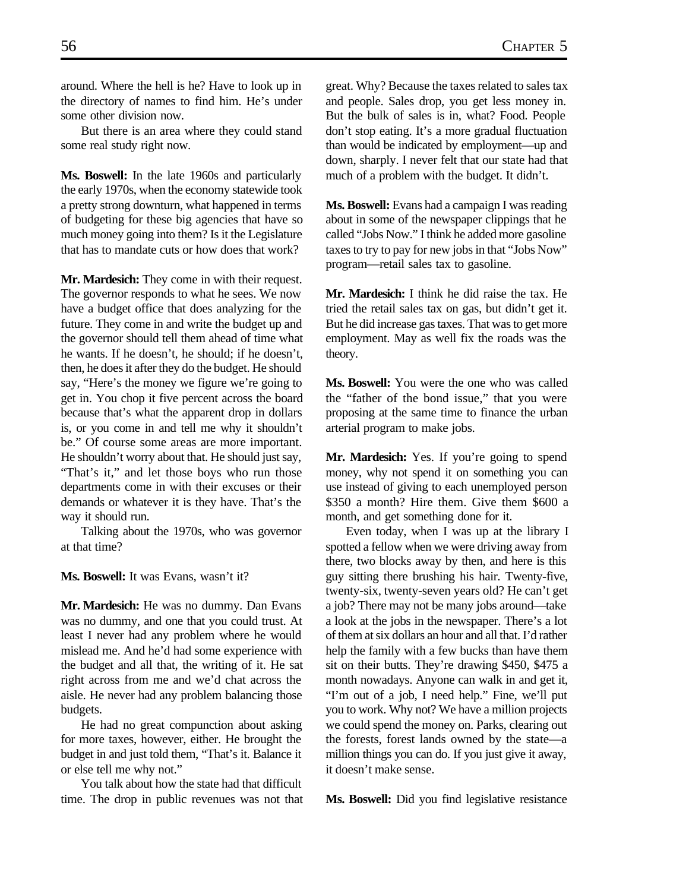around. Where the hell is he? Have to look up in the directory of names to find him. He's under some other division now.

But there is an area where they could stand some real study right now.

**Ms. Boswell:** In the late 1960s and particularly the early 1970s, when the economy statewide took a pretty strong downturn, what happened in terms of budgeting for these big agencies that have so much money going into them? Is it the Legislature that has to mandate cuts or how does that work?

**Mr. Mardesich:** They come in with their request. The governor responds to what he sees. We now have a budget office that does analyzing for the future. They come in and write the budget up and the governor should tell them ahead of time what he wants. If he doesn't, he should; if he doesn't, then, he does it after they do the budget. He should say, "Here's the money we figure we're going to get in. You chop it five percent across the board because that's what the apparent drop in dollars is, or you come in and tell me why it shouldn't be." Of course some areas are more important. He shouldn't worry about that. He should just say, "That's it," and let those boys who run those departments come in with their excuses or their demands or whatever it is they have. That's the way it should run.

Talking about the 1970s, who was governor at that time?

**Ms. Boswell:** It was Evans, wasn't it?

**Mr. Mardesich:** He was no dummy. Dan Evans was no dummy, and one that you could trust. At least I never had any problem where he would mislead me. And he'd had some experience with the budget and all that, the writing of it. He sat right across from me and we'd chat across the aisle. He never had any problem balancing those budgets.

He had no great compunction about asking for more taxes, however, either. He brought the budget in and just told them, "That's it. Balance it or else tell me why not."

You talk about how the state had that difficult time. The drop in public revenues was not that great. Why? Because the taxes related to sales tax and people. Sales drop, you get less money in. But the bulk of sales is in, what? Food. People don't stop eating. It's a more gradual fluctuation than would be indicated by employment—up and down, sharply. I never felt that our state had that much of a problem with the budget. It didn't.

**Ms. Boswell:** Evans had a campaign I was reading about in some of the newspaper clippings that he called "Jobs Now." I think he added more gasoline taxes to try to pay for new jobs in that "Jobs Now" program—retail sales tax to gasoline.

**Mr. Mardesich:** I think he did raise the tax. He tried the retail sales tax on gas, but didn't get it. But he did increase gas taxes. That was to get more employment. May as well fix the roads was the theory.

**Ms. Boswell:** You were the one who was called the "father of the bond issue," that you were proposing at the same time to finance the urban arterial program to make jobs.

**Mr. Mardesich:** Yes. If you're going to spend money, why not spend it on something you can use instead of giving to each unemployed person $350 a month? Hire them. Give them $600 a month, and get something done for it.

Even today, when I was up at the library I spotted a fellow when we were driving away from there, two blocks away by then, and here is this guy sitting there brushing his hair. Twenty-five, twenty-six, twenty-seven years old? He can't get a job? There may not be many jobs around—take a look at the jobs in the newspaper. There's a lot of them at six dollars an hour and all that. I'd rather help the family with a few bucks than have them sit on their butts. They're drawing $450, $475 a month nowadays. Anyone can walk in and get it, "I'm out of a job, I need help." Fine, we'll put you to work. Why not? We have a million projects we could spend the money on. Parks, clearing out the forests, forest lands owned by the state—a million things you can do. If you just give it away, it doesn't make sense.

**Ms. Boswell:** Did you find legislative resistance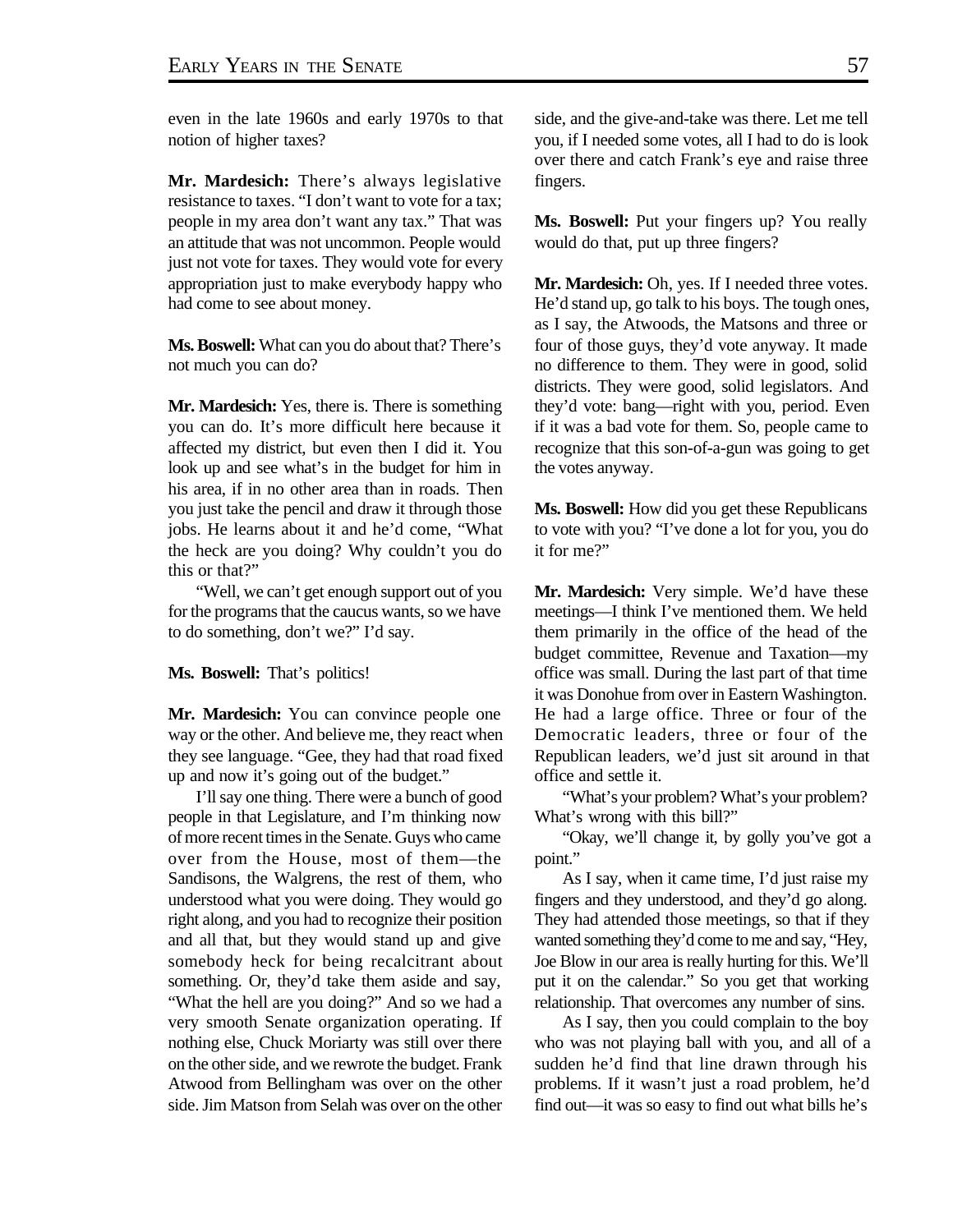even in the late 1960s and early 1970s to that notion of higher taxes?

**Mr. Mardesich:** There's always legislative resistance to taxes. "I don't want to vote for a tax; people in my area don't want any tax." That was an attitude that was not uncommon. People would just not vote for taxes. They would vote for every appropriation just to make everybody happy who had come to see about money.

**Ms. Boswell:** What can you do about that? There's not much you can do?

**Mr. Mardesich:** Yes, there is. There is something you can do. It's more difficult here because it affected my district, but even then I did it. You look up and see what's in the budget for him in his area, if in no other area than in roads. Then you just take the pencil and draw it through those jobs. He learns about it and he'd come, "What the heck are you doing? Why couldn't you do this or that?"

"Well, we can't get enough support out of you for the programs that the caucus wants, so we have to do something, don't we?" I'd say.

**Ms. Boswell:** That's politics!

**Mr. Mardesich:** You can convince people one way or the other. And believe me, they react when they see language. "Gee, they had that road fixed up and now it's going out of the budget."

I'll say one thing. There were a bunch of good people in that Legislature, and I'm thinking now of more recent times in the Senate. Guys who came over from the House, most of them—the Sandisons, the Walgrens, the rest of them, who understood what you were doing. They would go right along, and you had to recognize their position and all that, but they would stand up and give somebody heck for being recalcitrant about something. Or, they'd take them aside and say, "What the hell are you doing?" And so we had a very smooth Senate organization operating. If nothing else, Chuck Moriarty was still over there on the other side, and we rewrote the budget. Frank Atwood from Bellingham was over on the other side. Jim Matson from Selah was over on the other side, and the give-and-take was there. Let me tell you, if I needed some votes, all I had to do is look over there and catch Frank's eye and raise three fingers.

**Ms. Boswell:** Put your fingers up? You really would do that, put up three fingers?

**Mr. Mardesich:** Oh, yes. If I needed three votes. He'd stand up, go talk to his boys. The tough ones, as I say, the Atwoods, the Matsons and three or four of those guys, they'd vote anyway. It made no difference to them. They were in good, solid districts. They were good, solid legislators. And they'd vote: bang—right with you, period. Even if it was a bad vote for them. So, people came to recognize that this son-of-a-gun was going to get the votes anyway.

**Ms. Boswell:** How did you get these Republicans to vote with you? "I've done a lot for you, you do it for me?"

**Mr. Mardesich:** Very simple. We'd have these meetings—I think I've mentioned them. We held them primarily in the office of the head of the budget committee, Revenue and Taxation—my office was small. During the last part of that time it was Donohue from over in Eastern Washington. He had a large office. Three or four of the Democratic leaders, three or four of the Republican leaders, we'd just sit around in that office and settle it.

"What's your problem? What's your problem? What's wrong with this bill?"

"Okay, we'll change it, by golly you've got a point."

As I say, when it came time, I'd just raise my fingers and they understood, and they'd go along. They had attended those meetings, so that if they wanted something they'd come to me and say, "Hey, Joe Blow in our area is really hurting for this. We'll put it on the calendar." So you get that working relationship. That overcomes any number of sins.

As I say, then you could complain to the boy who was not playing ball with you, and all of a sudden he'd find that line drawn through his problems. If it wasn't just a road problem, he'd find out—it was so easy to find out what bills he's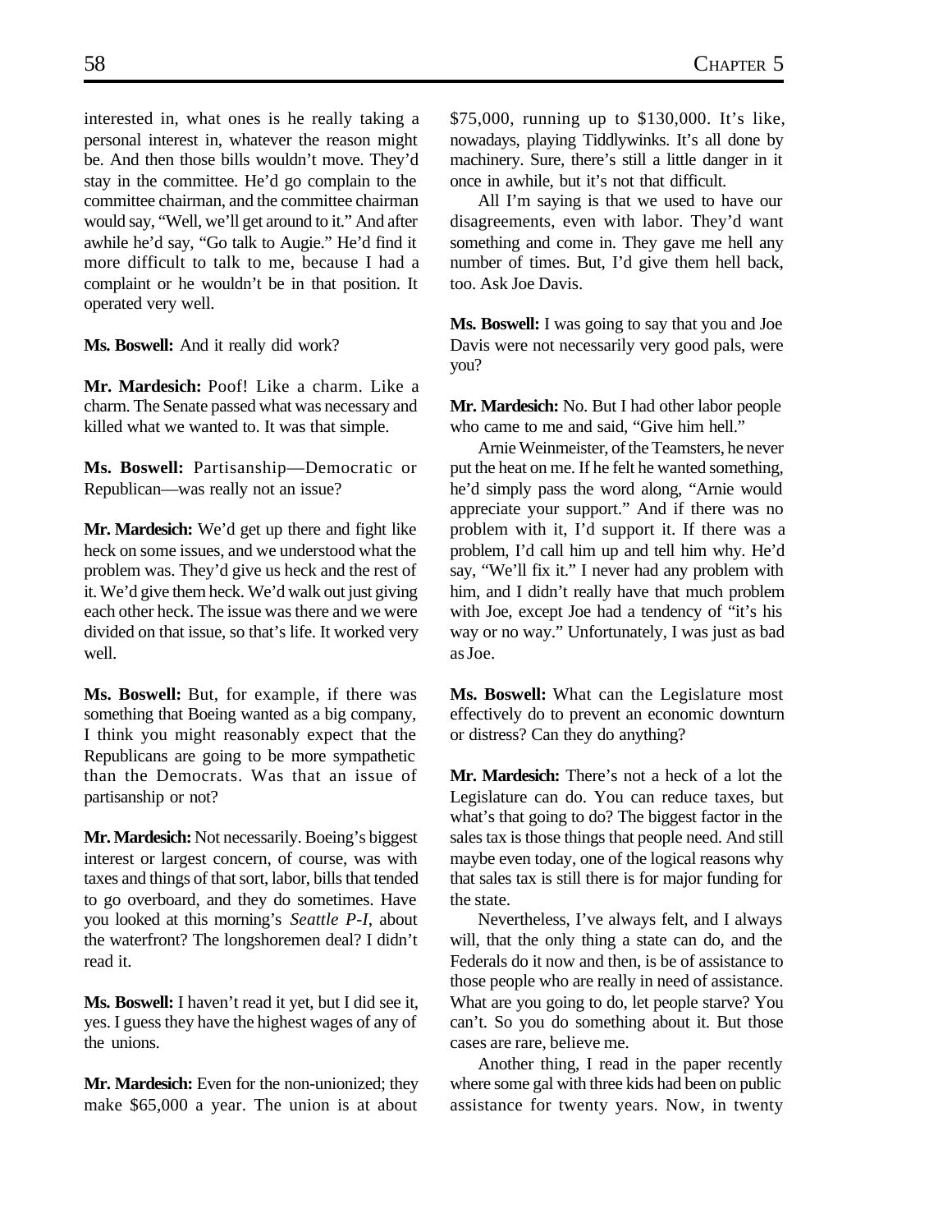interested in, what ones is he really taking a personal interest in, whatever the reason might be. And then those bills wouldn't move. They'd stay in the committee. He'd go complain to the committee chairman, and the committee chairman would say, "Well, we'll get around to it." And after awhile he'd say, "Go talk to Augie." He'd find it more difficult to talk to me, because I had a complaint or he wouldn't be in that position. It operated very well.

**Ms. Boswell:** And it really did work?

**Mr. Mardesich:** Poof! Like a charm. Like a charm. The Senate passed what was necessary and killed what we wanted to. It was that simple.

**Ms. Boswell:** Partisanship—Democratic or Republican—was really not an issue?

**Mr. Mardesich:** We'd get up there and fight like heck on some issues, and we understood what the problem was. They'd give us heck and the rest of it. We'd give them heck. We'd walk out just giving each other heck. The issue was there and we were divided on that issue, so that's life. It worked very well.

**Ms. Boswell:** But, for example, if there was something that Boeing wanted as a big company, I think you might reasonably expect that the Republicans are going to be more sympathetic than the Democrats. Was that an issue of partisanship or not?

**Mr. Mardesich:** Not necessarily. Boeing's biggest interest or largest concern, of course, was with taxes and things of that sort, labor, bills that tended to go overboard, and they do sometimes. Have you looked at this morning's *Seattle P-I*, about the waterfront? The longshoremen deal? I didn't read it.

**Ms. Boswell:** I haven't read it yet, but I did see it, yes. I guess they have the highest wages of any of the unions.

**Mr. Mardesich:** Even for the non-unionized; they make $65,000 a year. The union is at about $75,000, running up to $130,000. It's like, nowadays, playing Tiddlywinks. It's all done by machinery. Sure, there's still a little danger in it once in awhile, but it's not that difficult.

All I'm saying is that we used to have our disagreements, even with labor. They'd want something and come in. They gave me hell any number of times. But, I'd give them hell back, too. Ask Joe Davis.

**Ms. Boswell:** I was going to say that you and Joe Davis were not necessarily very good pals, were you?

**Mr. Mardesich:** No. But I had other labor people who came to me and said, "Give him hell."

Arnie Weinmeister, of the Teamsters, he never put the heat on me. If he felt he wanted something, he'd simply pass the word along, "Arnie would appreciate your support." And if there was no problem with it, I'd support it. If there was a problem, I'd call him up and tell him why. He'd say, "We'll fix it." I never had any problem with him, and I didn't really have that much problem with Joe, except Joe had a tendency of "it's his way or no way." Unfortunately, I was just as bad as Joe.

**Ms. Boswell:** What can the Legislature most effectively do to prevent an economic downturn or distress? Can they do anything?

**Mr. Mardesich:** There's not a heck of a lot the Legislature can do. You can reduce taxes, but what's that going to do? The biggest factor in the sales tax is those things that people need. And still maybe even today, one of the logical reasons why that sales tax is still there is for major funding for the state.

Nevertheless, I've always felt, and I always will, that the only thing a state can do, and the Federals do it now and then, is be of assistance to those people who are really in need of assistance. What are you going to do, let people starve? You can't. So you do something about it. But those cases are rare, believe me.

Another thing, I read in the paper recently where some gal with three kids had been on public assistance for twenty years. Now, in twenty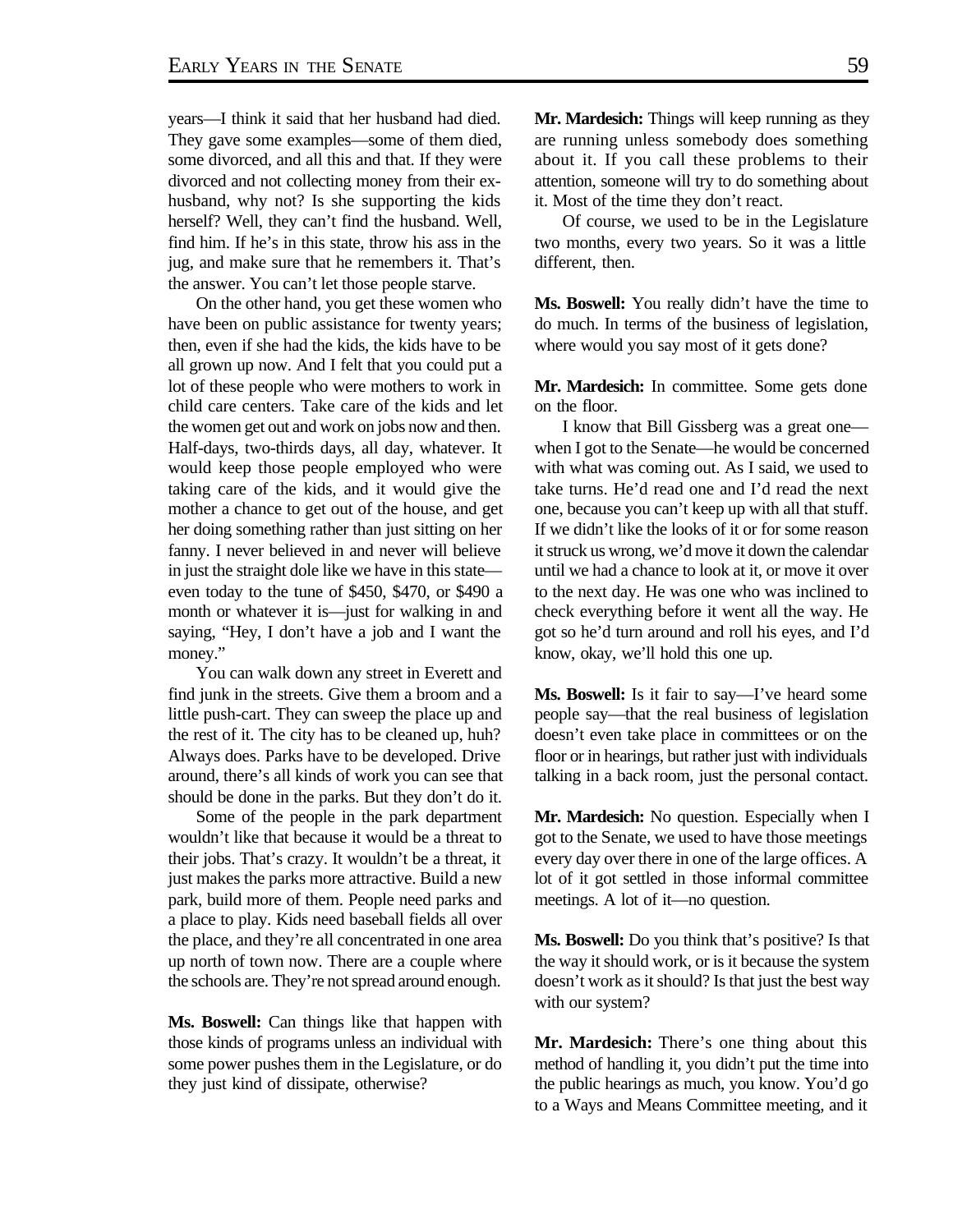years—I think it said that her husband had died. They gave some examples—some of them died, some divorced, and all this and that. If they were divorced and not collecting money from their ex-husband, why not? Is she supporting the kids herself? Well, they can't find the husband. Well, find him. If he's in this state, throw his ass in the jug, and make sure that he remembers it. That's the answer. You can't let those people starve.

On the other hand, you get these women who have been on public assistance for twenty years; then, even if she had the kids, the kids have to be all grown up now. And I felt that you could put a lot of these people who were mothers to work in child care centers. Take care of the kids and let the women get out and work on jobs now and then. Half-days, two-thirds days, all day, whatever. It would keep those people employed who were taking care of the kids, and it would give the mother a chance to get out of the house, and get her doing something rather than just sitting on her fanny. I never believed in and never will believe in just the straight dole like we have in this state—even today to the tune of $450, $470, or $490 a month or whatever it is—just for walking in and saying, "Hey, I don't have a job and I want the money."

You can walk down any street in Everett and find junk in the streets. Give them a broom and a little push-cart. They can sweep the place up and the rest of it. The city has to be cleaned up, huh? Always does. Parks have to be developed. Drive around, there's all kinds of work you can see that should be done in the parks. But they don't do it.

Some of the people in the park department wouldn't like that because it would be a threat to their jobs. That's crazy. It wouldn't be a threat, it just makes the parks more attractive. Build a new park, build more of them. People need parks and a place to play. Kids need baseball fields all over the place, and they're all concentrated in one area up north of town now. There are a couple where the schools are. They're not spread around enough.

**Ms. Boswell:** Can things like that happen with those kinds of programs unless an individual with some power pushes them in the Legislature, or do they just kind of dissipate, otherwise?

**Mr. Mardesich:** Things will keep running as they are running unless somebody does something about it. If you call these problems to their attention, someone will try to do something about it. Most of the time they don't react.

Of course, we used to be in the Legislature two months, every two years. So it was a little different, then.

**Ms. Boswell:** You really didn't have the time to do much. In terms of the business of legislation, where would you say most of it gets done?

**Mr. Mardesich:** In committee. Some gets done on the floor.

I know that Bill Gissberg was a great one—when I got to the Senate—he would be concerned with what was coming out. As I said, we used to take turns. He'd read one and I'd read the next one, because you can't keep up with all that stuff. If we didn't like the looks of it or for some reason it struck us wrong, we'd move it down the calendar until we had a chance to look at it, or move it over to the next day. He was one who was inclined to check everything before it went all the way. He got so he'd turn around and roll his eyes, and I'd know, okay, we'll hold this one up.

**Ms. Boswell:** Is it fair to say—I've heard some people say—that the real business of legislation doesn't even take place in committees or on the floor or in hearings, but rather just with individuals talking in a back room, just the personal contact.

**Mr. Mardesich:** No question. Especially when I got to the Senate, we used to have those meetings every day over there in one of the large offices. A lot of it got settled in those informal committee meetings. A lot of it—no question.

**Ms. Boswell:** Do you think that's positive? Is that the way it should work, or is it because the system doesn't work as it should? Is that just the best way with our system?

**Mr. Mardesich:** There's one thing about this method of handling it, you didn't put the time into the public hearings as much, you know. You'd go to a Ways and Means Committee meeting, and it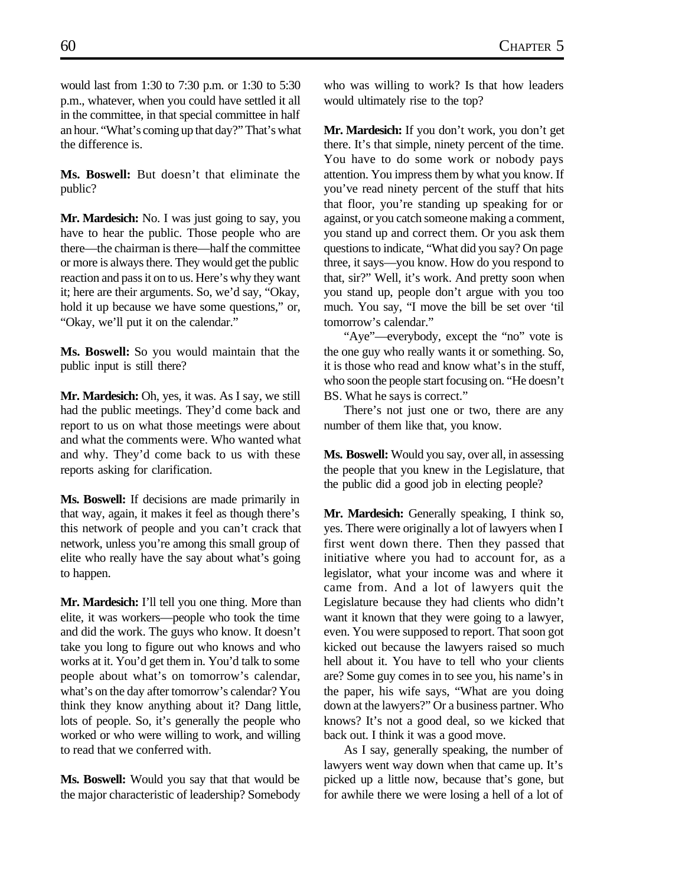would last from 1:30 to 7:30 p.m. or 1:30 to 5:30 p.m., whatever, when you could have settled it all in the committee, in that special committee in half an hour. "What's coming up that day?" That's what the difference is.

**Ms. Boswell:** But doesn't that eliminate the public?

**Mr. Mardesich:** No. I was just going to say, you have to hear the public. Those people who are there—the chairman is there—half the committee or more is always there. They would get the public reaction and pass it on to us. Here's why they want it; here are their arguments. So, we'd say, "Okay, hold it up because we have some questions," or, "Okay, we'll put it on the calendar."

**Ms. Boswell:** So you would maintain that the public input is still there?

**Mr. Mardesich:** Oh, yes, it was. As I say, we still had the public meetings. They'd come back and report to us on what those meetings were about and what the comments were. Who wanted what and why. They'd come back to us with these reports asking for clarification.

**Ms. Boswell:** If decisions are made primarily in that way, again, it makes it feel as though there's this network of people and you can't crack that network, unless you're among this small group of elite who really have the say about what's going to happen.

**Mr. Mardesich:** I'll tell you one thing. More than elite, it was workers—people who took the time and did the work. The guys who know. It doesn't take you long to figure out who knows and who works at it. You'd get them in. You'd talk to some people about what's on tomorrow's calendar, what's on the day after tomorrow's calendar? You think they know anything about it? Dang little, lots of people. So, it's generally the people who worked or who were willing to work, and willing to read that we conferred with.

**Ms. Boswell:** Would you say that that would be the major characteristic of leadership? Somebody who was willing to work? Is that how leaders would ultimately rise to the top?

**Mr. Mardesich:** If you don't work, you don't get there. It's that simple, ninety percent of the time. You have to do some work or nobody pays attention. You impress them by what you know. If you've read ninety percent of the stuff that hits that floor, you're standing up speaking for or against, or you catch someone making a comment, you stand up and correct them. Or you ask them questions to indicate, "What did you say? On page three, it says—you know. How do you respond to that, sir?" Well, it's work. And pretty soon when you stand up, people don't argue with you too much. You say, "I move the bill be set over 'til tomorrow's calendar."

"Aye"—everybody, except the "no" vote is the one guy who really wants it or something. So, it is those who read and know what's in the stuff, who soon the people start focusing on. "He doesn't BS. What he says is correct."

There's not just one or two, there are any number of them like that, you know.

**Ms. Boswell:** Would you say, over all, in assessing the people that you knew in the Legislature, that the public did a good job in electing people?

**Mr. Mardesich:** Generally speaking, I think so, yes. There were originally a lot of lawyers when I first went down there. Then they passed that initiative where you had to account for, as a legislator, what your income was and where it came from. And a lot of lawyers quit the Legislature because they had clients who didn't want it known that they were going to a lawyer, even. You were supposed to report. That soon got kicked out because the lawyers raised so much hell about it. You have to tell who your clients are? Some guy comes in to see you, his name's in the paper, his wife says, "What are you doing down at the lawyers?" Or a business partner. Who knows? It's not a good deal, so we kicked that back out. I think it was a good move.

As I say, generally speaking, the number of lawyers went way down when that came up. It's picked up a little now, because that's gone, but for awhile there we were losing a hell of a lot of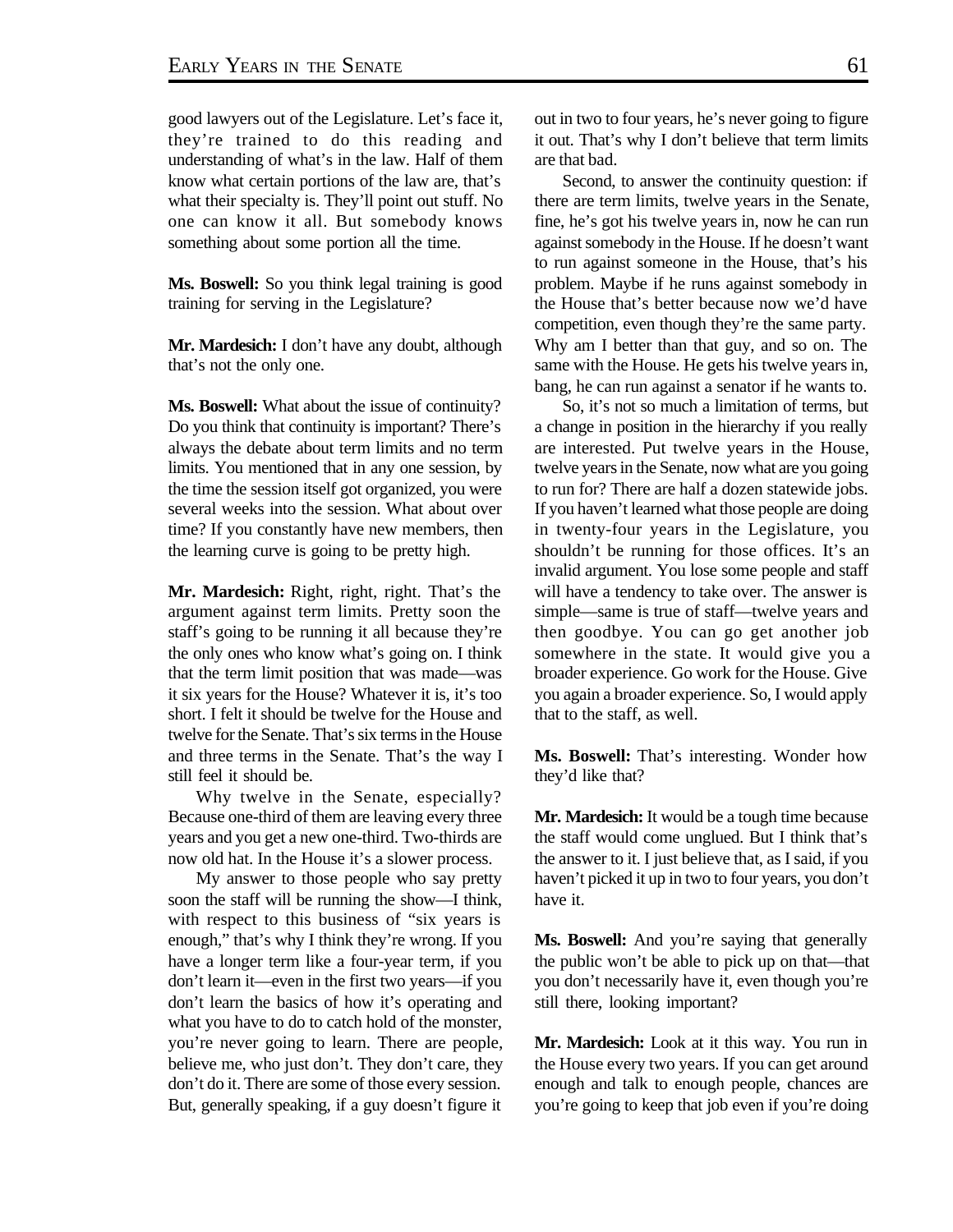good lawyers out of the Legislature. Let's face it, they're trained to do this reading and understanding of what's in the law. Half of them know what certain portions of the law are, that's what their specialty is. They'll point out stuff. No one can know it all. But somebody knows something about some portion all the time.

**Ms. Boswell:** So you think legal training is good training for serving in the Legislature?

**Mr. Mardesich:** I don't have any doubt, although that's not the only one.

**Ms. Boswell:** What about the issue of continuity? Do you think that continuity is important? There's always the debate about term limits and no term limits. You mentioned that in any one session, by the time the session itself got organized, you were several weeks into the session. What about over time? If you constantly have new members, then the learning curve is going to be pretty high.

**Mr. Mardesich:** Right, right, right. That's the argument against term limits. Pretty soon the staff's going to be running it all because they're the only ones who know what's going on. I think that the term limit position that was made—was it six years for the House? Whatever it is, it's too short. I felt it should be twelve for the House and twelve for the Senate. That's six terms in the House and three terms in the Senate. That's the way I still feel it should be.

Why twelve in the Senate, especially? Because one-third of them are leaving every three years and you get a new one-third. Two-thirds are now old hat. In the House it's a slower process.

My answer to those people who say pretty soon the staff will be running the show—I think, with respect to this business of "six years is enough," that's why I think they're wrong. If you have a longer term like a four-year term, if you don't learn it—even in the first two years—if you don't learn the basics of how it's operating and what you have to do to catch hold of the monster, you're never going to learn. There are people, believe me, who just don't. They don't care, they don't do it. There are some of those every session. But, generally speaking, if a guy doesn't figure it out in two to four years, he's never going to figure it out. That's why I don't believe that term limits are that bad.

Second, to answer the continuity question: if there are term limits, twelve years in the Senate, fine, he's got his twelve years in, now he can run against somebody in the House. If he doesn't want to run against someone in the House, that's his problem. Maybe if he runs against somebody in the House that's better because now we'd have competition, even though they're the same party. Why am I better than that guy, and so on. The same with the House. He gets his twelve years in, bang, he can run against a senator if he wants to.

So, it's not so much a limitation of terms, but a change in position in the hierarchy if you really are interested. Put twelve years in the House, twelve years in the Senate, now what are you going to run for? There are half a dozen statewide jobs. If you haven't learned what those people are doing in twenty-four years in the Legislature, you shouldn't be running for those offices. It's an invalid argument. You lose some people and staff will have a tendency to take over. The answer is simple—same is true of staff—twelve years and then goodbye. You can go get another job somewhere in the state. It would give you a broader experience. Go work for the House. Give you again a broader experience. So, I would apply that to the staff, as well.

**Ms. Boswell:** That's interesting. Wonder how they'd like that?

**Mr. Mardesich:** It would be a tough time because the staff would come unglued. But I think that's the answer to it. I just believe that, as I said, if you haven't picked it up in two to four years, you don't have it.

**Ms. Boswell:** And you're saying that generally the public won't be able to pick up on that—that you don't necessarily have it, even though you're still there, looking important?

**Mr. Mardesich:** Look at it this way. You run in the House every two years. If you can get around enough and talk to enough people, chances are you're going to keep that job even if you're doing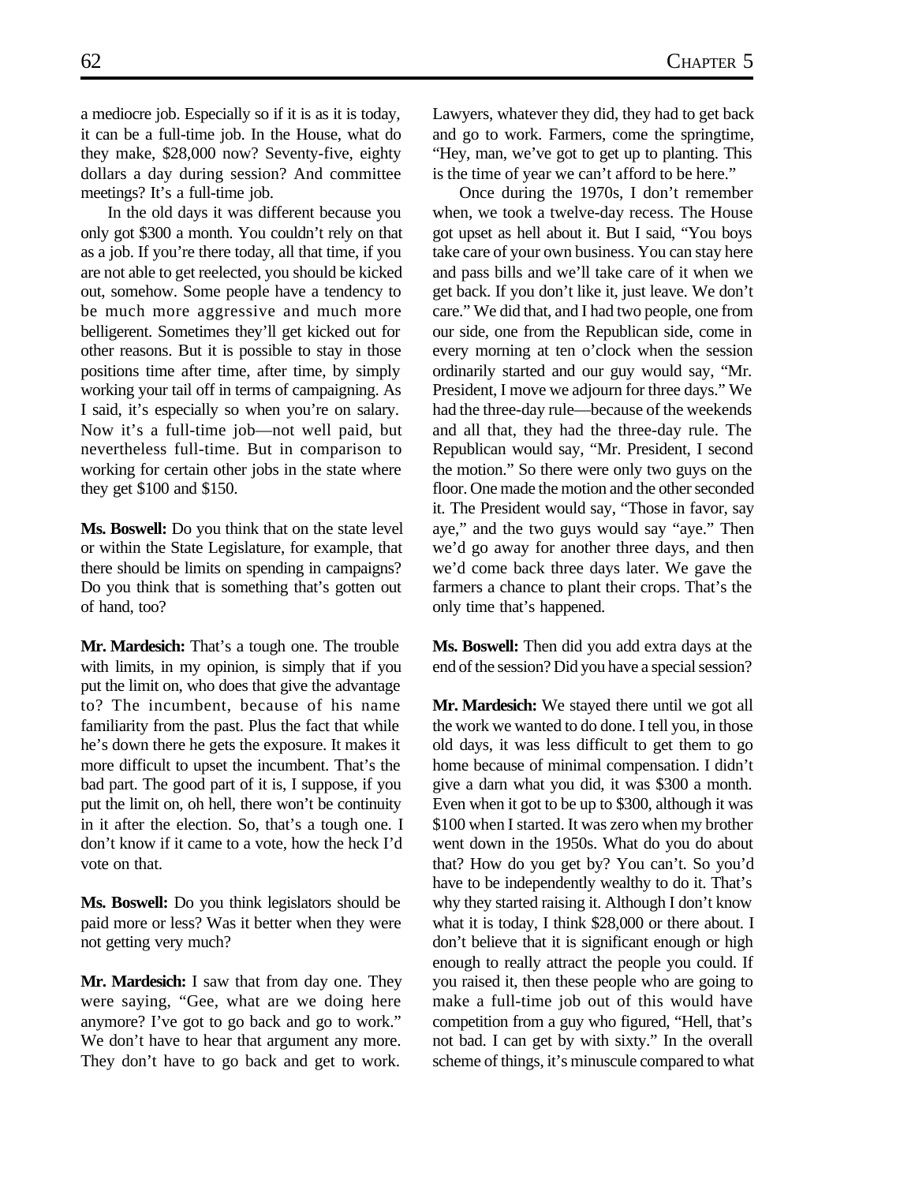a mediocre job. Especially so if it is as it is today, it can be a full-time job. In the House, what do they make, $28,000 now? Seventy-five, eighty dollars a day during session? And committee meetings? It's a full-time job.

In the old days it was different because you only got $300 a month. You couldn't rely on that as a job. If you're there today, all that time, if you are not able to get reelected, you should be kicked out, somehow. Some people have a tendency to be much more aggressive and much more belligerent. Sometimes they'll get kicked out for other reasons. But it is possible to stay in those positions time after time, after time, by simply working your tail off in terms of campaigning. As I said, it's especially so when you're on salary. Now it's a full-time job—not well paid, but nevertheless full-time. But in comparison to working for certain other jobs in the state where they get $100 and $150.

**Ms. Boswell:** Do you think that on the state level or within the State Legislature, for example, that there should be limits on spending in campaigns? Do you think that is something that's gotten out of hand, too?

**Mr. Mardesich:** That's a tough one. The trouble with limits, in my opinion, is simply that if you put the limit on, who does that give the advantage to? The incumbent, because of his name familiarity from the past. Plus the fact that while he's down there he gets the exposure. It makes it more difficult to upset the incumbent. That's the bad part. The good part of it is, I suppose, if you put the limit on, oh hell, there won't be continuity in it after the election. So, that's a tough one. I don't know if it came to a vote, how the heck I'd vote on that.

**Ms. Boswell:** Do you think legislators should be paid more or less? Was it better when they were not getting very much?

**Mr. Mardesich:** I saw that from day one. They were saying, "Gee, what are we doing here anymore? I've got to go back and go to work." We don't have to hear that argument any more. They don't have to go back and get to work. Lawyers, whatever they did, they had to get back and go to work. Farmers, come the springtime, "Hey, man, we've got to get up to planting. This is the time of year we can't afford to be here."

Once during the 1970s, I don't remember when, we took a twelve-day recess. The House got upset as hell about it. But I said, "You boys take care of your own business. You can stay here and pass bills and we'll take care of it when we get back. If you don't like it, just leave. We don't care." We did that, and I had two people, one from our side, one from the Republican side, come in every morning at ten o'clock when the session ordinarily started and our guy would say, "Mr. President, I move we adjourn for three days." We had the three-day rule—because of the weekends and all that, they had the three-day rule. The Republican would say, "Mr. President, I second the motion." So there were only two guys on the floor. One made the motion and the other seconded it. The President would say, "Those in favor, say aye," and the two guys would say "aye." Then we'd go away for another three days, and then we'd come back three days later. We gave the farmers a chance to plant their crops. That's the only time that's happened.

**Ms. Boswell:** Then did you add extra days at the end of the session? Did you have a special session?

**Mr. Mardesich:** We stayed there until we got all the work we wanted to do done. I tell you, in those old days, it was less difficult to get them to go home because of minimal compensation. I didn't give a darn what you did, it was $300 a month. Even when it got to be up to $300, although it was $100 when I started. It was zero when my brother went down in the 1950s. What do you do about that? How do you get by? You can't. So you'd have to be independently wealthy to do it. That's why they started raising it. Although I don't know what it is today, I think $28,000 or there about. I don't believe that it is significant enough or high enough to really attract the people you could. If you raised it, then these people who are going to make a full-time job out of this would have competition from a guy who figured, "Hell, that's not bad. I can get by with sixty." In the overall scheme of things, it's minuscule compared to what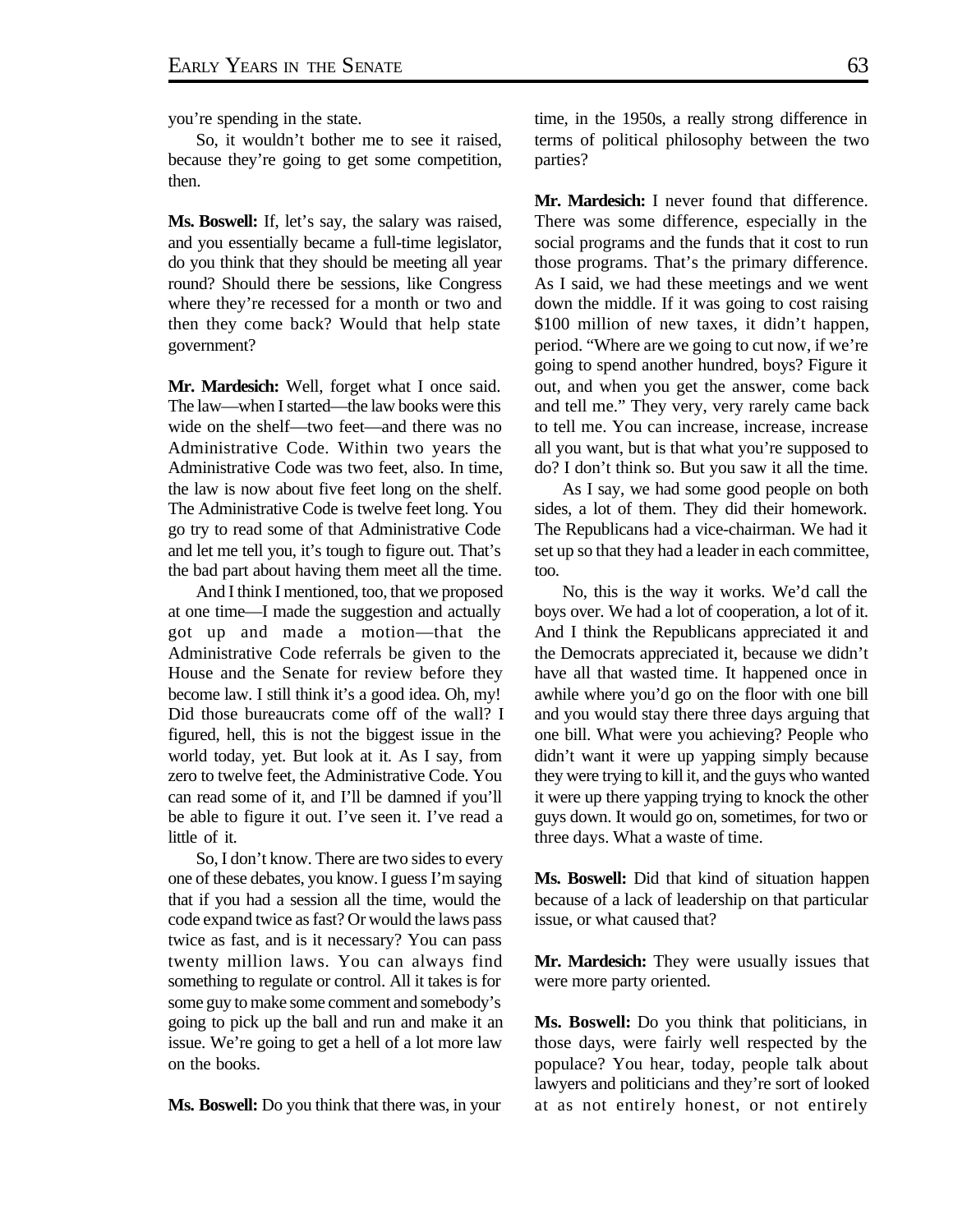you're spending in the state.

So, it wouldn't bother me to see it raised, because they're going to get some competition, then.

**Ms. Boswell:** If, let's say, the salary was raised, and you essentially became a full-time legislator, do you think that they should be meeting all year round? Should there be sessions, like Congress where they're recessed for a month or two and then they come back? Would that help state government?

**Mr. Mardesich:** Well, forget what I once said. The law—when I started—the law books were this wide on the shelf—two feet—and there was no Administrative Code. Within two years the Administrative Code was two feet, also. In time, the law is now about five feet long on the shelf. The Administrative Code is twelve feet long. You go try to read some of that Administrative Code and let me tell you, it's tough to figure out. That's the bad part about having them meet all the time.

And I think I mentioned, too, that we proposed at one time—I made the suggestion and actually got up and made a motion—that the Administrative Code referrals be given to the House and the Senate for review before they become law. I still think it's a good idea. Oh, my! Did those bureaucrats come off of the wall? I figured, hell, this is not the biggest issue in the world today, yet. But look at it. As I say, from zero to twelve feet, the Administrative Code. You can read some of it, and I'll be damned if you'll be able to figure it out. I've seen it. I've read a little of it.

So, I don't know. There are two sides to every one of these debates, you know. I guess I'm saying that if you had a session all the time, would the code expand twice as fast? Or would the laws pass twice as fast, and is it necessary? You can pass twenty million laws. You can always find something to regulate or control. All it takes is for some guy to make some comment and somebody's going to pick up the ball and run and make it an issue. We're going to get a hell of a lot more law on the books.

**Ms. Boswell:** Do you think that there was, in your time, in the 1950s, a really strong difference in terms of political philosophy between the two parties?

**Mr. Mardesich:** I never found that difference. There was some difference, especially in the social programs and the funds that it cost to run those programs. That's the primary difference. As I said, we had these meetings and we went down the middle. If it was going to cost raising $100 million of new taxes, it didn't happen, period. "Where are we going to cut now, if we're going to spend another hundred, boys? Figure it out, and when you get the answer, come back and tell me." They very, very rarely came back to tell me. You can increase, increase, increase all you want, but is that what you're supposed to do? I don't think so. But you saw it all the time.

As I say, we had some good people on both sides, a lot of them. They did their homework. The Republicans had a vice-chairman. We had it set up so that they had a leader in each committee, too.

No, this is the way it works. We'd call the boys over. We had a lot of cooperation, a lot of it. And I think the Republicans appreciated it and the Democrats appreciated it, because we didn't have all that wasted time. It happened once in awhile where you'd go on the floor with one bill and you would stay there three days arguing that one bill. What were you achieving? People who didn't want it were up yapping simply because they were trying to kill it, and the guys who wanted it were up there yapping trying to knock the other guys down. It would go on, sometimes, for two or three days. What a waste of time.

**Ms. Boswell:** Did that kind of situation happen because of a lack of leadership on that particular issue, or what caused that?

**Mr. Mardesich:** They were usually issues that were more party oriented.

**Ms. Boswell:** Do you think that politicians, in those days, were fairly well respected by the populace? You hear, today, people talk about lawyers and politicians and they're sort of looked at as not entirely honest, or not entirely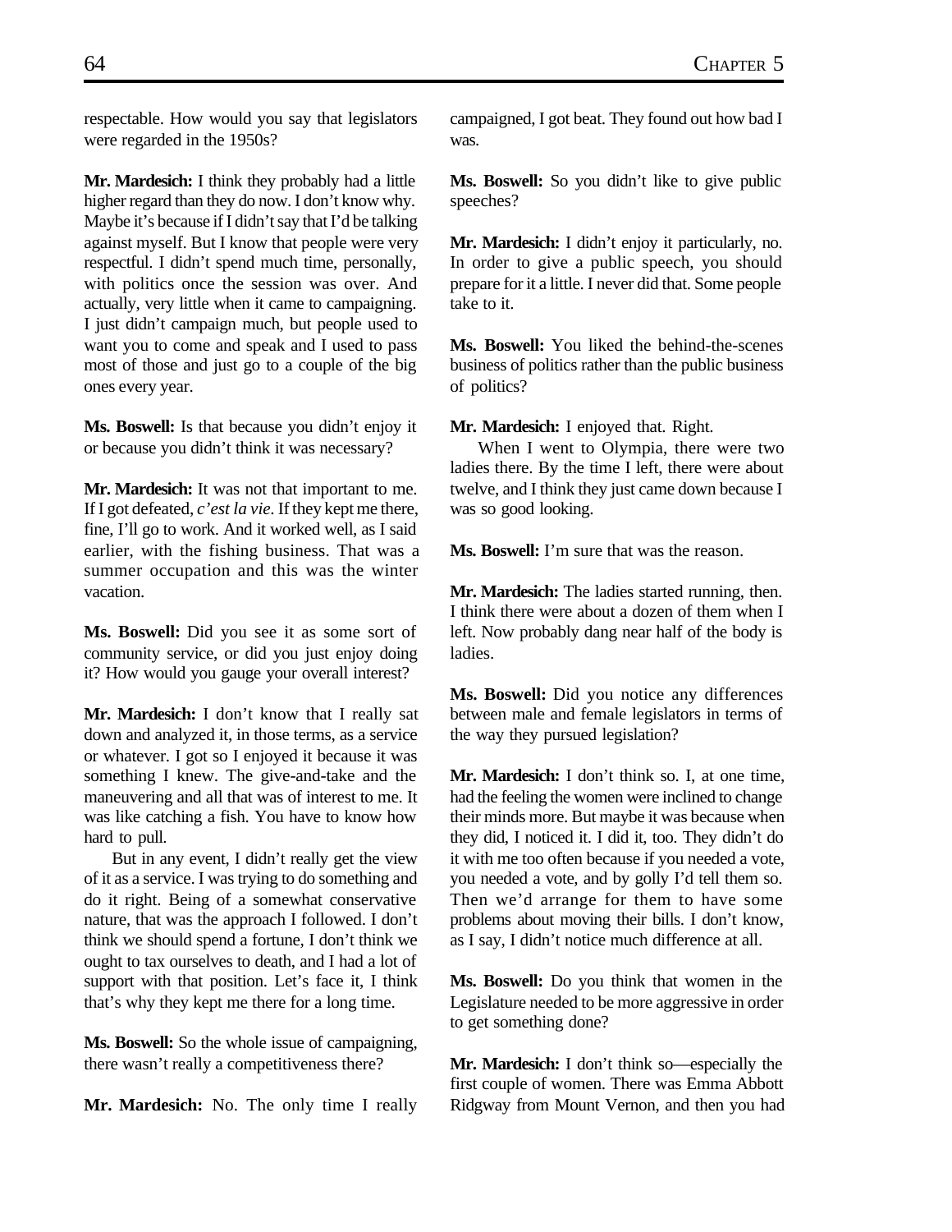respectable. How would you say that legislators were regarded in the 1950s?

**Mr. Mardesich:** I think they probably had a little higher regard than they do now. I don't know why. Maybe it's because if I didn't say that I'd be talking against myself. But I know that people were very respectful. I didn't spend much time, personally, with politics once the session was over. And actually, very little when it came to campaigning. I just didn't campaign much, but people used to want you to come and speak and I used to pass most of those and just go to a couple of the big ones every year.

**Ms. Boswell:** Is that because you didn't enjoy it or because you didn't think it was necessary?

**Mr. Mardesich:** It was not that important to me. If I got defeated, *c'est la vie*. If they kept me there, fine, I'll go to work. And it worked well, as I said earlier, with the fishing business. That was a summer occupation and this was the winter vacation.

**Ms. Boswell:** Did you see it as some sort of community service, or did you just enjoy doing it? How would you gauge your overall interest?

**Mr. Mardesich:** I don't know that I really sat down and analyzed it, in those terms, as a service or whatever. I got so I enjoyed it because it was something I knew. The give-and-take and the maneuvering and all that was of interest to me. It was like catching a fish. You have to know how hard to pull.

But in any event, I didn't really get the view of it as a service. I was trying to do something and do it right. Being of a somewhat conservative nature, that was the approach I followed. I don't think we should spend a fortune, I don't think we ought to tax ourselves to death, and I had a lot of support with that position. Let's face it, I think that's why they kept me there for a long time.

**Ms. Boswell:** So the whole issue of campaigning, there wasn't really a competitiveness there?

**Mr. Mardesich:** No. The only time I really campaigned, I got beat. They found out how bad I was.

**Ms. Boswell:** So you didn't like to give public speeches?

**Mr. Mardesich:** I didn't enjoy it particularly, no. In order to give a public speech, you should prepare for it a little. I never did that. Some people take to it.

**Ms. Boswell:** You liked the behind-the-scenes business of politics rather than the public business of politics?

**Mr. Mardesich:** I enjoyed that. Right.

When I went to Olympia, there were two ladies there. By the time I left, there were about twelve, and I think they just came down because I was so good looking.

**Ms. Boswell:** I'm sure that was the reason.

**Mr. Mardesich:** The ladies started running, then. I think there were about a dozen of them when I left. Now probably dang near half of the body is ladies.

**Ms. Boswell:** Did you notice any differences between male and female legislators in terms of the way they pursued legislation?

**Mr. Mardesich:** I don't think so. I, at one time, had the feeling the women were inclined to change their minds more. But maybe it was because when they did, I noticed it. I did it, too. They didn't do it with me too often because if you needed a vote, you needed a vote, and by golly I'd tell them so. Then we'd arrange for them to have some problems about moving their bills. I don't know, as I say, I didn't notice much difference at all.

**Ms. Boswell:** Do you think that women in the Legislature needed to be more aggressive in order to get something done?

**Mr. Mardesich:** I don't think so—especially the first couple of women. There was Emma Abbott Ridgway from Mount Vernon, and then you had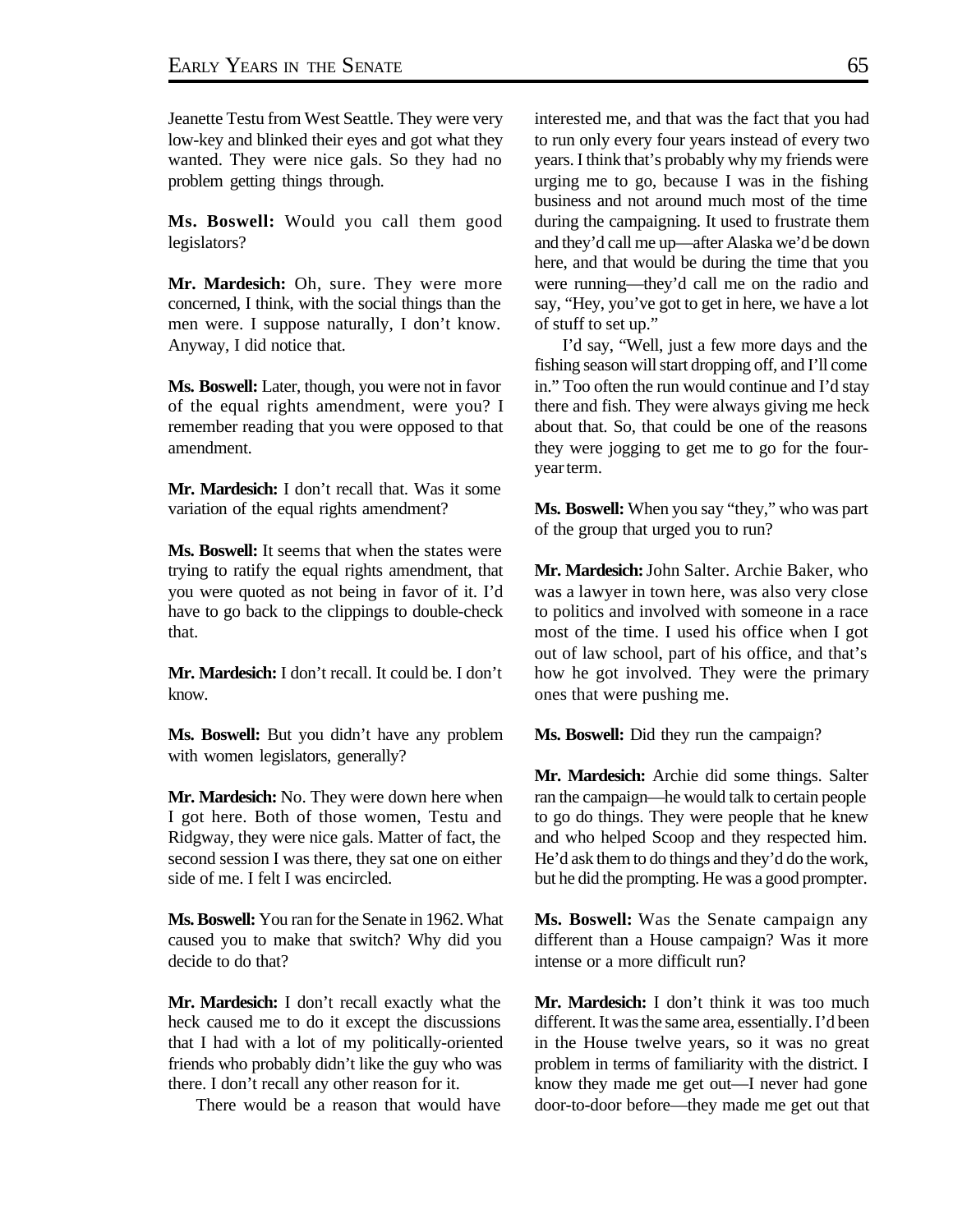Jeanette Testu from West Seattle. They were very low-key and blinked their eyes and got what they wanted. They were nice gals. So they had no problem getting things through.

**Ms. Boswell:** Would you call them good legislators?

**Mr. Mardesich:** Oh, sure. They were more concerned, I think, with the social things than the men were. I suppose naturally, I don't know. Anyway, I did notice that.

**Ms. Boswell:** Later, though, you were not in favor of the equal rights amendment, were you? I remember reading that you were opposed to that amendment.

**Mr. Mardesich:** I don't recall that. Was it some variation of the equal rights amendment?

**Ms. Boswell:** It seems that when the states were trying to ratify the equal rights amendment, that you were quoted as not being in favor of it. I'd have to go back to the clippings to double-check that.

**Mr. Mardesich:** I don't recall. It could be. I don't know.

**Ms. Boswell:** But you didn't have any problem with women legislators, generally?

**Mr. Mardesich:** No. They were down here when I got here. Both of those women, Testu and Ridgway, they were nice gals. Matter of fact, the second session I was there, they sat one on either side of me. I felt I was encircled.

**Ms. Boswell:** You ran for the Senate in 1962. What caused you to make that switch? Why did you decide to do that?

**Mr. Mardesich:** I don't recall exactly what the heck caused me to do it except the discussions that I had with a lot of my politically-oriented friends who probably didn't like the guy who was there. I don't recall any other reason for it.

There would be a reason that would have interested me, and that was the fact that you had to run only every four years instead of every two years. I think that's probably why my friends were urging me to go, because I was in the fishing business and not around much most of the time during the campaigning. It used to frustrate them and they'd call me up—after Alaska we'd be down here, and that would be during the time that you were running—they'd call me on the radio and say, "Hey, you've got to get in here, we have a lot of stuff to set up."

I'd say, "Well, just a few more days and the fishing season will start dropping off, and I'll come in." Too often the run would continue and I'd stay there and fish. They were always giving me heck about that. So, that could be one of the reasons they were jogging to get me to go for the four-year term.

**Ms. Boswell:** When you say "they," who was part of the group that urged you to run?

**Mr. Mardesich:** John Salter. Archie Baker, who was a lawyer in town here, was also very close to politics and involved with someone in a race most of the time. I used his office when I got out of law school, part of his office, and that's how he got involved. They were the primary ones that were pushing me.

**Ms. Boswell:** Did they run the campaign?

**Mr. Mardesich:** Archie did some things. Salter ran the campaign—he would talk to certain people to go do things. They were people that he knew and who helped Scoop and they respected him. He'd ask them to do things and they'd do the work, but he did the prompting. He was a good prompter.

**Ms. Boswell:** Was the Senate campaign any different than a House campaign? Was it more intense or a more difficult run?

**Mr. Mardesich:** I don't think it was too much different. It was the same area, essentially. I'd been in the House twelve years, so it was no great problem in terms of familiarity with the district. I know they made me get out—I never had gone door-to-door before—they made me get out that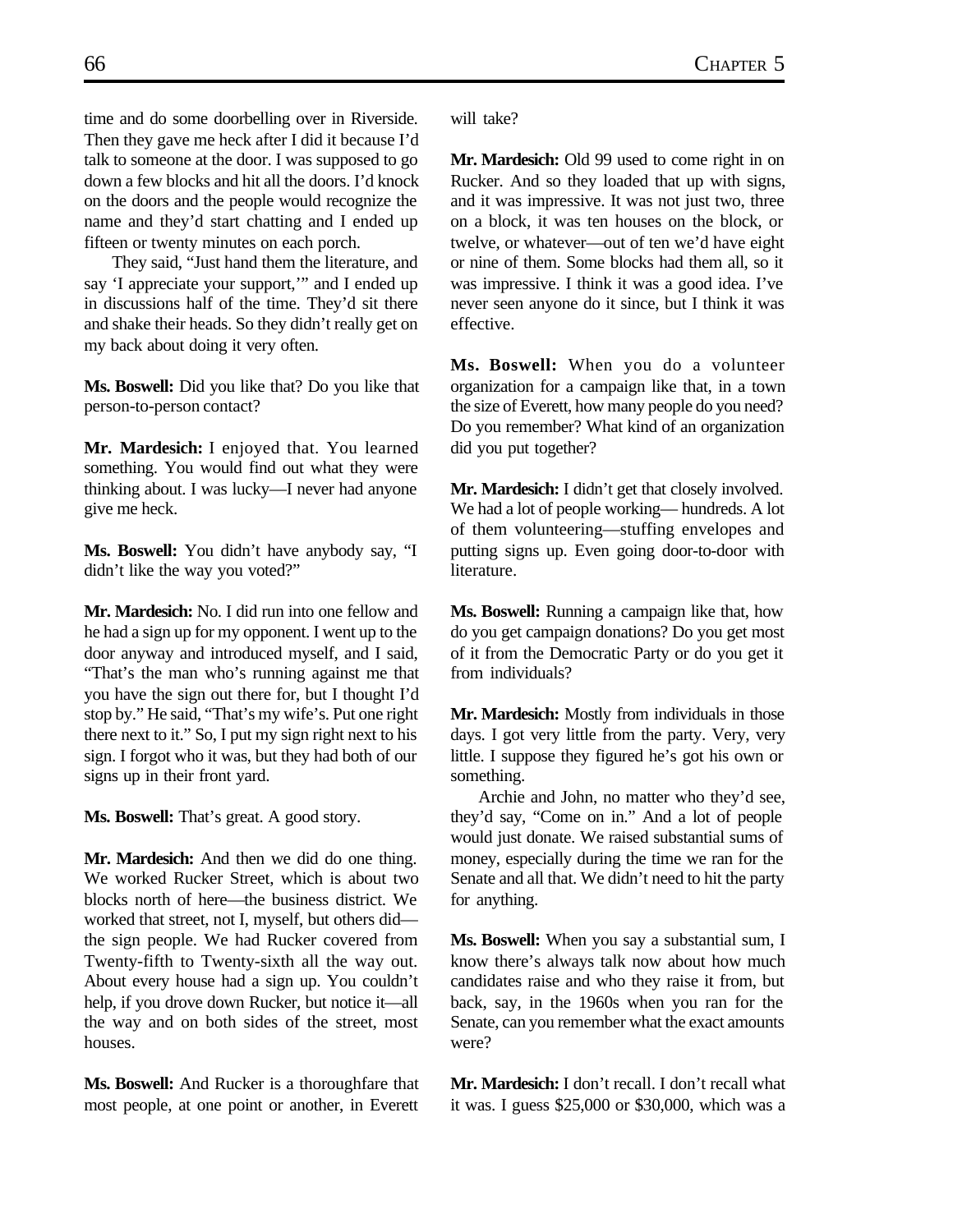time and do some doorbelling over in Riverside. Then they gave me heck after I did it because I'd talk to someone at the door. I was supposed to go down a few blocks and hit all the doors. I'd knock on the doors and the people would recognize the name and they'd start chatting and I ended up fifteen or twenty minutes on each porch.

They said, "Just hand them the literature, and say 'I appreciate your support,'" and I ended up in discussions half of the time. They'd sit there and shake their heads. So they didn't really get on my back about doing it very often.

**Ms. Boswell:** Did you like that? Do you like that person-to-person contact?

**Mr. Mardesich:** I enjoyed that. You learned something. You would find out what they were thinking about. I was lucky—I never had anyone give me heck.

**Ms. Boswell:** You didn't have anybody say, "I didn't like the way you voted?"

**Mr. Mardesich:** No. I did run into one fellow and he had a sign up for my opponent. I went up to the door anyway and introduced myself, and I said, "That's the man who's running against me that you have the sign out there for, but I thought I'd stop by." He said, "That's my wife's. Put one right there next to it." So, I put my sign right next to his sign. I forgot who it was, but they had both of our signs up in their front yard.

**Ms. Boswell:** That's great. A good story.

**Mr. Mardesich:** And then we did do one thing. We worked Rucker Street, which is about two blocks north of here—the business district. We worked that street, not I, myself, but others did—the sign people. We had Rucker covered from Twenty-fifth to Twenty-sixth all the way out. About every house had a sign up. You couldn't help, if you drove down Rucker, but notice it—all the way and on both sides of the street, most houses.

**Ms. Boswell:** And Rucker is a thoroughfare that most people, at one point or another, in Everett will take?

**Mr. Mardesich:** Old 99 used to come right in on Rucker. And so they loaded that up with signs, and it was impressive. It was not just two, three on a block, it was ten houses on the block, or twelve, or whatever—out of ten we'd have eight or nine of them. Some blocks had them all, so it was impressive. I think it was a good idea. I've never seen anyone do it since, but I think it was effective.

**Ms. Boswell:** When you do a volunteer organization for a campaign like that, in a town the size of Everett, how many people do you need? Do you remember? What kind of an organization did you put together?

**Mr. Mardesich:** I didn't get that closely involved. We had a lot of people working— hundreds. A lot of them volunteering—stuffing envelopes and putting signs up. Even going door-to-door with literature.

**Ms. Boswell:** Running a campaign like that, how do you get campaign donations? Do you get most of it from the Democratic Party or do you get it from individuals?

**Mr. Mardesich:** Mostly from individuals in those days. I got very little from the party. Very, very little. I suppose they figured he's got his own or something.

Archie and John, no matter who they'd see, they'd say, "Come on in." And a lot of people would just donate. We raised substantial sums of money, especially during the time we ran for the Senate and all that. We didn't need to hit the party for anything.

**Ms. Boswell:** When you say a substantial sum, I know there's always talk now about how much candidates raise and who they raise it from, but back, say, in the 1960s when you ran for the Senate, can you remember what the exact amounts were?

**Mr. Mardesich:** I don't recall. I don't recall what it was. I guess $25,000 or $30,000, which was a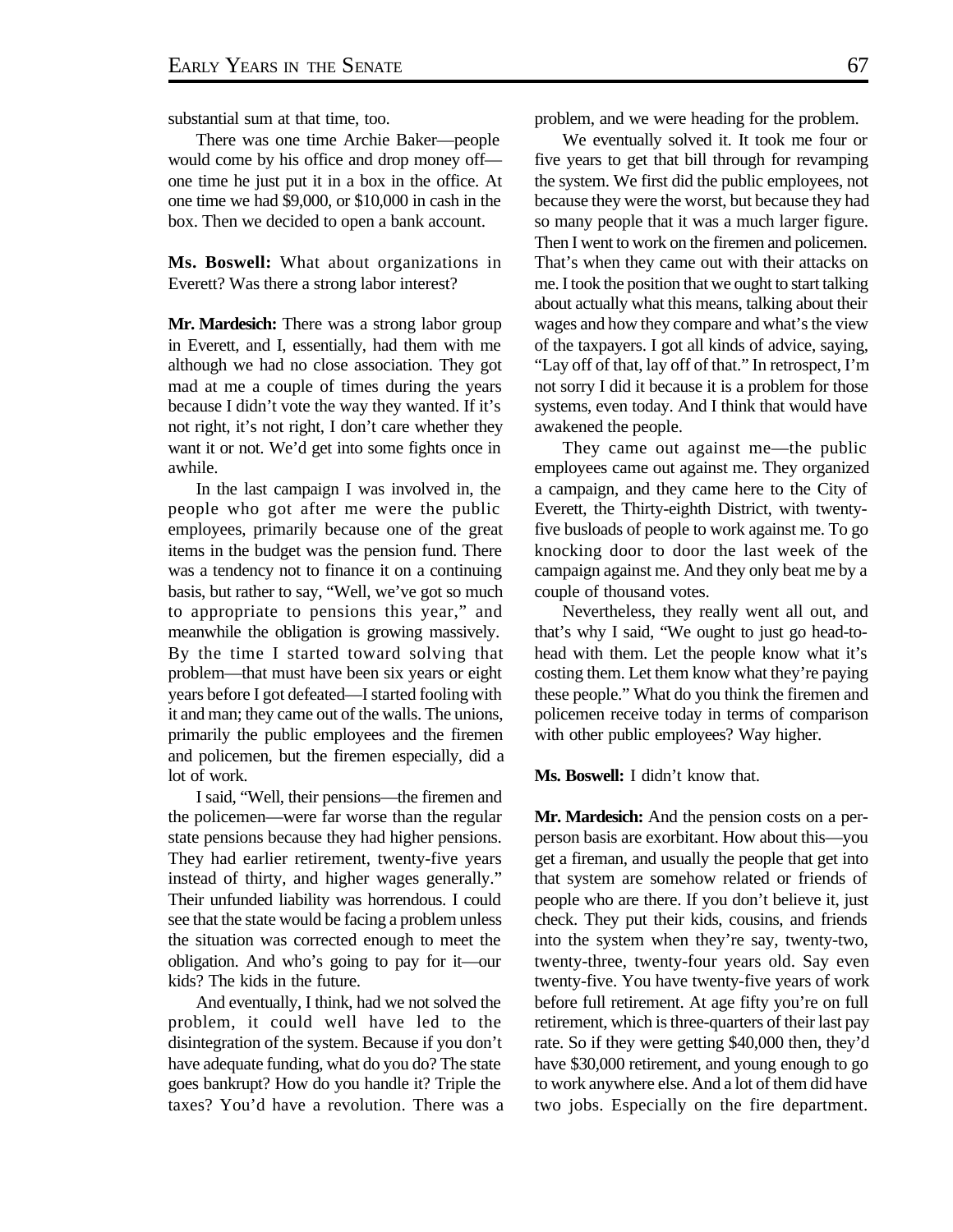substantial sum at that time, too.

There was one time Archie Baker—people would come by his office and drop money off—one time he just put it in a box in the office. At one time we had $9,000, or $10,000 in cash in the box. Then we decided to open a bank account.

**Ms. Boswell:** What about organizations in Everett? Was there a strong labor interest?

**Mr. Mardesich:** There was a strong labor group in Everett, and I, essentially, had them with me although we had no close association. They got mad at me a couple of times during the years because I didn't vote the way they wanted. If it's not right, it's not right, I don't care whether they want it or not. We'd get into some fights once in awhile.

In the last campaign I was involved in, the people who got after me were the public employees, primarily because one of the great items in the budget was the pension fund. There was a tendency not to finance it on a continuing basis, but rather to say, "Well, we've got so much to appropriate to pensions this year," and meanwhile the obligation is growing massively. By the time I started toward solving that problem—that must have been six years or eight years before I got defeated—I started fooling with it and man; they came out of the walls. The unions, primarily the public employees and the firemen and policemen, but the firemen especially, did a lot of work.

I said, "Well, their pensions—the firemen and the policemen—were far worse than the regular state pensions because they had higher pensions. They had earlier retirement, twenty-five years instead of thirty, and higher wages generally." Their unfunded liability was horrendous. I could see that the state would be facing a problem unless the situation was corrected enough to meet the obligation. And who's going to pay for it—our kids? The kids in the future.

And eventually, I think, had we not solved the problem, it could well have led to the disintegration of the system. Because if you don't have adequate funding, what do you do? The state goes bankrupt? How do you handle it? Triple the taxes? You'd have a revolution. There was a problem, and we were heading for the problem.

We eventually solved it. It took me four or five years to get that bill through for revamping the system. We first did the public employees, not because they were the worst, but because they had so many people that it was a much larger figure. Then I went to work on the firemen and policemen. That's when they came out with their attacks on me. I took the position that we ought to start talking about actually what this means, talking about their wages and how they compare and what's the view of the taxpayers. I got all kinds of advice, saying, "Lay off of that, lay off of that." In retrospect, I'm not sorry I did it because it is a problem for those systems, even today. And I think that would have awakened the people.

They came out against me—the public employees came out against me. They organized a campaign, and they came here to the City of Everett, the Thirty-eighth District, with twenty-five busloads of people to work against me. To go knocking door to door the last week of the campaign against me. And they only beat me by a couple of thousand votes.

Nevertheless, they really went all out, and that's why I said, "We ought to just go head-to-head with them. Let the people know what it's costing them. Let them know what they're paying these people." What do you think the firemen and policemen receive today in terms of comparison with other public employees? Way higher.

**Ms. Boswell:** I didn't know that.

**Mr. Mardesich:** And the pension costs on a per-person basis are exorbitant. How about this—you get a fireman, and usually the people that get into that system are somehow related or friends of people who are there. If you don't believe it, just check. They put their kids, cousins, and friends into the system when they're say, twenty-two, twenty-three, twenty-four years old. Say even twenty-five. You have twenty-five years of work before full retirement. At age fifty you're on full retirement, which is three-quarters of their last pay rate. So if they were getting $40,000 then, they'd have $30,000 retirement, and young enough to go to work anywhere else. And a lot of them did have two jobs. Especially on the fire department.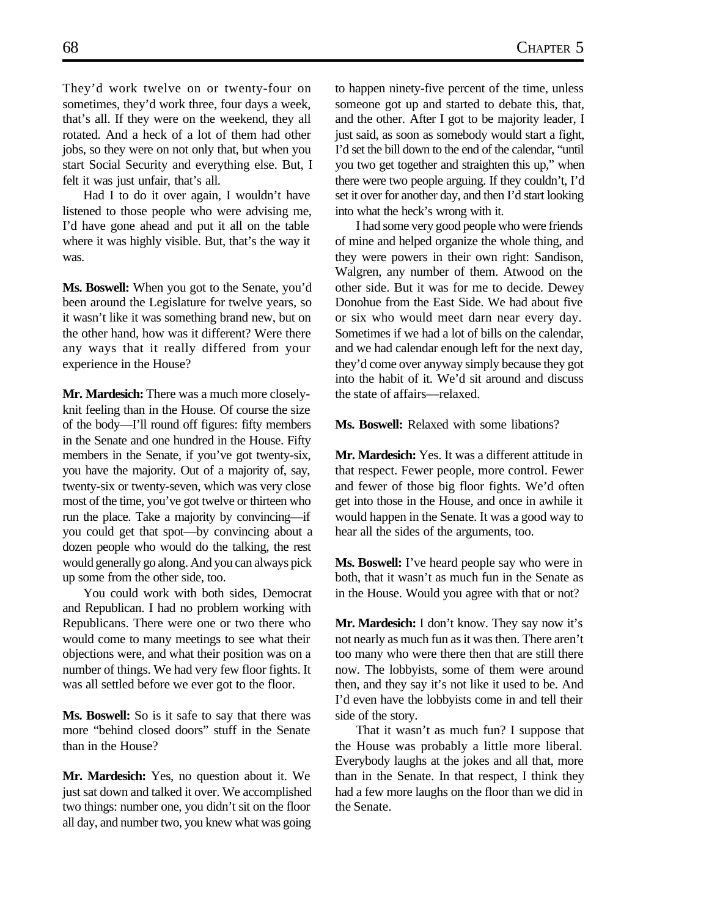They'd work twelve on or twenty-four on sometimes, they'd work three, four days a week, that's all. If they were on the weekend, they all rotated. And a heck of a lot of them had other jobs, so they were on not only that, but when you start Social Security and everything else. But, I felt it was just unfair, that's all.

Had I to do it over again, I wouldn't have listened to those people who were advising me, I'd have gone ahead and put it all on the table where it was highly visible. But, that's the way it was.

**Ms. Boswell:** When you got to the Senate, you'd been around the Legislature for twelve years, so it wasn't like it was something brand new, but on the other hand, how was it different? Were there any ways that it really differed from your experience in the House?

**Mr. Mardesich:** There was a much more closely-knit feeling than in the House. Of course the size of the body—I'll round off figures: fifty members in the Senate and one hundred in the House. Fifty members in the Senate, if you've got twenty-six, you have the majority. Out of a majority of, say, twenty-six or twenty-seven, which was very close most of the time, you've got twelve or thirteen who run the place. Take a majority by convincing—if you could get that spot—by convincing about a dozen people who would do the talking, the rest would generally go along. And you can always pick up some from the other side, too.

You could work with both sides, Democrat and Republican. I had no problem working with Republicans. There were one or two there who would come to many meetings to see what their objections were, and what their position was on a number of things. We had very few floor fights. It was all settled before we ever got to the floor.

**Ms. Boswell:** So is it safe to say that there was more "behind closed doors" stuff in the Senate than in the House?

**Mr. Mardesich:** Yes, no question about it. We just sat down and talked it over. We accomplished two things: number one, you didn't sit on the floor all day, and number two, you knew what was going to happen ninety-five percent of the time, unless someone got up and started to debate this, that, and the other. After I got to be majority leader, I just said, as soon as somebody would start a fight, I'd set the bill down to the end of the calendar, "until you two get together and straighten this up," when there were two people arguing. If they couldn't, I'd set it over for another day, and then I'd start looking into what the heck's wrong with it.

I had some very good people who were friends of mine and helped organize the whole thing, and they were powers in their own right: Sandison, Walgren, any number of them. Atwood on the other side. But it was for me to decide. Dewey Donohue from the East Side. We had about five or six who would meet darn near every day. Sometimes if we had a lot of bills on the calendar, and we had calendar enough left for the next day, they'd come over anyway simply because they got into the habit of it. We'd sit around and discuss the state of affairs—relaxed.

**Ms. Boswell:** Relaxed with some libations?

**Mr. Mardesich:** Yes. It was a different attitude in that respect. Fewer people, more control. Fewer and fewer of those big floor fights. We'd often get into those in the House, and once in awhile it would happen in the Senate. It was a good way to hear all the sides of the arguments, too.

**Ms. Boswell:** I've heard people say who were in both, that it wasn't as much fun in the Senate as in the House. Would you agree with that or not?

**Mr. Mardesich:** I don't know. They say now it's not nearly as much fun as it was then. There aren't too many who were there then that are still there now. The lobbyists, some of them were around then, and they say it's not like it used to be. And I'd even have the lobbyists come in and tell their side of the story.

That it wasn't as much fun? I suppose that the House was probably a little more liberal. Everybody laughs at the jokes and all that, more than in the Senate. In that respect, I think they had a few more laughs on the floor than we did in the Senate.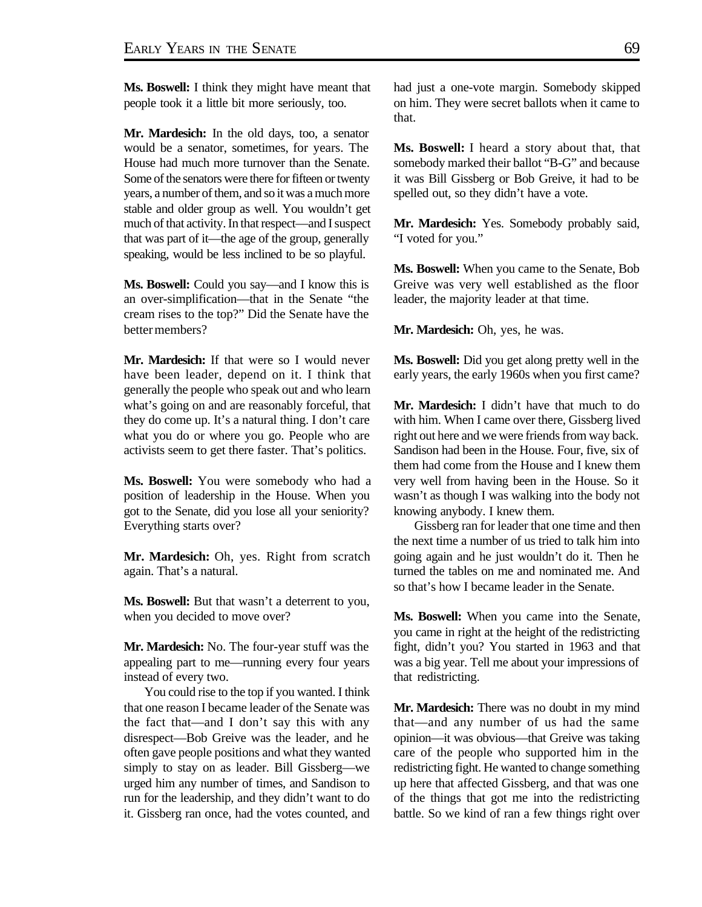**Ms. Boswell:** I think they might have meant that people took it a little bit more seriously, too.

**Mr. Mardesich:** In the old days, too, a senator would be a senator, sometimes, for years. The House had much more turnover than the Senate. Some of the senators were there for fifteen or twenty years, a number of them, and so it was a much more stable and older group as well. You wouldn't get much of that activity. In that respect—and I suspect that was part of it—the age of the group, generally speaking, would be less inclined to be so playful.

**Ms. Boswell:** Could you say—and I know this is an over-simplification—that in the Senate "the cream rises to the top?" Did the Senate have the better members?

**Mr. Mardesich:** If that were so I would never have been leader, depend on it. I think that generally the people who speak out and who learn what's going on and are reasonably forceful, that they do come up. It's a natural thing. I don't care what you do or where you go. People who are activists seem to get there faster. That's politics.

**Ms. Boswell:** You were somebody who had a position of leadership in the House. When you got to the Senate, did you lose all your seniority? Everything starts over?

**Mr. Mardesich:** Oh, yes. Right from scratch again. That's a natural.

**Ms. Boswell:** But that wasn't a deterrent to you, when you decided to move over?

**Mr. Mardesich:** No. The four-year stuff was the appealing part to me—running every four years instead of every two.

You could rise to the top if you wanted. I think that one reason I became leader of the Senate was the fact that—and I don't say this with any disrespect—Bob Greive was the leader, and he often gave people positions and what they wanted simply to stay on as leader. Bill Gissberg—we urged him any number of times, and Sandison to run for the leadership, and they didn't want to do it. Gissberg ran once, had the votes counted, and had just a one-vote margin. Somebody skipped on him. They were secret ballots when it came to that.

**Ms. Boswell:** I heard a story about that, that somebody marked their ballot "B-G" and because it was Bill Gissberg or Bob Greive, it had to be spelled out, so they didn't have a vote.

**Mr. Mardesich:** Yes. Somebody probably said, "I voted for you."

**Ms. Boswell:** When you came to the Senate, Bob Greive was very well established as the floor leader, the majority leader at that time.

**Mr. Mardesich:** Oh, yes, he was.

**Ms. Boswell:** Did you get along pretty well in the early years, the early 1960s when you first came?

**Mr. Mardesich:** I didn't have that much to do with him. When I came over there, Gissberg lived right out here and we were friends from way back. Sandison had been in the House. Four, five, six of them had come from the House and I knew them very well from having been in the House. So it wasn't as though I was walking into the body not knowing anybody. I knew them.

Gissberg ran for leader that one time and then the next time a number of us tried to talk him into going again and he just wouldn't do it. Then he turned the tables on me and nominated me. And so that's how I became leader in the Senate.

**Ms. Boswell:** When you came into the Senate, you came in right at the height of the redistricting fight, didn't you? You started in 1963 and that was a big year. Tell me about your impressions of that redistricting.

**Mr. Mardesich:** There was no doubt in my mind that—and any number of us had the same opinion—it was obvious—that Greive was taking care of the people who supported him in the redistricting fight. He wanted to change something up here that affected Gissberg, and that was one of the things that got me into the redistricting battle. So we kind of ran a few things right over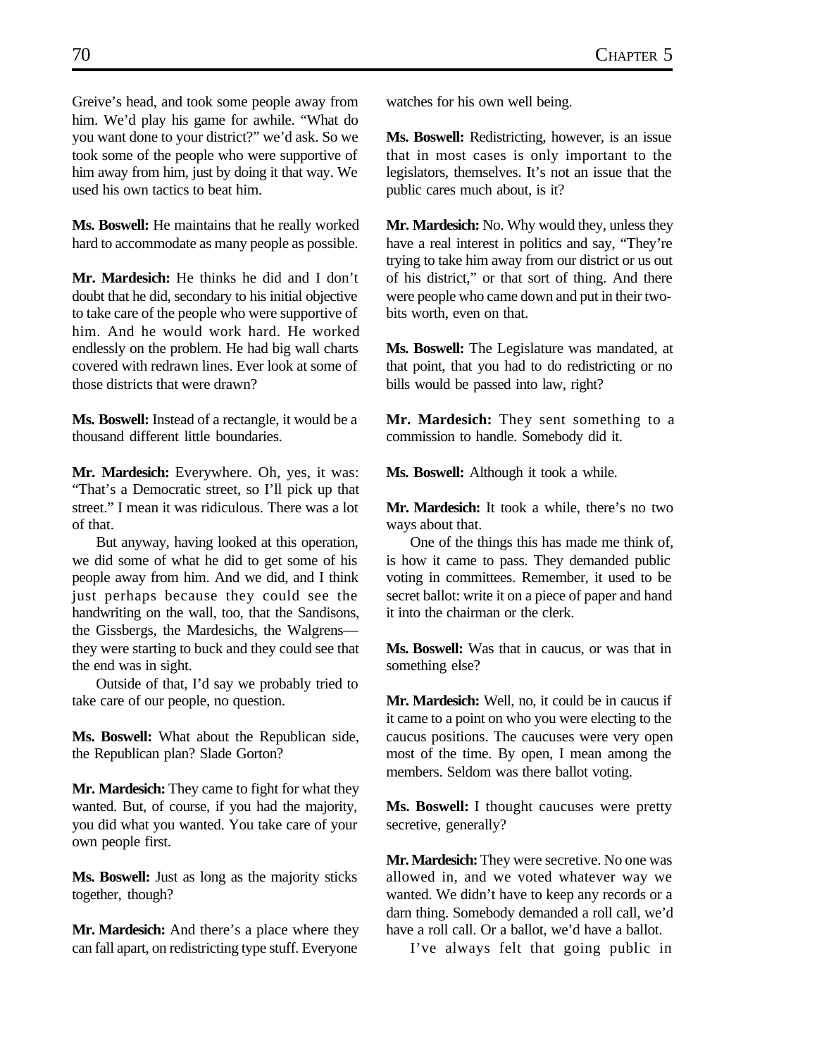Greive's head, and took some people away from him. We'd play his game for awhile. "What do you want done to your district?" we'd ask. So we took some of the people who were supportive of him away from him, just by doing it that way. We used his own tactics to beat him.

**Ms. Boswell:** He maintains that he really worked hard to accommodate as many people as possible.

**Mr. Mardesich:** He thinks he did and I don't doubt that he did, secondary to his initial objective to take care of the people who were supportive of him. And he would work hard. He worked endlessly on the problem. He had big wall charts covered with redrawn lines. Ever look at some of those districts that were drawn?

**Ms. Boswell:** Instead of a rectangle, it would be a thousand different little boundaries.

**Mr. Mardesich:** Everywhere. Oh, yes, it was: "That's a Democratic street, so I'll pick up that street." I mean it was ridiculous. There was a lot of that.

But anyway, having looked at this operation, we did some of what he did to get some of his people away from him. And we did, and I think just perhaps because they could see the handwriting on the wall, too, that the Sandisons, the Gissbergs, the Mardesichs, the Walgrens—they were starting to buck and they could see that the end was in sight.

Outside of that, I'd say we probably tried to take care of our people, no question.

**Ms. Boswell:** What about the Republican side, the Republican plan? Slade Gorton?

**Mr. Mardesich:** They came to fight for what they wanted. But, of course, if you had the majority, you did what you wanted. You take care of your own people first.

**Ms. Boswell:** Just as long as the majority sticks together, though?

**Mr. Mardesich:** And there's a place where they can fall apart, on redistricting type stuff. Everyone watches for his own well being.

**Ms. Boswell:** Redistricting, however, is an issue that in most cases is only important to the legislators, themselves. It's not an issue that the public cares much about, is it?

**Mr. Mardesich:** No. Why would they, unless they have a real interest in politics and say, "They're trying to take him away from our district or us out of his district," or that sort of thing. And there were people who came down and put in their two-bits worth, even on that.

**Ms. Boswell:** The Legislature was mandated, at that point, that you had to do redistricting or no bills would be passed into law, right?

**Mr. Mardesich:** They sent something to a commission to handle. Somebody did it.

**Ms. Boswell:** Although it took a while.

**Mr. Mardesich:** It took a while, there's no two ways about that.

One of the things this has made me think of, is how it came to pass. They demanded public voting in committees. Remember, it used to be secret ballot: write it on a piece of paper and hand it into the chairman or the clerk.

**Ms. Boswell:** Was that in caucus, or was that in something else?

**Mr. Mardesich:** Well, no, it could be in caucus if it came to a point on who you were electing to the caucus positions. The caucuses were very open most of the time. By open, I mean among the members. Seldom was there ballot voting.

**Ms. Boswell:** I thought caucuses were pretty secretive, generally?

**Mr. Mardesich:** They were secretive. No one was allowed in, and we voted whatever way we wanted. We didn't have to keep any records or a darn thing. Somebody demanded a roll call, we'd have a roll call. Or a ballot, we'd have a ballot.

I've always felt that going public in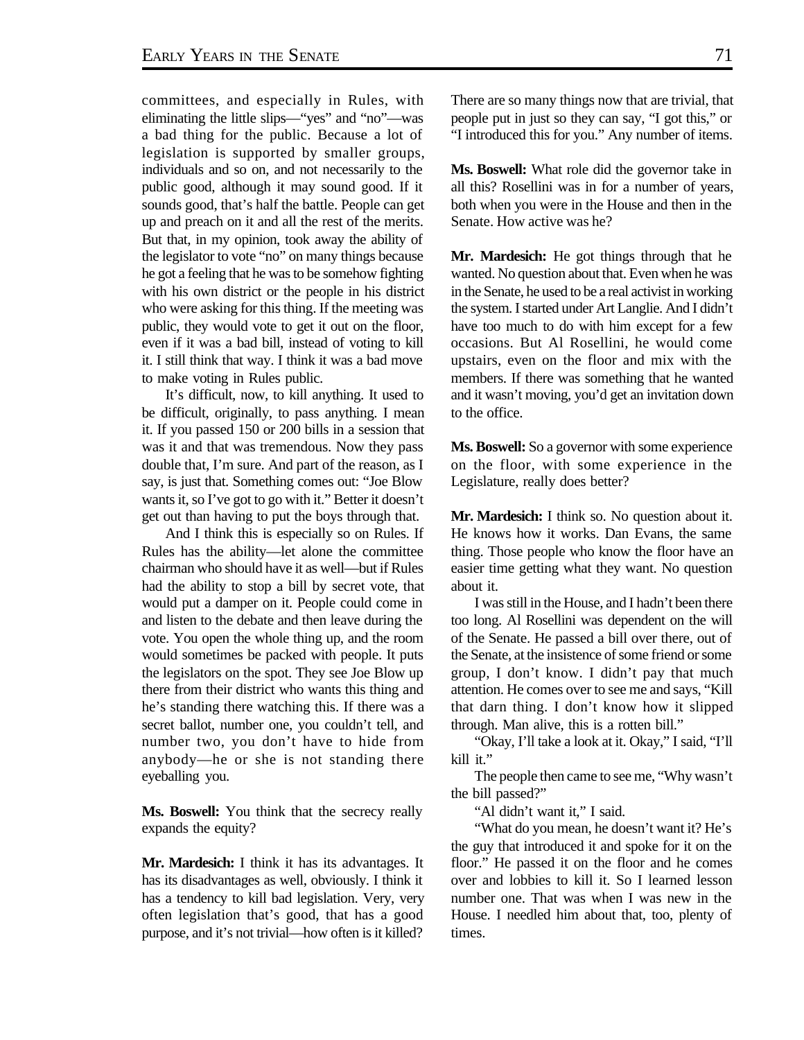committees, and especially in Rules, with eliminating the little slips—"yes" and "no"—was a bad thing for the public. Because a lot of legislation is supported by smaller groups, individuals and so on, and not necessarily to the public good, although it may sound good. If it sounds good, that's half the battle. People can get up and preach on it and all the rest of the merits. But that, in my opinion, took away the ability of the legislator to vote "no" on many things because he got a feeling that he was to be somehow fighting with his own district or the people in his district who were asking for this thing. If the meeting was public, they would vote to get it out on the floor, even if it was a bad bill, instead of voting to kill it. I still think that way. I think it was a bad move to make voting in Rules public.

It's difficult, now, to kill anything. It used to be difficult, originally, to pass anything. I mean it. If you passed 150 or 200 bills in a session that was it and that was tremendous. Now they pass double that, I'm sure. And part of the reason, as I say, is just that. Something comes out: "Joe Blow wants it, so I've got to go with it." Better it doesn't get out than having to put the boys through that.

And I think this is especially so on Rules. If Rules has the ability—let alone the committee chairman who should have it as well—but if Rules had the ability to stop a bill by secret vote, that would put a damper on it. People could come in and listen to the debate and then leave during the vote. You open the whole thing up, and the room would sometimes be packed with people. It puts the legislators on the spot. They see Joe Blow up there from their district who wants this thing and he's standing there watching this. If there was a secret ballot, number one, you couldn't tell, and number two, you don't have to hide from anybody—he or she is not standing there eyeballing you.

**Ms. Boswell:** You think that the secrecy really expands the equity?

**Mr. Mardesich:** I think it has its advantages. It has its disadvantages as well, obviously. I think it has a tendency to kill bad legislation. Very, very often legislation that's good, that has a good purpose, and it's not trivial—how often is it killed? There are so many things now that are trivial, that people put in just so they can say, "I got this," or "I introduced this for you." Any number of items.

**Ms. Boswell:** What role did the governor take in all this? Rosellini was in for a number of years, both when you were in the House and then in the Senate. How active was he?

**Mr. Mardesich:** He got things through that he wanted. No question about that. Even when he was in the Senate, he used to be a real activist in working the system. I started under Art Langlie. And I didn't have too much to do with him except for a few occasions. But Al Rosellini, he would come upstairs, even on the floor and mix with the members. If there was something that he wanted and it wasn't moving, you'd get an invitation down to the office.

**Ms. Boswell:** So a governor with some experience on the floor, with some experience in the Legislature, really does better?

**Mr. Mardesich:** I think so. No question about it. He knows how it works. Dan Evans, the same thing. Those people who know the floor have an easier time getting what they want. No question about it.

I was still in the House, and I hadn't been there too long. Al Rosellini was dependent on the will of the Senate. He passed a bill over there, out of the Senate, at the insistence of some friend or some group, I don't know. I didn't pay that much attention. He comes over to see me and says, "Kill that darn thing. I don't know how it slipped through. Man alive, this is a rotten bill."

"Okay, I'll take a look at it. Okay," I said, "I'll kill it."

The people then came to see me, "Why wasn't the bill passed?"

"Al didn't want it," I said.

"What do you mean, he doesn't want it? He's the guy that introduced it and spoke for it on the floor." He passed it on the floor and he comes over and lobbies to kill it. So I learned lesson number one. That was when I was new in the House. I needled him about that, too, plenty of times.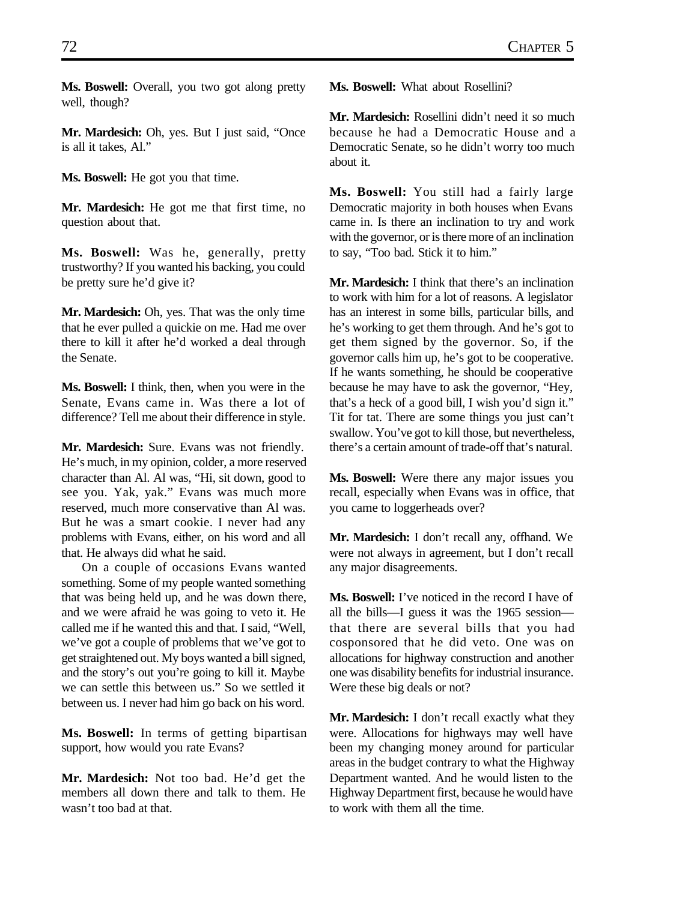**Ms. Boswell:** Overall, you two got along pretty well, though?

**Mr. Mardesich:** Oh, yes. But I just said, "Once is all it takes, Al."

**Ms. Boswell:** He got you that time.

**Mr. Mardesich:** He got me that first time, no question about that.

**Ms. Boswell:** Was he, generally, pretty trustworthy? If you wanted his backing, you could be pretty sure he'd give it?

**Mr. Mardesich:** Oh, yes. That was the only time that he ever pulled a quickie on me. Had me over there to kill it after he'd worked a deal through the Senate.

**Ms. Boswell:** I think, then, when you were in the Senate, Evans came in. Was there a lot of difference? Tell me about their difference in style.

**Mr. Mardesich:** Sure. Evans was not friendly. He's much, in my opinion, colder, a more reserved character than Al. Al was, "Hi, sit down, good to see you. Yak, yak." Evans was much more reserved, much more conservative than Al was. But he was a smart cookie. I never had any problems with Evans, either, on his word and all that. He always did what he said.

On a couple of occasions Evans wanted something. Some of my people wanted something that was being held up, and he was down there, and we were afraid he was going to veto it. He called me if he wanted this and that. I said, "Well, we've got a couple of problems that we've got to get straightened out. My boys wanted a bill signed, and the story's out you're going to kill it. Maybe we can settle this between us." So we settled it between us. I never had him go back on his word.

**Ms. Boswell:** In terms of getting bipartisan support, how would you rate Evans?

**Mr. Mardesich:** Not too bad. He'd get the members all down there and talk to them. He wasn't too bad at that.

**Ms. Boswell:** What about Rosellini?

**Mr. Mardesich:** Rosellini didn't need it so much because he had a Democratic House and a Democratic Senate, so he didn't worry too much about it.

**Ms. Boswell:** You still had a fairly large Democratic majority in both houses when Evans came in. Is there an inclination to try and work with the governor, or is there more of an inclination to say, "Too bad. Stick it to him."

**Mr. Mardesich:** I think that there's an inclination to work with him for a lot of reasons. A legislator has an interest in some bills, particular bills, and he's working to get them through. And he's got to get them signed by the governor. So, if the governor calls him up, he's got to be cooperative. If he wants something, he should be cooperative because he may have to ask the governor, "Hey, that's a heck of a good bill, I wish you'd sign it." Tit for tat. There are some things you just can't swallow. You've got to kill those, but nevertheless, there's a certain amount of trade-off that's natural.

**Ms. Boswell:** Were there any major issues you recall, especially when Evans was in office, that you came to loggerheads over?

**Mr. Mardesich:** I don't recall any, offhand. We were not always in agreement, but I don't recall any major disagreements.

**Ms. Boswell:** I've noticed in the record I have of all the bills—I guess it was the 1965 session—that there are several bills that you had cosponsored that he did veto. One was on allocations for highway construction and another one was disability benefits for industrial insurance. Were these big deals or not?

**Mr. Mardesich:** I don't recall exactly what they were. Allocations for highways may well have been my changing money around for particular areas in the budget contrary to what the Highway Department wanted. And he would listen to the Highway Department first, because he would have to work with them all the time.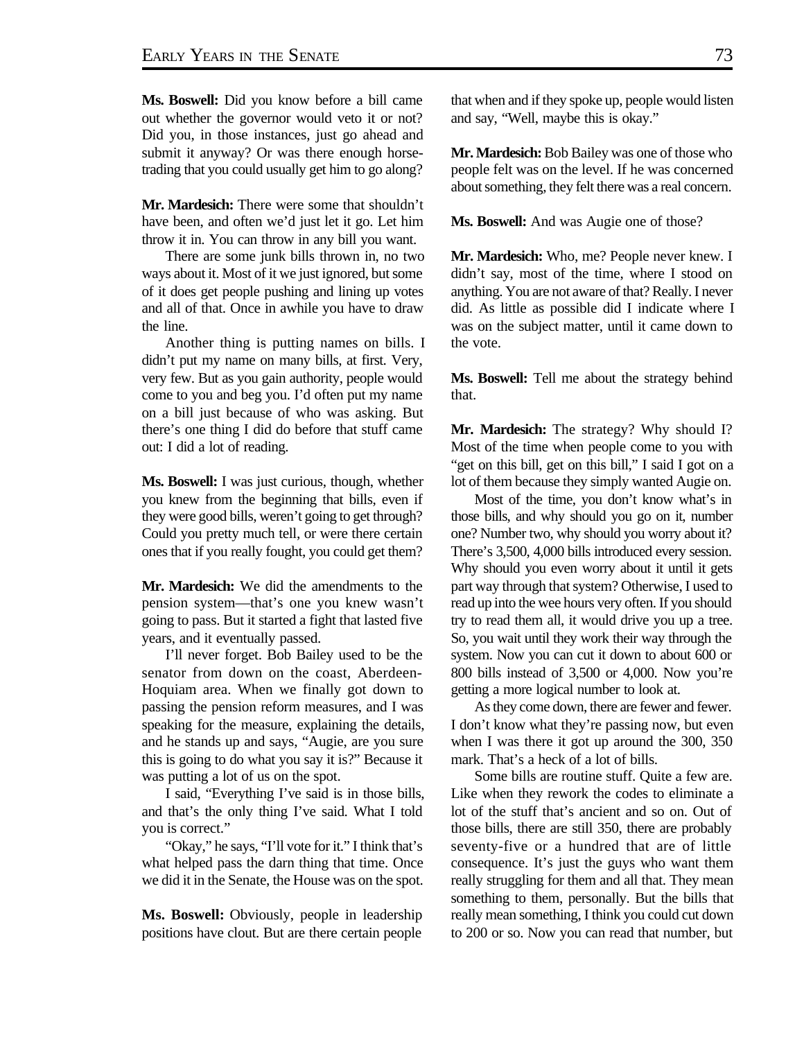**Ms. Boswell:** Did you know before a bill came out whether the governor would veto it or not? Did you, in those instances, just go ahead and submit it anyway? Or was there enough horse-trading that you could usually get him to go along?

**Mr. Mardesich:** There were some that shouldn't have been, and often we'd just let it go. Let him throw it in. You can throw in any bill you want.

There are some junk bills thrown in, no two ways about it. Most of it we just ignored, but some of it does get people pushing and lining up votes and all of that. Once in awhile you have to draw the line.

Another thing is putting names on bills. I didn't put my name on many bills, at first. Very, very few. But as you gain authority, people would come to you and beg you. I'd often put my name on a bill just because of who was asking. But there's one thing I did do before that stuff came out: I did a lot of reading.

**Ms. Boswell:** I was just curious, though, whether you knew from the beginning that bills, even if they were good bills, weren't going to get through? Could you pretty much tell, or were there certain ones that if you really fought, you could get them?

**Mr. Mardesich:** We did the amendments to the pension system—that's one you knew wasn't going to pass. But it started a fight that lasted five years, and it eventually passed.

I'll never forget. Bob Bailey used to be the senator from down on the coast, Aberdeen-Hoquiam area. When we finally got down to passing the pension reform measures, and I was speaking for the measure, explaining the details, and he stands up and says, "Augie, are you sure this is going to do what you say it is?" Because it was putting a lot of us on the spot.

I said, "Everything I've said is in those bills, and that's the only thing I've said. What I told you is correct."

"Okay," he says, "I'll vote for it." I think that's what helped pass the darn thing that time. Once we did it in the Senate, the House was on the spot.

**Ms. Boswell:** Obviously, people in leadership positions have clout. But are there certain people that when and if they spoke up, people would listen and say, "Well, maybe this is okay."

**Mr. Mardesich:** Bob Bailey was one of those who people felt was on the level. If he was concerned about something, they felt there was a real concern.

**Ms. Boswell:** And was Augie one of those?

**Mr. Mardesich:** Who, me? People never knew. I didn't say, most of the time, where I stood on anything. You are not aware of that? Really. I never did. As little as possible did I indicate where I was on the subject matter, until it came down to the vote.

**Ms. Boswell:** Tell me about the strategy behind that.

**Mr. Mardesich:** The strategy? Why should I? Most of the time when people come to you with "get on this bill, get on this bill," I said I got on a lot of them because they simply wanted Augie on.

Most of the time, you don't know what's in those bills, and why should you go on it, number one? Number two, why should you worry about it? There's 3,500, 4,000 bills introduced every session. Why should you even worry about it until it gets part way through that system? Otherwise, I used to read up into the wee hours very often. If you should try to read them all, it would drive you up a tree. So, you wait until they work their way through the system. Now you can cut it down to about 600 or 800 bills instead of 3,500 or 4,000. Now you're getting a more logical number to look at.

As they come down, there are fewer and fewer. I don't know what they're passing now, but even when I was there it got up around the 300, 350 mark. That's a heck of a lot of bills.

Some bills are routine stuff. Quite a few are. Like when they rework the codes to eliminate a lot of the stuff that's ancient and so on. Out of those bills, there are still 350, there are probably seventy-five or a hundred that are of little consequence. It's just the guys who want them really struggling for them and all that. They mean something to them, personally. But the bills that really mean something, I think you could cut down to 200 or so. Now you can read that number, but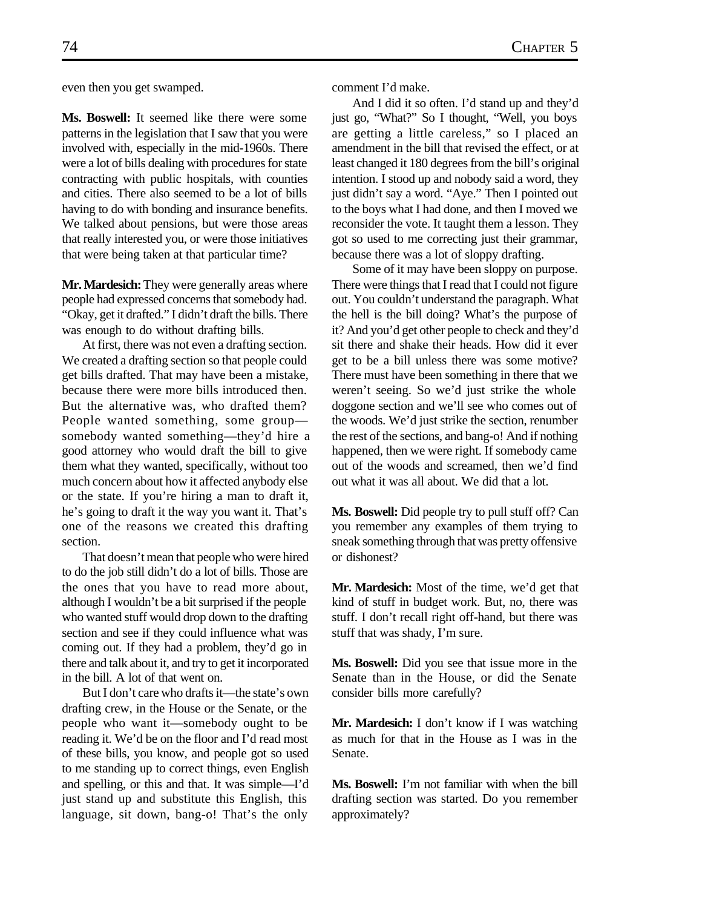even then you get swamped.

**Ms. Boswell:** It seemed like there were some patterns in the legislation that I saw that you were involved with, especially in the mid-1960s. There were a lot of bills dealing with procedures for state contracting with public hospitals, with counties and cities. There also seemed to be a lot of bills having to do with bonding and insurance benefits. We talked about pensions, but were those areas that really interested you, or were those initiatives that were being taken at that particular time?

**Mr. Mardesich:** They were generally areas where people had expressed concerns that somebody had. "Okay, get it drafted." I didn't draft the bills. There was enough to do without drafting bills.

At first, there was not even a drafting section. We created a drafting section so that people could get bills drafted. That may have been a mistake, because there were more bills introduced then. But the alternative was, who drafted them? People wanted something, some group—somebody wanted something—they'd hire a good attorney who would draft the bill to give them what they wanted, specifically, without too much concern about how it affected anybody else or the state. If you're hiring a man to draft it, he's going to draft it the way you want it. That's one of the reasons we created this drafting section.

That doesn't mean that people who were hired to do the job still didn't do a lot of bills. Those are the ones that you have to read more about, although I wouldn't be a bit surprised if the people who wanted stuff would drop down to the drafting section and see if they could influence what was coming out. If they had a problem, they'd go in there and talk about it, and try to get it incorporated in the bill. A lot of that went on.

But I don't care who drafts it—the state's own drafting crew, in the House or the Senate, or the people who want it—somebody ought to be reading it. We'd be on the floor and I'd read most of these bills, you know, and people got so used to me standing up to correct things, even English and spelling, or this and that. It was simple—I'd just stand up and substitute this English, this language, sit down, bang-o! That's the only comment I'd make.

And I did it so often. I'd stand up and they'd just go, "What?" So I thought, "Well, you boys are getting a little careless," so I placed an amendment in the bill that revised the effect, or at least changed it 180 degrees from the bill's original intention. I stood up and nobody said a word, they just didn't say a word. "Aye." Then I pointed out to the boys what I had done, and then I moved we reconsider the vote. It taught them a lesson. They got so used to me correcting just their grammar, because there was a lot of sloppy drafting.

Some of it may have been sloppy on purpose. There were things that I read that I could not figure out. You couldn't understand the paragraph. What the hell is the bill doing? What's the purpose of it? And you'd get other people to check and they'd sit there and shake their heads. How did it ever get to be a bill unless there was some motive? There must have been something in there that we weren't seeing. So we'd just strike the whole doggone section and we'll see who comes out of the woods. We'd just strike the section, renumber the rest of the sections, and bang-o! And if nothing happened, then we were right. If somebody came out of the woods and screamed, then we'd find out what it was all about. We did that a lot.

**Ms. Boswell:** Did people try to pull stuff off? Can you remember any examples of them trying to sneak something through that was pretty offensive or dishonest?

**Mr. Mardesich:** Most of the time, we'd get that kind of stuff in budget work. But, no, there was stuff. I don't recall right off-hand, but there was stuff that was shady, I'm sure.

**Ms. Boswell:** Did you see that issue more in the Senate than in the House, or did the Senate consider bills more carefully?

**Mr. Mardesich:** I don't know if I was watching as much for that in the House as I was in the Senate.

**Ms. Boswell:** I'm not familiar with when the bill drafting section was started. Do you remember approximately?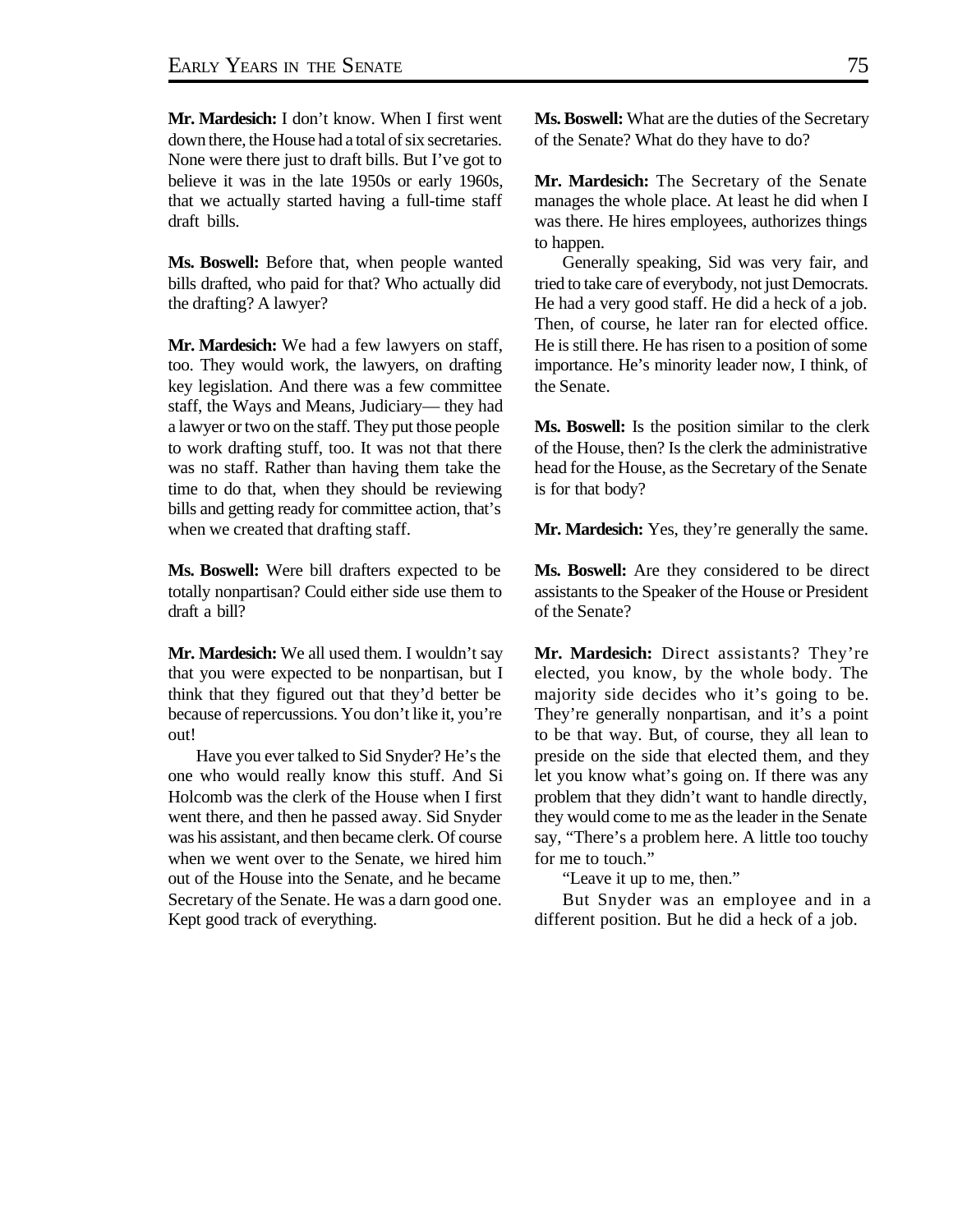**Mr. Mardesich:** I don't know. When I first went down there, the House had a total of six secretaries. None were there just to draft bills. But I've got to believe it was in the late 1950s or early 1960s, that we actually started having a full-time staff draft bills.

**Ms. Boswell:** Before that, when people wanted bills drafted, who paid for that? Who actually did the drafting? A lawyer?

**Mr. Mardesich:** We had a few lawyers on staff, too. They would work, the lawyers, on drafting key legislation. And there was a few committee staff, the Ways and Means, Judiciary— they had a lawyer or two on the staff. They put those people to work drafting stuff, too. It was not that there was no staff. Rather than having them take the time to do that, when they should be reviewing bills and getting ready for committee action, that's when we created that drafting staff.

**Ms. Boswell:** Were bill drafters expected to be totally nonpartisan? Could either side use them to draft a bill?

**Mr. Mardesich:** We all used them. I wouldn't say that you were expected to be nonpartisan, but I think that they figured out that they'd better be because of repercussions. You don't like it, you're out!

Have you ever talked to Sid Snyder? He's the one who would really know this stuff. And Si Holcomb was the clerk of the House when I first went there, and then he passed away. Sid Snyder was his assistant, and then became clerk. Of course when we went over to the Senate, we hired him out of the House into the Senate, and he became Secretary of the Senate. He was a darn good one. Kept good track of everything.

**Ms. Boswell:** What are the duties of the Secretary of the Senate? What do they have to do?

**Mr. Mardesich:** The Secretary of the Senate manages the whole place. At least he did when I was there. He hires employees, authorizes things to happen.

Generally speaking, Sid was very fair, and tried to take care of everybody, not just Democrats. He had a very good staff. He did a heck of a job. Then, of course, he later ran for elected office. He is still there. He has risen to a position of some importance. He's minority leader now, I think, of the Senate.

**Ms. Boswell:** Is the position similar to the clerk of the House, then? Is the clerk the administrative head for the House, as the Secretary of the Senate is for that body?

**Mr. Mardesich:** Yes, they're generally the same.

**Ms. Boswell:** Are they considered to be direct assistants to the Speaker of the House or President of the Senate?

**Mr. Mardesich:** Direct assistants? They're elected, you know, by the whole body. The majority side decides who it's going to be. They're generally nonpartisan, and it's a point to be that way. But, of course, they all lean to preside on the side that elected them, and they let you know what's going on. If there was any problem that they didn't want to handle directly, they would come to me as the leader in the Senate say, "There's a problem here. A little too touchy for me to touch."

"Leave it up to me, then."

But Snyder was an employee and in a different position. But he did a heck of a job.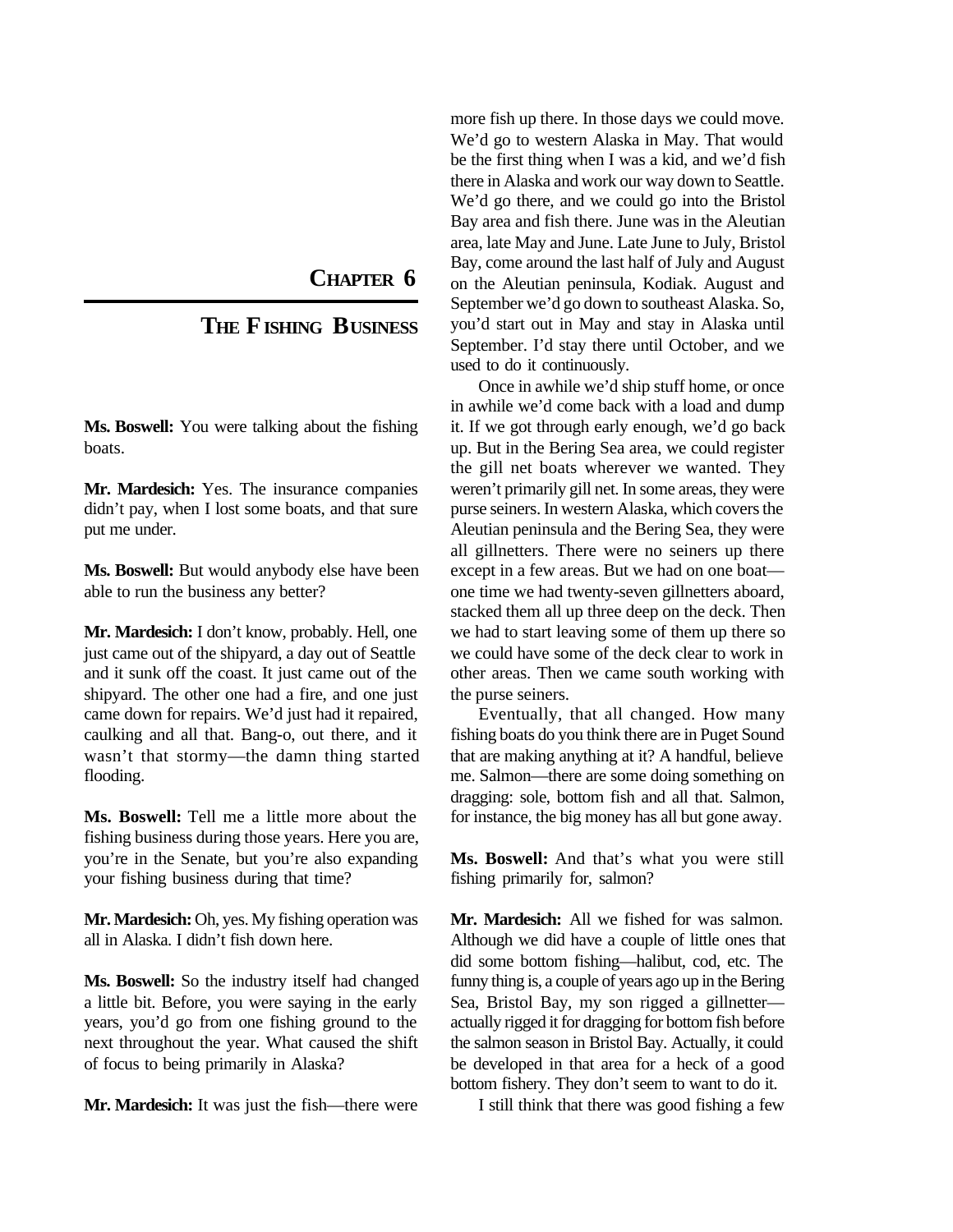# CHAPTER 6

## THE FISHING BUSINESS

**Ms. Boswell:** You were talking about the fishing boats.

**Mr. Mardesich:** Yes. The insurance companies didn't pay, when I lost some boats, and that sure put me under.

**Ms. Boswell:** But would anybody else have been able to run the business any better?

**Mr. Mardesich:** I don't know, probably. Hell, one just came out of the shipyard, a day out of Seattle and it sunk off the coast. It just came out of the shipyard. The other one had a fire, and one just came down for repairs. We'd just had it repaired, caulking and all that. Bang-o, out there, and it wasn't that stormy—the damn thing started flooding.

**Ms. Boswell:** Tell me a little more about the fishing business during those years. Here you are, you're in the Senate, but you're also expanding your fishing business during that time?

**Mr. Mardesich:** Oh, yes. My fishing operation was all in Alaska. I didn't fish down here.

**Ms. Boswell:** So the industry itself had changed a little bit. Before, you were saying in the early years, you'd go from one fishing ground to the next throughout the year. What caused the shift of focus to being primarily in Alaska?

**Mr. Mardesich:** It was just the fish—there were more fish up there. In those days we could move. We'd go to western Alaska in May. That would be the first thing when I was a kid, and we'd fish there in Alaska and work our way down to Seattle. We'd go there, and we could go into the Bristol Bay area and fish there. June was in the Aleutian area, late May and June. Late June to July, Bristol Bay, come around the last half of July and August on the Aleutian peninsula, Kodiak. August and September we'd go down to southeast Alaska. So, you'd start out in May and stay in Alaska until September. I'd stay there until October, and we used to do it continuously.

Once in awhile we'd ship stuff home, or once in awhile we'd come back with a load and dump it. If we got through early enough, we'd go back up. But in the Bering Sea area, we could register the gill net boats wherever we wanted. They weren't primarily gill net. In some areas, they were purse seiners. In western Alaska, which covers the Aleutian peninsula and the Bering Sea, they were all gillnetters. There were no seiners up there except in a few areas. But we had on one boat—one time we had twenty-seven gillnetters aboard, stacked them all up three deep on the deck. Then we had to start leaving some of them up there so we could have some of the deck clear to work in other areas. Then we came south working with the purse seiners.

Eventually, that all changed. How many fishing boats do you think there are in Puget Sound that are making anything at it? A handful, believe me. Salmon—there are some doing something on dragging: sole, bottom fish and all that. Salmon, for instance, the big money has all but gone away.

**Ms. Boswell:** And that's what you were still fishing primarily for, salmon?

**Mr. Mardesich:** All we fished for was salmon. Although we did have a couple of little ones that did some bottom fishing—halibut, cod, etc. The funny thing is, a couple of years ago up in the Bering Sea, Bristol Bay, my son rigged a gillnetter—actually rigged it for dragging for bottom fish before the salmon season in Bristol Bay. Actually, it could be developed in that area for a heck of a good bottom fishery. They don't seem to want to do it.

I still think that there was good fishing a few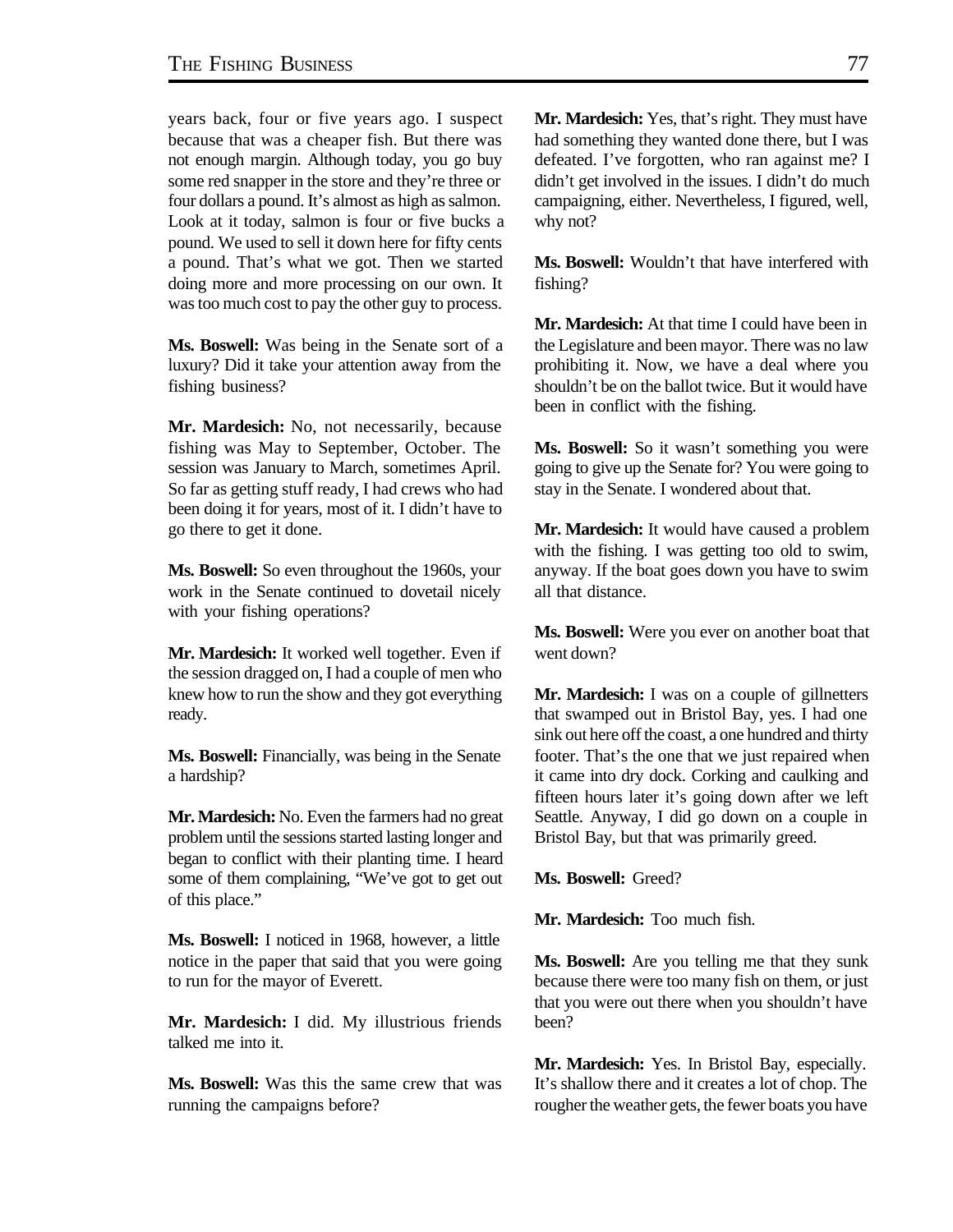years back, four or five years ago. I suspect because that was a cheaper fish. But there was not enough margin. Although today, you go buy some red snapper in the store and they're three or four dollars a pound. It's almost as high as salmon. Look at it today, salmon is four or five bucks a pound. We used to sell it down here for fifty cents a pound. That's what we got. Then we started doing more and more processing on our own. It was too much cost to pay the other guy to process.

**Ms. Boswell:** Was being in the Senate sort of a luxury? Did it take your attention away from the fishing business?

**Mr. Mardesich:** No, not necessarily, because fishing was May to September, October. The session was January to March, sometimes April. So far as getting stuff ready, I had crews who had been doing it for years, most of it. I didn't have to go there to get it done.

**Ms. Boswell:** So even throughout the 1960s, your work in the Senate continued to dovetail nicely with your fishing operations?

**Mr. Mardesich:** It worked well together. Even if the session dragged on, I had a couple of men who knew how to run the show and they got everything ready.

**Ms. Boswell:** Financially, was being in the Senate a hardship?

**Mr. Mardesich:** No. Even the farmers had no great problem until the sessions started lasting longer and began to conflict with their planting time. I heard some of them complaining, "We've got to get out of this place."

**Ms. Boswell:** I noticed in 1968, however, a little notice in the paper that said that you were going to run for the mayor of Everett.

**Mr. Mardesich:** I did. My illustrious friends talked me into it.

**Ms. Boswell:** Was this the same crew that was running the campaigns before?

**Mr. Mardesich:** Yes, that's right. They must have had something they wanted done there, but I was defeated. I've forgotten, who ran against me? I didn't get involved in the issues. I didn't do much campaigning, either. Nevertheless, I figured, well, why not?

**Ms. Boswell:** Wouldn't that have interfered with fishing?

**Mr. Mardesich:** At that time I could have been in the Legislature and been mayor. There was no law prohibiting it. Now, we have a deal where you shouldn't be on the ballot twice. But it would have been in conflict with the fishing.

**Ms. Boswell:** So it wasn't something you were going to give up the Senate for? You were going to stay in the Senate. I wondered about that.

**Mr. Mardesich:** It would have caused a problem with the fishing. I was getting too old to swim, anyway. If the boat goes down you have to swim all that distance.

**Ms. Boswell:** Were you ever on another boat that went down?

**Mr. Mardesich:** I was on a couple of gillnetters that swamped out in Bristol Bay, yes. I had one sink out here off the coast, a one hundred and thirty footer. That's the one that we just repaired when it came into dry dock. Corking and caulking and fifteen hours later it's going down after we left Seattle. Anyway, I did go down on a couple in Bristol Bay, but that was primarily greed.

**Ms. Boswell:** Greed?

**Mr. Mardesich:** Too much fish.

**Ms. Boswell:** Are you telling me that they sunk because there were too many fish on them, or just that you were out there when you shouldn't have been?

**Mr. Mardesich:** Yes. In Bristol Bay, especially. It's shallow there and it creates a lot of chop. The rougher the weather gets, the fewer boats you have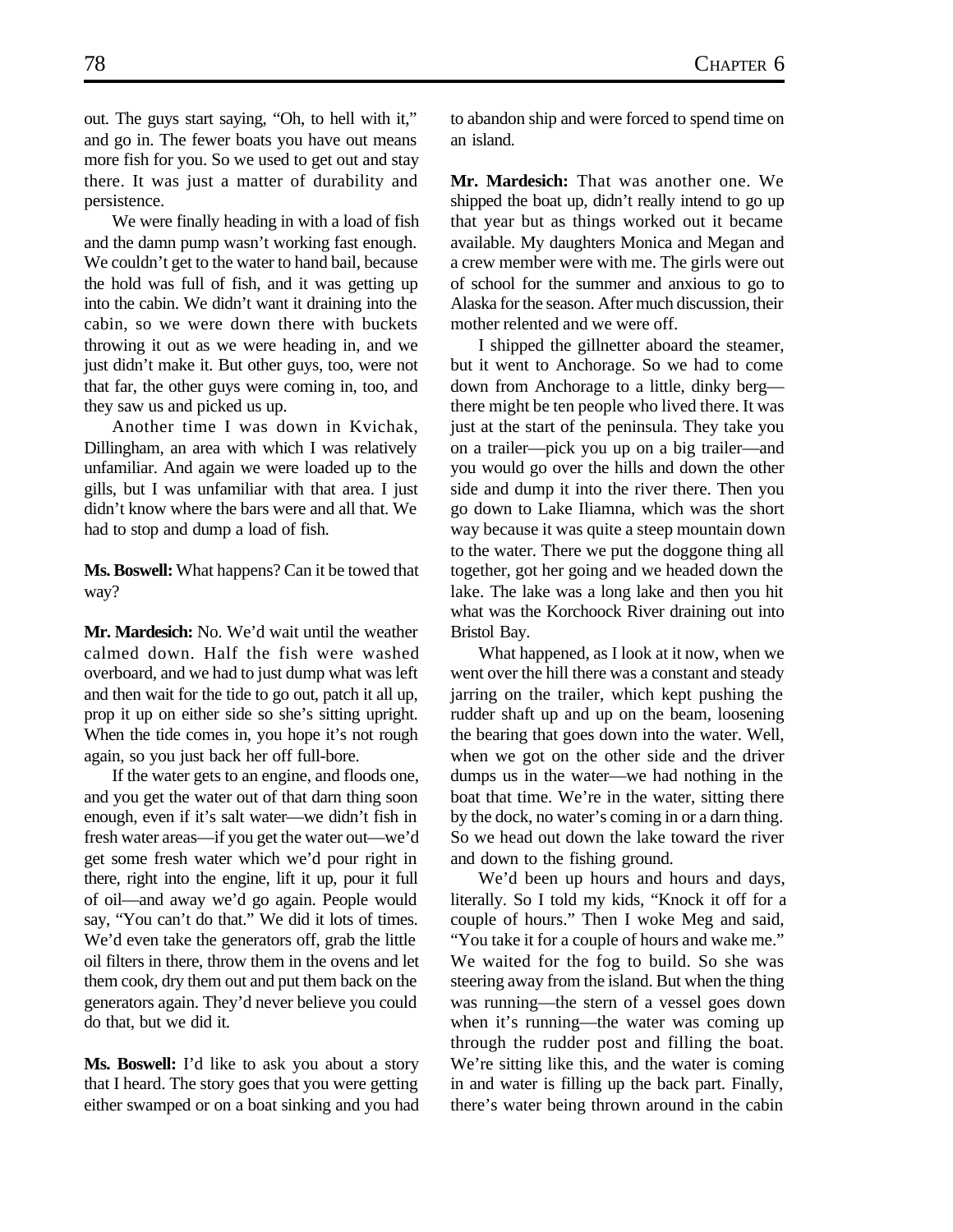out. The guys start saying, "Oh, to hell with it," and go in. The fewer boats you have out means more fish for you. So we used to get out and stay there. It was just a matter of durability and persistence.

We were finally heading in with a load of fish and the damn pump wasn't working fast enough. We couldn't get to the water to hand bail, because the hold was full of fish, and it was getting up into the cabin. We didn't want it draining into the cabin, so we were down there with buckets throwing it out as we were heading in, and we just didn't make it. But other guys, too, were not that far, the other guys were coming in, too, and they saw us and picked us up.

Another time I was down in Kvichak, Dillingham, an area with which I was relatively unfamiliar. And again we were loaded up to the gills, but I was unfamiliar with that area. I just didn't know where the bars were and all that. We had to stop and dump a load of fish.

**Ms. Boswell:** What happens? Can it be towed that way?

**Mr. Mardesich:** No. We'd wait until the weather calmed down. Half the fish were washed overboard, and we had to just dump what was left and then wait for the tide to go out, patch it all up, prop it up on either side so she's sitting upright. When the tide comes in, you hope it's not rough again, so you just back her off full-bore.

If the water gets to an engine, and floods one, and you get the water out of that darn thing soon enough, even if it's salt water—we didn't fish in fresh water areas—if you get the water out—we'd get some fresh water which we'd pour right in there, right into the engine, lift it up, pour it full of oil—and away we'd go again. People would say, "You can't do that." We did it lots of times. We'd even take the generators off, grab the little oil filters in there, throw them in the ovens and let them cook, dry them out and put them back on the generators again. They'd never believe you could do that, but we did it.

**Ms. Boswell:** I'd like to ask you about a story that I heard. The story goes that you were getting either swamped or on a boat sinking and you had to abandon ship and were forced to spend time on an island.

**Mr. Mardesich:** That was another one. We shipped the boat up, didn't really intend to go up that year but as things worked out it became available. My daughters Monica and Megan and a crew member were with me. The girls were out of school for the summer and anxious to go to Alaska for the season. After much discussion, their mother relented and we were off.

I shipped the gillnetter aboard the steamer, but it went to Anchorage. So we had to come down from Anchorage to a little, dinky berg—there might be ten people who lived there. It was just at the start of the peninsula. They take you on a trailer—pick you up on a big trailer—and you would go over the hills and down the other side and dump it into the river there. Then you go down to Lake Iliamna, which was the short way because it was quite a steep mountain down to the water. There we put the doggone thing all together, got her going and we headed down the lake. The lake was a long lake and then you hit what was the Korchoock River draining out into Bristol Bay.

What happened, as I look at it now, when we went over the hill there was a constant and steady jarring on the trailer, which kept pushing the rudder shaft up and up on the beam, loosening the bearing that goes down into the water. Well, when we got on the other side and the driver dumps us in the water—we had nothing in the boat that time. We're in the water, sitting there by the dock, no water's coming in or a darn thing. So we head out down the lake toward the river and down to the fishing ground.

We'd been up hours and hours and days, literally. So I told my kids, "Knock it off for a couple of hours." Then I woke Meg and said, "You take it for a couple of hours and wake me." We waited for the fog to build. So she was steering away from the island. But when the thing was running—the stern of a vessel goes down when it's running—the water was coming up through the rudder post and filling the boat. We're sitting like this, and the water is coming in and water is filling up the back part. Finally, there's water being thrown around in the cabin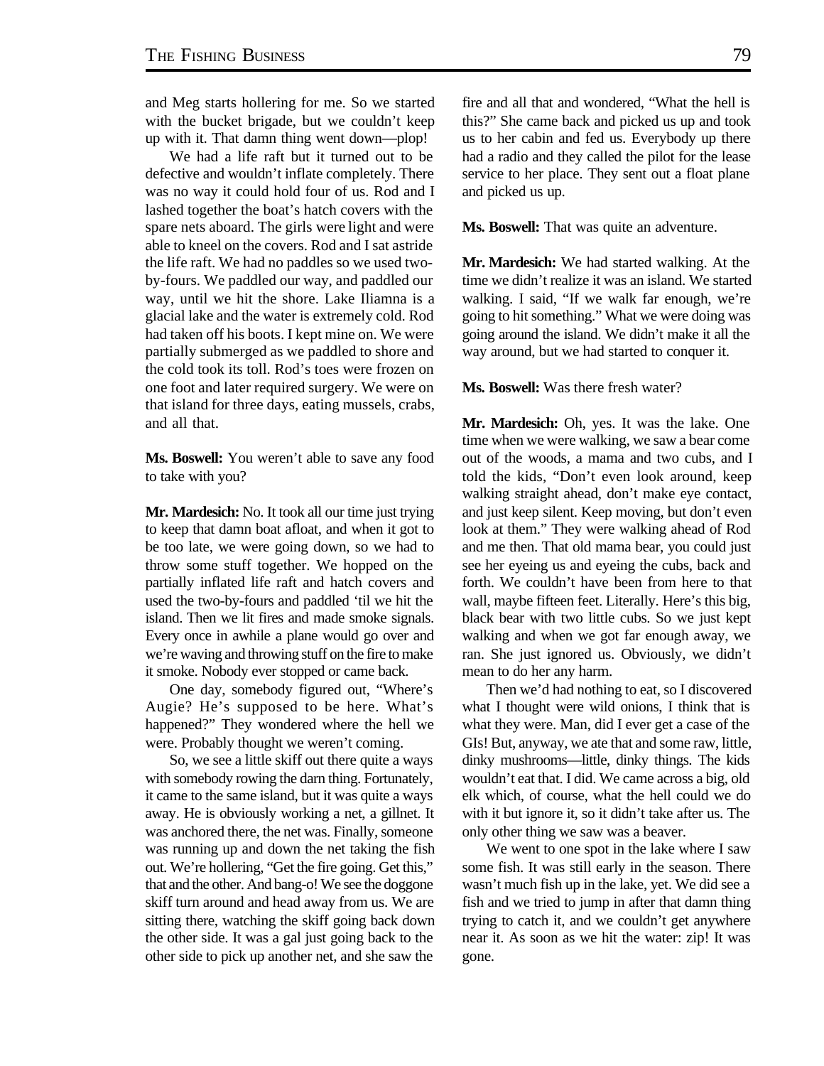and Meg starts hollering for me. So we started with the bucket brigade, but we couldn't keep up with it. That damn thing went down—plop!

We had a life raft but it turned out to be defective and wouldn't inflate completely. There was no way it could hold four of us. Rod and I lashed together the boat's hatch covers with the spare nets aboard. The girls were light and were able to kneel on the covers. Rod and I sat astride the life raft. We had no paddles so we used two-by-fours. We paddled our way, and paddled our way, until we hit the shore. Lake Iliamna is a glacial lake and the water is extremely cold. Rod had taken off his boots. I kept mine on. We were partially submerged as we paddled to shore and the cold took its toll. Rod's toes were frozen on one foot and later required surgery. We were on that island for three days, eating mussels, crabs, and all that.

**Ms. Boswell:** You weren't able to save any food to take with you?

**Mr. Mardesich:** No. It took all our time just trying to keep that damn boat afloat, and when it got to be too late, we were going down, so we had to throw some stuff together. We hopped on the partially inflated life raft and hatch covers and used the two-by-fours and paddled 'til we hit the island. Then we lit fires and made smoke signals. Every once in awhile a plane would go over and we're waving and throwing stuff on the fire to make it smoke. Nobody ever stopped or came back.

One day, somebody figured out, "Where's Augie? He's supposed to be here. What's happened?" They wondered where the hell we were. Probably thought we weren't coming.

So, we see a little skiff out there quite a ways with somebody rowing the darn thing. Fortunately, it came to the same island, but it was quite a ways away. He is obviously working a net, a gillnet. It was anchored there, the net was. Finally, someone was running up and down the net taking the fish out. We're hollering, "Get the fire going. Get this," that and the other. And bang-o! We see the doggone skiff turn around and head away from us. We are sitting there, watching the skiff going back down the other side. It was a gal just going back to the other side to pick up another net, and she saw the fire and all that and wondered, "What the hell is this?" She came back and picked us up and took us to her cabin and fed us. Everybody up there had a radio and they called the pilot for the lease service to her place. They sent out a float plane and picked us up.

**Ms. Boswell:** That was quite an adventure.

**Mr. Mardesich:** We had started walking. At the time we didn't realize it was an island. We started walking. I said, "If we walk far enough, we're going to hit something." What we were doing was going around the island. We didn't make it all the way around, but we had started to conquer it.

**Ms. Boswell:** Was there fresh water?

**Mr. Mardesich:** Oh, yes. It was the lake. One time when we were walking, we saw a bear come out of the woods, a mama and two cubs, and I told the kids, "Don't even look around, keep walking straight ahead, don't make eye contact, and just keep silent. Keep moving, but don't even look at them." They were walking ahead of Rod and me then. That old mama bear, you could just see her eyeing us and eyeing the cubs, back and forth. We couldn't have been from here to that wall, maybe fifteen feet. Literally. Here's this big, black bear with two little cubs. So we just kept walking and when we got far enough away, we ran. She just ignored us. Obviously, we didn't mean to do her any harm.

Then we'd had nothing to eat, so I discovered what I thought were wild onions, I think that is what they were. Man, did I ever get a case of the GIs! But, anyway, we ate that and some raw, little, dinky mushrooms—little, dinky things. The kids wouldn't eat that. I did. We came across a big, old elk which, of course, what the hell could we do with it but ignore it, so it didn't take after us. The only other thing we saw was a beaver.

We went to one spot in the lake where I saw some fish. It was still early in the season. There wasn't much fish up in the lake, yet. We did see a fish and we tried to jump in after that damn thing trying to catch it, and we couldn't get anywhere near it. As soon as we hit the water: zip! It was gone.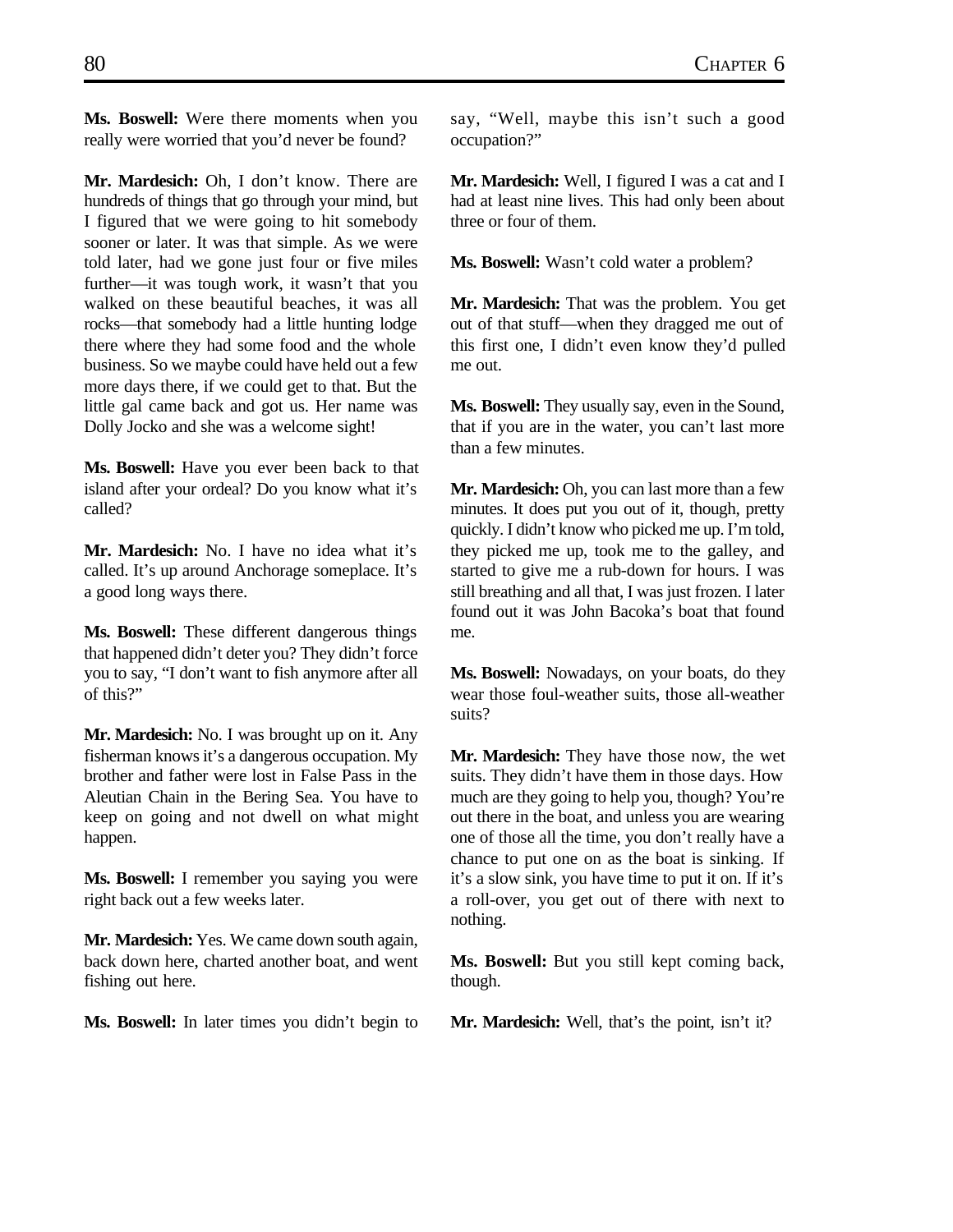**Ms. Boswell:** Were there moments when you really were worried that you'd never be found?

**Mr. Mardesich:** Oh, I don't know. There are hundreds of things that go through your mind, but I figured that we were going to hit somebody sooner or later. It was that simple. As we were told later, had we gone just four or five miles further—it was tough work, it wasn't that you walked on these beautiful beaches, it was all rocks—that somebody had a little hunting lodge there where they had some food and the whole business. So we maybe could have held out a few more days there, if we could get to that. But the little gal came back and got us. Her name was Dolly Jocko and she was a welcome sight!

**Ms. Boswell:** Have you ever been back to that island after your ordeal? Do you know what it's called?

**Mr. Mardesich:** No. I have no idea what it's called. It's up around Anchorage someplace. It's a good long ways there.

**Ms. Boswell:** These different dangerous things that happened didn't deter you? They didn't force you to say, "I don't want to fish anymore after all of this?"

**Mr. Mardesich:** No. I was brought up on it. Any fisherman knows it's a dangerous occupation. My brother and father were lost in False Pass in the Aleutian Chain in the Bering Sea. You have to keep on going and not dwell on what might happen.

**Ms. Boswell:** I remember you saying you were right back out a few weeks later.

**Mr. Mardesich:** Yes. We came down south again, back down here, charted another boat, and went fishing out here.

**Ms. Boswell:** In later times you didn't begin to say, "Well, maybe this isn't such a good occupation?"

**Mr. Mardesich:** Well, I figured I was a cat and I had at least nine lives. This had only been about three or four of them.

**Ms. Boswell:** Wasn't cold water a problem?

**Mr. Mardesich:** That was the problem. You get out of that stuff—when they dragged me out of this first one, I didn't even know they'd pulled me out.

**Ms. Boswell:** They usually say, even in the Sound, that if you are in the water, you can't last more than a few minutes.

**Mr. Mardesich:** Oh, you can last more than a few minutes. It does put you out of it, though, pretty quickly. I didn't know who picked me up. I'm told, they picked me up, took me to the galley, and started to give me a rub-down for hours. I was still breathing and all that, I was just frozen. I later found out it was John Bacoka's boat that found me.

**Ms. Boswell:** Nowadays, on your boats, do they wear those foul-weather suits, those all-weather suits?

**Mr. Mardesich:** They have those now, the wet suits. They didn't have them in those days. How much are they going to help you, though? You're out there in the boat, and unless you are wearing one of those all the time, you don't really have a chance to put one on as the boat is sinking. If it's a slow sink, you have time to put it on. If it's a roll-over, you get out of there with next to nothing.

**Ms. Boswell:** But you still kept coming back, though.

**Mr. Mardesich:** Well, that's the point, isn't it?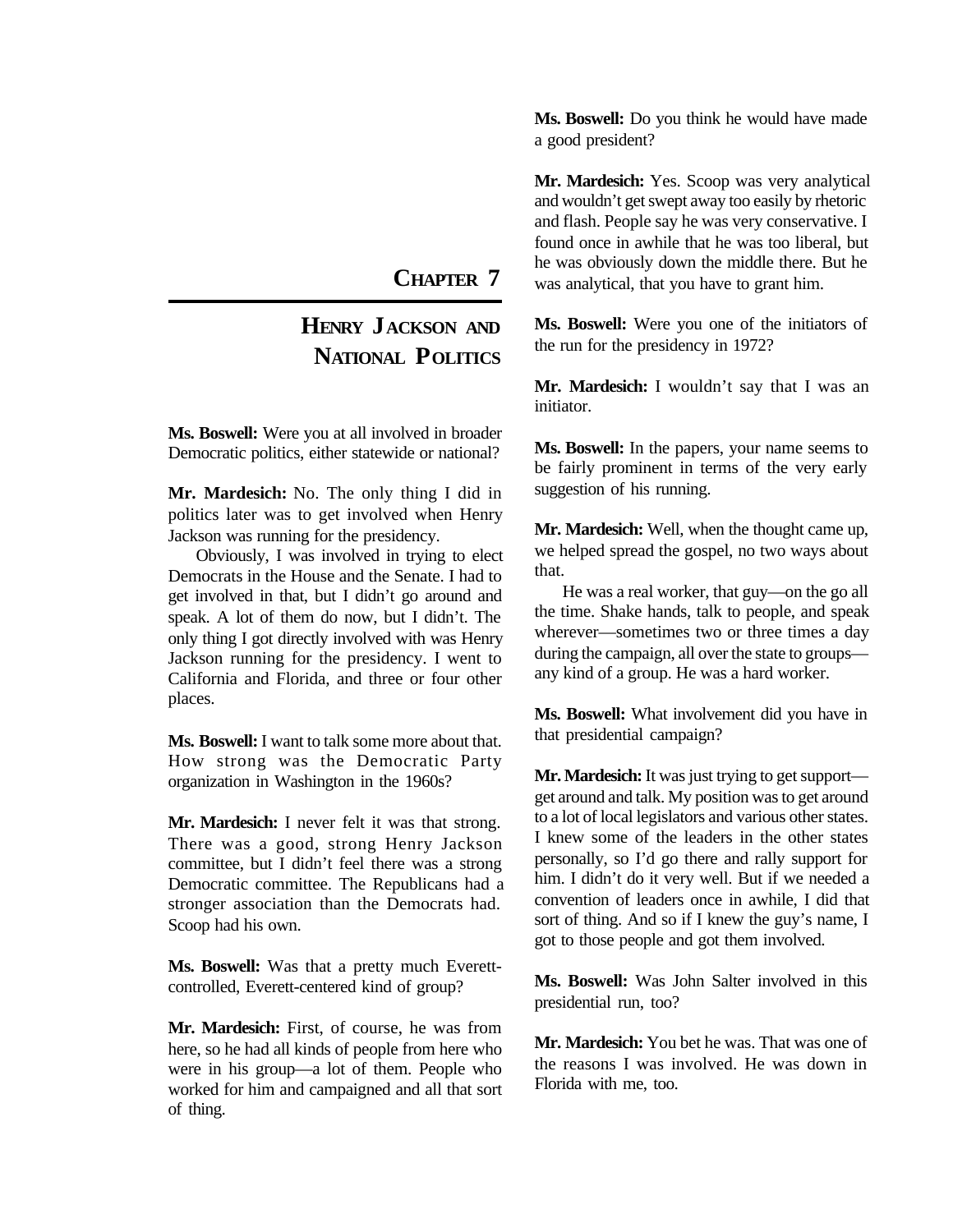# Chapter 7

## Henry Jackson and National Politics

**Ms. Boswell:** Were you at all involved in broader Democratic politics, either statewide or national?

**Mr. Mardesich:** No. The only thing I did in politics later was to get involved when Henry Jackson was running for the presidency.

Obviously, I was involved in trying to elect Democrats in the House and the Senate. I had to get involved in that, but I didn't go around and speak. A lot of them do now, but I didn't. The only thing I got directly involved with was Henry Jackson running for the presidency. I went to California and Florida, and three or four other places.

**Ms. Boswell:** I want to talk some more about that. How strong was the Democratic Party organization in Washington in the 1960s?

**Mr. Mardesich:** I never felt it was that strong. There was a good, strong Henry Jackson committee, but I didn't feel there was a strong Democratic committee. The Republicans had a stronger association than the Democrats had. Scoop had his own.

**Ms. Boswell:** Was that a pretty much Everett-controlled, Everett-centered kind of group?

**Mr. Mardesich:** First, of course, he was from here, so he had all kinds of people from here who were in his group—a lot of them. People who worked for him and campaigned and all that sort of thing.

**Ms. Boswell:** Do you think he would have made a good president?

**Mr. Mardesich:** Yes. Scoop was very analytical and wouldn't get swept away too easily by rhetoric and flash. People say he was very conservative. I found once in awhile that he was too liberal, but he was obviously down the middle there. But he was analytical, that you have to grant him.

**Ms. Boswell:** Were you one of the initiators of the run for the presidency in 1972?

**Mr. Mardesich:** I wouldn't say that I was an initiator.

**Ms. Boswell:** In the papers, your name seems to be fairly prominent in terms of the very early suggestion of his running.

**Mr. Mardesich:** Well, when the thought came up, we helped spread the gospel, no two ways about that.

He was a real worker, that guy—on the go all the time. Shake hands, talk to people, and speak wherever—sometimes two or three times a day during the campaign, all over the state to groups—any kind of a group. He was a hard worker.

**Ms. Boswell:** What involvement did you have in that presidential campaign?

**Mr. Mardesich:** It was just trying to get support—get around and talk. My position was to get around to a lot of local legislators and various other states. I knew some of the leaders in the other states personally, so I'd go there and rally support for him. I didn't do it very well. But if we needed a convention of leaders once in awhile, I did that sort of thing. And so if I knew the guy's name, I got to those people and got them involved.

**Ms. Boswell:** Was John Salter involved in this presidential run, too?

**Mr. Mardesich:** You bet he was. That was one of the reasons I was involved. He was down in Florida with me, too.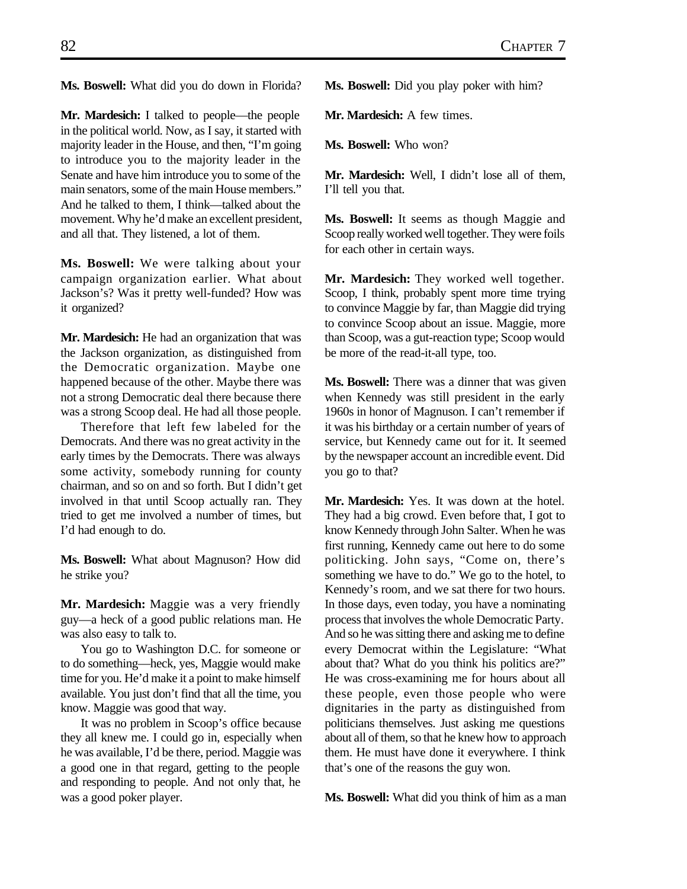**Ms. Boswell:** What did you do down in Florida?

**Mr. Mardesich:** I talked to people—the people in the political world. Now, as I say, it started with majority leader in the House, and then, "I'm going to introduce you to the majority leader in the Senate and have him introduce you to some of the main senators, some of the main House members." And he talked to them, I think—talked about the movement. Why he'd make an excellent president, and all that. They listened, a lot of them.

**Ms. Boswell:** We were talking about your campaign organization earlier. What about Jackson's? Was it pretty well-funded? How was it organized?

**Mr. Mardesich:** He had an organization that was the Jackson organization, as distinguished from the Democratic organization. Maybe one happened because of the other. Maybe there was not a strong Democratic deal there because there was a strong Scoop deal. He had all those people.

Therefore that left few labeled for the Democrats. And there was no great activity in the early times by the Democrats. There was always some activity, somebody running for county chairman, and so on and so forth. But I didn't get involved in that until Scoop actually ran. They tried to get me involved a number of times, but I'd had enough to do.

**Ms. Boswell:** What about Magnuson? How did he strike you?

**Mr. Mardesich:** Maggie was a very friendly guy—a heck of a good public relations man. He was also easy to talk to.

You go to Washington D.C. for someone or to do something—heck, yes, Maggie would make time for you. He'd make it a point to make himself available. You just don't find that all the time, you know. Maggie was good that way.

It was no problem in Scoop's office because they all knew me. I could go in, especially when he was available, I'd be there, period. Maggie was a good one in that regard, getting to the people and responding to people. And not only that, he was a good poker player.

**Ms. Boswell:** Did you play poker with him?

**Mr. Mardesich:** A few times.

**Ms. Boswell:** Who won?

**Mr. Mardesich:** Well, I didn't lose all of them, I'll tell you that.

**Ms. Boswell:** It seems as though Maggie and Scoop really worked well together. They were foils for each other in certain ways.

**Mr. Mardesich:** They worked well together. Scoop, I think, probably spent more time trying to convince Maggie by far, than Maggie did trying to convince Scoop about an issue. Maggie, more than Scoop, was a gut-reaction type; Scoop would be more of the read-it-all type, too.

**Ms. Boswell:** There was a dinner that was given when Kennedy was still president in the early 1960s in honor of Magnuson. I can't remember if it was his birthday or a certain number of years of service, but Kennedy came out for it. It seemed by the newspaper account an incredible event. Did you go to that?

**Mr. Mardesich:** Yes. It was down at the hotel. They had a big crowd. Even before that, I got to know Kennedy through John Salter. When he was first running, Kennedy came out here to do some politicking. John says, "Come on, there's something we have to do." We go to the hotel, to Kennedy's room, and we sat there for two hours. In those days, even today, you have a nominating process that involves the whole Democratic Party. And so he was sitting there and asking me to define every Democrat within the Legislature: "What about that? What do you think his politics are?" He was cross-examining me for hours about all these people, even those people who were dignitaries in the party as distinguished from politicians themselves. Just asking me questions about all of them, so that he knew how to approach them. He must have done it everywhere. I think that's one of the reasons the guy won.

**Ms. Boswell:** What did you think of him as a man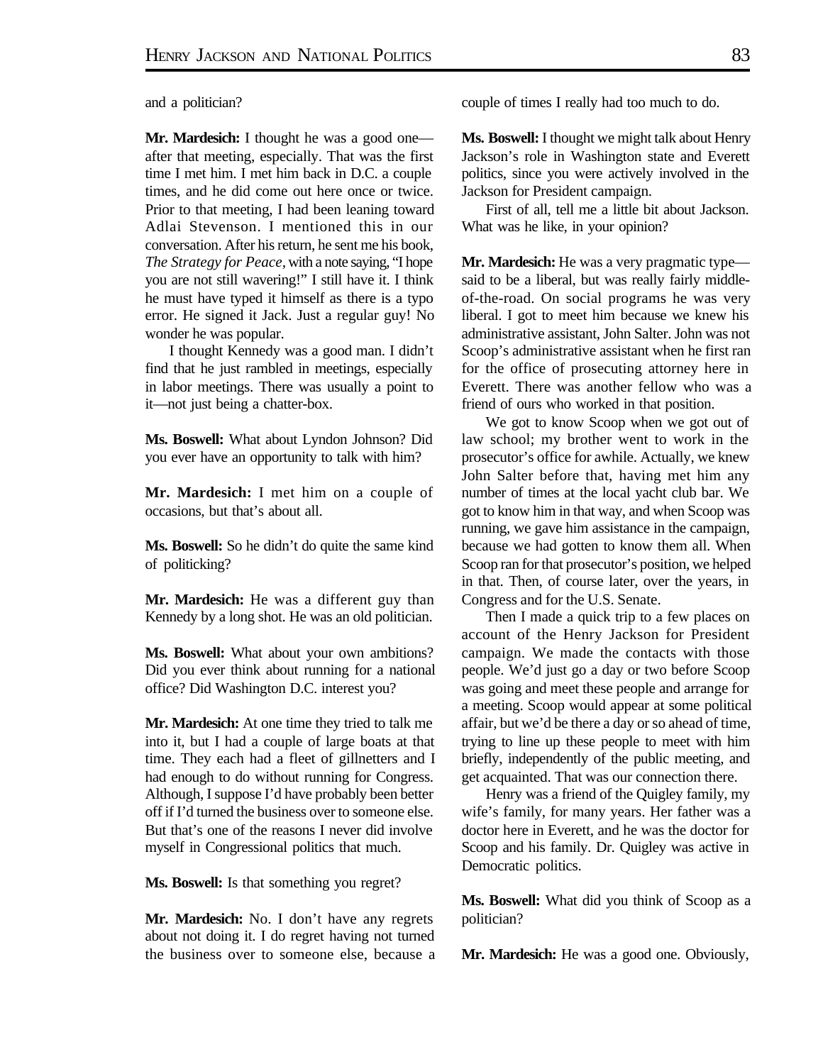and a politician?

**Mr. Mardesich:** I thought he was a good one—after that meeting, especially. That was the first time I met him. I met him back in D.C. a couple times, and he did come out here once or twice. Prior to that meeting, I had been leaning toward Adlai Stevenson. I mentioned this in our conversation. After his return, he sent me his book, *The Strategy for Peace*, with a note saying, "I hope you are not still wavering!" I still have it. I think he must have typed it himself as there is a typo error. He signed it Jack. Just a regular guy! No wonder he was popular.

I thought Kennedy was a good man. I didn't find that he just rambled in meetings, especially in labor meetings. There was usually a point to it—not just being a chatter-box.

**Ms. Boswell:** What about Lyndon Johnson? Did you ever have an opportunity to talk with him?

**Mr. Mardesich:** I met him on a couple of occasions, but that's about all.

**Ms. Boswell:** So he didn't do quite the same kind of politicking?

**Mr. Mardesich:** He was a different guy than Kennedy by a long shot. He was an old politician.

**Ms. Boswell:** What about your own ambitions? Did you ever think about running for a national office? Did Washington D.C. interest you?

**Mr. Mardesich:** At one time they tried to talk me into it, but I had a couple of large boats at that time. They each had a fleet of gillnetters and I had enough to do without running for Congress. Although, I suppose I'd have probably been better off if I'd turned the business over to someone else. But that's one of the reasons I never did involve myself in Congressional politics that much.

**Ms. Boswell:** Is that something you regret?

**Mr. Mardesich:** No. I don't have any regrets about not doing it. I do regret having not turned the business over to someone else, because a couple of times I really had too much to do.

**Ms. Boswell:** I thought we might talk about Henry Jackson's role in Washington state and Everett politics, since you were actively involved in the Jackson for President campaign.

First of all, tell me a little bit about Jackson. What was he like, in your opinion?

**Mr. Mardesich:** He was a very pragmatic type—said to be a liberal, but was really fairly middle-of-the-road. On social programs he was very liberal. I got to meet him because we knew his administrative assistant, John Salter. John was not Scoop's administrative assistant when he first ran for the office of prosecuting attorney here in Everett. There was another fellow who was a friend of ours who worked in that position.

We got to know Scoop when we got out of law school; my brother went to work in the prosecutor's office for awhile. Actually, we knew John Salter before that, having met him any number of times at the local yacht club bar. We got to know him in that way, and when Scoop was running, we gave him assistance in the campaign, because we had gotten to know them all. When Scoop ran for that prosecutor's position, we helped in that. Then, of course later, over the years, in Congress and for the U.S. Senate.

Then I made a quick trip to a few places on account of the Henry Jackson for President campaign. We made the contacts with those people. We'd just go a day or two before Scoop was going and meet these people and arrange for a meeting. Scoop would appear at some political affair, but we'd be there a day or so ahead of time, trying to line up these people to meet with him briefly, independently of the public meeting, and get acquainted. That was our connection there.

Henry was a friend of the Quigley family, my wife's family, for many years. Her father was a doctor here in Everett, and he was the doctor for Scoop and his family. Dr. Quigley was active in Democratic politics.

**Ms. Boswell:** What did you think of Scoop as a politician?

**Mr. Mardesich:** He was a good one. Obviously,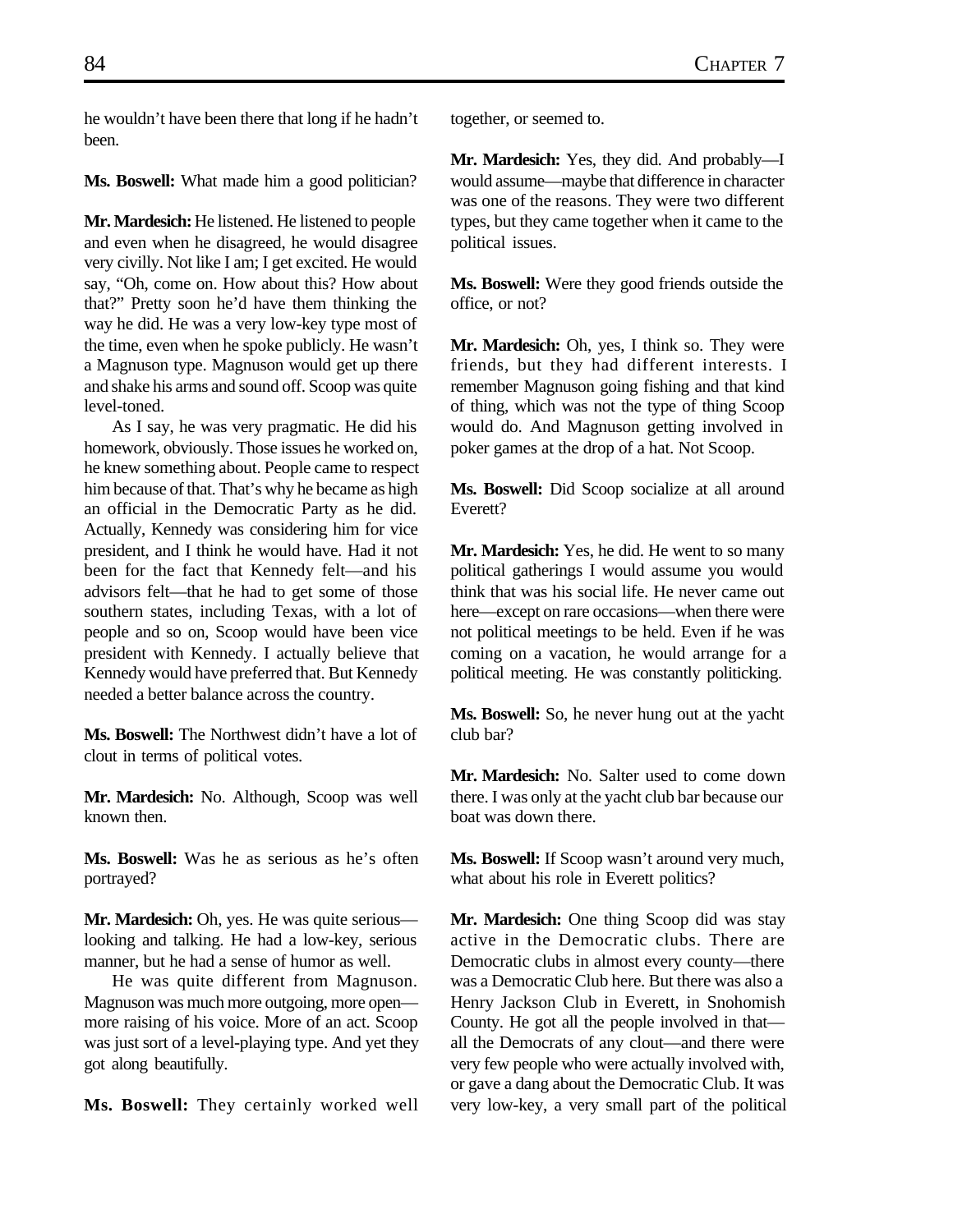he wouldn't have been there that long if he hadn't been.

**Ms. Boswell:** What made him a good politician?

**Mr. Mardesich:** He listened. He listened to people and even when he disagreed, he would disagree very civilly. Not like I am; I get excited. He would say, "Oh, come on. How about this? How about that?" Pretty soon he'd have them thinking the way he did. He was a very low-key type most of the time, even when he spoke publicly. He wasn't a Magnuson type. Magnuson would get up there and shake his arms and sound off. Scoop was quite level-toned.

As I say, he was very pragmatic. He did his homework, obviously. Those issues he worked on, he knew something about. People came to respect him because of that. That's why he became as high an official in the Democratic Party as he did. Actually, Kennedy was considering him for vice president, and I think he would have. Had it not been for the fact that Kennedy felt—and his advisors felt—that he had to get some of those southern states, including Texas, with a lot of people and so on, Scoop would have been vice president with Kennedy. I actually believe that Kennedy would have preferred that. But Kennedy needed a better balance across the country.

**Ms. Boswell:** The Northwest didn't have a lot of clout in terms of political votes.

**Mr. Mardesich:** No. Although, Scoop was well known then.

**Ms. Boswell:** Was he as serious as he's often portrayed?

**Mr. Mardesich:** Oh, yes. He was quite serious—looking and talking. He had a low-key, serious manner, but he had a sense of humor as well.

He was quite different from Magnuson. Magnuson was much more outgoing, more open—more raising of his voice. More of an act. Scoop was just sort of a level-playing type. And yet they got along beautifully.

**Ms. Boswell:** They certainly worked well together, or seemed to.

**Mr. Mardesich:** Yes, they did. And probably—I would assume—maybe that difference in character was one of the reasons. They were two different types, but they came together when it came to the political issues.

**Ms. Boswell:** Were they good friends outside the office, or not?

**Mr. Mardesich:** Oh, yes, I think so. They were friends, but they had different interests. I remember Magnuson going fishing and that kind of thing, which was not the type of thing Scoop would do. And Magnuson getting involved in poker games at the drop of a hat. Not Scoop.

**Ms. Boswell:** Did Scoop socialize at all around Everett?

**Mr. Mardesich:** Yes, he did. He went to so many political gatherings I would assume you would think that was his social life. He never came out here—except on rare occasions—when there were not political meetings to be held. Even if he was coming on a vacation, he would arrange for a political meeting. He was constantly politicking.

**Ms. Boswell:** So, he never hung out at the yacht club bar?

**Mr. Mardesich:** No. Salter used to come down there. I was only at the yacht club bar because our boat was down there.

**Ms. Boswell:** If Scoop wasn't around very much, what about his role in Everett politics?

**Mr. Mardesich:** One thing Scoop did was stay active in the Democratic clubs. There are Democratic clubs in almost every county—there was a Democratic Club here. But there was also a Henry Jackson Club in Everett, in Snohomish County. He got all the people involved in that—all the Democrats of any clout—and there were very few people who were actually involved with, or gave a dang about the Democratic Club. It was very low-key, a very small part of the political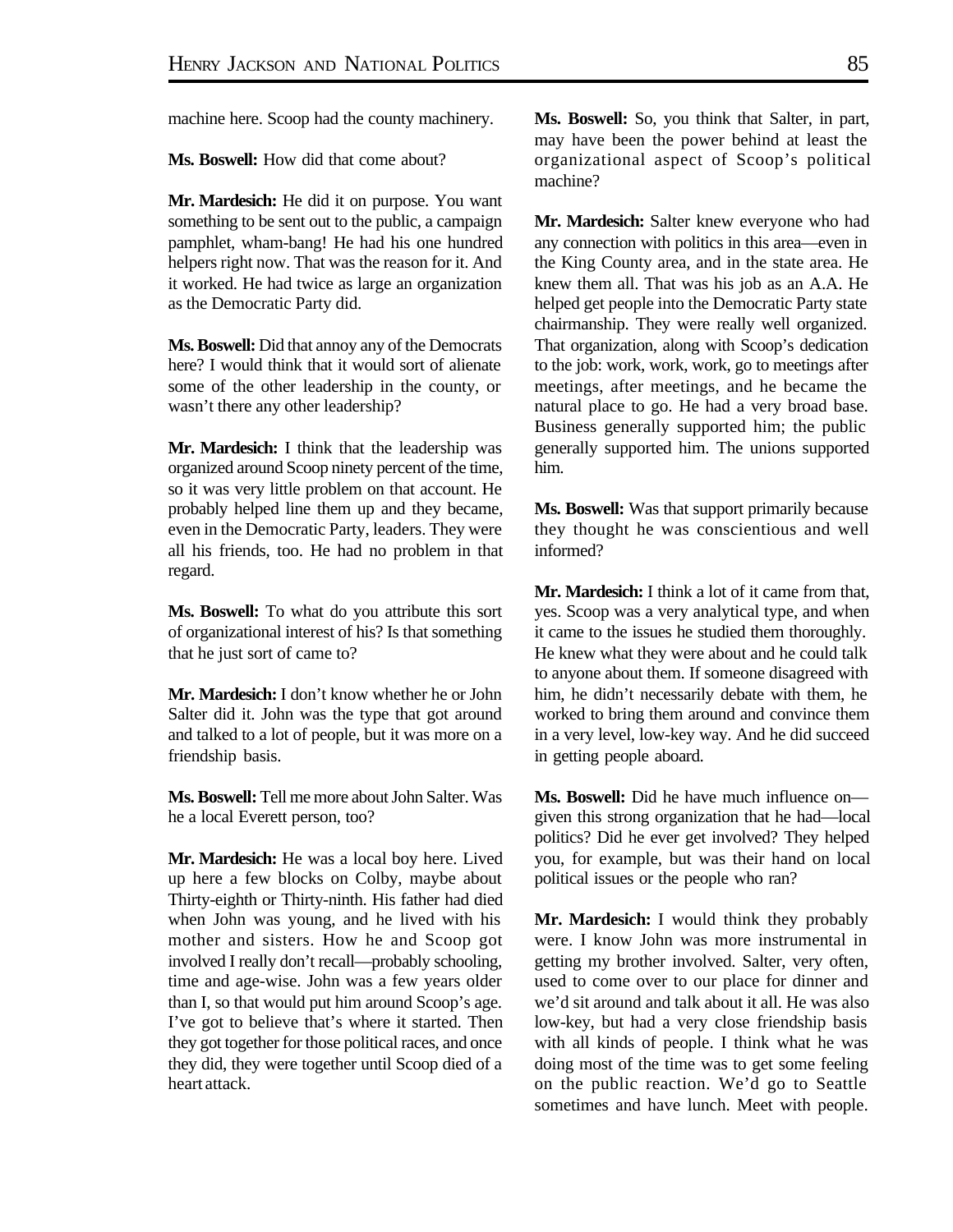machine here. Scoop had the county machinery.

**Ms. Boswell:** How did that come about?

**Mr. Mardesich:** He did it on purpose. You want something to be sent out to the public, a campaign pamphlet, wham-bang! He had his one hundred helpers right now. That was the reason for it. And it worked. He had twice as large an organization as the Democratic Party did.

**Ms. Boswell:** Did that annoy any of the Democrats here? I would think that it would sort of alienate some of the other leadership in the county, or wasn't there any other leadership?

**Mr. Mardesich:** I think that the leadership was organized around Scoop ninety percent of the time, so it was very little problem on that account. He probably helped line them up and they became, even in the Democratic Party, leaders. They were all his friends, too. He had no problem in that regard.

**Ms. Boswell:** To what do you attribute this sort of organizational interest of his? Is that something that he just sort of came to?

**Mr. Mardesich:** I don't know whether he or John Salter did it. John was the type that got around and talked to a lot of people, but it was more on a friendship basis.

**Ms. Boswell:** Tell me more about John Salter. Was he a local Everett person, too?

**Mr. Mardesich:** He was a local boy here. Lived up here a few blocks on Colby, maybe about Thirty-eighth or Thirty-ninth. His father had died when John was young, and he lived with his mother and sisters. How he and Scoop got involved I really don't recall—probably schooling, time and age-wise. John was a few years older than I, so that would put him around Scoop's age. I've got to believe that's where it started. Then they got together for those political races, and once they did, they were together until Scoop died of a heart attack.

**Ms. Boswell:** So, you think that Salter, in part, may have been the power behind at least the organizational aspect of Scoop's political machine?

**Mr. Mardesich:** Salter knew everyone who had any connection with politics in this area—even in the King County area, and in the state area. He knew them all. That was his job as an A.A. He helped get people into the Democratic Party state chairmanship. They were really well organized. That organization, along with Scoop's dedication to the job: work, work, work, go to meetings after meetings, after meetings, and he became the natural place to go. He had a very broad base. Business generally supported him; the public generally supported him. The unions supported him.

**Ms. Boswell:** Was that support primarily because they thought he was conscientious and well informed?

**Mr. Mardesich:** I think a lot of it came from that, yes. Scoop was a very analytical type, and when it came to the issues he studied them thoroughly. He knew what they were about and he could talk to anyone about them. If someone disagreed with him, he didn't necessarily debate with them, he worked to bring them around and convince them in a very level, low-key way. And he did succeed in getting people aboard.

**Ms. Boswell:** Did he have much influence on—given this strong organization that he had—local politics? Did he ever get involved? They helped you, for example, but was their hand on local political issues or the people who ran?

**Mr. Mardesich:** I would think they probably were. I know John was more instrumental in getting my brother involved. Salter, very often, used to come over to our place for dinner and we'd sit around and talk about it all. He was also low-key, but had a very close friendship basis with all kinds of people. I think what he was doing most of the time was to get some feeling on the public reaction. We'd go to Seattle sometimes and have lunch. Meet with people.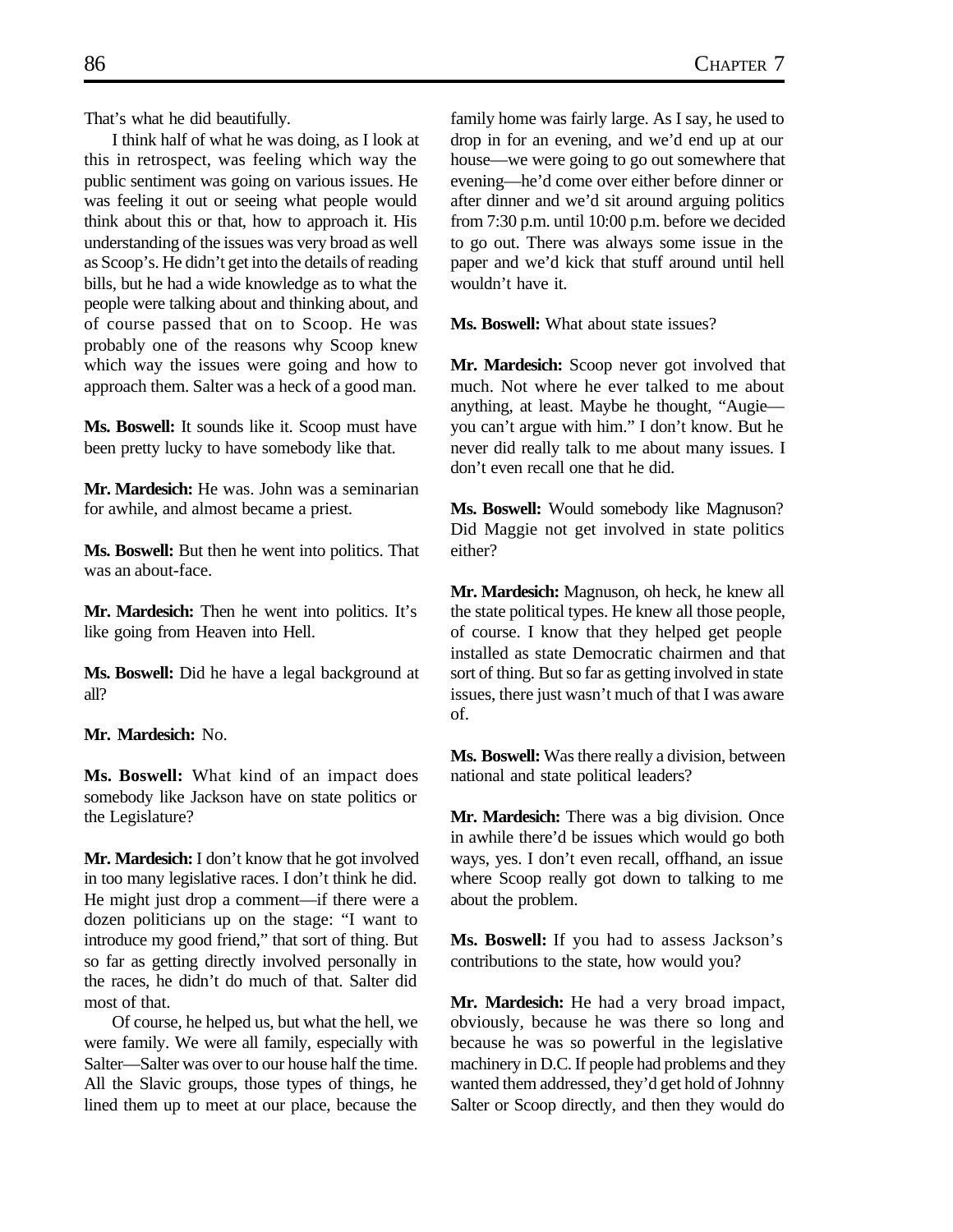That's what he did beautifully.

I think half of what he was doing, as I look at this in retrospect, was feeling which way the public sentiment was going on various issues. He was feeling it out or seeing what people would think about this or that, how to approach it. His understanding of the issues was very broad as well as Scoop's. He didn't get into the details of reading bills, but he had a wide knowledge as to what the people were talking about and thinking about, and of course passed that on to Scoop. He was probably one of the reasons why Scoop knew which way the issues were going and how to approach them. Salter was a heck of a good man.

**Ms. Boswell:** It sounds like it. Scoop must have been pretty lucky to have somebody like that.

**Mr. Mardesich:** He was. John was a seminarian for awhile, and almost became a priest.

**Ms. Boswell:** But then he went into politics. That was an about-face.

**Mr. Mardesich:** Then he went into politics. It's like going from Heaven into Hell.

**Ms. Boswell:** Did he have a legal background at all?

**Mr. Mardesich:** No.

**Ms. Boswell:** What kind of an impact does somebody like Jackson have on state politics or the Legislature?

**Mr. Mardesich:** I don't know that he got involved in too many legislative races. I don't think he did. He might just drop a comment—if there were a dozen politicians up on the stage: "I want to introduce my good friend," that sort of thing. But so far as getting directly involved personally in the races, he didn't do much of that. Salter did most of that.

Of course, he helped us, but what the hell, we were family. We were all family, especially with Salter—Salter was over to our house half the time. All the Slavic groups, those types of things, he lined them up to meet at our place, because the family home was fairly large. As I say, he used to drop in for an evening, and we'd end up at our house—we were going to go out somewhere that evening—he'd come over either before dinner or after dinner and we'd sit around arguing politics from 7:30 p.m. until 10:00 p.m. before we decided to go out. There was always some issue in the paper and we'd kick that stuff around until hell wouldn't have it.

**Ms. Boswell:** What about state issues?

**Mr. Mardesich:** Scoop never got involved that much. Not where he ever talked to me about anything, at least. Maybe he thought, "Augie—you can't argue with him." I don't know. But he never did really talk to me about many issues. I don't even recall one that he did.

**Ms. Boswell:** Would somebody like Magnuson? Did Maggie not get involved in state politics either?

**Mr. Mardesich:** Magnuson, oh heck, he knew all the state political types. He knew all those people, of course. I know that they helped get people installed as state Democratic chairmen and that sort of thing. But so far as getting involved in state issues, there just wasn't much of that I was aware of.

**Ms. Boswell:** Was there really a division, between national and state political leaders?

**Mr. Mardesich:** There was a big division. Once in awhile there'd be issues which would go both ways, yes. I don't even recall, offhand, an issue where Scoop really got down to talking to me about the problem.

**Ms. Boswell:** If you had to assess Jackson's contributions to the state, how would you?

**Mr. Mardesich:** He had a very broad impact, obviously, because he was there so long and because he was so powerful in the legislative machinery in D.C. If people had problems and they wanted them addressed, they'd get hold of Johnny Salter or Scoop directly, and then they would do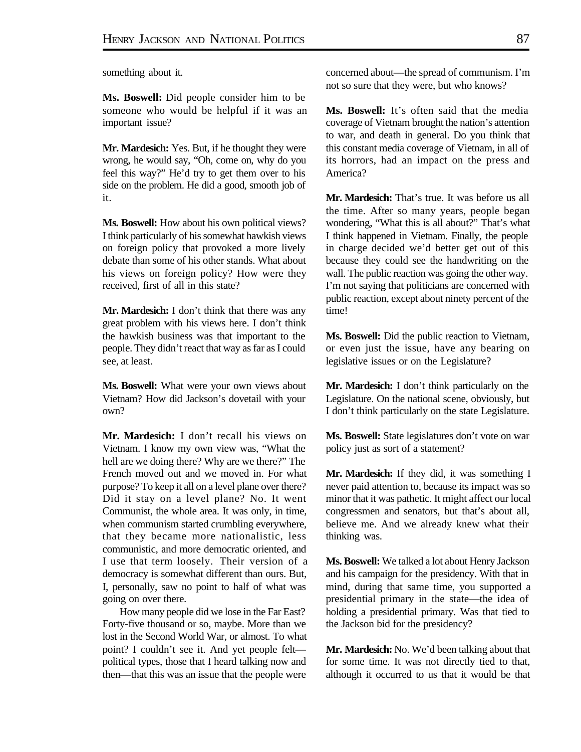something about it.

**Ms. Boswell:** Did people consider him to be someone who would be helpful if it was an important issue?

**Mr. Mardesich:** Yes. But, if he thought they were wrong, he would say, "Oh, come on, why do you feel this way?" He'd try to get them over to his side on the problem. He did a good, smooth job of it.

**Ms. Boswell:** How about his own political views? I think particularly of his somewhat hawkish views on foreign policy that provoked a more lively debate than some of his other stands. What about his views on foreign policy? How were they received, first of all in this state?

**Mr. Mardesich:** I don't think that there was any great problem with his views here. I don't think the hawkish business was that important to the people. They didn't react that way as far as I could see, at least.

**Ms. Boswell:** What were your own views about Vietnam? How did Jackson's dovetail with your own?

**Mr. Mardesich:** I don't recall his views on Vietnam. I know my own view was, "What the hell are we doing there? Why are we there?" The French moved out and we moved in. For what purpose? To keep it all on a level plane over there? Did it stay on a level plane? No. It went Communist, the whole area. It was only, in time, when communism started crumbling everywhere, that they became more nationalistic, less communistic, and more democratic oriented, and I use that term loosely. Their version of a democracy is somewhat different than ours. But, I, personally, saw no point to half of what was going on over there.

How many people did we lose in the Far East? Forty-five thousand or so, maybe. More than we lost in the Second World War, or almost. To what point? I couldn't see it. And yet people felt—political types, those that I heard talking now and then—that this was an issue that the people were concerned about—the spread of communism. I'm not so sure that they were, but who knows?

**Ms. Boswell:** It's often said that the media coverage of Vietnam brought the nation's attention to war, and death in general. Do you think that this constant media coverage of Vietnam, in all of its horrors, had an impact on the press and America?

**Mr. Mardesich:** That's true. It was before us all the time. After so many years, people began wondering, "What this is all about?" That's what I think happened in Vietnam. Finally, the people in charge decided we'd better get out of this because they could see the handwriting on the wall. The public reaction was going the other way. I'm not saying that politicians are concerned with public reaction, except about ninety percent of the time!

**Ms. Boswell:** Did the public reaction to Vietnam, or even just the issue, have any bearing on legislative issues or on the Legislature?

**Mr. Mardesich:** I don't think particularly on the Legislature. On the national scene, obviously, but I don't think particularly on the state Legislature.

**Ms. Boswell:** State legislatures don't vote on war policy just as sort of a statement?

**Mr. Mardesich:** If they did, it was something I never paid attention to, because its impact was so minor that it was pathetic. It might affect our local congressmen and senators, but that's about all, believe me. And we already knew what their thinking was.

**Ms. Boswell:** We talked a lot about Henry Jackson and his campaign for the presidency. With that in mind, during that same time, you supported a presidential primary in the state—the idea of holding a presidential primary. Was that tied to the Jackson bid for the presidency?

**Mr. Mardesich:** No. We'd been talking about that for some time. It was not directly tied to that, although it occurred to us that it would be that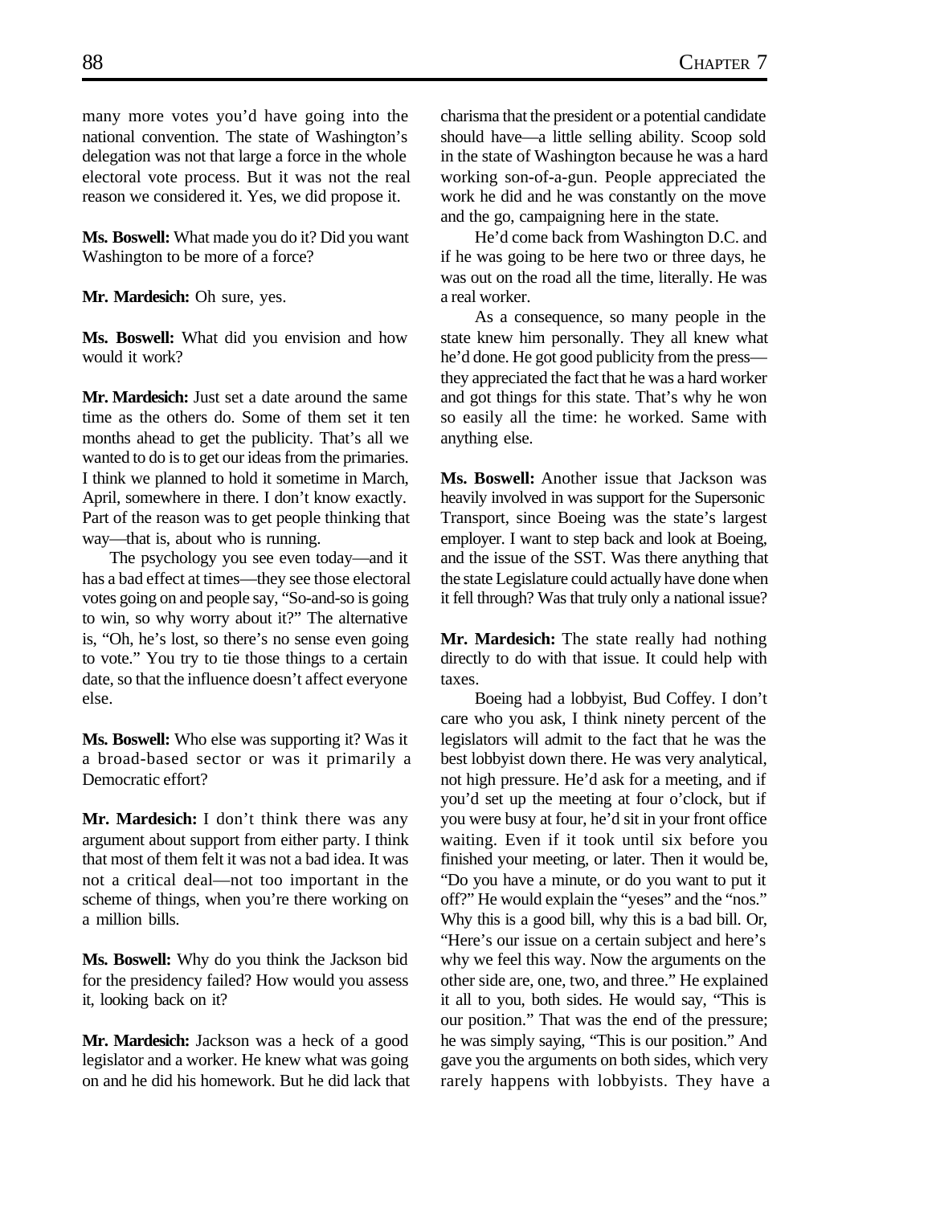many more votes you'd have going into the national convention. The state of Washington's delegation was not that large a force in the whole electoral vote process. But it was not the real reason we considered it. Yes, we did propose it.

**Ms. Boswell:** What made you do it? Did you want Washington to be more of a force?

**Mr. Mardesich:** Oh sure, yes.

**Ms. Boswell:** What did you envision and how would it work?

**Mr. Mardesich:** Just set a date around the same time as the others do. Some of them set it ten months ahead to get the publicity. That's all we wanted to do is to get our ideas from the primaries. I think we planned to hold it sometime in March, April, somewhere in there. I don't know exactly. Part of the reason was to get people thinking that way—that is, about who is running.

The psychology you see even today—and it has a bad effect at times—they see those electoral votes going on and people say, "So-and-so is going to win, so why worry about it?" The alternative is, "Oh, he's lost, so there's no sense even going to vote." You try to tie those things to a certain date, so that the influence doesn't affect everyone else.

**Ms. Boswell:** Who else was supporting it? Was it a broad-based sector or was it primarily a Democratic effort?

**Mr. Mardesich:** I don't think there was any argument about support from either party. I think that most of them felt it was not a bad idea. It was not a critical deal—not too important in the scheme of things, when you're there working on a million bills.

**Ms. Boswell:** Why do you think the Jackson bid for the presidency failed? How would you assess it, looking back on it?

**Mr. Mardesich:** Jackson was a heck of a good legislator and a worker. He knew what was going on and he did his homework. But he did lack that charisma that the president or a potential candidate should have—a little selling ability. Scoop sold in the state of Washington because he was a hard working son-of-a-gun. People appreciated the work he did and he was constantly on the move and the go, campaigning here in the state.

He'd come back from Washington D.C. and if he was going to be here two or three days, he was out on the road all the time, literally. He was a real worker.

As a consequence, so many people in the state knew him personally. They all knew what he'd done. He got good publicity from the press—they appreciated the fact that he was a hard worker and got things for this state. That's why he won so easily all the time: he worked. Same with anything else.

**Ms. Boswell:** Another issue that Jackson was heavily involved in was support for the Supersonic Transport, since Boeing was the state's largest employer. I want to step back and look at Boeing, and the issue of the SST. Was there anything that the state Legislature could actually have done when it fell through? Was that truly only a national issue?

**Mr. Mardesich:** The state really had nothing directly to do with that issue. It could help with taxes.

Boeing had a lobbyist, Bud Coffey. I don't care who you ask, I think ninety percent of the legislators will admit to the fact that he was the best lobbyist down there. He was very analytical, not high pressure. He'd ask for a meeting, and if you'd set up the meeting at four o'clock, but if you were busy at four, he'd sit in your front office waiting. Even if it took until six before you finished your meeting, or later. Then it would be, "Do you have a minute, or do you want to put it off?" He would explain the "yeses" and the "nos." Why this is a good bill, why this is a bad bill. Or, "Here's our issue on a certain subject and here's why we feel this way. Now the arguments on the other side are, one, two, and three." He explained it all to you, both sides. He would say, "This is our position." That was the end of the pressure; he was simply saying, "This is our position." And gave you the arguments on both sides, which very rarely happens with lobbyists. They have a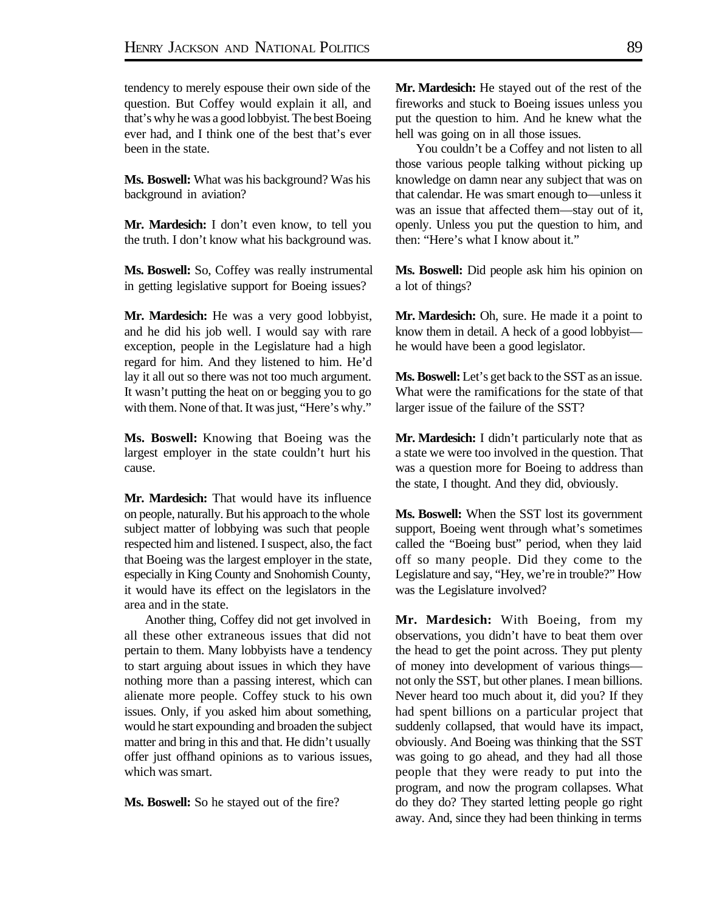tendency to merely espouse their own side of the question. But Coffey would explain it all, and that's why he was a good lobbyist. The best Boeing ever had, and I think one of the best that's ever been in the state.

**Ms. Boswell:** What was his background? Was his background in aviation?

**Mr. Mardesich:** I don't even know, to tell you the truth. I don't know what his background was.

**Ms. Boswell:** So, Coffey was really instrumental in getting legislative support for Boeing issues?

**Mr. Mardesich:** He was a very good lobbyist, and he did his job well. I would say with rare exception, people in the Legislature had a high regard for him. And they listened to him. He'd lay it all out so there was not too much argument. It wasn't putting the heat on or begging you to go with them. None of that. It was just, "Here's why."

**Ms. Boswell:** Knowing that Boeing was the largest employer in the state couldn't hurt his cause.

**Mr. Mardesich:** That would have its influence on people, naturally. But his approach to the whole subject matter of lobbying was such that people respected him and listened. I suspect, also, the fact that Boeing was the largest employer in the state, especially in King County and Snohomish County, it would have its effect on the legislators in the area and in the state.

Another thing, Coffey did not get involved in all these other extraneous issues that did not pertain to them. Many lobbyists have a tendency to start arguing about issues in which they have nothing more than a passing interest, which can alienate more people. Coffey stuck to his own issues. Only, if you asked him about something, would he start expounding and broaden the subject matter and bring in this and that. He didn't usually offer just offhand opinions as to various issues, which was smart.

**Ms. Boswell:** So he stayed out of the fire?

**Mr. Mardesich:** He stayed out of the rest of the fireworks and stuck to Boeing issues unless you put the question to him. And he knew what the hell was going on in all those issues.

You couldn't be a Coffey and not listen to all those various people talking without picking up knowledge on damn near any subject that was on that calendar. He was smart enough to—unless it was an issue that affected them—stay out of it, openly. Unless you put the question to him, and then: "Here's what I know about it."

**Ms. Boswell:** Did people ask him his opinion on a lot of things?

**Mr. Mardesich:** Oh, sure. He made it a point to know them in detail. A heck of a good lobbyist—he would have been a good legislator.

**Ms. Boswell:** Let's get back to the SST as an issue. What were the ramifications for the state of that larger issue of the failure of the SST?

**Mr. Mardesich:** I didn't particularly note that as a state we were too involved in the question. That was a question more for Boeing to address than the state, I thought. And they did, obviously.

**Ms. Boswell:** When the SST lost its government support, Boeing went through what's sometimes called the "Boeing bust" period, when they laid off so many people. Did they come to the Legislature and say, "Hey, we're in trouble?" How was the Legislature involved?

**Mr. Mardesich:** With Boeing, from my observations, you didn't have to beat them over the head to get the point across. They put plenty of money into development of various things—not only the SST, but other planes. I mean billions. Never heard too much about it, did you? If they had spent billions on a particular project that suddenly collapsed, that would have its impact, obviously. And Boeing was thinking that the SST was going to go ahead, and they had all those people that they were ready to put into the program, and now the program collapses. What do they do? They started letting people go right away. And, since they had been thinking in terms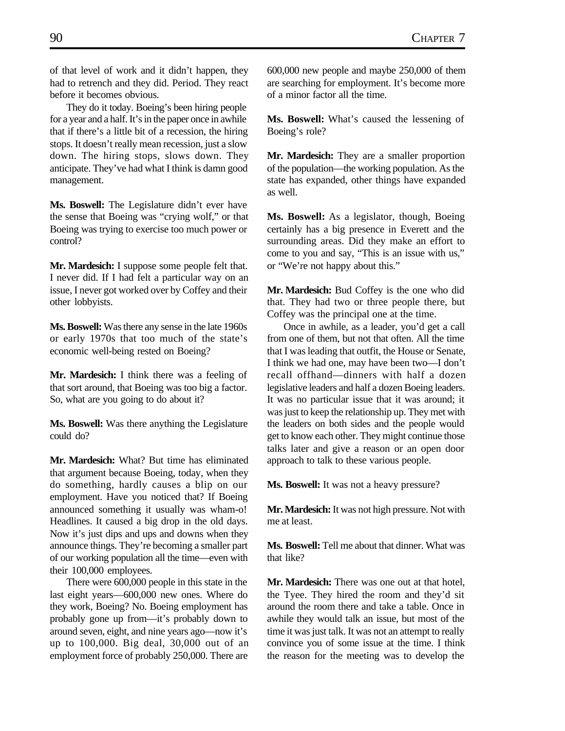of that level of work and it didn't happen, they had to retrench and they did. Period. They react before it becomes obvious.

They do it today. Boeing's been hiring people for a year and a half. It's in the paper once in awhile that if there's a little bit of a recession, the hiring stops. It doesn't really mean recession, just a slow down. The hiring stops, slows down. They anticipate. They've had what I think is damn good management.

**Ms. Boswell:** The Legislature didn't ever have the sense that Boeing was "crying wolf," or that Boeing was trying to exercise too much power or control?

**Mr. Mardesich:** I suppose some people felt that. I never did. If I had felt a particular way on an issue, I never got worked over by Coffey and their other lobbyists.

**Ms. Boswell:** Was there any sense in the late 1960s or early 1970s that too much of the state's economic well-being rested on Boeing?

**Mr. Mardesich:** I think there was a feeling of that sort around, that Boeing was too big a factor. So, what are you going to do about it?

**Ms. Boswell:** Was there anything the Legislature could do?

**Mr. Mardesich:** What? But time has eliminated that argument because Boeing, today, when they do something, hardly causes a blip on our employment. Have you noticed that? If Boeing announced something it usually was wham-o! Headlines. It caused a big drop in the old days. Now it's just dips and ups and downs when they announce things. They're becoming a smaller part of our working population all the time—even with their 100,000 employees.

There were 600,000 people in this state in the last eight years—600,000 new ones. Where do they work, Boeing? No. Boeing employment has probably gone up from—it's probably down to around seven, eight, and nine years ago—now it's up to 100,000. Big deal, 30,000 out of an employment force of probably 250,000. There are 600,000 new people and maybe 250,000 of them are searching for employment. It's become more of a minor factor all the time.

**Ms. Boswell:** What's caused the lessening of Boeing's role?

**Mr. Mardesich:** They are a smaller proportion of the population—the working population. As the state has expanded, other things have expanded as well.

**Ms. Boswell:** As a legislator, though, Boeing certainly has a big presence in Everett and the surrounding areas. Did they make an effort to come to you and say, "This is an issue with us," or "We're not happy about this."

**Mr. Mardesich:** Bud Coffey is the one who did that. They had two or three people there, but Coffey was the principal one at the time.

Once in awhile, as a leader, you'd get a call from one of them, but not that often. All the time that I was leading that outfit, the House or Senate, I think we had one, may have been two—I don't recall offhand—dinners with half a dozen legislative leaders and half a dozen Boeing leaders. It was no particular issue that it was around; it was just to keep the relationship up. They met with the leaders on both sides and the people would get to know each other. They might continue those talks later and give a reason or an open door approach to talk to these various people.

**Ms. Boswell:** It was not a heavy pressure?

**Mr. Mardesich:** It was not high pressure. Not with me at least.

**Ms. Boswell:** Tell me about that dinner. What was that like?

**Mr. Mardesich:** There was one out at that hotel, the Tyee. They hired the room and they'd sit around the room there and take a table. Once in awhile they would talk an issue, but most of the time it was just talk. It was not an attempt to really convince you of some issue at the time. I think the reason for the meeting was to develop the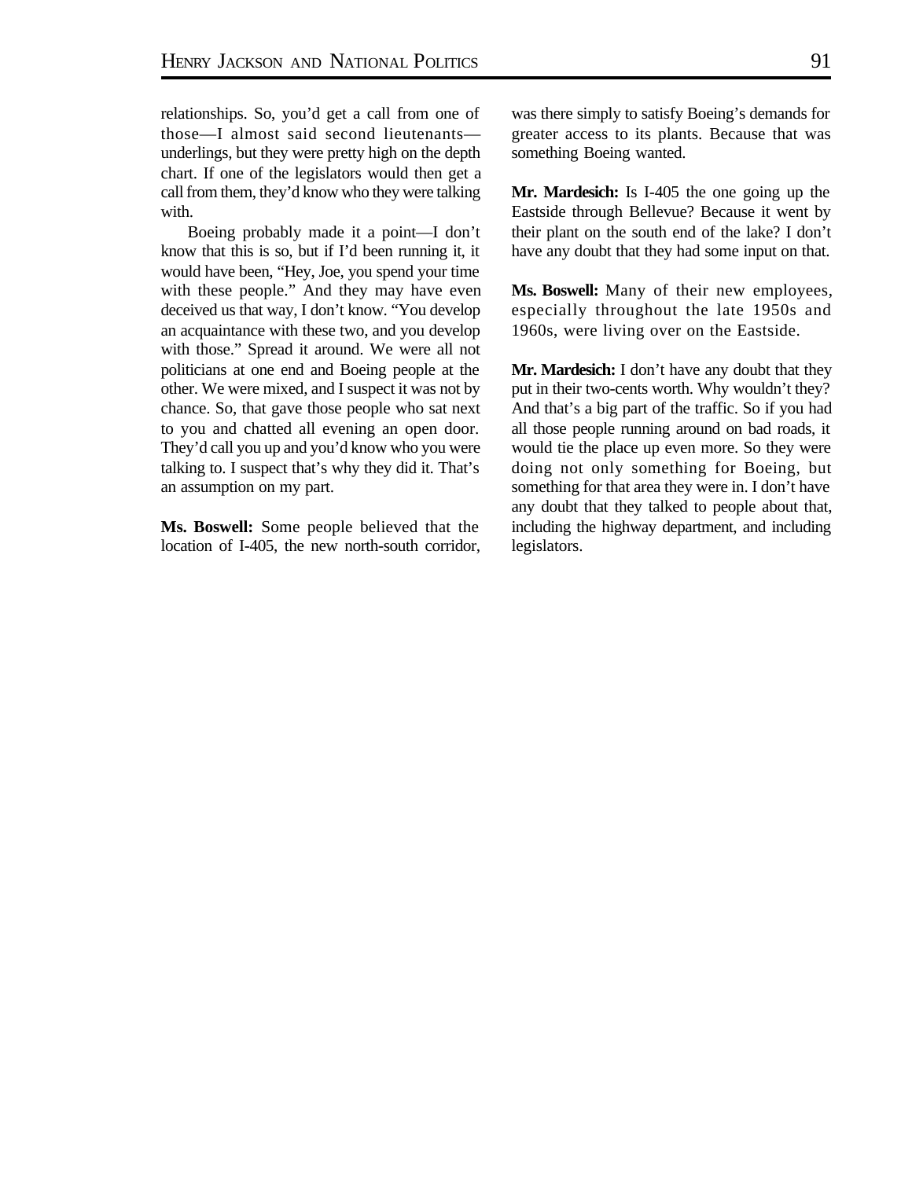relationships. So, you'd get a call from one of those—I almost said second lieutenants—underlings, but they were pretty high on the depth chart. If one of the legislators would then get a call from them, they'd know who they were talking with.

Boeing probably made it a point—I don't know that this is so, but if I'd been running it, it would have been, "Hey, Joe, you spend your time with these people." And they may have even deceived us that way, I don't know. "You develop an acquaintance with these two, and you develop with those." Spread it around. We were all not politicians at one end and Boeing people at the other. We were mixed, and I suspect it was not by chance. So, that gave those people who sat next to you and chatted all evening an open door. They'd call you up and you'd know who you were talking to. I suspect that's why they did it. That's an assumption on my part.

**Ms. Boswell:** Some people believed that the location of I-405, the new north-south corridor, was there simply to satisfy Boeing's demands for greater access to its plants. Because that was something Boeing wanted.

**Mr. Mardesich:** Is I-405 the one going up the Eastside through Bellevue? Because it went by their plant on the south end of the lake? I don't have any doubt that they had some input on that.

**Ms. Boswell:** Many of their new employees, especially throughout the late 1950s and 1960s, were living over on the Eastside.

**Mr. Mardesich:** I don't have any doubt that they put in their two-cents worth. Why wouldn't they? And that's a big part of the traffic. So if you had all those people running around on bad roads, it would tie the place up even more. So they were doing not only something for Boeing, but something for that area they were in. I don't have any doubt that they talked to people about that, including the highway department, and including legislators.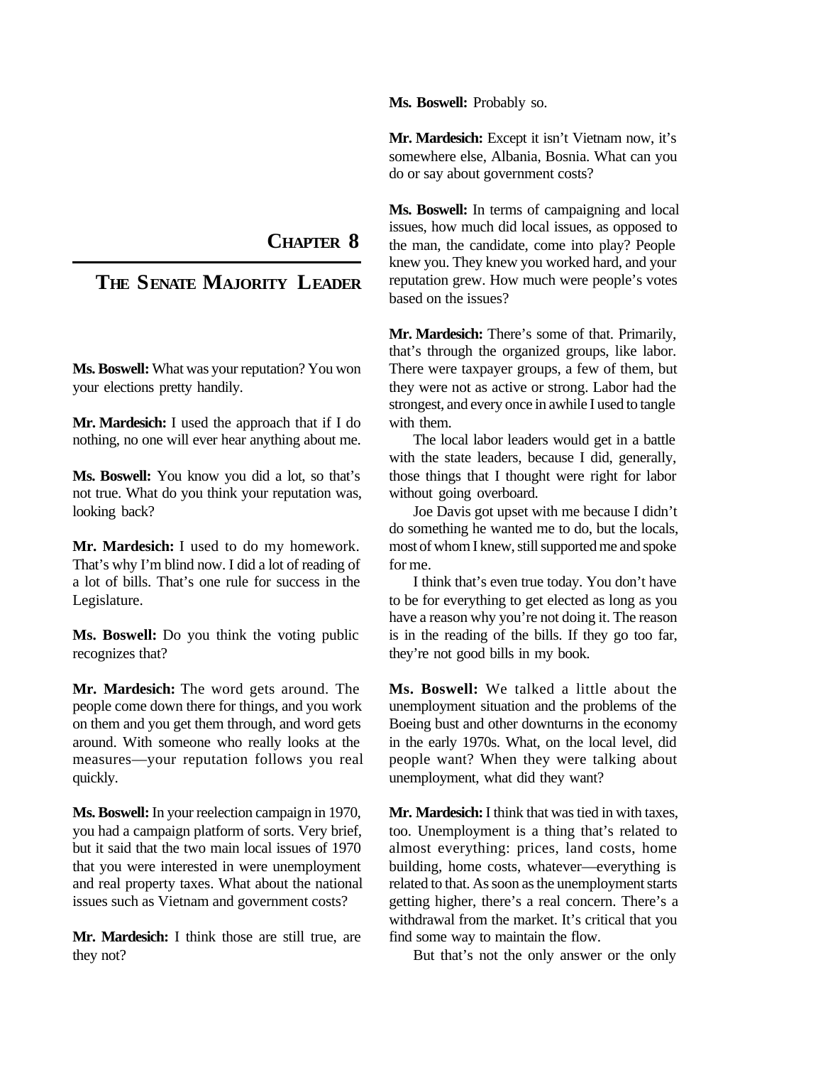# CHAPTER 8

## THE SENATE MAJORITY LEADER

**Ms. Boswell:** What was your reputation? You won your elections pretty handily.

**Mr. Mardesich:** I used the approach that if I do nothing, no one will ever hear anything about me.

**Ms. Boswell:** You know you did a lot, so that's not true. What do you think your reputation was, looking back?

**Mr. Mardesich:** I used to do my homework. That's why I'm blind now. I did a lot of reading of a lot of bills. That's one rule for success in the Legislature.

**Ms. Boswell:** Do you think the voting public recognizes that?

**Mr. Mardesich:** The word gets around. The people come down there for things, and you work on them and you get them through, and word gets around. With someone who really looks at the measures—your reputation follows you real quickly.

**Ms. Boswell:** In your reelection campaign in 1970, you had a campaign platform of sorts. Very brief, but it said that the two main local issues of 1970 that you were interested in were unemployment and real property taxes. What about the national issues such as Vietnam and government costs?

**Mr. Mardesich:** I think those are still true, are they not?

**Ms. Boswell:** Probably so.

**Mr. Mardesich:** Except it isn't Vietnam now, it's somewhere else, Albania, Bosnia. What can you do or say about government costs?

**Ms. Boswell:** In terms of campaigning and local issues, how much did local issues, as opposed to the man, the candidate, come into play? People knew you. They knew you worked hard, and your reputation grew. How much were people's votes based on the issues?

**Mr. Mardesich:** There's some of that. Primarily, that's through the organized groups, like labor. There were taxpayer groups, a few of them, but they were not as active or strong. Labor had the strongest, and every once in awhile I used to tangle with them.

The local labor leaders would get in a battle with the state leaders, because I did, generally, those things that I thought were right for labor without going overboard.

Joe Davis got upset with me because I didn't do something he wanted me to do, but the locals, most of whom I knew, still supported me and spoke for me.

I think that's even true today. You don't have to be for everything to get elected as long as you have a reason why you're not doing it. The reason is in the reading of the bills. If they go too far, they're not good bills in my book.

**Ms. Boswell:** We talked a little about the unemployment situation and the problems of the Boeing bust and other downturns in the economy in the early 1970s. What, on the local level, did people want? When they were talking about unemployment, what did they want?

**Mr. Mardesich:** I think that was tied in with taxes, too. Unemployment is a thing that's related to almost everything: prices, land costs, home building, home costs, whatever—everything is related to that. As soon as the unemployment starts getting higher, there's a real concern. There's a withdrawal from the market. It's critical that you find some way to maintain the flow.

But that's not the only answer or the only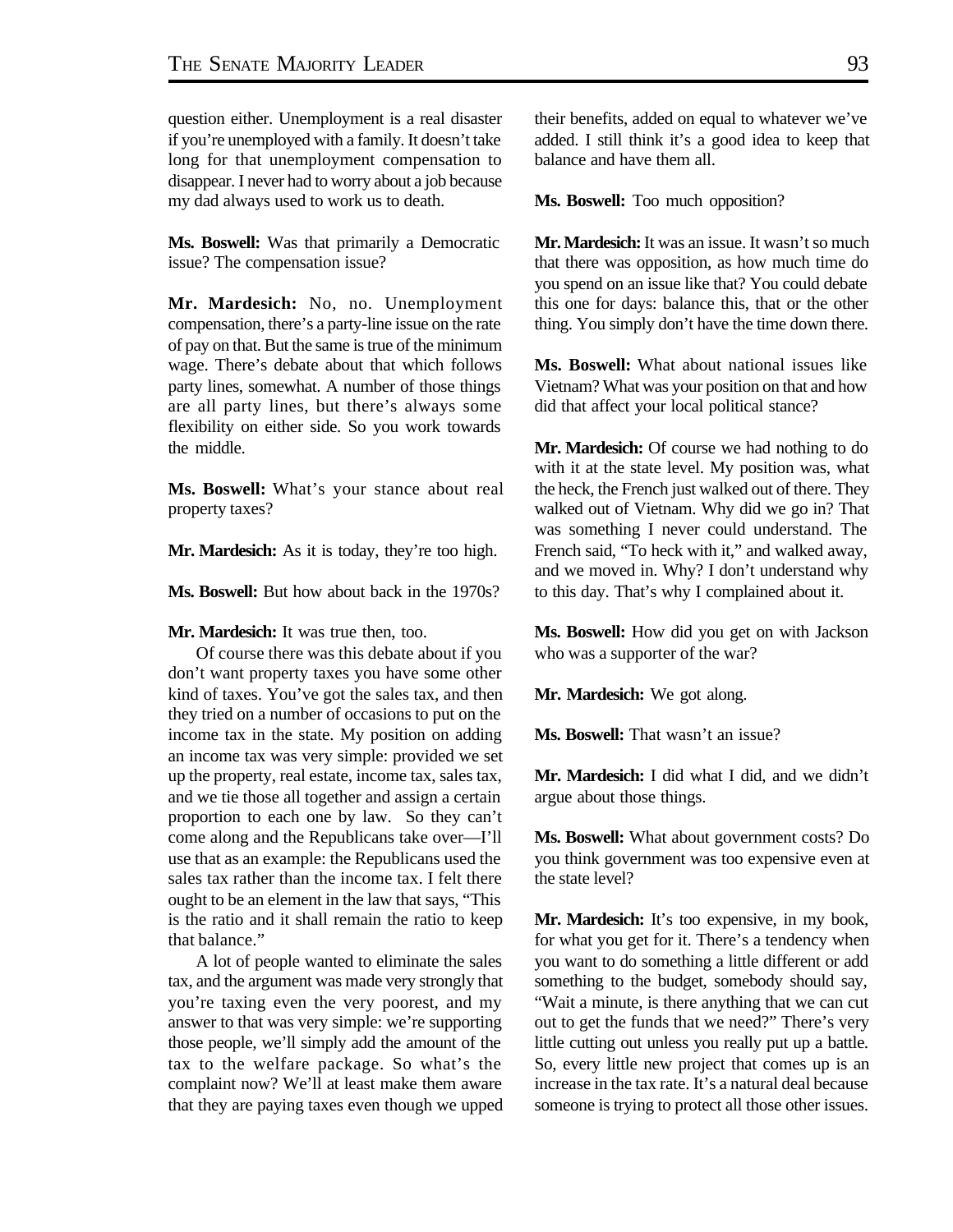question either. Unemployment is a real disaster if you're unemployed with a family. It doesn't take long for that unemployment compensation to disappear. I never had to worry about a job because my dad always used to work us to death.

**Ms. Boswell:** Was that primarily a Democratic issue? The compensation issue?

**Mr. Mardesich:** No, no. Unemployment compensation, there's a party-line issue on the rate of pay on that. But the same is true of the minimum wage. There's debate about that which follows party lines, somewhat. A number of those things are all party lines, but there's always some flexibility on either side. So you work towards the middle.

**Ms. Boswell:** What's your stance about real property taxes?

**Mr. Mardesich:** As it is today, they're too high.

**Ms. Boswell:** But how about back in the 1970s?

**Mr. Mardesich:** It was true then, too.

Of course there was this debate about if you don't want property taxes you have some other kind of taxes. You've got the sales tax, and then they tried on a number of occasions to put on the income tax in the state. My position on adding an income tax was very simple: provided we set up the property, real estate, income tax, sales tax, and we tie those all together and assign a certain proportion to each one by law. So they can't come along and the Republicans take over—I'll use that as an example: the Republicans used the sales tax rather than the income tax. I felt there ought to be an element in the law that says, "This is the ratio and it shall remain the ratio to keep that balance."

A lot of people wanted to eliminate the sales tax, and the argument was made very strongly that you're taxing even the very poorest, and my answer to that was very simple: we're supporting those people, we'll simply add the amount of the tax to the welfare package. So what's the complaint now? We'll at least make them aware that they are paying taxes even though we upped their benefits, added on equal to whatever we've added. I still think it's a good idea to keep that balance and have them all.

**Ms. Boswell:** Too much opposition?

**Mr. Mardesich:** It was an issue. It wasn't so much that there was opposition, as how much time do you spend on an issue like that? You could debate this one for days: balance this, that or the other thing. You simply don't have the time down there.

**Ms. Boswell:** What about national issues like Vietnam? What was your position on that and how did that affect your local political stance?

**Mr. Mardesich:** Of course we had nothing to do with it at the state level. My position was, what the heck, the French just walked out of there. They walked out of Vietnam. Why did we go in? That was something I never could understand. The French said, "To heck with it," and walked away, and we moved in. Why? I don't understand why to this day. That's why I complained about it.

**Ms. Boswell:** How did you get on with Jackson who was a supporter of the war?

**Mr. Mardesich:** We got along.

**Ms. Boswell:** That wasn't an issue?

**Mr. Mardesich:** I did what I did, and we didn't argue about those things.

**Ms. Boswell:** What about government costs? Do you think government was too expensive even at the state level?

**Mr. Mardesich:** It's too expensive, in my book, for what you get for it. There's a tendency when you want to do something a little different or add something to the budget, somebody should say, "Wait a minute, is there anything that we can cut out to get the funds that we need?" There's very little cutting out unless you really put up a battle. So, every little new project that comes up is an increase in the tax rate. It's a natural deal because someone is trying to protect all those other issues.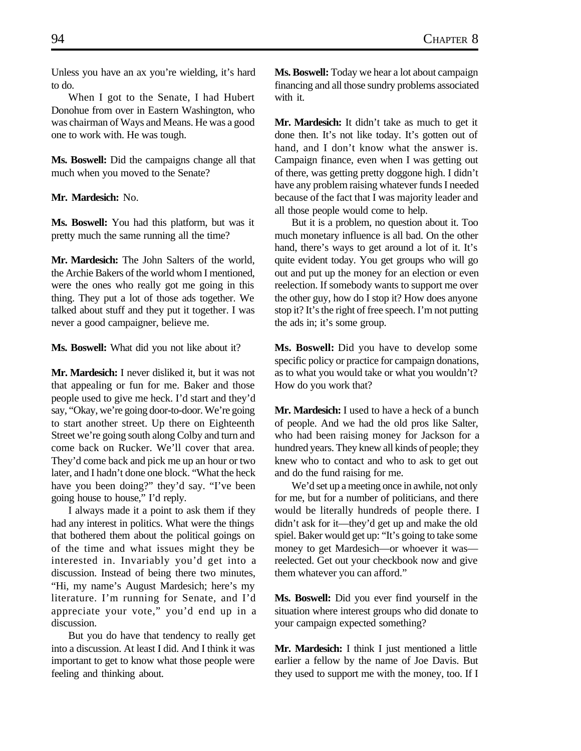Unless you have an ax you're wielding, it's hard to do.

When I got to the Senate, I had Hubert Donohue from over in Eastern Washington, who was chairman of Ways and Means. He was a good one to work with. He was tough.

**Ms. Boswell:** Did the campaigns change all that much when you moved to the Senate?

**Mr. Mardesich:** No.

**Ms. Boswell:** You had this platform, but was it pretty much the same running all the time?

**Mr. Mardesich:** The John Salters of the world, the Archie Bakers of the world whom I mentioned, were the ones who really got me going in this thing. They put a lot of those ads together. We talked about stuff and they put it together. I was never a good campaigner, believe me.

**Ms. Boswell:** What did you not like about it?

**Mr. Mardesich:** I never disliked it, but it was not that appealing or fun for me. Baker and those people used to give me heck. I'd start and they'd say, "Okay, we're going door-to-door. We're going to start another street. Up there on Eighteenth Street we're going south along Colby and turn and come back on Rucker. We'll cover that area. They'd come back and pick me up an hour or two later, and I hadn't done one block. "What the heck have you been doing?" they'd say. "I've been going house to house," I'd reply.

I always made it a point to ask them if they had any interest in politics. What were the things that bothered them about the political goings on of the time and what issues might they be interested in. Invariably you'd get into a discussion. Instead of being there two minutes, "Hi, my name's August Mardesich; here's my literature. I'm running for Senate, and I'd appreciate your vote," you'd end up in a discussion.

But you do have that tendency to really get into a discussion. At least I did. And I think it was important to get to know what those people were feeling and thinking about.

**Ms. Boswell:** Today we hear a lot about campaign financing and all those sundry problems associated with it.

**Mr. Mardesich:** It didn't take as much to get it done then. It's not like today. It's gotten out of hand, and I don't know what the answer is. Campaign finance, even when I was getting out of there, was getting pretty doggone high. I didn't have any problem raising whatever funds I needed because of the fact that I was majority leader and all those people would come to help.

But it is a problem, no question about it. Too much monetary influence is all bad. On the other hand, there's ways to get around a lot of it. It's quite evident today. You get groups who will go out and put up the money for an election or even reelection. If somebody wants to support me over the other guy, how do I stop it? How does anyone stop it? It's the right of free speech. I'm not putting the ads in; it's some group.

**Ms. Boswell:** Did you have to develop some specific policy or practice for campaign donations, as to what you would take or what you wouldn't? How do you work that?

**Mr. Mardesich:** I used to have a heck of a bunch of people. And we had the old pros like Salter, who had been raising money for Jackson for a hundred years. They knew all kinds of people; they knew who to contact and who to ask to get out and do the fund raising for me.

We'd set up a meeting once in awhile, not only for me, but for a number of politicians, and there would be literally hundreds of people there. I didn't ask for it—they'd get up and make the old spiel. Baker would get up: "It's going to take some money to get Mardesich—or whoever it was—reelected. Get out your checkbook now and give them whatever you can afford."

**Ms. Boswell:** Did you ever find yourself in the situation where interest groups who did donate to your campaign expected something?

**Mr. Mardesich:** I think I just mentioned a little earlier a fellow by the name of Joe Davis. But they used to support me with the money, too. If I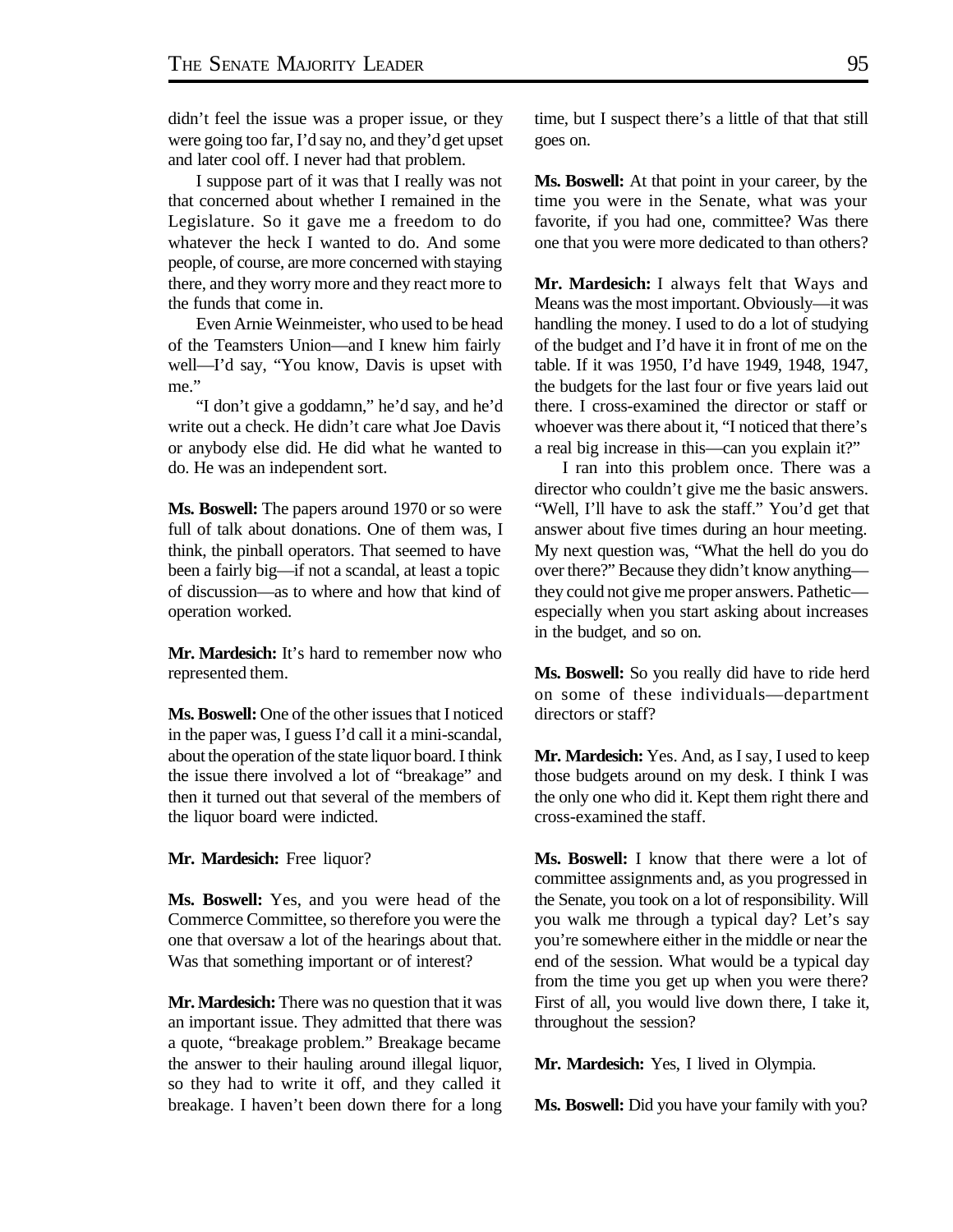didn't feel the issue was a proper issue, or they were going too far, I'd say no, and they'd get upset and later cool off. I never had that problem.

I suppose part of it was that I really was not that concerned about whether I remained in the Legislature. So it gave me a freedom to do whatever the heck I wanted to do. And some people, of course, are more concerned with staying there, and they worry more and they react more to the funds that come in.

Even Arnie Weinmeister, who used to be head of the Teamsters Union—and I knew him fairly well—I'd say, "You know, Davis is upset with me."

"I don't give a goddamn," he'd say, and he'd write out a check. He didn't care what Joe Davis or anybody else did. He did what he wanted to do. He was an independent sort.

**Ms. Boswell:** The papers around 1970 or so were full of talk about donations. One of them was, I think, the pinball operators. That seemed to have been a fairly big—if not a scandal, at least a topic of discussion—as to where and how that kind of operation worked.

**Mr. Mardesich:** It's hard to remember now who represented them.

**Ms. Boswell:** One of the other issues that I noticed in the paper was, I guess I'd call it a mini-scandal, about the operation of the state liquor board. I think the issue there involved a lot of "breakage" and then it turned out that several of the members of the liquor board were indicted.

**Mr. Mardesich:** Free liquor?

**Ms. Boswell:** Yes, and you were head of the Commerce Committee, so therefore you were the one that oversaw a lot of the hearings about that. Was that something important or of interest?

**Mr. Mardesich:** There was no question that it was an important issue. They admitted that there was a quote, "breakage problem." Breakage became the answer to their hauling around illegal liquor, so they had to write it off, and they called it breakage. I haven't been down there for a long time, but I suspect there's a little of that that still goes on.

**Ms. Boswell:** At that point in your career, by the time you were in the Senate, what was your favorite, if you had one, committee? Was there one that you were more dedicated to than others?

**Mr. Mardesich:** I always felt that Ways and Means was the most important. Obviously—it was handling the money. I used to do a lot of studying of the budget and I'd have it in front of me on the table. If it was 1950, I'd have 1949, 1948, 1947, the budgets for the last four or five years laid out there. I cross-examined the director or staff or whoever was there about it, "I noticed that there's a real big increase in this—can you explain it?"

I ran into this problem once. There was a director who couldn't give me the basic answers. "Well, I'll have to ask the staff." You'd get that answer about five times during an hour meeting. My next question was, "What the hell do you do over there?" Because they didn't know anything—they could not give me proper answers. Pathetic—especially when you start asking about increases in the budget, and so on.

**Ms. Boswell:** So you really did have to ride herd on some of these individuals—department directors or staff?

**Mr. Mardesich:** Yes. And, as I say, I used to keep those budgets around on my desk. I think I was the only one who did it. Kept them right there and cross-examined the staff.

**Ms. Boswell:** I know that there were a lot of committee assignments and, as you progressed in the Senate, you took on a lot of responsibility. Will you walk me through a typical day? Let's say you're somewhere either in the middle or near the end of the session. What would be a typical day from the time you get up when you were there? First of all, you would live down there, I take it, throughout the session?

**Mr. Mardesich:** Yes, I lived in Olympia.

**Ms. Boswell:** Did you have your family with you?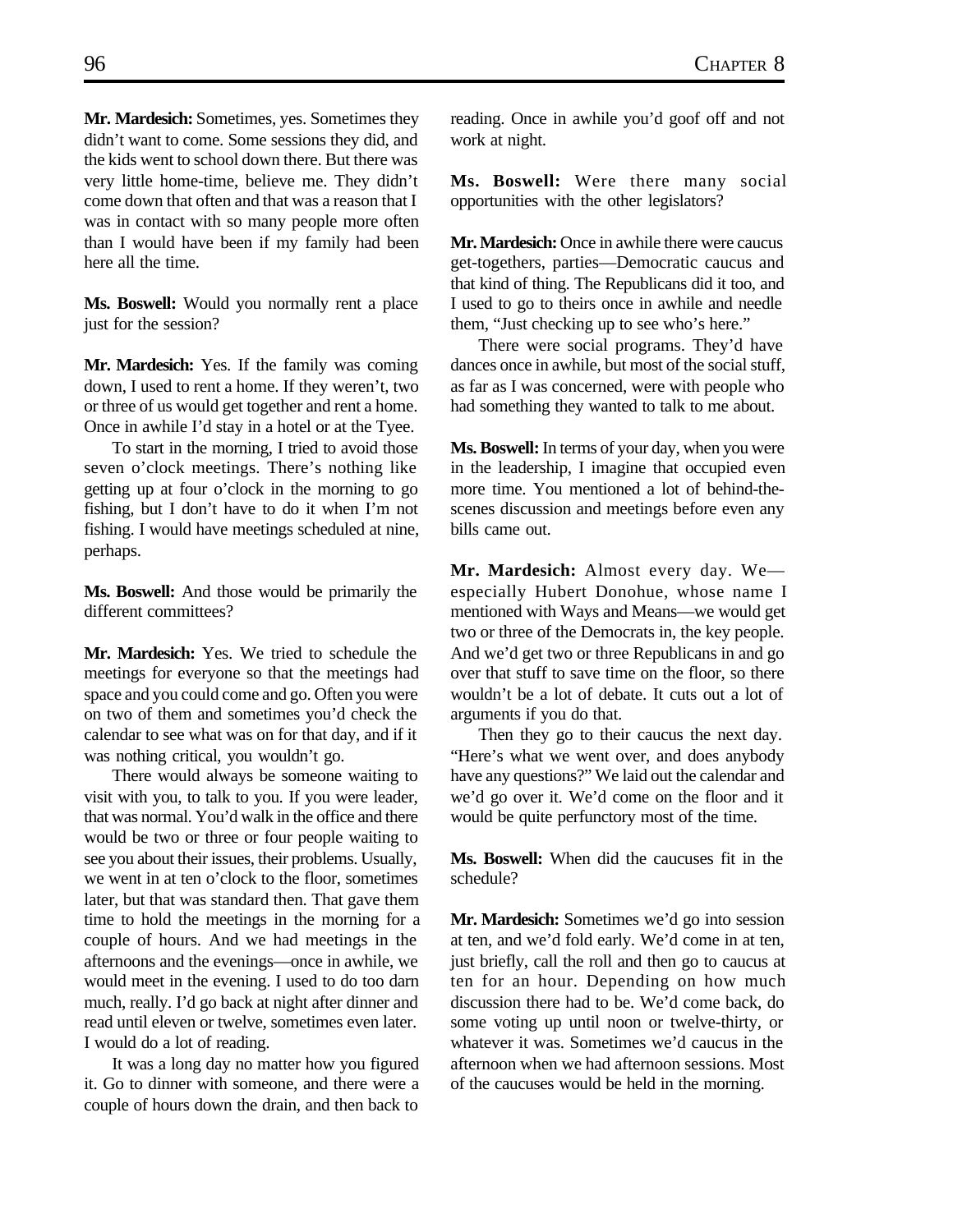**Mr. Mardesich:** Sometimes, yes. Sometimes they didn't want to come. Some sessions they did, and the kids went to school down there. But there was very little home-time, believe me. They didn't come down that often and that was a reason that I was in contact with so many people more often than I would have been if my family had been here all the time.

**Ms. Boswell:** Would you normally rent a place just for the session?

**Mr. Mardesich:** Yes. If the family was coming down, I used to rent a home. If they weren't, two or three of us would get together and rent a home. Once in awhile I'd stay in a hotel or at the Tyee.

To start in the morning, I tried to avoid those seven o'clock meetings. There's nothing like getting up at four o'clock in the morning to go fishing, but I don't have to do it when I'm not fishing. I would have meetings scheduled at nine, perhaps.

**Ms. Boswell:** And those would be primarily the different committees?

**Mr. Mardesich:** Yes. We tried to schedule the meetings for everyone so that the meetings had space and you could come and go. Often you were on two of them and sometimes you'd check the calendar to see what was on for that day, and if it was nothing critical, you wouldn't go.

There would always be someone waiting to visit with you, to talk to you. If you were leader, that was normal. You'd walk in the office and there would be two or three or four people waiting to see you about their issues, their problems. Usually, we went in at ten o'clock to the floor, sometimes later, but that was standard then. That gave them time to hold the meetings in the morning for a couple of hours. And we had meetings in the afternoons and the evenings—once in awhile, we would meet in the evening. I used to do too darn much, really. I'd go back at night after dinner and read until eleven or twelve, sometimes even later. I would do a lot of reading.

It was a long day no matter how you figured it. Go to dinner with someone, and there were a couple of hours down the drain, and then back to reading. Once in awhile you'd goof off and not work at night.

**Ms. Boswell:** Were there many social opportunities with the other legislators?

**Mr. Mardesich:** Once in awhile there were caucus get-togethers, parties—Democratic caucus and that kind of thing. The Republicans did it too, and I used to go to theirs once in awhile and needle them, "Just checking up to see who's here."

There were social programs. They'd have dances once in awhile, but most of the social stuff, as far as I was concerned, were with people who had something they wanted to talk to me about.

**Ms. Boswell:** In terms of your day, when you were in the leadership, I imagine that occupied even more time. You mentioned a lot of behind-the-scenes discussion and meetings before even any bills came out.

**Mr. Mardesich:** Almost every day. We—especially Hubert Donohue, whose name I mentioned with Ways and Means—we would get two or three of the Democrats in, the key people. And we'd get two or three Republicans in and go over that stuff to save time on the floor, so there wouldn't be a lot of debate. It cuts out a lot of arguments if you do that.

Then they go to their caucus the next day. "Here's what we went over, and does anybody have any questions?" We laid out the calendar and we'd go over it. We'd come on the floor and it would be quite perfunctory most of the time.

**Ms. Boswell:** When did the caucuses fit in the schedule?

**Mr. Mardesich:** Sometimes we'd go into session at ten, and we'd fold early. We'd come in at ten, just briefly, call the roll and then go to caucus at ten for an hour. Depending on how much discussion there had to be. We'd come back, do some voting up until noon or twelve-thirty, or whatever it was. Sometimes we'd caucus in the afternoon when we had afternoon sessions. Most of the caucuses would be held in the morning.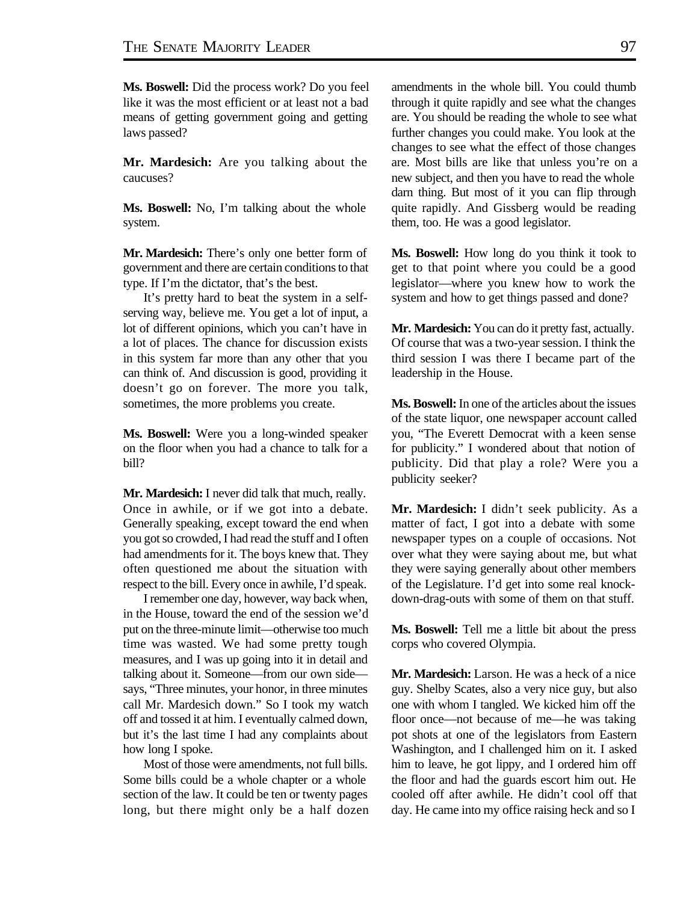**Ms. Boswell:** Did the process work? Do you feel like it was the most efficient or at least not a bad means of getting government going and getting laws passed?

**Mr. Mardesich:** Are you talking about the caucuses?

**Ms. Boswell:** No, I'm talking about the whole system.

**Mr. Mardesich:** There's only one better form of government and there are certain conditions to that type. If I'm the dictator, that's the best.

It's pretty hard to beat the system in a self-serving way, believe me. You get a lot of input, a lot of different opinions, which you can't have in a lot of places. The chance for discussion exists in this system far more than any other that you can think of. And discussion is good, providing it doesn't go on forever. The more you talk, sometimes, the more problems you create.

**Ms. Boswell:** Were you a long-winded speaker on the floor when you had a chance to talk for a bill?

**Mr. Mardesich:** I never did talk that much, really. Once in awhile, or if we got into a debate. Generally speaking, except toward the end when you got so crowded, I had read the stuff and I often had amendments for it. The boys knew that. They often questioned me about the situation with respect to the bill. Every once in awhile, I'd speak.

I remember one day, however, way back when, in the House, toward the end of the session we'd put on the three-minute limit—otherwise too much time was wasted. We had some pretty tough measures, and I was up going into it in detail and talking about it. Someone—from our own side—says, "Three minutes, your honor, in three minutes call Mr. Mardesich down." So I took my watch off and tossed it at him. I eventually calmed down, but it's the last time I had any complaints about how long I spoke.

Most of those were amendments, not full bills. Some bills could be a whole chapter or a whole section of the law. It could be ten or twenty pages long, but there might only be a half dozen amendments in the whole bill. You could thumb through it quite rapidly and see what the changes are. You should be reading the whole to see what further changes you could make. You look at the changes to see what the effect of those changes are. Most bills are like that unless you're on a new subject, and then you have to read the whole darn thing. But most of it you can flip through quite rapidly. And Gissberg would be reading them, too. He was a good legislator.

**Ms. Boswell:** How long do you think it took to get to that point where you could be a good legislator—where you knew how to work the system and how to get things passed and done?

**Mr. Mardesich:** You can do it pretty fast, actually. Of course that was a two-year session. I think the third session I was there I became part of the leadership in the House.

**Ms. Boswell:** In one of the articles about the issues of the state liquor, one newspaper account called you, "The Everett Democrat with a keen sense for publicity." I wondered about that notion of publicity. Did that play a role? Were you a publicity seeker?

**Mr. Mardesich:** I didn't seek publicity. As a matter of fact, I got into a debate with some newspaper types on a couple of occasions. Not over what they were saying about me, but what they were saying generally about other members of the Legislature. I'd get into some real knock-down-drag-outs with some of them on that stuff.

**Ms. Boswell:** Tell me a little bit about the press corps who covered Olympia.

**Mr. Mardesich:** Larson. He was a heck of a nice guy. Shelby Scates, also a very nice guy, but also one with whom I tangled. We kicked him off the floor once—not because of me—he was taking pot shots at one of the legislators from Eastern Washington, and I challenged him on it. I asked him to leave, he got lippy, and I ordered him off the floor and had the guards escort him out. He cooled off after awhile. He didn't cool off that day. He came into my office raising heck and so I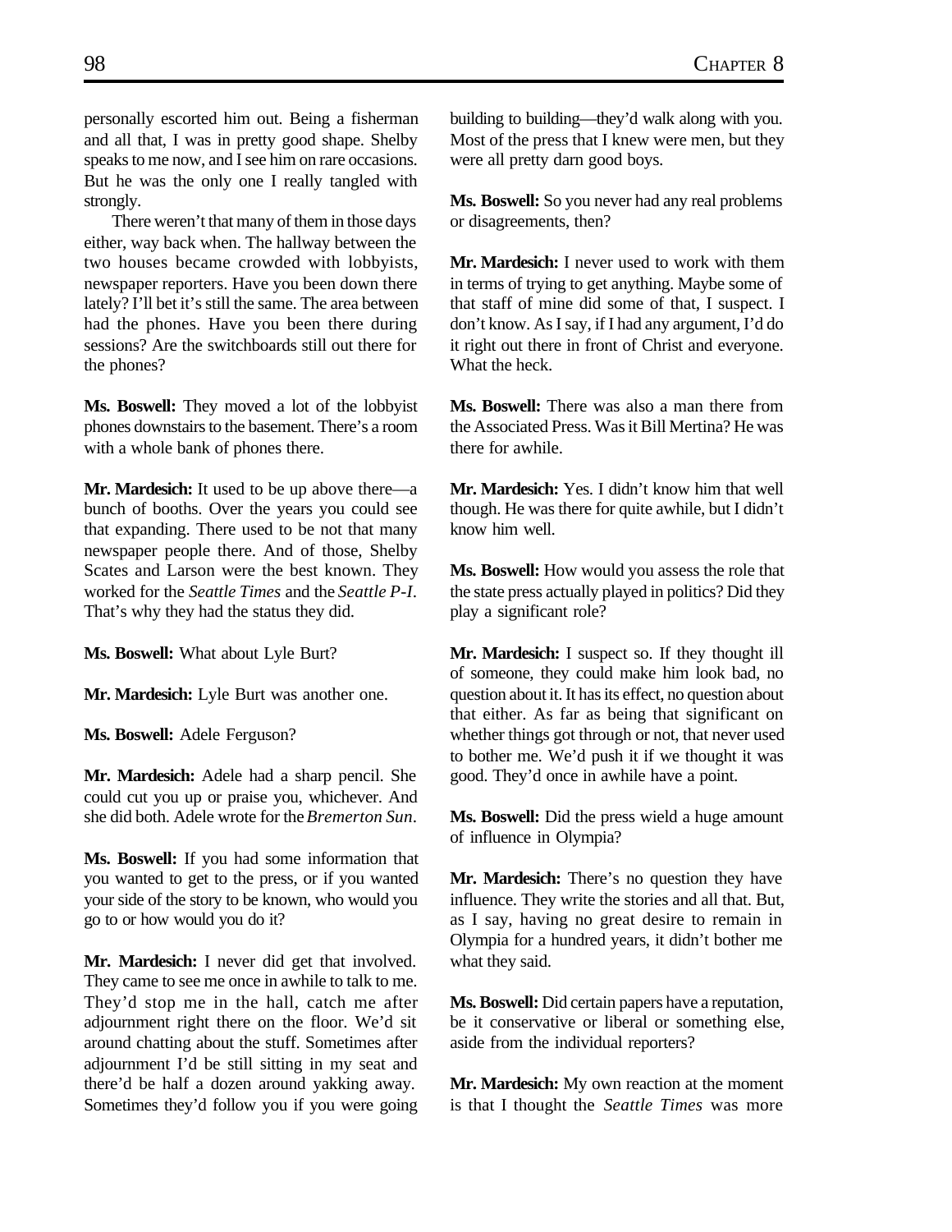personally escorted him out. Being a fisherman and all that, I was in pretty good shape. Shelby speaks to me now, and I see him on rare occasions. But he was the only one I really tangled with strongly.

There weren't that many of them in those days either, way back when. The hallway between the two houses became crowded with lobbyists, newspaper reporters. Have you been down there lately? I'll bet it's still the same. The area between had the phones. Have you been there during sessions? Are the switchboards still out there for the phones?

**Ms. Boswell:** They moved a lot of the lobbyist phones downstairs to the basement. There's a room with a whole bank of phones there.

**Mr. Mardesich:** It used to be up above there—a bunch of booths. Over the years you could see that expanding. There used to be not that many newspaper people there. And of those, Shelby Scates and Larson were the best known. They worked for the *Seattle Times* and the *Seattle P-I*. That's why they had the status they did.

**Ms. Boswell:** What about Lyle Burt?

**Mr. Mardesich:** Lyle Burt was another one.

**Ms. Boswell:** Adele Ferguson?

**Mr. Mardesich:** Adele had a sharp pencil. She could cut you up or praise you, whichever. And she did both. Adele wrote for the *Bremerton Sun*.

**Ms. Boswell:** If you had some information that you wanted to get to the press, or if you wanted your side of the story to be known, who would you go to or how would you do it?

**Mr. Mardesich:** I never did get that involved. They came to see me once in awhile to talk to me. They'd stop me in the hall, catch me after adjournment right there on the floor. We'd sit around chatting about the stuff. Sometimes after adjournment I'd be still sitting in my seat and there'd be half a dozen around yakking away. Sometimes they'd follow you if you were going building to building—they'd walk along with you. Most of the press that I knew were men, but they were all pretty darn good boys.

**Ms. Boswell:** So you never had any real problems or disagreements, then?

**Mr. Mardesich:** I never used to work with them in terms of trying to get anything. Maybe some of that staff of mine did some of that, I suspect. I don't know. As I say, if I had any argument, I'd do it right out there in front of Christ and everyone. What the heck.

**Ms. Boswell:** There was also a man there from the Associated Press. Was it Bill Mertina? He was there for awhile.

**Mr. Mardesich:** Yes. I didn't know him that well though. He was there for quite awhile, but I didn't know him well.

**Ms. Boswell:** How would you assess the role that the state press actually played in politics? Did they play a significant role?

**Mr. Mardesich:** I suspect so. If they thought ill of someone, they could make him look bad, no question about it. It has its effect, no question about that either. As far as being that significant on whether things got through or not, that never used to bother me. We'd push it if we thought it was good. They'd once in awhile have a point.

**Ms. Boswell:** Did the press wield a huge amount of influence in Olympia?

**Mr. Mardesich:** There's no question they have influence. They write the stories and all that. But, as I say, having no great desire to remain in Olympia for a hundred years, it didn't bother me what they said.

**Ms. Boswell:** Did certain papers have a reputation, be it conservative or liberal or something else, aside from the individual reporters?

**Mr. Mardesich:** My own reaction at the moment is that I thought the *Seattle Times* was more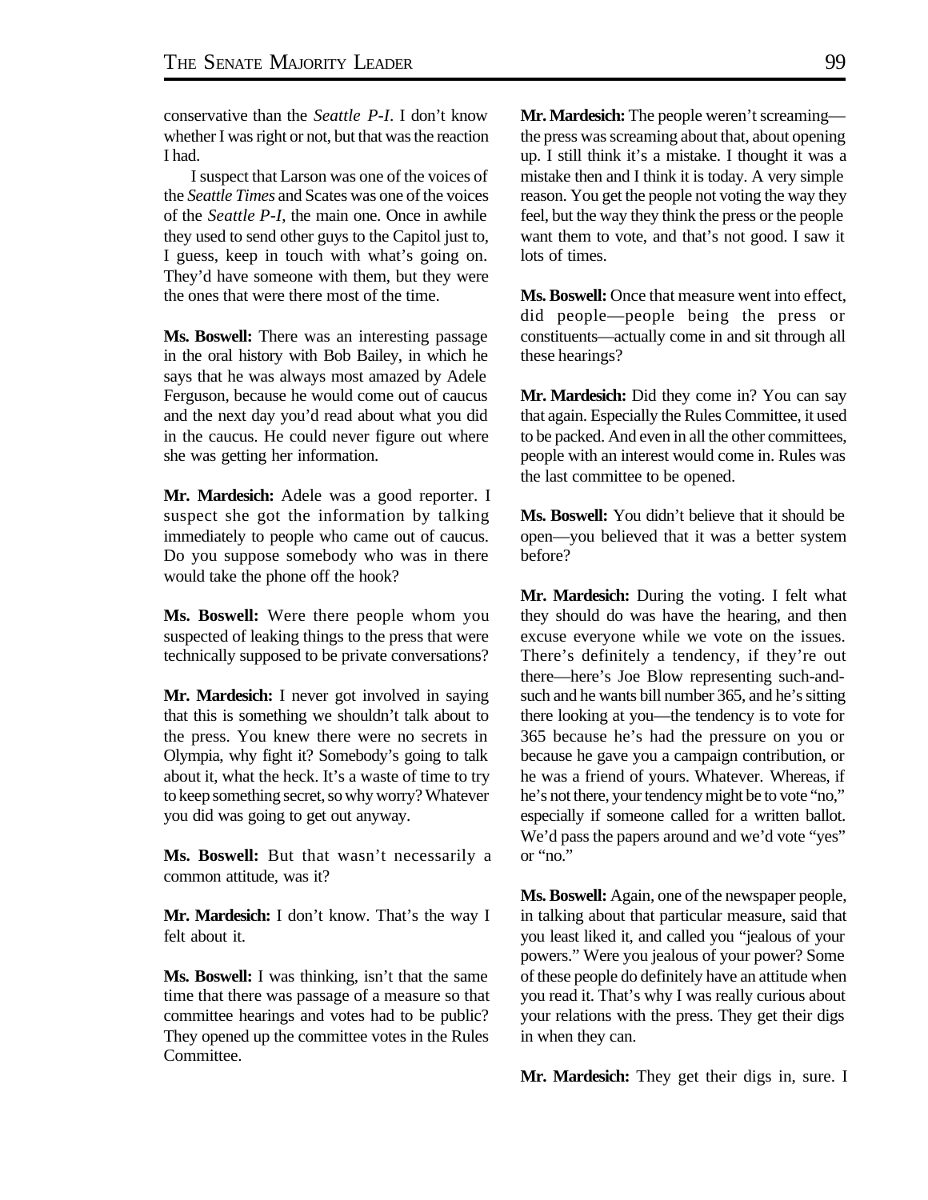conservative than the *Seattle P-I*. I don't know whether I was right or not, but that was the reaction I had.

I suspect that Larson was one of the voices of the *Seattle Times* and Scates was one of the voices of the *Seattle P-I*, the main one. Once in awhile they used to send other guys to the Capitol just to, I guess, keep in touch with what's going on. They'd have someone with them, but they were the ones that were there most of the time.

**Ms. Boswell:** There was an interesting passage in the oral history with Bob Bailey, in which he says that he was always most amazed by Adele Ferguson, because he would come out of caucus and the next day you'd read about what you did in the caucus. He could never figure out where she was getting her information.

**Mr. Mardesich:** Adele was a good reporter. I suspect she got the information by talking immediately to people who came out of caucus. Do you suppose somebody who was in there would take the phone off the hook?

**Ms. Boswell:** Were there people whom you suspected of leaking things to the press that were technically supposed to be private conversations?

**Mr. Mardesich:** I never got involved in saying that this is something we shouldn't talk about to the press. You knew there were no secrets in Olympia, why fight it? Somebody's going to talk about it, what the heck. It's a waste of time to try to keep something secret, so why worry? Whatever you did was going to get out anyway.

**Ms. Boswell:** But that wasn't necessarily a common attitude, was it?

**Mr. Mardesich:** I don't know. That's the way I felt about it.

**Ms. Boswell:** I was thinking, isn't that the same time that there was passage of a measure so that committee hearings and votes had to be public? They opened up the committee votes in the Rules Committee.

**Mr. Mardesich:** The people weren't screaming—the press was screaming about that, about opening up. I still think it's a mistake. I thought it was a mistake then and I think it is today. A very simple reason. You get the people not voting the way they feel, but the way they think the press or the people want them to vote, and that's not good. I saw it lots of times.

**Ms. Boswell:** Once that measure went into effect, did people—people being the press or constituents—actually come in and sit through all these hearings?

**Mr. Mardesich:** Did they come in? You can say that again. Especially the Rules Committee, it used to be packed. And even in all the other committees, people with an interest would come in. Rules was the last committee to be opened.

**Ms. Boswell:** You didn't believe that it should be open—you believed that it was a better system before?

**Mr. Mardesich:** During the voting. I felt what they should do was have the hearing, and then excuse everyone while we vote on the issues. There's definitely a tendency, if they're out there—here's Joe Blow representing such-and-such and he wants bill number 365, and he's sitting there looking at you—the tendency is to vote for 365 because he's had the pressure on you or because he gave you a campaign contribution, or he was a friend of yours. Whatever. Whereas, if he's not there, your tendency might be to vote "no," especially if someone called for a written ballot. We'd pass the papers around and we'd vote "yes" or "no."

**Ms. Boswell:** Again, one of the newspaper people, in talking about that particular measure, said that you least liked it, and called you "jealous of your powers." Were you jealous of your power? Some of these people do definitely have an attitude when you read it. That's why I was really curious about your relations with the press. They get their digs in when they can.

**Mr. Mardesich:** They get their digs in, sure. I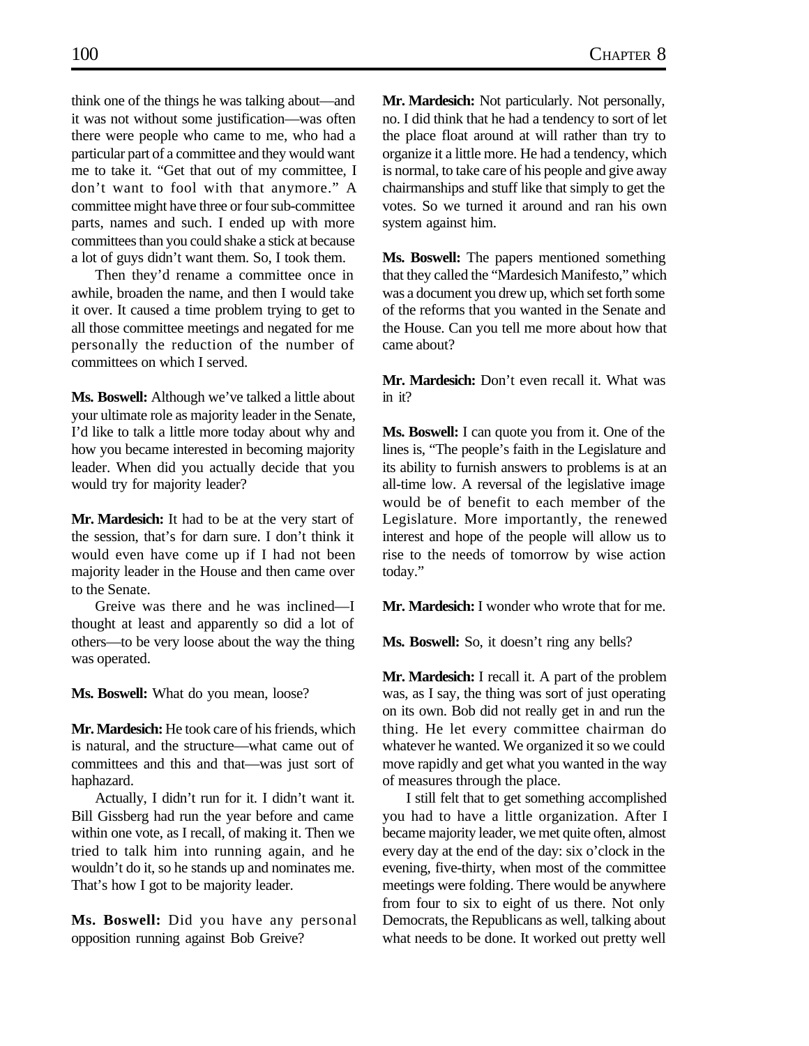think one of the things he was talking about—and it was not without some justification—was often there were people who came to me, who had a particular part of a committee and they would want me to take it. "Get that out of my committee, I don't want to fool with that anymore." A committee might have three or four sub-committee parts, names and such. I ended up with more committees than you could shake a stick at because a lot of guys didn't want them. So, I took them.

Then they'd rename a committee once in awhile, broaden the name, and then I would take it over. It caused a time problem trying to get to all those committee meetings and negated for me personally the reduction of the number of committees on which I served.

**Ms. Boswell:** Although we've talked a little about your ultimate role as majority leader in the Senate, I'd like to talk a little more today about why and how you became interested in becoming majority leader. When did you actually decide that you would try for majority leader?

**Mr. Mardesich:** It had to be at the very start of the session, that's for darn sure. I don't think it would even have come up if I had not been majority leader in the House and then came over to the Senate.

Greive was there and he was inclined—I thought at least and apparently so did a lot of others—to be very loose about the way the thing was operated.

**Ms. Boswell:** What do you mean, loose?

**Mr. Mardesich:** He took care of his friends, which is natural, and the structure—what came out of committees and this and that—was just sort of haphazard.

Actually, I didn't run for it. I didn't want it. Bill Gissberg had run the year before and came within one vote, as I recall, of making it. Then we tried to talk him into running again, and he wouldn't do it, so he stands up and nominates me. That's how I got to be majority leader.

**Ms. Boswell:** Did you have any personal opposition running against Bob Greive?

**Mr. Mardesich:** Not particularly. Not personally, no. I did think that he had a tendency to sort of let the place float around at will rather than try to organize it a little more. He had a tendency, which is normal, to take care of his people and give away chairmanships and stuff like that simply to get the votes. So we turned it around and ran his own system against him.

**Ms. Boswell:** The papers mentioned something that they called the "Mardesich Manifesto," which was a document you drew up, which set forth some of the reforms that you wanted in the Senate and the House. Can you tell me more about how that came about?

**Mr. Mardesich:** Don't even recall it. What was in it?

**Ms. Boswell:** I can quote you from it. One of the lines is, "The people's faith in the Legislature and its ability to furnish answers to problems is at an all-time low. A reversal of the legislative image would be of benefit to each member of the Legislature. More importantly, the renewed interest and hope of the people will allow us to rise to the needs of tomorrow by wise action today."

**Mr. Mardesich:** I wonder who wrote that for me.

**Ms. Boswell:** So, it doesn't ring any bells?

**Mr. Mardesich:** I recall it. A part of the problem was, as I say, the thing was sort of just operating on its own. Bob did not really get in and run the thing. He let every committee chairman do whatever he wanted. We organized it so we could move rapidly and get what you wanted in the way of measures through the place.

I still felt that to get something accomplished you had to have a little organization. After I became majority leader, we met quite often, almost every day at the end of the day: six o'clock in the evening, five-thirty, when most of the committee meetings were folding. There would be anywhere from four to six to eight of us there. Not only Democrats, the Republicans as well, talking about what needs to be done. It worked out pretty well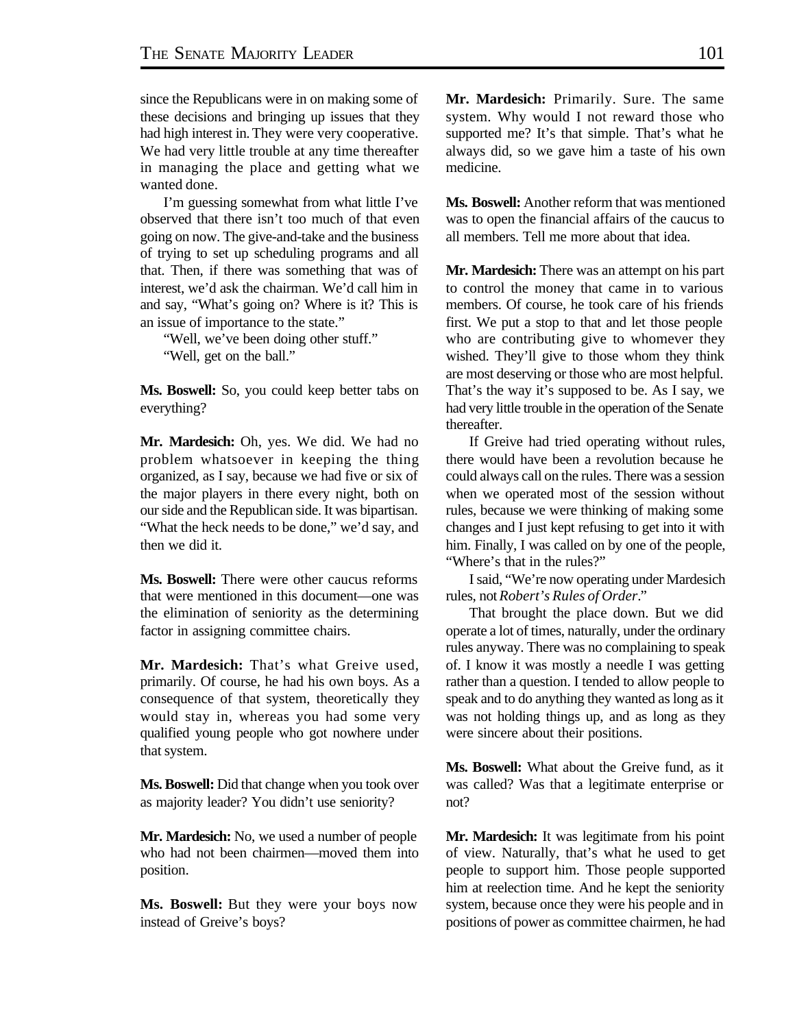since the Republicans were in on making some of these decisions and bringing up issues that they had high interest in. They were very cooperative. We had very little trouble at any time thereafter in managing the place and getting what we wanted done.

I'm guessing somewhat from what little I've observed that there isn't too much of that even going on now. The give-and-take and the business of trying to set up scheduling programs and all that. Then, if there was something that was of interest, we'd ask the chairman. We'd call him in and say, "What's going on? Where is it? This is an issue of importance to the state."

"Well, we've been doing other stuff."

"Well, get on the ball."

**Ms. Boswell:** So, you could keep better tabs on everything?

**Mr. Mardesich:** Oh, yes. We did. We had no problem whatsoever in keeping the thing organized, as I say, because we had five or six of the major players in there every night, both on our side and the Republican side. It was bipartisan. "What the heck needs to be done," we'd say, and then we did it.

**Ms. Boswell:** There were other caucus reforms that were mentioned in this document—one was the elimination of seniority as the determining factor in assigning committee chairs.

**Mr. Mardesich:** That's what Greive used, primarily. Of course, he had his own boys. As a consequence of that system, theoretically they would stay in, whereas you had some very qualified young people who got nowhere under that system.

**Ms. Boswell:** Did that change when you took over as majority leader? You didn't use seniority?

**Mr. Mardesich:** No, we used a number of people who had not been chairmen—moved them into position.

**Ms. Boswell:** But they were your boys now instead of Greive's boys?

**Mr. Mardesich:** Primarily. Sure. The same system. Why would I not reward those who supported me? It's that simple. That's what he always did, so we gave him a taste of his own medicine.

**Ms. Boswell:** Another reform that was mentioned was to open the financial affairs of the caucus to all members. Tell me more about that idea.

**Mr. Mardesich:** There was an attempt on his part to control the money that came in to various members. Of course, he took care of his friends first. We put a stop to that and let those people who are contributing give to whomever they wished. They'll give to those whom they think are most deserving or those who are most helpful. That's the way it's supposed to be. As I say, we had very little trouble in the operation of the Senate thereafter.

If Greive had tried operating without rules, there would have been a revolution because he could always call on the rules. There was a session when we operated most of the session without rules, because we were thinking of making some changes and I just kept refusing to get into it with him. Finally, I was called on by one of the people, "Where's that in the rules?"

I said, "We're now operating under Mardesich rules, not *Robert's Rules of Order*."

That brought the place down. But we did operate a lot of times, naturally, under the ordinary rules anyway. There was no complaining to speak of. I know it was mostly a needle I was getting rather than a question. I tended to allow people to speak and to do anything they wanted as long as it was not holding things up, and as long as they were sincere about their positions.

**Ms. Boswell:** What about the Greive fund, as it was called? Was that a legitimate enterprise or not?

**Mr. Mardesich:** It was legitimate from his point of view. Naturally, that's what he used to get people to support him. Those people supported him at reelection time. And he kept the seniority system, because once they were his people and in positions of power as committee chairmen, he had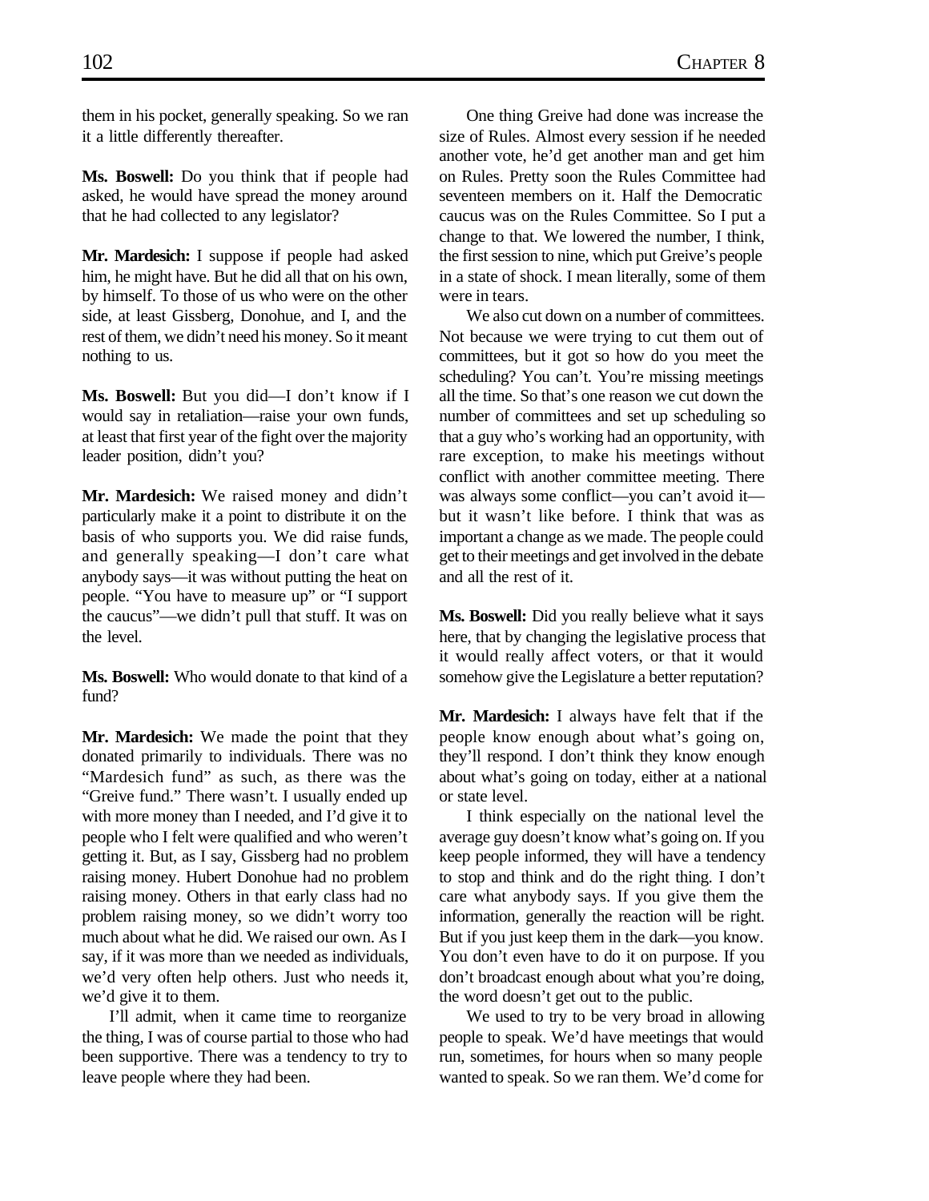them in his pocket, generally speaking. So we ran it a little differently thereafter.

**Ms. Boswell:** Do you think that if people had asked, he would have spread the money around that he had collected to any legislator?

**Mr. Mardesich:** I suppose if people had asked him, he might have. But he did all that on his own, by himself. To those of us who were on the other side, at least Gissberg, Donohue, and I, and the rest of them, we didn't need his money. So it meant nothing to us.

**Ms. Boswell:** But you did—I don't know if I would say in retaliation—raise your own funds, at least that first year of the fight over the majority leader position, didn't you?

**Mr. Mardesich:** We raised money and didn't particularly make it a point to distribute it on the basis of who supports you. We did raise funds, and generally speaking—I don't care what anybody says—it was without putting the heat on people. "You have to measure up" or "I support the caucus"—we didn't pull that stuff. It was on the level.

**Ms. Boswell:** Who would donate to that kind of a fund?

**Mr. Mardesich:** We made the point that they donated primarily to individuals. There was no "Mardesich fund" as such, as there was the "Greive fund." There wasn't. I usually ended up with more money than I needed, and I'd give it to people who I felt were qualified and who weren't getting it. But, as I say, Gissberg had no problem raising money. Hubert Donohue had no problem raising money. Others in that early class had no problem raising money, so we didn't worry too much about what he did. We raised our own. As I say, if it was more than we needed as individuals, we'd very often help others. Just who needs it, we'd give it to them.

I'll admit, when it came time to reorganize the thing, I was of course partial to those who had been supportive. There was a tendency to try to leave people where they had been.

One thing Greive had done was increase the size of Rules. Almost every session if he needed another vote, he'd get another man and get him on Rules. Pretty soon the Rules Committee had seventeen members on it. Half the Democratic caucus was on the Rules Committee. So I put a change to that. We lowered the number, I think, the first session to nine, which put Greive's people in a state of shock. I mean literally, some of them were in tears.

We also cut down on a number of committees. Not because we were trying to cut them out of committees, but it got so how do you meet the scheduling? You can't. You're missing meetings all the time. So that's one reason we cut down the number of committees and set up scheduling so that a guy who's working had an opportunity, with rare exception, to make his meetings without conflict with another committee meeting. There was always some conflict—you can't avoid it—but it wasn't like before. I think that was as important a change as we made. The people could get to their meetings and get involved in the debate and all the rest of it.

**Ms. Boswell:** Did you really believe what it says here, that by changing the legislative process that it would really affect voters, or that it would somehow give the Legislature a better reputation?

**Mr. Mardesich:** I always have felt that if the people know enough about what's going on, they'll respond. I don't think they know enough about what's going on today, either at a national or state level.

I think especially on the national level the average guy doesn't know what's going on. If you keep people informed, they will have a tendency to stop and think and do the right thing. I don't care what anybody says. If you give them the information, generally the reaction will be right. But if you just keep them in the dark—you know. You don't even have to do it on purpose. If you don't broadcast enough about what you're doing, the word doesn't get out to the public.

We used to try to be very broad in allowing people to speak. We'd have meetings that would run, sometimes, for hours when so many people wanted to speak. So we ran them. We'd come for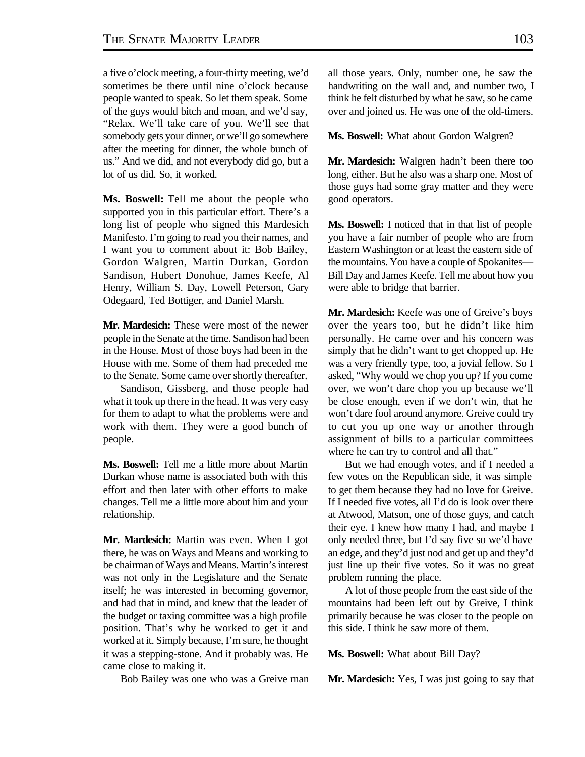a five o'clock meeting, a four-thirty meeting, we'd sometimes be there until nine o'clock because people wanted to speak. So let them speak. Some of the guys would bitch and moan, and we'd say, "Relax. We'll take care of you. We'll see that somebody gets your dinner, or we'll go somewhere after the meeting for dinner, the whole bunch of us." And we did, and not everybody did go, but a lot of us did. So, it worked.

**Ms. Boswell:** Tell me about the people who supported you in this particular effort. There's a long list of people who signed this Mardesich Manifesto. I'm going to read you their names, and I want you to comment about it: Bob Bailey, Gordon Walgren, Martin Durkan, Gordon Sandison, Hubert Donohue, James Keefe, Al Henry, William S. Day, Lowell Peterson, Gary Odegaard, Ted Bottiger, and Daniel Marsh.

**Mr. Mardesich:** These were most of the newer people in the Senate at the time. Sandison had been in the House. Most of those boys had been in the House with me. Some of them had preceded me to the Senate. Some came over shortly thereafter.

Sandison, Gissberg, and those people had what it took up there in the head. It was very easy for them to adapt to what the problems were and work with them. They were a good bunch of people.

**Ms. Boswell:** Tell me a little more about Martin Durkan whose name is associated both with this effort and then later with other efforts to make changes. Tell me a little more about him and your relationship.

**Mr. Mardesich:** Martin was even. When I got there, he was on Ways and Means and working to be chairman of Ways and Means. Martin's interest was not only in the Legislature and the Senate itself; he was interested in becoming governor, and had that in mind, and knew that the leader of the budget or taxing committee was a high profile position. That's why he worked to get it and worked at it. Simply because, I'm sure, he thought it was a stepping-stone. And it probably was. He came close to making it.

Bob Bailey was one who was a Greive man all those years. Only, number one, he saw the handwriting on the wall and, and number two, I think he felt disturbed by what he saw, so he came over and joined us. He was one of the old-timers.

**Ms. Boswell:** What about Gordon Walgren?

**Mr. Mardesich:** Walgren hadn't been there too long, either. But he also was a sharp one. Most of those guys had some gray matter and they were good operators.

**Ms. Boswell:** I noticed that in that list of people you have a fair number of people who are from Eastern Washington or at least the eastern side of the mountains. You have a couple of Spokanites—Bill Day and James Keefe. Tell me about how you were able to bridge that barrier.

**Mr. Mardesich:** Keefe was one of Greive's boys over the years too, but he didn't like him personally. He came over and his concern was simply that he didn't want to get chopped up. He was a very friendly type, too, a jovial fellow. So I asked, "Why would we chop you up? If you come over, we won't dare chop you up because we'll be close enough, even if we don't win, that he won't dare fool around anymore. Greive could try to cut you up one way or another through assignment of bills to a particular committees where he can try to control and all that."

But we had enough votes, and if I needed a few votes on the Republican side, it was simple to get them because they had no love for Greive. If I needed five votes, all I'd do is look over there at Atwood, Matson, one of those guys, and catch their eye. I knew how many I had, and maybe I only needed three, but I'd say five so we'd have an edge, and they'd just nod and get up and they'd just line up their five votes. So it was no great problem running the place.

A lot of those people from the east side of the mountains had been left out by Greive, I think primarily because he was closer to the people on this side. I think he saw more of them.

**Ms. Boswell:** What about Bill Day?

**Mr. Mardesich:** Yes, I was just going to say that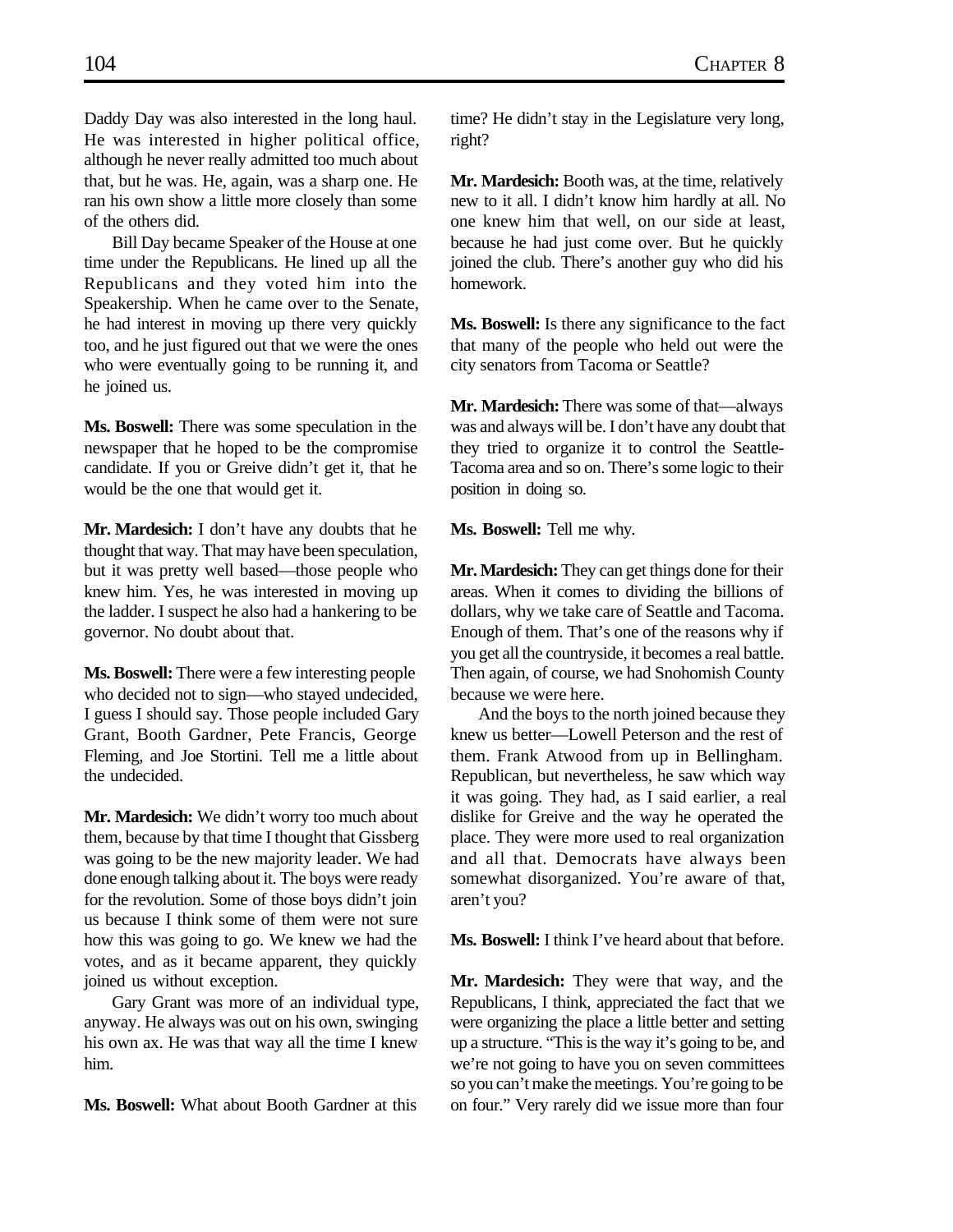Daddy Day was also interested in the long haul. He was interested in higher political office, although he never really admitted too much about that, but he was. He, again, was a sharp one. He ran his own show a little more closely than some of the others did.

Bill Day became Speaker of the House at one time under the Republicans. He lined up all the Republicans and they voted him into the Speakership. When he came over to the Senate, he had interest in moving up there very quickly too, and he just figured out that we were the ones who were eventually going to be running it, and he joined us.

**Ms. Boswell:** There was some speculation in the newspaper that he hoped to be the compromise candidate. If you or Greive didn't get it, that he would be the one that would get it.

**Mr. Mardesich:** I don't have any doubts that he thought that way. That may have been speculation, but it was pretty well based—those people who knew him. Yes, he was interested in moving up the ladder. I suspect he also had a hankering to be governor. No doubt about that.

**Ms. Boswell:** There were a few interesting people who decided not to sign—who stayed undecided, I guess I should say. Those people included Gary Grant, Booth Gardner, Pete Francis, George Fleming, and Joe Stortini. Tell me a little about the undecided.

**Mr. Mardesich:** We didn't worry too much about them, because by that time I thought that Gissberg was going to be the new majority leader. We had done enough talking about it. The boys were ready for the revolution. Some of those boys didn't join us because I think some of them were not sure how this was going to go. We knew we had the votes, and as it became apparent, they quickly joined us without exception.

Gary Grant was more of an individual type, anyway. He always was out on his own, swinging his own ax. He was that way all the time I knew him.

**Ms. Boswell:** What about Booth Gardner at this time? He didn't stay in the Legislature very long, right?

**Mr. Mardesich:** Booth was, at the time, relatively new to it all. I didn't know him hardly at all. No one knew him that well, on our side at least, because he had just come over. But he quickly joined the club. There's another guy who did his homework.

**Ms. Boswell:** Is there any significance to the fact that many of the people who held out were the city senators from Tacoma or Seattle?

**Mr. Mardesich:** There was some of that—always was and always will be. I don't have any doubt that they tried to organize it to control the Seattle-Tacoma area and so on. There's some logic to their position in doing so.

**Ms. Boswell:** Tell me why.

**Mr. Mardesich:** They can get things done for their areas. When it comes to dividing the billions of dollars, why we take care of Seattle and Tacoma. Enough of them. That's one of the reasons why if you get all the countryside, it becomes a real battle. Then again, of course, we had Snohomish County because we were here.

And the boys to the north joined because they knew us better—Lowell Peterson and the rest of them. Frank Atwood from up in Bellingham. Republican, but nevertheless, he saw which way it was going. They had, as I said earlier, a real dislike for Greive and the way he operated the place. They were more used to real organization and all that. Democrats have always been somewhat disorganized. You're aware of that, aren't you?

**Ms. Boswell:** I think I've heard about that before.

**Mr. Mardesich:** They were that way, and the Republicans, I think, appreciated the fact that we were organizing the place a little better and setting up a structure. "This is the way it's going to be, and we're not going to have you on seven committees so you can't make the meetings. You're going to be on four." Very rarely did we issue more than four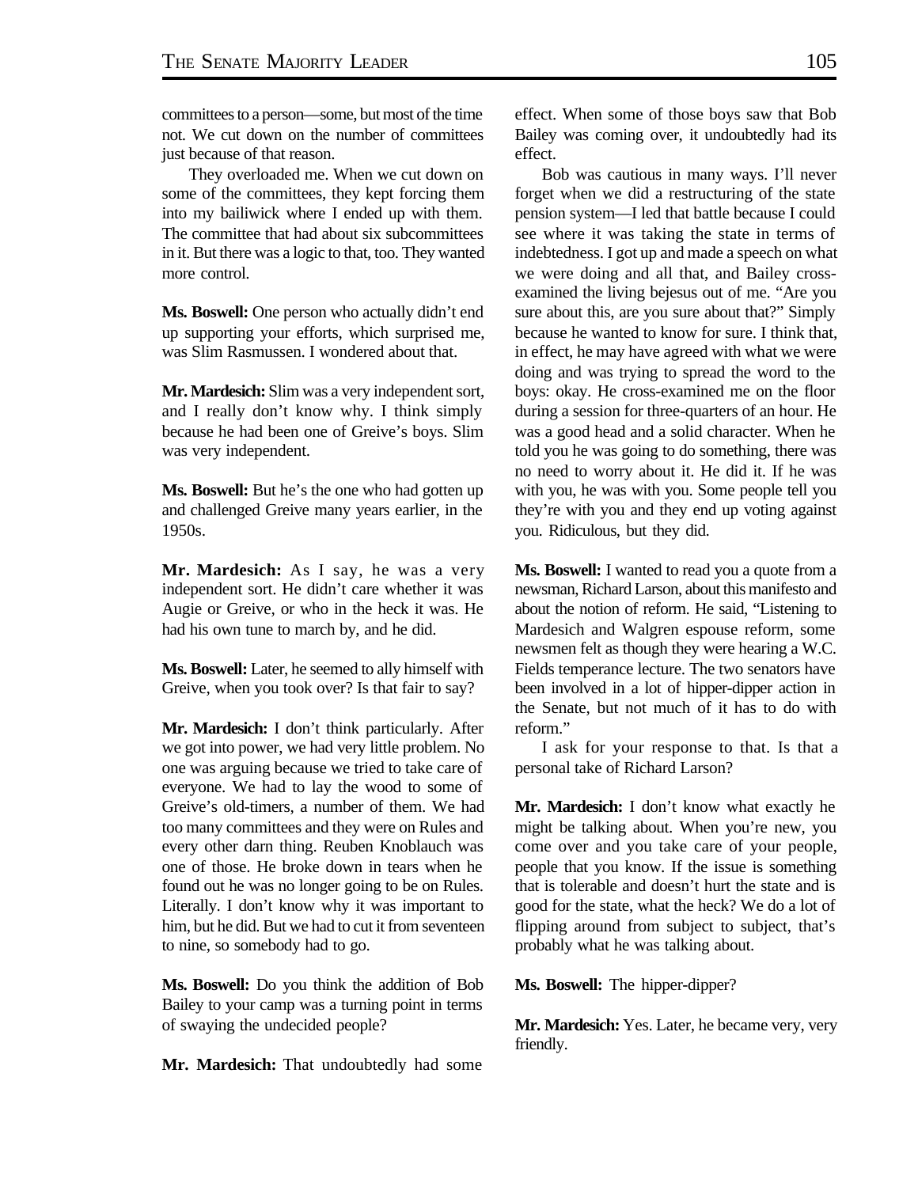committees to a person—some, but most of the time not. We cut down on the number of committees just because of that reason.

They overloaded me. When we cut down on some of the committees, they kept forcing them into my bailiwick where I ended up with them. The committee that had about six subcommittees in it. But there was a logic to that, too. They wanted more control.

**Ms. Boswell:** One person who actually didn't end up supporting your efforts, which surprised me, was Slim Rasmussen. I wondered about that.

**Mr. Mardesich:** Slim was a very independent sort, and I really don't know why. I think simply because he had been one of Greive's boys. Slim was very independent.

**Ms. Boswell:** But he's the one who had gotten up and challenged Greive many years earlier, in the 1950s.

**Mr. Mardesich:** As I say, he was a very independent sort. He didn't care whether it was Augie or Greive, or who in the heck it was. He had his own tune to march by, and he did.

**Ms. Boswell:** Later, he seemed to ally himself with Greive, when you took over? Is that fair to say?

**Mr. Mardesich:** I don't think particularly. After we got into power, we had very little problem. No one was arguing because we tried to take care of everyone. We had to lay the wood to some of Greive's old-timers, a number of them. We had too many committees and they were on Rules and every other darn thing. Reuben Knoblauch was one of those. He broke down in tears when he found out he was no longer going to be on Rules. Literally. I don't know why it was important to him, but he did. But we had to cut it from seventeen to nine, so somebody had to go.

**Ms. Boswell:** Do you think the addition of Bob Bailey to your camp was a turning point in terms of swaying the undecided people?

**Mr. Mardesich:** That undoubtedly had some effect. When some of those boys saw that Bob Bailey was coming over, it undoubtedly had its effect.

Bob was cautious in many ways. I'll never forget when we did a restructuring of the state pension system—I led that battle because I could see where it was taking the state in terms of indebtedness. I got up and made a speech on what we were doing and all that, and Bailey cross-examined the living bejesus out of me. "Are you sure about this, are you sure about that?" Simply because he wanted to know for sure. I think that, in effect, he may have agreed with what we were doing and was trying to spread the word to the boys: okay. He cross-examined me on the floor during a session for three-quarters of an hour. He was a good head and a solid character. When he told you he was going to do something, there was no need to worry about it. He did it. If he was with you, he was with you. Some people tell you they're with you and they end up voting against you. Ridiculous, but they did.

**Ms. Boswell:** I wanted to read you a quote from a newsman, Richard Larson, about this manifesto and about the notion of reform. He said, "Listening to Mardesich and Walgren espouse reform, some newsmen felt as though they were hearing a W.C. Fields temperance lecture. The two senators have been involved in a lot of hipper-dipper action in the Senate, but not much of it has to do with reform."

I ask for your response to that. Is that a personal take of Richard Larson?

**Mr. Mardesich:** I don't know what exactly he might be talking about. When you're new, you come over and you take care of your people, people that you know. If the issue is something that is tolerable and doesn't hurt the state and is good for the state, what the heck? We do a lot of flipping around from subject to subject, that's probably what he was talking about.

**Ms. Boswell:** The hipper-dipper?

**Mr. Mardesich:** Yes. Later, he became very, very friendly.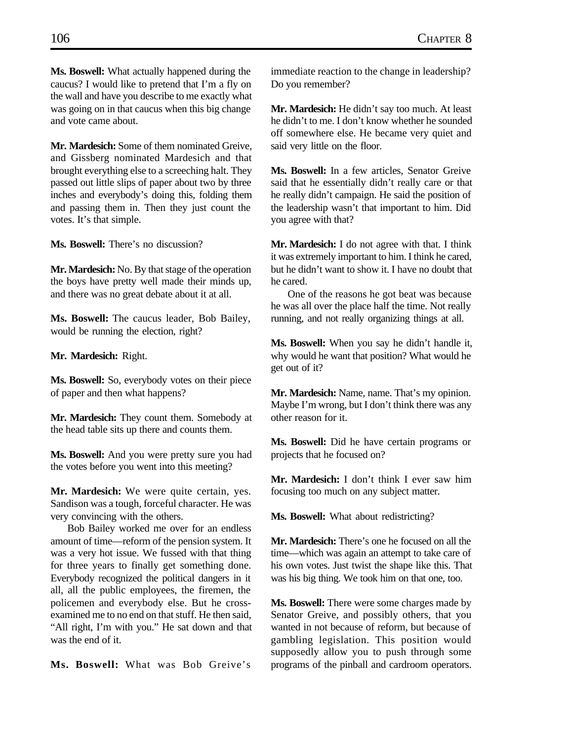**Ms. Boswell:** What actually happened during the caucus? I would like to pretend that I'm a fly on the wall and have you describe to me exactly what was going on in that caucus when this big change and vote came about.

**Mr. Mardesich:** Some of them nominated Greive, and Gissberg nominated Mardesich and that brought everything else to a screeching halt. They passed out little slips of paper about two by three inches and everybody's doing this, folding them and passing them in. Then they just count the votes. It's that simple.

**Ms. Boswell:** There's no discussion?

**Mr. Mardesich:** No. By that stage of the operation the boys have pretty well made their minds up, and there was no great debate about it at all.

**Ms. Boswell:** The caucus leader, Bob Bailey, would be running the election, right?

**Mr. Mardesich:** Right.

**Ms. Boswell:** So, everybody votes on their piece of paper and then what happens?

**Mr. Mardesich:** They count them. Somebody at the head table sits up there and counts them.

**Ms. Boswell:** And you were pretty sure you had the votes before you went into this meeting?

**Mr. Mardesich:** We were quite certain, yes. Sandison was a tough, forceful character. He was very convincing with the others.

Bob Bailey worked me over for an endless amount of time—reform of the pension system. It was a very hot issue. We fussed with that thing for three years to finally get something done. Everybody recognized the political dangers in it all, all the public employees, the firemen, the policemen and everybody else. But he cross-examined me to no end on that stuff. He then said, "All right, I'm with you." He sat down and that was the end of it.

**Ms. Boswell:** What was Bob Greive's immediate reaction to the change in leadership? Do you remember?

**Mr. Mardesich:** He didn't say too much. At least he didn't to me. I don't know whether he sounded off somewhere else. He became very quiet and said very little on the floor.

**Ms. Boswell:** In a few articles, Senator Greive said that he essentially didn't really care or that he really didn't campaign. He said the position of the leadership wasn't that important to him. Did you agree with that?

**Mr. Mardesich:** I do not agree with that. I think it was extremely important to him. I think he cared, but he didn't want to show it. I have no doubt that he cared.

One of the reasons he got beat was because he was all over the place half the time. Not really running, and not really organizing things at all.

**Ms. Boswell:** When you say he didn't handle it, why would he want that position? What would he get out of it?

**Mr. Mardesich:** Name, name. That's my opinion. Maybe I'm wrong, but I don't think there was any other reason for it.

**Ms. Boswell:** Did he have certain programs or projects that he focused on?

**Mr. Mardesich:** I don't think I ever saw him focusing too much on any subject matter.

**Ms. Boswell:** What about redistricting?

**Mr. Mardesich:** There's one he focused on all the time—which was again an attempt to take care of his own votes. Just twist the shape like this. That was his big thing. We took him on that one, too.

**Ms. Boswell:** There were some charges made by Senator Greive, and possibly others, that you wanted in not because of reform, but because of gambling legislation. This position would supposedly allow you to push through some programs of the pinball and cardroom operators.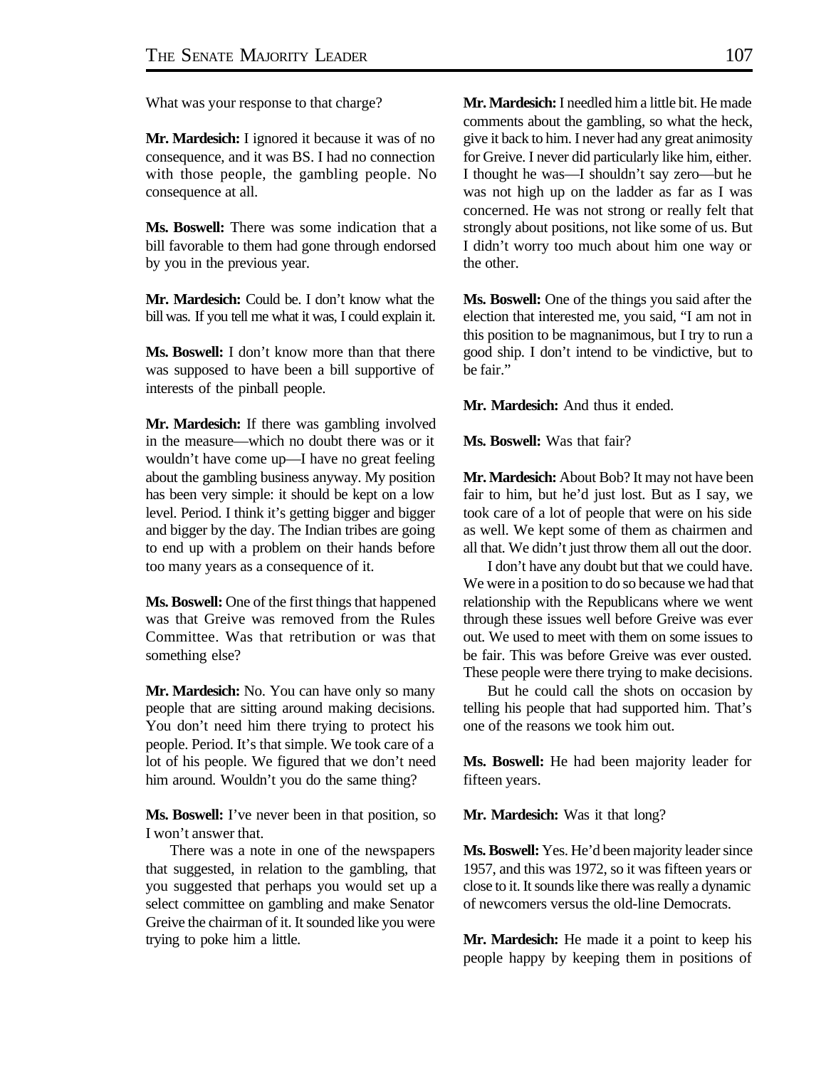What was your response to that charge?

**Mr. Mardesich:** I ignored it because it was of no consequence, and it was BS. I had no connection with those people, the gambling people. No consequence at all.

**Ms. Boswell:** There was some indication that a bill favorable to them had gone through endorsed by you in the previous year.

**Mr. Mardesich:** Could be. I don't know what the bill was. If you tell me what it was, I could explain it.

**Ms. Boswell:** I don't know more than that there was supposed to have been a bill supportive of interests of the pinball people.

**Mr. Mardesich:** If there was gambling involved in the measure—which no doubt there was or it wouldn't have come up—I have no great feeling about the gambling business anyway. My position has been very simple: it should be kept on a low level. Period. I think it's getting bigger and bigger and bigger by the day. The Indian tribes are going to end up with a problem on their hands before too many years as a consequence of it.

**Ms. Boswell:** One of the first things that happened was that Greive was removed from the Rules Committee. Was that retribution or was that something else?

**Mr. Mardesich:** No. You can have only so many people that are sitting around making decisions. You don't need him there trying to protect his people. Period. It's that simple. We took care of a lot of his people. We figured that we don't need him around. Wouldn't you do the same thing?

**Ms. Boswell:** I've never been in that position, so I won't answer that.

There was a note in one of the newspapers that suggested, in relation to the gambling, that you suggested that perhaps you would set up a select committee on gambling and make Senator Greive the chairman of it. It sounded like you were trying to poke him a little.

**Mr. Mardesich:** I needled him a little bit. He made comments about the gambling, so what the heck, give it back to him. I never had any great animosity for Greive. I never did particularly like him, either. I thought he was—I shouldn't say zero—but he was not high up on the ladder as far as I was concerned. He was not strong or really felt that strongly about positions, not like some of us. But I didn't worry too much about him one way or the other.

**Ms. Boswell:** One of the things you said after the election that interested me, you said, "I am not in this position to be magnanimous, but I try to run a good ship. I don't intend to be vindictive, but to be fair."

**Mr. Mardesich:** And thus it ended.

**Ms. Boswell:** Was that fair?

**Mr. Mardesich:** About Bob? It may not have been fair to him, but he'd just lost. But as I say, we took care of a lot of people that were on his side as well. We kept some of them as chairmen and all that. We didn't just throw them all out the door.

I don't have any doubt but that we could have. We were in a position to do so because we had that relationship with the Republicans where we went through these issues well before Greive was ever out. We used to meet with them on some issues to be fair. This was before Greive was ever ousted. These people were there trying to make decisions.

But he could call the shots on occasion by telling his people that had supported him. That's one of the reasons we took him out.

**Ms. Boswell:** He had been majority leader for fifteen years.

**Mr. Mardesich:** Was it that long?

**Ms. Boswell:** Yes. He'd been majority leader since 1957, and this was 1972, so it was fifteen years or close to it. It sounds like there was really a dynamic of newcomers versus the old-line Democrats.

**Mr. Mardesich:** He made it a point to keep his people happy by keeping them in positions of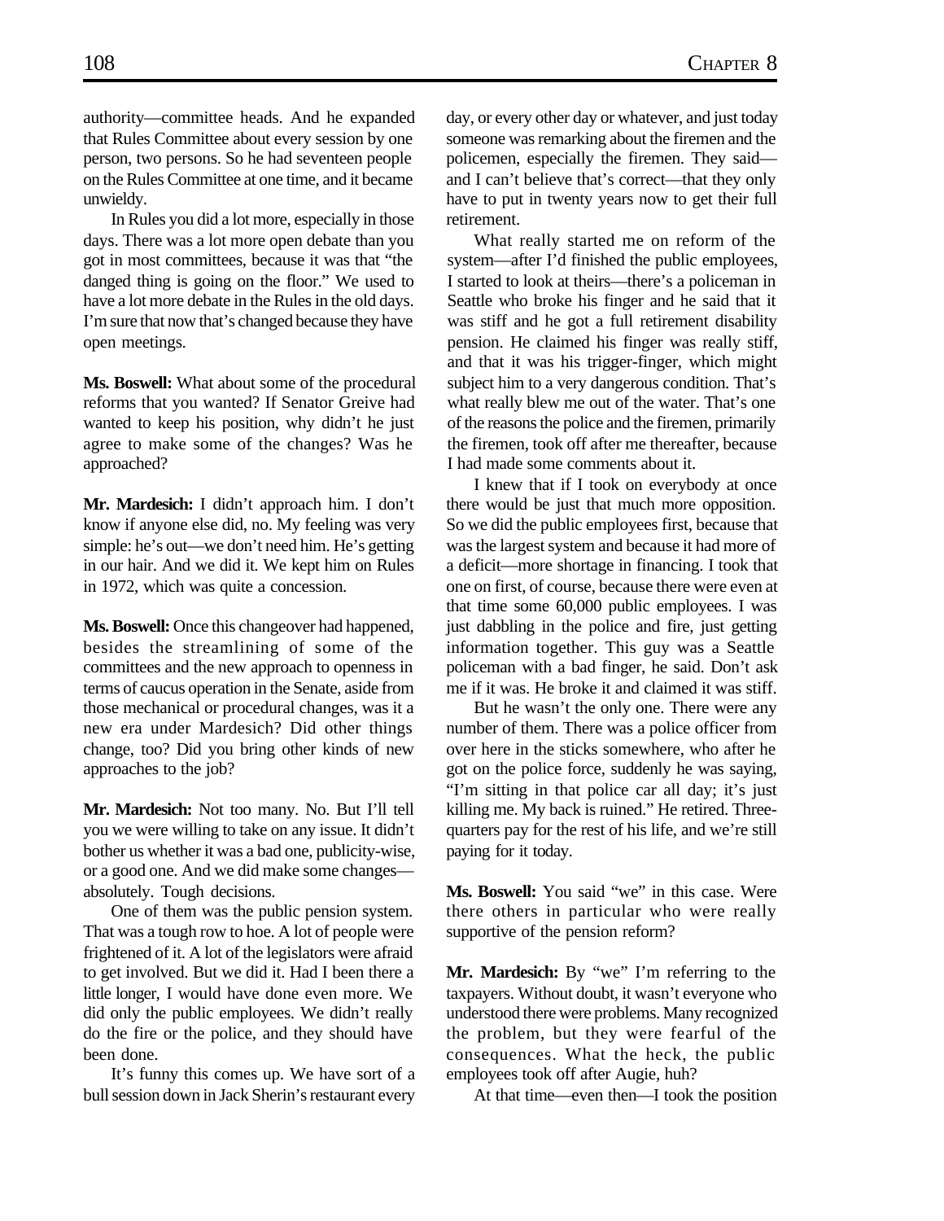authority—committee heads. And he expanded that Rules Committee about every session by one person, two persons. So he had seventeen people on the Rules Committee at one time, and it became unwieldy.

In Rules you did a lot more, especially in those days. There was a lot more open debate than you got in most committees, because it was that "the danged thing is going on the floor." We used to have a lot more debate in the Rules in the old days. I'm sure that now that's changed because they have open meetings.

**Ms. Boswell:** What about some of the procedural reforms that you wanted? If Senator Greive had wanted to keep his position, why didn't he just agree to make some of the changes? Was he approached?

**Mr. Mardesich:** I didn't approach him. I don't know if anyone else did, no. My feeling was very simple: he's out—we don't need him. He's getting in our hair. And we did it. We kept him on Rules in 1972, which was quite a concession.

**Ms. Boswell:** Once this changeover had happened, besides the streamlining of some of the committees and the new approach to openness in terms of caucus operation in the Senate, aside from those mechanical or procedural changes, was it a new era under Mardesich? Did other things change, too? Did you bring other kinds of new approaches to the job?

**Mr. Mardesich:** Not too many. No. But I'll tell you we were willing to take on any issue. It didn't bother us whether it was a bad one, publicity-wise, or a good one. And we did make some changes—absolutely. Tough decisions.

One of them was the public pension system. That was a tough row to hoe. A lot of people were frightened of it. A lot of the legislators were afraid to get involved. But we did it. Had I been there a little longer, I would have done even more. We did only the public employees. We didn't really do the fire or the police, and they should have been done.

It's funny this comes up. We have sort of a bull session down in Jack Sherin's restaurant every day, or every other day or whatever, and just today someone was remarking about the firemen and the policemen, especially the firemen. They said—and I can't believe that's correct—that they only have to put in twenty years now to get their full retirement.

What really started me on reform of the system—after I'd finished the public employees, I started to look at theirs—there's a policeman in Seattle who broke his finger and he said that it was stiff and he got a full retirement disability pension. He claimed his finger was really stiff, and that it was his trigger-finger, which might subject him to a very dangerous condition. That's what really blew me out of the water. That's one of the reasons the police and the firemen, primarily the firemen, took off after me thereafter, because I had made some comments about it.

I knew that if I took on everybody at once there would be just that much more opposition. So we did the public employees first, because that was the largest system and because it had more of a deficit—more shortage in financing. I took that one on first, of course, because there were even at that time some 60,000 public employees. I was just dabbling in the police and fire, just getting information together. This guy was a Seattle policeman with a bad finger, he said. Don't ask me if it was. He broke it and claimed it was stiff.

But he wasn't the only one. There were any number of them. There was a police officer from over here in the sticks somewhere, who after he got on the police force, suddenly he was saying, "I'm sitting in that police car all day; it's just killing me. My back is ruined." He retired. Three-quarters pay for the rest of his life, and we're still paying for it today.

**Ms. Boswell:** You said "we" in this case. Were there others in particular who were really supportive of the pension reform?

**Mr. Mardesich:** By "we" I'm referring to the taxpayers. Without doubt, it wasn't everyone who understood there were problems. Many recognized the problem, but they were fearful of the consequences. What the heck, the public employees took off after Augie, huh?

At that time—even then—I took the position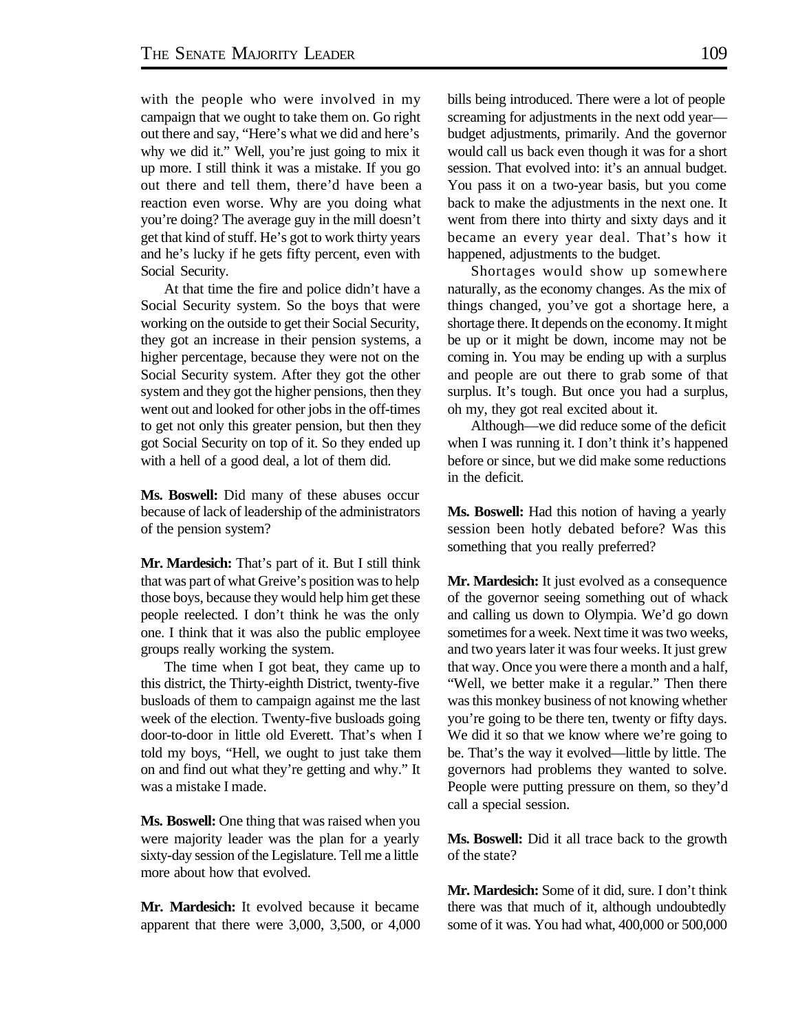with the people who were involved in my campaign that we ought to take them on. Go right out there and say, "Here's what we did and here's why we did it." Well, you're just going to mix it up more. I still think it was a mistake. If you go out there and tell them, there'd have been a reaction even worse. Why are you doing what you're doing? The average guy in the mill doesn't get that kind of stuff. He's got to work thirty years and he's lucky if he gets fifty percent, even with Social Security.

At that time the fire and police didn't have a Social Security system. So the boys that were working on the outside to get their Social Security, they got an increase in their pension systems, a higher percentage, because they were not on the Social Security system. After they got the other system and they got the higher pensions, then they went out and looked for other jobs in the off-times to get not only this greater pension, but then they got Social Security on top of it. So they ended up with a hell of a good deal, a lot of them did.

**Ms. Boswell:** Did many of these abuses occur because of lack of leadership of the administrators of the pension system?

**Mr. Mardesich:** That's part of it. But I still think that was part of what Greive's position was to help those boys, because they would help him get these people reelected. I don't think he was the only one. I think that it was also the public employee groups really working the system.

The time when I got beat, they came up to this district, the Thirty-eighth District, twenty-five busloads of them to campaign against me the last week of the election. Twenty-five busloads going door-to-door in little old Everett. That's when I told my boys, "Hell, we ought to just take them on and find out what they're getting and why." It was a mistake I made.

**Ms. Boswell:** One thing that was raised when you were majority leader was the plan for a yearly sixty-day session of the Legislature. Tell me a little more about how that evolved.

**Mr. Mardesich:** It evolved because it became apparent that there were 3,000, 3,500, or 4,000 bills being introduced. There were a lot of people screaming for adjustments in the next odd year—budget adjustments, primarily. And the governor would call us back even though it was for a short session. That evolved into: it's an annual budget. You pass it on a two-year basis, but you come back to make the adjustments in the next one. It went from there into thirty and sixty days and it became an every year deal. That's how it happened, adjustments to the budget.

Shortages would show up somewhere naturally, as the economy changes. As the mix of things changed, you've got a shortage here, a shortage there. It depends on the economy. It might be up or it might be down, income may not be coming in. You may be ending up with a surplus and people are out there to grab some of that surplus. It's tough. But once you had a surplus, oh my, they got real excited about it.

Although—we did reduce some of the deficit when I was running it. I don't think it's happened before or since, but we did make some reductions in the deficit.

**Ms. Boswell:** Had this notion of having a yearly session been hotly debated before? Was this something that you really preferred?

**Mr. Mardesich:** It just evolved as a consequence of the governor seeing something out of whack and calling us down to Olympia. We'd go down sometimes for a week. Next time it was two weeks, and two years later it was four weeks. It just grew that way. Once you were there a month and a half, "Well, we better make it a regular." Then there was this monkey business of not knowing whether you're going to be there ten, twenty or fifty days. We did it so that we know where we're going to be. That's the way it evolved—little by little. The governors had problems they wanted to solve. People were putting pressure on them, so they'd call a special session.

**Ms. Boswell:** Did it all trace back to the growth of the state?

**Mr. Mardesich:** Some of it did, sure. I don't think there was that much of it, although undoubtedly some of it was. You had what, 400,000 or 500,000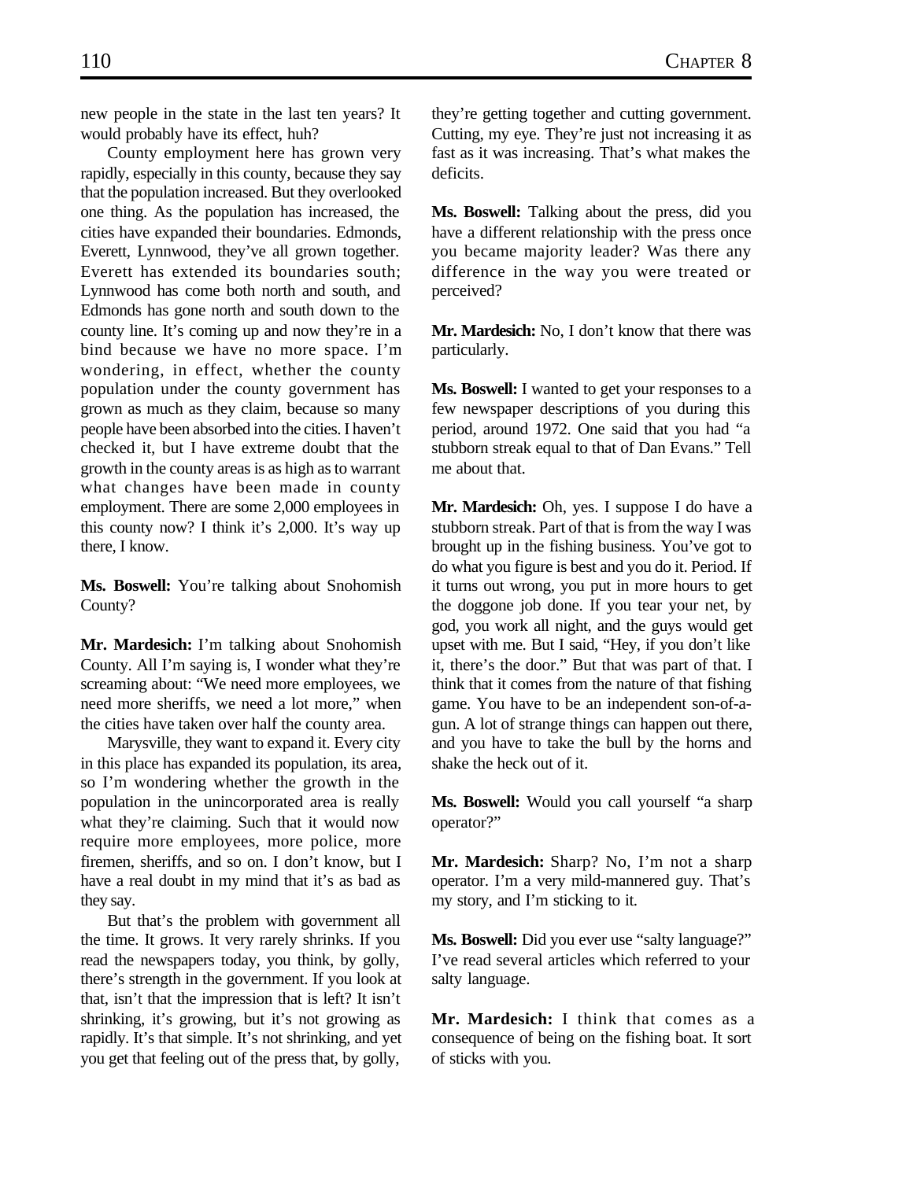new people in the state in the last ten years? It would probably have its effect, huh?

County employment here has grown very rapidly, especially in this county, because they say that the population increased. But they overlooked one thing. As the population has increased, the cities have expanded their boundaries. Edmonds, Everett, Lynnwood, they've all grown together. Everett has extended its boundaries south; Lynnwood has come both north and south, and Edmonds has gone north and south down to the county line. It's coming up and now they're in a bind because we have no more space. I'm wondering, in effect, whether the county population under the county government has grown as much as they claim, because so many people have been absorbed into the cities. I haven't checked it, but I have extreme doubt that the growth in the county areas is as high as to warrant what changes have been made in county employment. There are some 2,000 employees in this county now? I think it's 2,000. It's way up there, I know.

**Ms. Boswell:** You're talking about Snohomish County?

**Mr. Mardesich:** I'm talking about Snohomish County. All I'm saying is, I wonder what they're screaming about: "We need more employees, we need more sheriffs, we need a lot more," when the cities have taken over half the county area.

Marysville, they want to expand it. Every city in this place has expanded its population, its area, so I'm wondering whether the growth in the population in the unincorporated area is really what they're claiming. Such that it would now require more employees, more police, more firemen, sheriffs, and so on. I don't know, but I have a real doubt in my mind that it's as bad as they say.

But that's the problem with government all the time. It grows. It very rarely shrinks. If you read the newspapers today, you think, by golly, there's strength in the government. If you look at that, isn't that the impression that is left? It isn't shrinking, it's growing, but it's not growing as rapidly. It's that simple. It's not shrinking, and yet you get that feeling out of the press that, by golly, they're getting together and cutting government. Cutting, my eye. They're just not increasing it as fast as it was increasing. That's what makes the deficits.

**Ms. Boswell:** Talking about the press, did you have a different relationship with the press once you became majority leader? Was there any difference in the way you were treated or perceived?

**Mr. Mardesich:** No, I don't know that there was particularly.

**Ms. Boswell:** I wanted to get your responses to a few newspaper descriptions of you during this period, around 1972. One said that you had "a stubborn streak equal to that of Dan Evans." Tell me about that.

**Mr. Mardesich:** Oh, yes. I suppose I do have a stubborn streak. Part of that is from the way I was brought up in the fishing business. You've got to do what you figure is best and you do it. Period. If it turns out wrong, you put in more hours to get the doggone job done. If you tear your net, by god, you work all night, and the guys would get upset with me. But I said, "Hey, if you don't like it, there's the door." But that was part of that. I think that it comes from the nature of that fishing game. You have to be an independent son-of-a-gun. A lot of strange things can happen out there, and you have to take the bull by the horns and shake the heck out of it.

**Ms. Boswell:** Would you call yourself "a sharp operator?"

**Mr. Mardesich:** Sharp? No, I'm not a sharp operator. I'm a very mild-mannered guy. That's my story, and I'm sticking to it.

**Ms. Boswell:** Did you ever use "salty language?" I've read several articles which referred to your salty language.

**Mr. Mardesich:** I think that comes as a consequence of being on the fishing boat. It sort of sticks with you.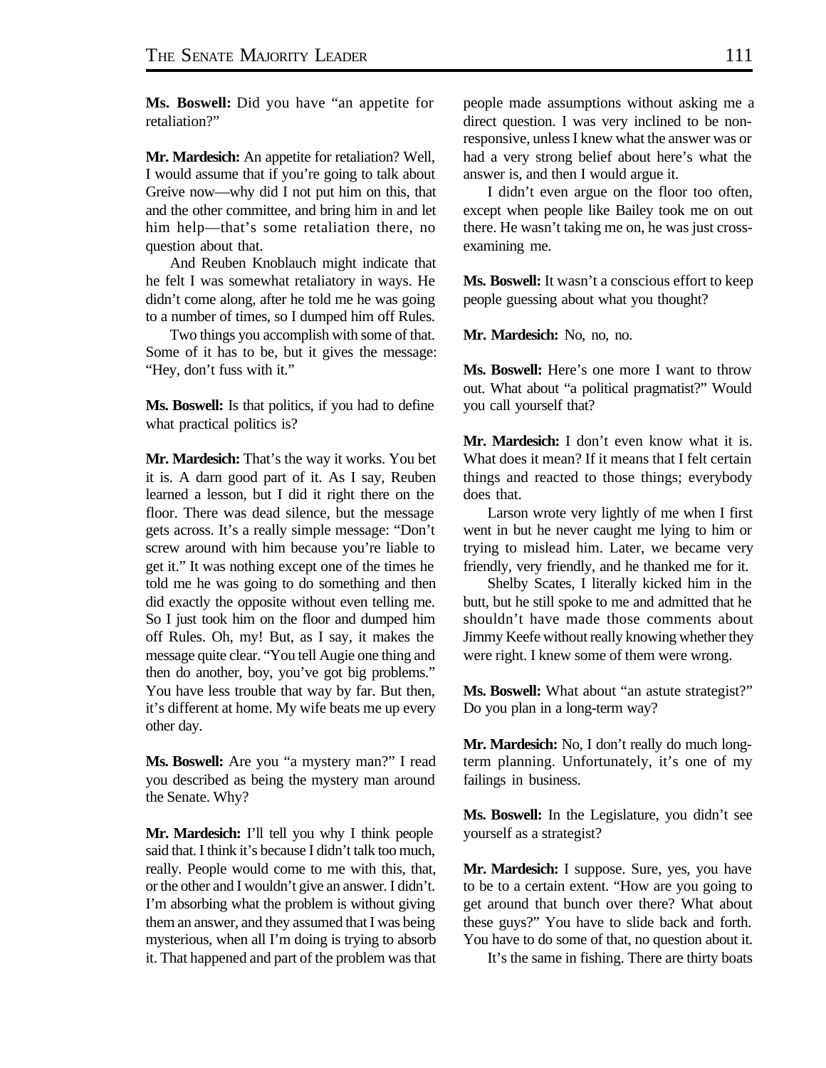**Ms. Boswell:** Did you have "an appetite for retaliation?"

**Mr. Mardesich:** An appetite for retaliation? Well, I would assume that if you're going to talk about Greive now—why did I not put him on this, that and the other committee, and bring him in and let him help—that's some retaliation there, no question about that.

And Reuben Knoblauch might indicate that he felt I was somewhat retaliatory in ways. He didn't come along, after he told me he was going to a number of times, so I dumped him off Rules.

Two things you accomplish with some of that. Some of it has to be, but it gives the message: "Hey, don't fuss with it."

**Ms. Boswell:** Is that politics, if you had to define what practical politics is?

**Mr. Mardesich:** That's the way it works. You bet it is. A darn good part of it. As I say, Reuben learned a lesson, but I did it right there on the floor. There was dead silence, but the message gets across. It's a really simple message: "Don't screw around with him because you're liable to get it." It was nothing except one of the times he told me he was going to do something and then did exactly the opposite without even telling me. So I just took him on the floor and dumped him off Rules. Oh, my! But, as I say, it makes the message quite clear. "You tell Augie one thing and then do another, boy, you've got big problems." You have less trouble that way by far. But then, it's different at home. My wife beats me up every other day.

**Ms. Boswell:** Are you "a mystery man?" I read you described as being the mystery man around the Senate. Why?

**Mr. Mardesich:** I'll tell you why I think people said that. I think it's because I didn't talk too much, really. People would come to me with this, that, or the other and I wouldn't give an answer. I didn't. I'm absorbing what the problem is without giving them an answer, and they assumed that I was being mysterious, when all I'm doing is trying to absorb it. That happened and part of the problem was that people made assumptions without asking me a direct question. I was very inclined to be non-responsive, unless I knew what the answer was or had a very strong belief about here's what the answer is, and then I would argue it.

I didn't even argue on the floor too often, except when people like Bailey took me on out there. He wasn't taking me on, he was just cross-examining me.

**Ms. Boswell:** It wasn't a conscious effort to keep people guessing about what you thought?

**Mr. Mardesich:** No, no, no.

**Ms. Boswell:** Here's one more I want to throw out. What about "a political pragmatist?" Would you call yourself that?

**Mr. Mardesich:** I don't even know what it is. What does it mean? If it means that I felt certain things and reacted to those things; everybody does that.

Larson wrote very lightly of me when I first went in but he never caught me lying to him or trying to mislead him. Later, we became very friendly, very friendly, and he thanked me for it.

Shelby Scates, I literally kicked him in the butt, but he still spoke to me and admitted that he shouldn't have made those comments about Jimmy Keefe without really knowing whether they were right. I knew some of them were wrong.

**Ms. Boswell:** What about "an astute strategist?" Do you plan in a long-term way?

**Mr. Mardesich:** No, I don't really do much long-term planning. Unfortunately, it's one of my failings in business.

**Ms. Boswell:** In the Legislature, you didn't see yourself as a strategist?

**Mr. Mardesich:** I suppose. Sure, yes, you have to be to a certain extent. "How are you going to get around that bunch over there? What about these guys?" You have to slide back and forth. You have to do some of that, no question about it.

It's the same in fishing. There are thirty boats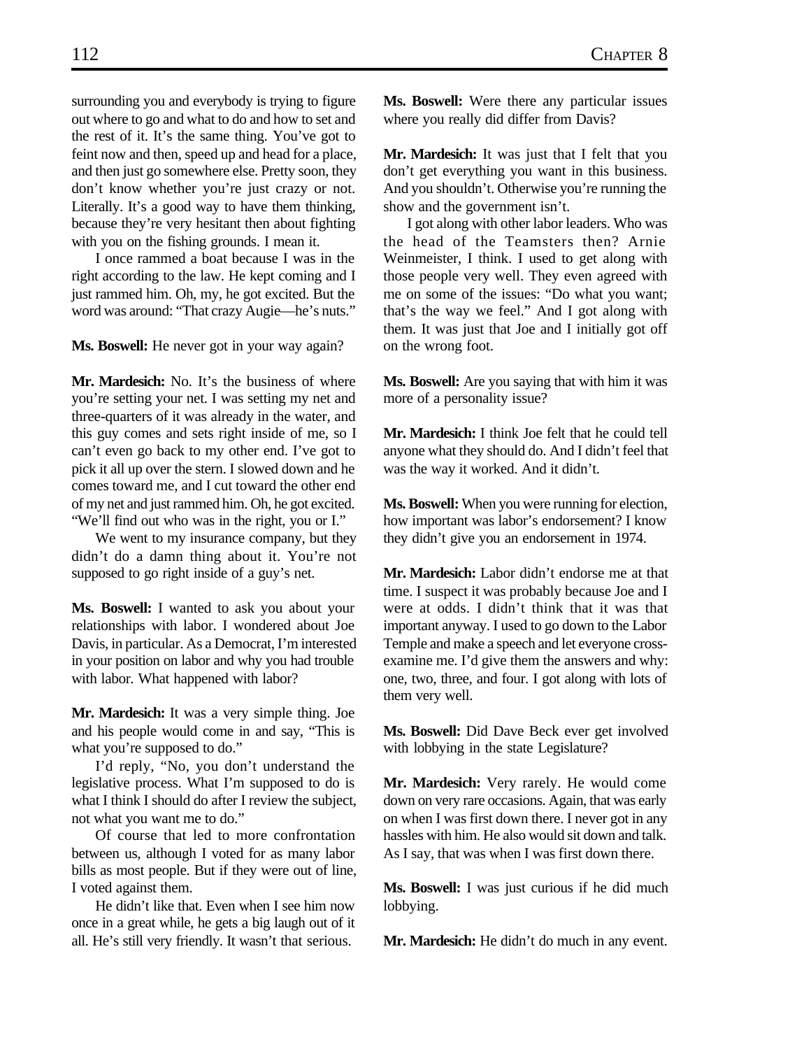surrounding you and everybody is trying to figure out where to go and what to do and how to set and the rest of it. It's the same thing. You've got to feint now and then, speed up and head for a place, and then just go somewhere else. Pretty soon, they don't know whether you're just crazy or not. Literally. It's a good way to have them thinking, because they're very hesitant then about fighting with you on the fishing grounds. I mean it.

I once rammed a boat because I was in the right according to the law. He kept coming and I just rammed him. Oh, my, he got excited. But the word was around: "That crazy Augie—he's nuts."

**Ms. Boswell:** He never got in your way again?

**Mr. Mardesich:** No. It's the business of where you're setting your net. I was setting my net and three-quarters of it was already in the water, and this guy comes and sets right inside of me, so I can't even go back to my other end. I've got to pick it all up over the stern. I slowed down and he comes toward me, and I cut toward the other end of my net and just rammed him. Oh, he got excited. "We'll find out who was in the right, you or I."

We went to my insurance company, but they didn't do a damn thing about it. You're not supposed to go right inside of a guy's net.

**Ms. Boswell:** I wanted to ask you about your relationships with labor. I wondered about Joe Davis, in particular. As a Democrat, I'm interested in your position on labor and why you had trouble with labor. What happened with labor?

**Mr. Mardesich:** It was a very simple thing. Joe and his people would come in and say, "This is what you're supposed to do."

I'd reply, "No, you don't understand the legislative process. What I'm supposed to do is what I think I should do after I review the subject, not what you want me to do."

Of course that led to more confrontation between us, although I voted for as many labor bills as most people. But if they were out of line, I voted against them.

He didn't like that. Even when I see him now once in a great while, he gets a big laugh out of it all. He's still very friendly. It wasn't that serious.

**Ms. Boswell:** Were there any particular issues where you really did differ from Davis?

**Mr. Mardesich:** It was just that I felt that you don't get everything you want in this business. And you shouldn't. Otherwise you're running the show and the government isn't.

I got along with other labor leaders. Who was the head of the Teamsters then? Arnie Weinmeister, I think. I used to get along with those people very well. They even agreed with me on some of the issues: "Do what you want; that's the way we feel." And I got along with them. It was just that Joe and I initially got off on the wrong foot.

**Ms. Boswell:** Are you saying that with him it was more of a personality issue?

**Mr. Mardesich:** I think Joe felt that he could tell anyone what they should do. And I didn't feel that was the way it worked. And it didn't.

**Ms. Boswell:** When you were running for election, how important was labor's endorsement? I know they didn't give you an endorsement in 1974.

**Mr. Mardesich:** Labor didn't endorse me at that time. I suspect it was probably because Joe and I were at odds. I didn't think that it was that important anyway. I used to go down to the Labor Temple and make a speech and let everyone cross-examine me. I'd give them the answers and why: one, two, three, and four. I got along with lots of them very well.

**Ms. Boswell:** Did Dave Beck ever get involved with lobbying in the state Legislature?

**Mr. Mardesich:** Very rarely. He would come down on very rare occasions. Again, that was early on when I was first down there. I never got in any hassles with him. He also would sit down and talk. As I say, that was when I was first down there.

**Ms. Boswell:** I was just curious if he did much lobbying.

**Mr. Mardesich:** He didn't do much in any event.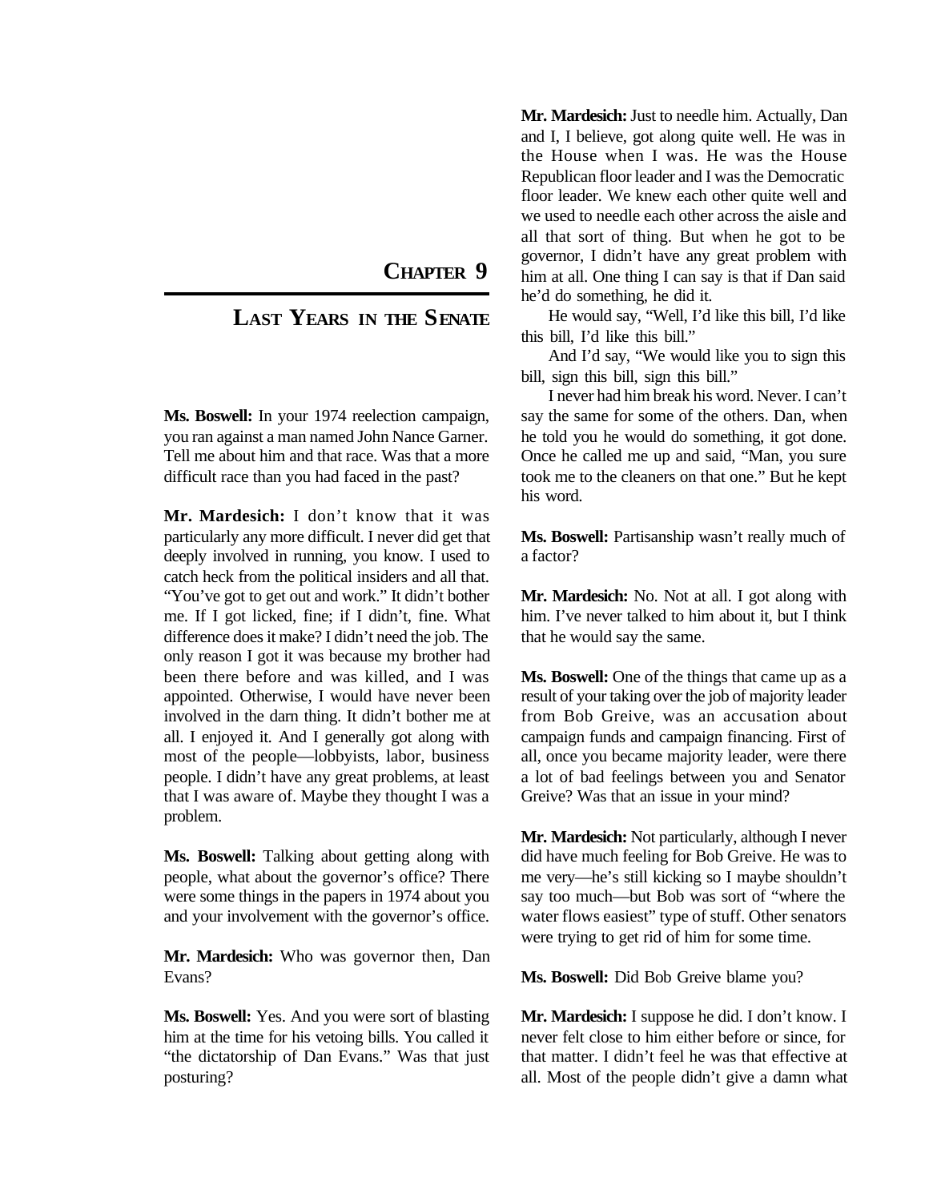# Chapter 9

## Last Years in the Senate

**Ms. Boswell:** In your 1974 reelection campaign, you ran against a man named John Nance Garner. Tell me about him and that race. Was that a more difficult race than you had faced in the past?

**Mr. Mardesich:** I don't know that it was particularly any more difficult. I never did get that deeply involved in running, you know. I used to catch heck from the political insiders and all that. "You've got to get out and work." It didn't bother me. If I got licked, fine; if I didn't, fine. What difference does it make? I didn't need the job. The only reason I got it was because my brother had been there before and was killed, and I was appointed. Otherwise, I would have never been involved in the darn thing. It didn't bother me at all. I enjoyed it. And I generally got along with most of the people—lobbyists, labor, business people. I didn't have any great problems, at least that I was aware of. Maybe they thought I was a problem.

**Ms. Boswell:** Talking about getting along with people, what about the governor's office? There were some things in the papers in 1974 about you and your involvement with the governor's office.

**Mr. Mardesich:** Who was governor then, Dan Evans?

**Ms. Boswell:** Yes. And you were sort of blasting him at the time for his vetoing bills. You called it "the dictatorship of Dan Evans." Was that just posturing?

**Mr. Mardesich:** Just to needle him. Actually, Dan and I, I believe, got along quite well. He was in the House when I was. He was the House Republican floor leader and I was the Democratic floor leader. We knew each other quite well and we used to needle each other across the aisle and all that sort of thing. But when he got to be governor, I didn't have any great problem with him at all. One thing I can say is that if Dan said he'd do something, he did it.

He would say, "Well, I'd like this bill, I'd like this bill, I'd like this bill."

And I'd say, "We would like you to sign this bill, sign this bill, sign this bill."

I never had him break his word. Never. I can't say the same for some of the others. Dan, when he told you he would do something, it got done. Once he called me up and said, "Man, you sure took me to the cleaners on that one." But he kept his word.

**Ms. Boswell:** Partisanship wasn't really much of a factor?

**Mr. Mardesich:** No. Not at all. I got along with him. I've never talked to him about it, but I think that he would say the same.

**Ms. Boswell:** One of the things that came up as a result of your taking over the job of majority leader from Bob Greive, was an accusation about campaign funds and campaign financing. First of all, once you became majority leader, were there a lot of bad feelings between you and Senator Greive? Was that an issue in your mind?

**Mr. Mardesich:** Not particularly, although I never did have much feeling for Bob Greive. He was to me very—he's still kicking so I maybe shouldn't say too much—but Bob was sort of "where the water flows easiest" type of stuff. Other senators were trying to get rid of him for some time.

**Ms. Boswell:** Did Bob Greive blame you?

**Mr. Mardesich:** I suppose he did. I don't know. I never felt close to him either before or since, for that matter. I didn't feel he was that effective at all. Most of the people didn't give a damn what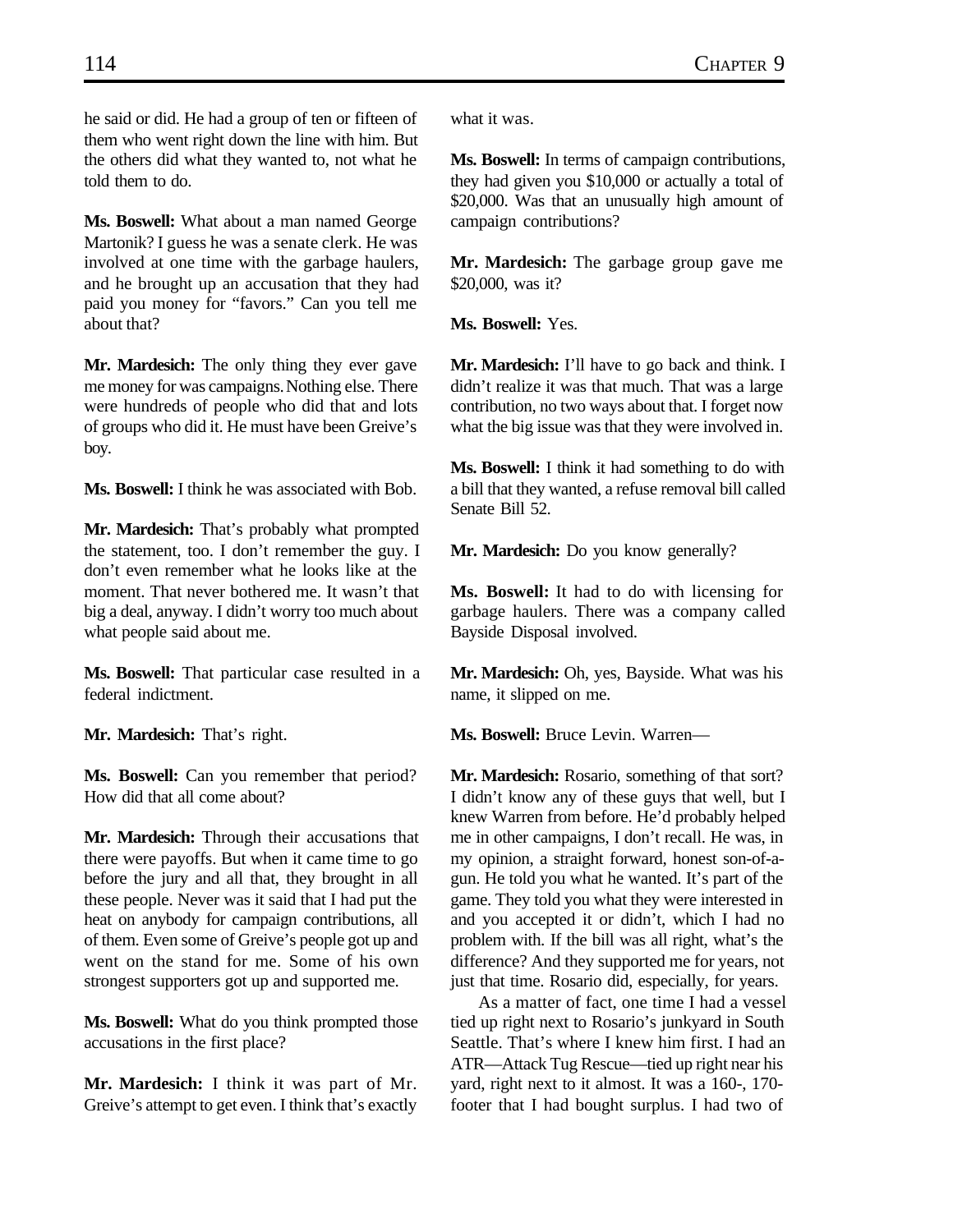he said or did. He had a group of ten or fifteen of them who went right down the line with him. But the others did what they wanted to, not what he told them to do.

**Ms. Boswell:** What about a man named George Martonik? I guess he was a senate clerk. He was involved at one time with the garbage haulers, and he brought up an accusation that they had paid you money for "favors." Can you tell me about that?

**Mr. Mardesich:** The only thing they ever gave me money for was campaigns. Nothing else. There were hundreds of people who did that and lots of groups who did it. He must have been Greive's boy.

**Ms. Boswell:** I think he was associated with Bob.

**Mr. Mardesich:** That's probably what prompted the statement, too. I don't remember the guy. I don't even remember what he looks like at the moment. That never bothered me. It wasn't that big a deal, anyway. I didn't worry too much about what people said about me.

**Ms. Boswell:** That particular case resulted in a federal indictment.

**Mr. Mardesich:** That's right.

**Ms. Boswell:** Can you remember that period? How did that all come about?

**Mr. Mardesich:** Through their accusations that there were payoffs. But when it came time to go before the jury and all that, they brought in all these people. Never was it said that I had put the heat on anybody for campaign contributions, all of them. Even some of Greive's people got up and went on the stand for me. Some of his own strongest supporters got up and supported me.

**Ms. Boswell:** What do you think prompted those accusations in the first place?

**Mr. Mardesich:** I think it was part of Mr. Greive's attempt to get even. I think that's exactly what it was.

**Ms. Boswell:** In terms of campaign contributions, they had given you $10,000 or actually a total of $20,000. Was that an unusually high amount of campaign contributions?

**Mr. Mardesich:** The garbage group gave me $20,000, was it?

**Ms. Boswell:** Yes.

**Mr. Mardesich:** I'll have to go back and think. I didn't realize it was that much. That was a large contribution, no two ways about that. I forget now what the big issue was that they were involved in.

**Ms. Boswell:** I think it had something to do with a bill that they wanted, a refuse removal bill called Senate Bill 52.

**Mr. Mardesich:** Do you know generally?

**Ms. Boswell:** It had to do with licensing for garbage haulers. There was a company called Bayside Disposal involved.

**Mr. Mardesich:** Oh, yes, Bayside. What was his name, it slipped on me.

**Ms. Boswell:** Bruce Levin. Warren—

**Mr. Mardesich:** Rosario, something of that sort? I didn't know any of these guys that well, but I knew Warren from before. He'd probably helped me in other campaigns, I don't recall. He was, in my opinion, a straight forward, honest son-of-a-gun. He told you what he wanted. It's part of the game. They told you what they were interested in and you accepted it or didn't, which I had no problem with. If the bill was all right, what's the difference? And they supported me for years, not just that time. Rosario did, especially, for years.

As a matter of fact, one time I had a vessel tied up right next to Rosario's junkyard in South Seattle. That's where I knew him first. I had an ATR—Attack Tug Rescue—tied up right near his yard, right next to it almost. It was a 160-, 170-footer that I had bought surplus. I had two of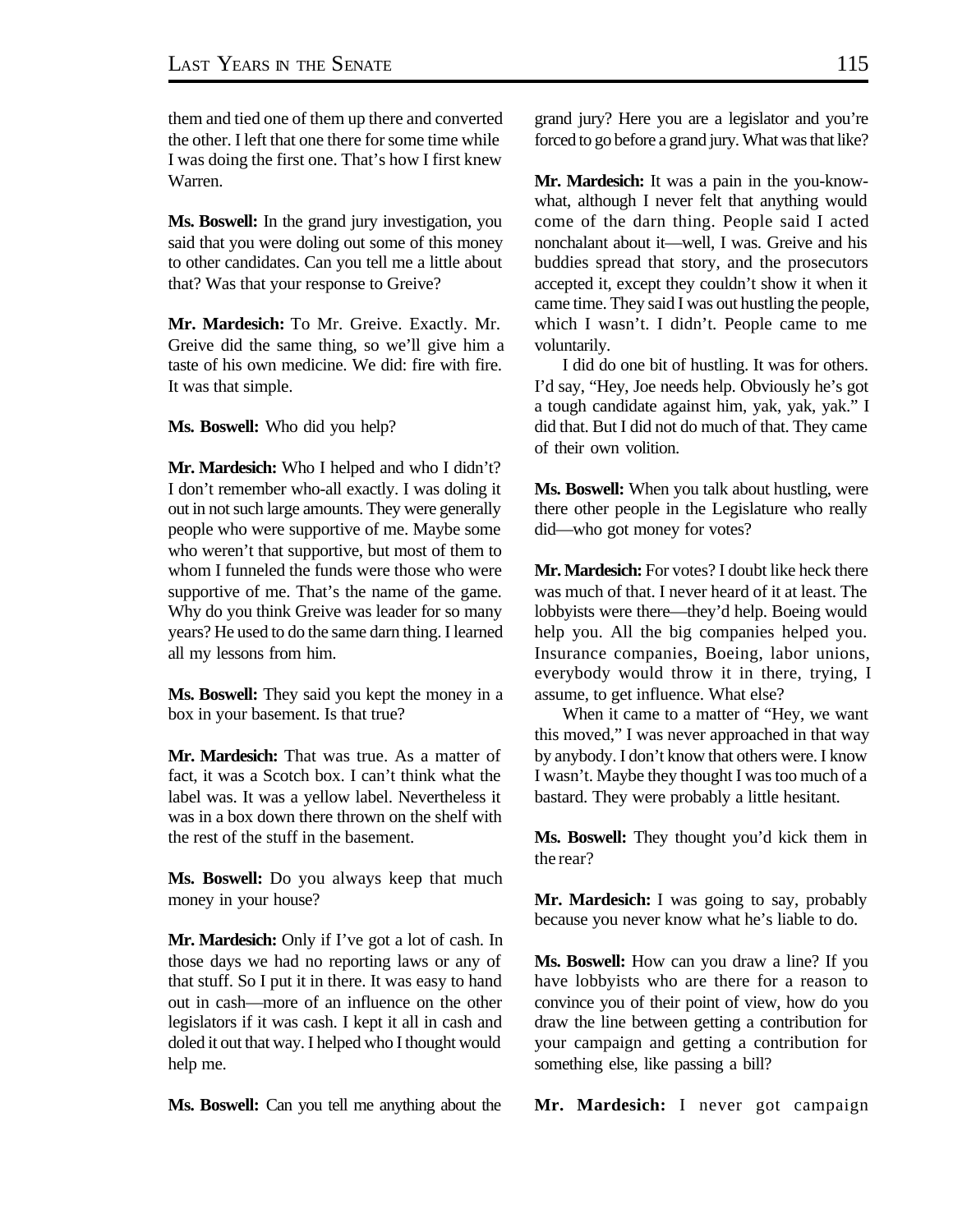them and tied one of them up there and converted the other. I left that one there for some time while I was doing the first one. That's how I first knew Warren.

**Ms. Boswell:** In the grand jury investigation, you said that you were doling out some of this money to other candidates. Can you tell me a little about that? Was that your response to Greive?

**Mr. Mardesich:** To Mr. Greive. Exactly. Mr. Greive did the same thing, so we'll give him a taste of his own medicine. We did: fire with fire. It was that simple.

**Ms. Boswell:** Who did you help?

**Mr. Mardesich:** Who I helped and who I didn't? I don't remember who-all exactly. I was doling it out in not such large amounts. They were generally people who were supportive of me. Maybe some who weren't that supportive, but most of them to whom I funneled the funds were those who were supportive of me. That's the name of the game. Why do you think Greive was leader for so many years? He used to do the same darn thing. I learned all my lessons from him.

**Ms. Boswell:** They said you kept the money in a box in your basement. Is that true?

**Mr. Mardesich:** That was true. As a matter of fact, it was a Scotch box. I can't think what the label was. It was a yellow label. Nevertheless it was in a box down there thrown on the shelf with the rest of the stuff in the basement.

**Ms. Boswell:** Do you always keep that much money in your house?

**Mr. Mardesich:** Only if I've got a lot of cash. In those days we had no reporting laws or any of that stuff. So I put it in there. It was easy to hand out in cash—more of an influence on the other legislators if it was cash. I kept it all in cash and doled it out that way. I helped who I thought would help me.

**Ms. Boswell:** Can you tell me anything about the grand jury? Here you are a legislator and you're forced to go before a grand jury. What was that like?

**Mr. Mardesich:** It was a pain in the you-know-what, although I never felt that anything would come of the darn thing. People said I acted nonchalant about it—well, I was. Greive and his buddies spread that story, and the prosecutors accepted it, except they couldn't show it when it came time. They said I was out hustling the people, which I wasn't. I didn't. People came to me voluntarily.

I did do one bit of hustling. It was for others. I'd say, "Hey, Joe needs help. Obviously he's got a tough candidate against him, yak, yak, yak." I did that. But I did not do much of that. They came of their own volition.

**Ms. Boswell:** When you talk about hustling, were there other people in the Legislature who really did—who got money for votes?

**Mr. Mardesich:** For votes? I doubt like heck there was much of that. I never heard of it at least. The lobbyists were there—they'd help. Boeing would help you. All the big companies helped you. Insurance companies, Boeing, labor unions, everybody would throw it in there, trying, I assume, to get influence. What else?

When it came to a matter of "Hey, we want this moved," I was never approached in that way by anybody. I don't know that others were. I know I wasn't. Maybe they thought I was too much of a bastard. They were probably a little hesitant.

**Ms. Boswell:** They thought you'd kick them in the rear?

**Mr. Mardesich:** I was going to say, probably because you never know what he's liable to do.

**Ms. Boswell:** How can you draw a line? If you have lobbyists who are there for a reason to convince you of their point of view, how do you draw the line between getting a contribution for your campaign and getting a contribution for something else, like passing a bill?

**Mr. Mardesich:** I never got campaign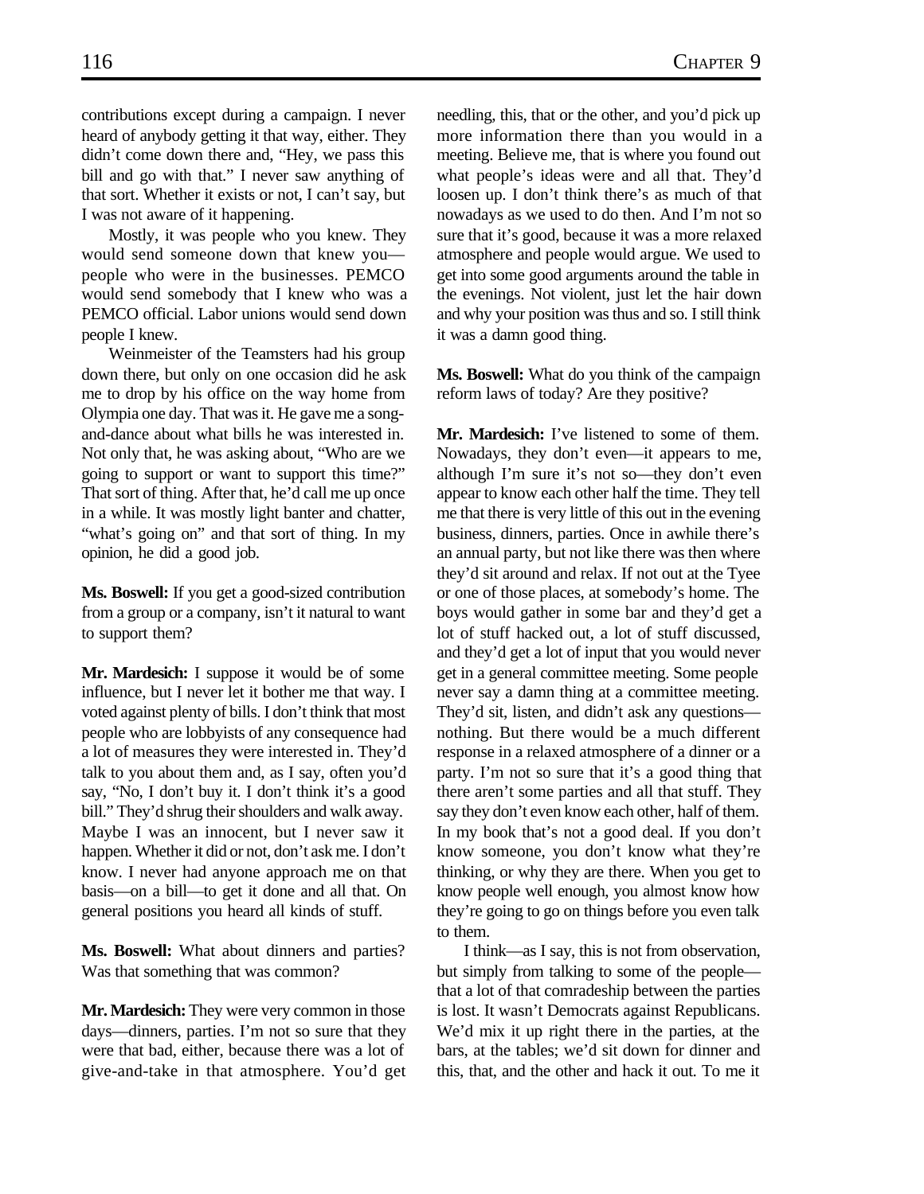contributions except during a campaign. I never heard of anybody getting it that way, either. They didn't come down there and, "Hey, we pass this bill and go with that." I never saw anything of that sort. Whether it exists or not, I can't say, but I was not aware of it happening.

Mostly, it was people who you knew. They would send someone down that knew you—people who were in the businesses. PEMCO would send somebody that I knew who was a PEMCO official. Labor unions would send down people I knew.

Weinmeister of the Teamsters had his group down there, but only on one occasion did he ask me to drop by his office on the way home from Olympia one day. That was it. He gave me a song-and-dance about what bills he was interested in. Not only that, he was asking about, "Who are we going to support or want to support this time?" That sort of thing. After that, he'd call me up once in a while. It was mostly light banter and chatter, "what's going on" and that sort of thing. In my opinion, he did a good job.

**Ms. Boswell:** If you get a good-sized contribution from a group or a company, isn't it natural to want to support them?

**Mr. Mardesich:** I suppose it would be of some influence, but I never let it bother me that way. I voted against plenty of bills. I don't think that most people who are lobbyists of any consequence had a lot of measures they were interested in. They'd talk to you about them and, as I say, often you'd say, "No, I don't buy it. I don't think it's a good bill." They'd shrug their shoulders and walk away. Maybe I was an innocent, but I never saw it happen. Whether it did or not, don't ask me. I don't know. I never had anyone approach me on that basis—on a bill—to get it done and all that. On general positions you heard all kinds of stuff.

**Ms. Boswell:** What about dinners and parties? Was that something that was common?

**Mr. Mardesich:** They were very common in those days—dinners, parties. I'm not so sure that they were that bad, either, because there was a lot of give-and-take in that atmosphere. You'd get needling, this, that or the other, and you'd pick up more information there than you would in a meeting. Believe me, that is where you found out what people's ideas were and all that. They'd loosen up. I don't think there's as much of that nowadays as we used to do then. And I'm not so sure that it's good, because it was a more relaxed atmosphere and people would argue. We used to get into some good arguments around the table in the evenings. Not violent, just let the hair down and why your position was thus and so. I still think it was a damn good thing.

**Ms. Boswell:** What do you think of the campaign reform laws of today? Are they positive?

**Mr. Mardesich:** I've listened to some of them. Nowadays, they don't even—it appears to me, although I'm sure it's not so—they don't even appear to know each other half the time. They tell me that there is very little of this out in the evening business, dinners, parties. Once in awhile there's an annual party, but not like there was then where they'd sit around and relax. If not out at the Tyee or one of those places, at somebody's home. The boys would gather in some bar and they'd get a lot of stuff hacked out, a lot of stuff discussed, and they'd get a lot of input that you would never get in a general committee meeting. Some people never say a damn thing at a committee meeting. They'd sit, listen, and didn't ask any questions—nothing. But there would be a much different response in a relaxed atmosphere of a dinner or a party. I'm not so sure that it's a good thing that there aren't some parties and all that stuff. They say they don't even know each other, half of them. In my book that's not a good deal. If you don't know someone, you don't know what they're thinking, or why they are there. When you get to know people well enough, you almost know how they're going to go on things before you even talk to them.

I think—as I say, this is not from observation, but simply from talking to some of the people—that a lot of that comradeship between the parties is lost. It wasn't Democrats against Republicans. We'd mix it up right there in the parties, at the bars, at the tables; we'd sit down for dinner and this, that, and the other and hack it out. To me it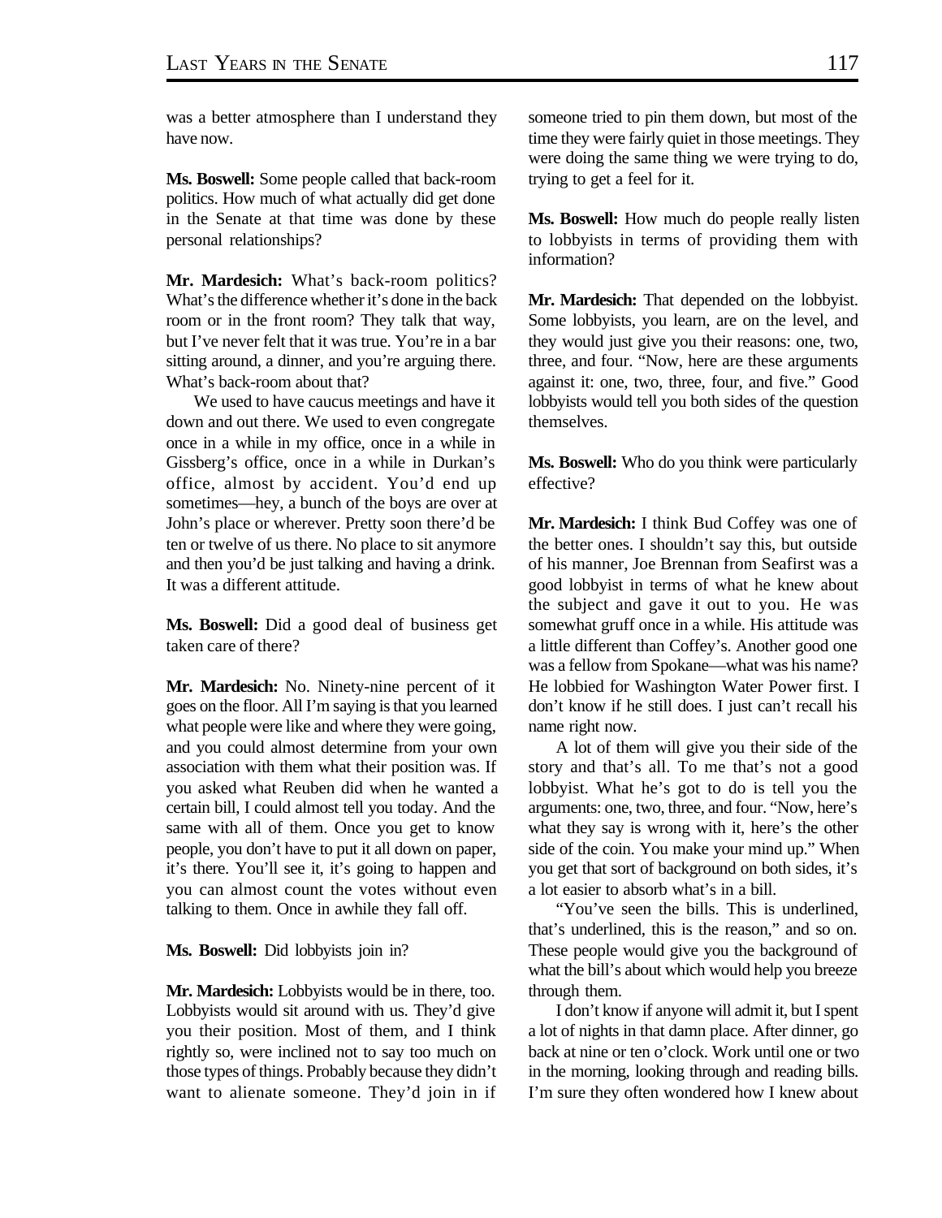was a better atmosphere than I understand they have now.

**Ms. Boswell:** Some people called that back-room politics. How much of what actually did get done in the Senate at that time was done by these personal relationships?

**Mr. Mardesich:** What's back-room politics? What's the difference whether it's done in the back room or in the front room? They talk that way, but I've never felt that it was true. You're in a bar sitting around, a dinner, and you're arguing there. What's back-room about that?

We used to have caucus meetings and have it down and out there. We used to even congregate once in a while in my office, once in a while in Gissberg's office, once in a while in Durkan's office, almost by accident. You'd end up sometimes—hey, a bunch of the boys are over at John's place or wherever. Pretty soon there'd be ten or twelve of us there. No place to sit anymore and then you'd be just talking and having a drink. It was a different attitude.

**Ms. Boswell:** Did a good deal of business get taken care of there?

**Mr. Mardesich:** No. Ninety-nine percent of it goes on the floor. All I'm saying is that you learned what people were like and where they were going, and you could almost determine from your own association with them what their position was. If you asked what Reuben did when he wanted a certain bill, I could almost tell you today. And the same with all of them. Once you get to know people, you don't have to put it all down on paper, it's there. You'll see it, it's going to happen and you can almost count the votes without even talking to them. Once in awhile they fall off.

**Ms. Boswell:** Did lobbyists join in?

**Mr. Mardesich:** Lobbyists would be in there, too. Lobbyists would sit around with us. They'd give you their position. Most of them, and I think rightly so, were inclined not to say too much on those types of things. Probably because they didn't want to alienate someone. They'd join in if someone tried to pin them down, but most of the time they were fairly quiet in those meetings. They were doing the same thing we were trying to do, trying to get a feel for it.

**Ms. Boswell:** How much do people really listen to lobbyists in terms of providing them with information?

**Mr. Mardesich:** That depended on the lobbyist. Some lobbyists, you learn, are on the level, and they would just give you their reasons: one, two, three, and four. "Now, here are these arguments against it: one, two, three, four, and five." Good lobbyists would tell you both sides of the question themselves.

**Ms. Boswell:** Who do you think were particularly effective?

**Mr. Mardesich:** I think Bud Coffey was one of the better ones. I shouldn't say this, but outside of his manner, Joe Brennan from Seafirst was a good lobbyist in terms of what he knew about the subject and gave it out to you. He was somewhat gruff once in a while. His attitude was a little different than Coffey's. Another good one was a fellow from Spokane—what was his name? He lobbied for Washington Water Power first. I don't know if he still does. I just can't recall his name right now.

A lot of them will give you their side of the story and that's all. To me that's not a good lobbyist. What he's got to do is tell you the arguments: one, two, three, and four. "Now, here's what they say is wrong with it, here's the other side of the coin. You make your mind up." When you get that sort of background on both sides, it's a lot easier to absorb what's in a bill.

"You've seen the bills. This is underlined, that's underlined, this is the reason," and so on. These people would give you the background of what the bill's about which would help you breeze through them.

I don't know if anyone will admit it, but I spent a lot of nights in that damn place. After dinner, go back at nine or ten o'clock. Work until one or two in the morning, looking through and reading bills. I'm sure they often wondered how I knew about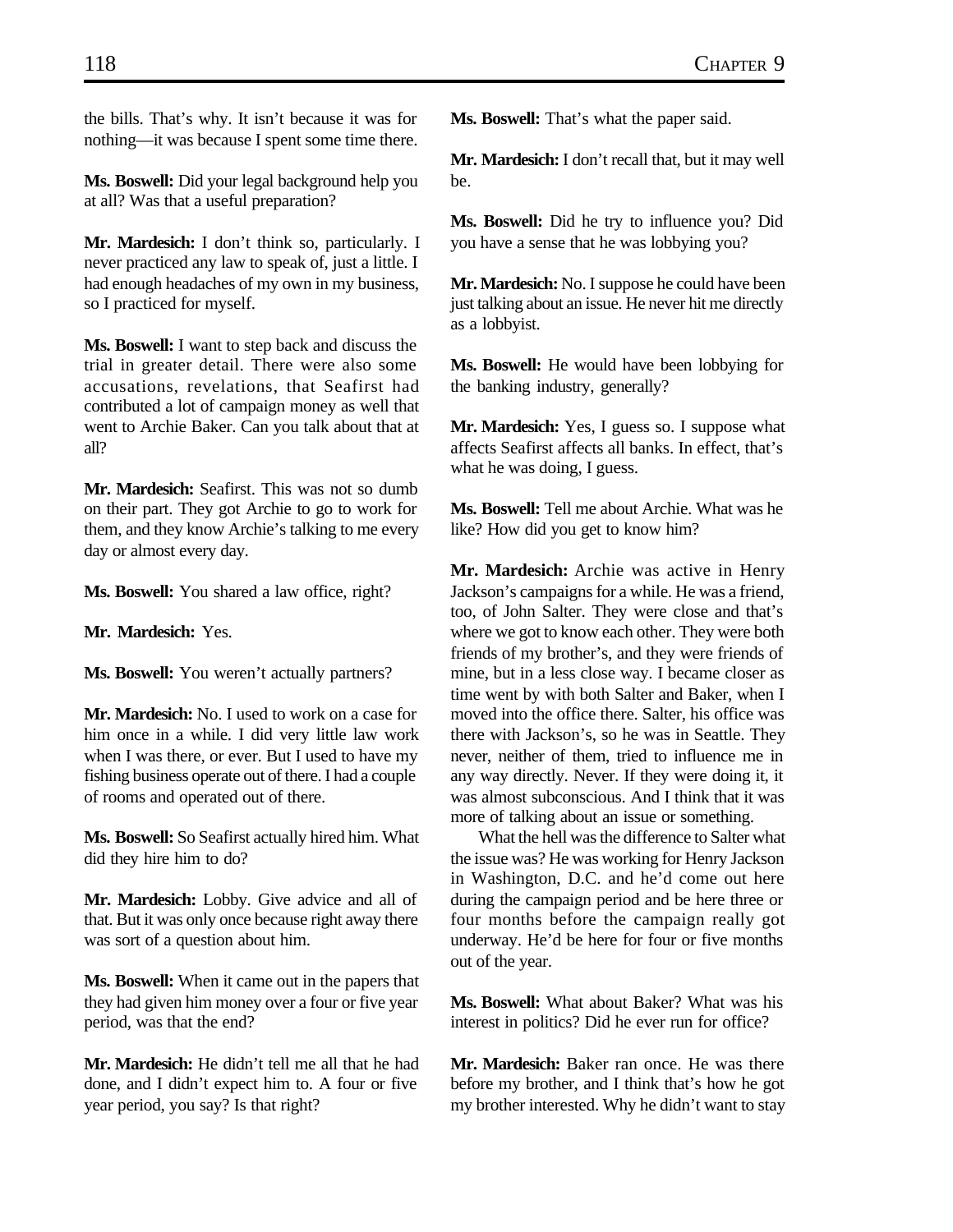the bills. That's why. It isn't because it was for nothing—it was because I spent some time there.

**Ms. Boswell:** Did your legal background help you at all? Was that a useful preparation?

**Mr. Mardesich:** I don't think so, particularly. I never practiced any law to speak of, just a little. I had enough headaches of my own in my business, so I practiced for myself.

**Ms. Boswell:** I want to step back and discuss the trial in greater detail. There were also some accusations, revelations, that Seafirst had contributed a lot of campaign money as well that went to Archie Baker. Can you talk about that at all?

**Mr. Mardesich:** Seafirst. This was not so dumb on their part. They got Archie to go to work for them, and they know Archie's talking to me every day or almost every day.

**Ms. Boswell:** You shared a law office, right?

**Mr. Mardesich:** Yes.

**Ms. Boswell:** You weren't actually partners?

**Mr. Mardesich:** No. I used to work on a case for him once in a while. I did very little law work when I was there, or ever. But I used to have my fishing business operate out of there. I had a couple of rooms and operated out of there.

**Ms. Boswell:** So Seafirst actually hired him. What did they hire him to do?

**Mr. Mardesich:** Lobby. Give advice and all of that. But it was only once because right away there was sort of a question about him.

**Ms. Boswell:** When it came out in the papers that they had given him money over a four or five year period, was that the end?

**Mr. Mardesich:** He didn't tell me all that he had done, and I didn't expect him to. A four or five year period, you say? Is that right?

**Ms. Boswell:** That's what the paper said.

**Mr. Mardesich:** I don't recall that, but it may well be.

**Ms. Boswell:** Did he try to influence you? Did you have a sense that he was lobbying you?

**Mr. Mardesich:** No. I suppose he could have been just talking about an issue. He never hit me directly as a lobbyist.

**Ms. Boswell:** He would have been lobbying for the banking industry, generally?

**Mr. Mardesich:** Yes, I guess so. I suppose what affects Seafirst affects all banks. In effect, that's what he was doing, I guess.

**Ms. Boswell:** Tell me about Archie. What was he like? How did you get to know him?

**Mr. Mardesich:** Archie was active in Henry Jackson's campaigns for a while. He was a friend, too, of John Salter. They were close and that's where we got to know each other. They were both friends of my brother's, and they were friends of mine, but in a less close way. I became closer as time went by with both Salter and Baker, when I moved into the office there. Salter, his office was there with Jackson's, so he was in Seattle. They never, neither of them, tried to influence me in any way directly. Never. If they were doing it, it was almost subconscious. And I think that it was more of talking about an issue or something.

What the hell was the difference to Salter what the issue was? He was working for Henry Jackson in Washington, D.C. and he'd come out here during the campaign period and be here three or four months before the campaign really got underway. He'd be here for four or five months out of the year.

**Ms. Boswell:** What about Baker? What was his interest in politics? Did he ever run for office?

**Mr. Mardesich:** Baker ran once. He was there before my brother, and I think that's how he got my brother interested. Why he didn't want to stay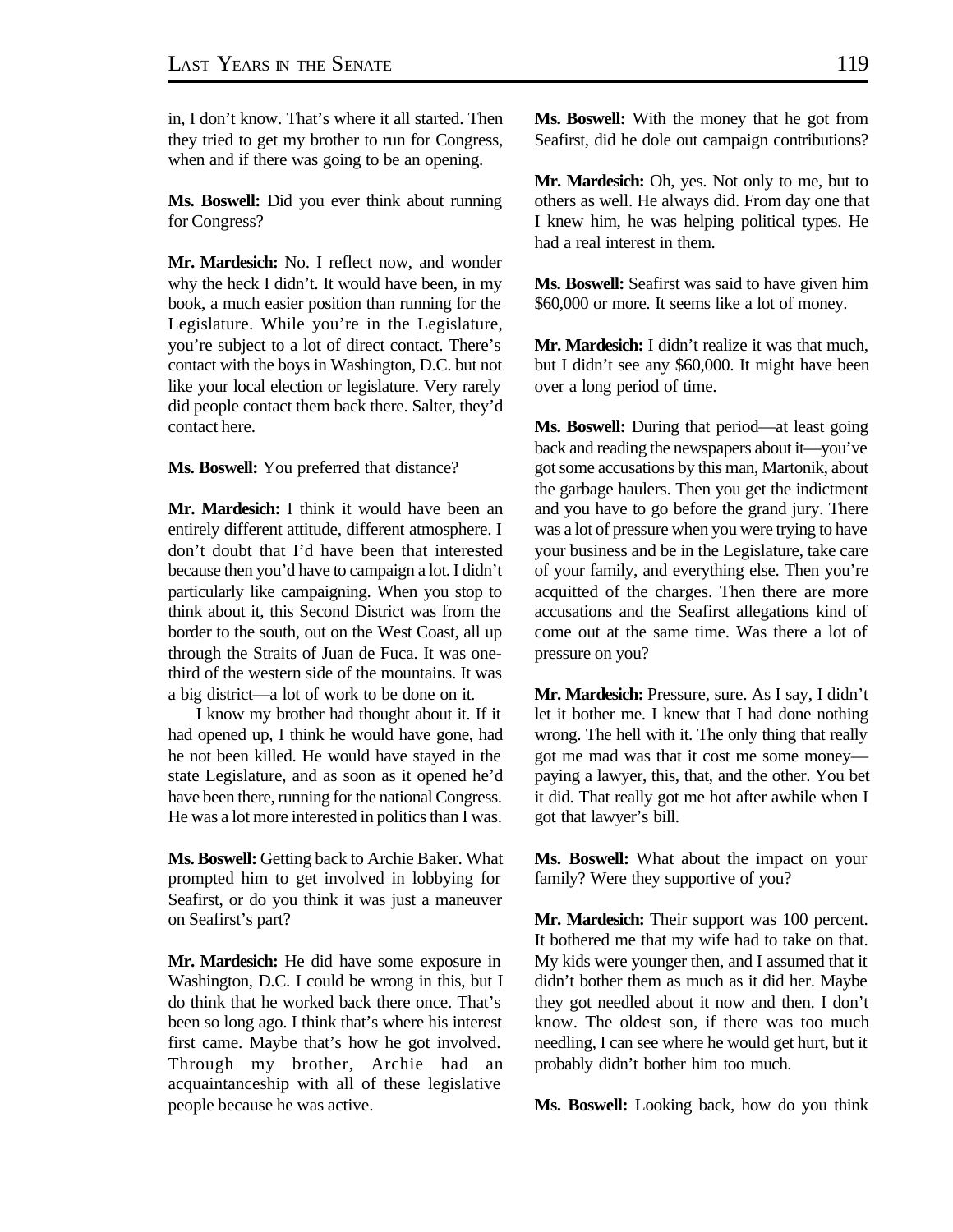in, I don't know. That's where it all started. Then they tried to get my brother to run for Congress, when and if there was going to be an opening.

**Ms. Boswell:** Did you ever think about running for Congress?

**Mr. Mardesich:** No. I reflect now, and wonder why the heck I didn't. It would have been, in my book, a much easier position than running for the Legislature. While you're in the Legislature, you're subject to a lot of direct contact. There's contact with the boys in Washington, D.C. but not like your local election or legislature. Very rarely did people contact them back there. Salter, they'd contact here.

**Ms. Boswell:** You preferred that distance?

**Mr. Mardesich:** I think it would have been an entirely different attitude, different atmosphere. I don't doubt that I'd have been that interested because then you'd have to campaign a lot. I didn't particularly like campaigning. When you stop to think about it, this Second District was from the border to the south, out on the West Coast, all up through the Straits of Juan de Fuca. It was one-third of the western side of the mountains. It was a big district—a lot of work to be done on it.

I know my brother had thought about it. If it had opened up, I think he would have gone, had he not been killed. He would have stayed in the state Legislature, and as soon as it opened he'd have been there, running for the national Congress. He was a lot more interested in politics than I was.

**Ms. Boswell:** Getting back to Archie Baker. What prompted him to get involved in lobbying for Seafirst, or do you think it was just a maneuver on Seafirst's part?

**Mr. Mardesich:** He did have some exposure in Washington, D.C. I could be wrong in this, but I do think that he worked back there once. That's been so long ago. I think that's where his interest first came. Maybe that's how he got involved. Through my brother, Archie had an acquaintanceship with all of these legislative people because he was active.

**Ms. Boswell:** With the money that he got from Seafirst, did he dole out campaign contributions?

**Mr. Mardesich:** Oh, yes. Not only to me, but to others as well. He always did. From day one that I knew him, he was helping political types. He had a real interest in them.

**Ms. Boswell:** Seafirst was said to have given him $60,000 or more. It seems like a lot of money.

**Mr. Mardesich:** I didn't realize it was that much, but I didn't see any $60,000. It might have been over a long period of time.

**Ms. Boswell:** During that period—at least going back and reading the newspapers about it—you've got some accusations by this man, Martonik, about the garbage haulers. Then you get the indictment and you have to go before the grand jury. There was a lot of pressure when you were trying to have your business and be in the Legislature, take care of your family, and everything else. Then you're acquitted of the charges. Then there are more accusations and the Seafirst allegations kind of come out at the same time. Was there a lot of pressure on you?

**Mr. Mardesich:** Pressure, sure. As I say, I didn't let it bother me. I knew that I had done nothing wrong. The hell with it. The only thing that really got me mad was that it cost me some money—paying a lawyer, this, that, and the other. You bet it did. That really got me hot after awhile when I got that lawyer's bill.

**Ms. Boswell:** What about the impact on your family? Were they supportive of you?

**Mr. Mardesich:** Their support was 100 percent. It bothered me that my wife had to take on that. My kids were younger then, and I assumed that it didn't bother them as much as it did her. Maybe they got needled about it now and then. I don't know. The oldest son, if there was too much needling, I can see where he would get hurt, but it probably didn't bother him too much.

**Ms. Boswell:** Looking back, how do you think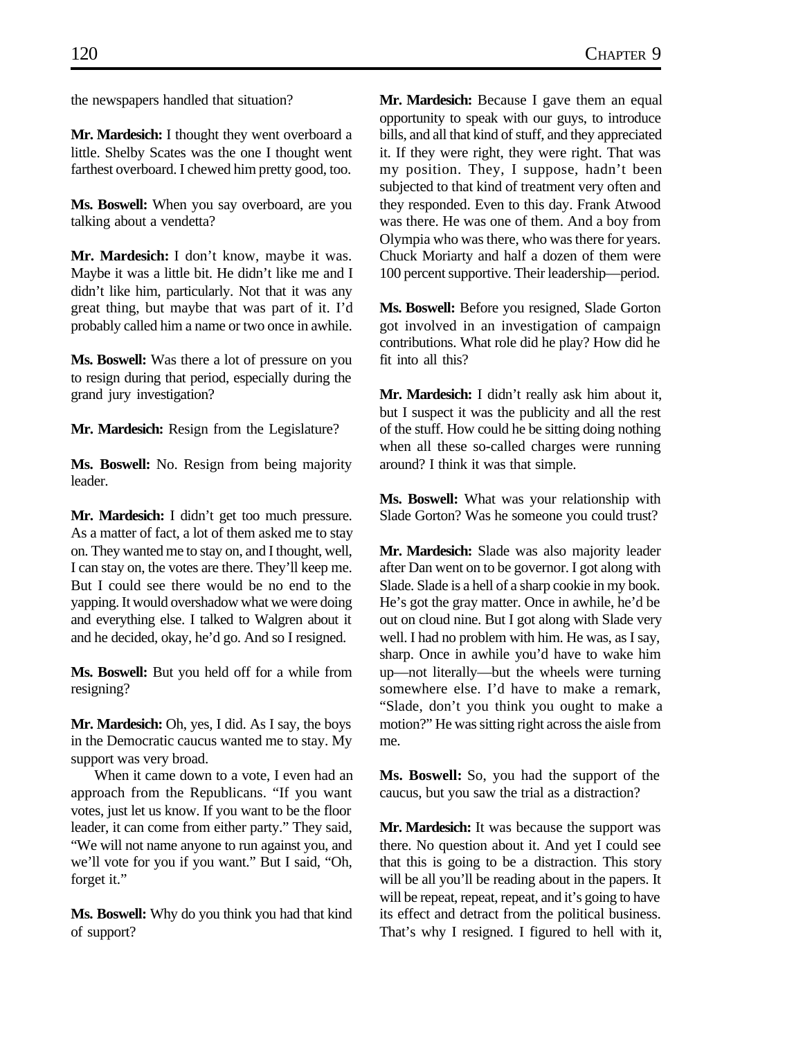the newspapers handled that situation?

**Mr. Mardesich:** I thought they went overboard a little. Shelby Scates was the one I thought went farthest overboard. I chewed him pretty good, too.

**Ms. Boswell:** When you say overboard, are you talking about a vendetta?

**Mr. Mardesich:** I don't know, maybe it was. Maybe it was a little bit. He didn't like me and I didn't like him, particularly. Not that it was any great thing, but maybe that was part of it. I'd probably called him a name or two once in awhile.

**Ms. Boswell:** Was there a lot of pressure on you to resign during that period, especially during the grand jury investigation?

**Mr. Mardesich:** Resign from the Legislature?

**Ms. Boswell:** No. Resign from being majority leader.

**Mr. Mardesich:** I didn't get too much pressure. As a matter of fact, a lot of them asked me to stay on. They wanted me to stay on, and I thought, well, I can stay on, the votes are there. They'll keep me. But I could see there would be no end to the yapping. It would overshadow what we were doing and everything else. I talked to Walgren about it and he decided, okay, he'd go. And so I resigned.

**Ms. Boswell:** But you held off for a while from resigning?

**Mr. Mardesich:** Oh, yes, I did. As I say, the boys in the Democratic caucus wanted me to stay. My support was very broad.

When it came down to a vote, I even had an approach from the Republicans. "If you want votes, just let us know. If you want to be the floor leader, it can come from either party." They said, "We will not name anyone to run against you, and we'll vote for you if you want." But I said, "Oh, forget it."

**Ms. Boswell:** Why do you think you had that kind of support?

**Mr. Mardesich:** Because I gave them an equal opportunity to speak with our guys, to introduce bills, and all that kind of stuff, and they appreciated it. If they were right, they were right. That was my position. They, I suppose, hadn't been subjected to that kind of treatment very often and they responded. Even to this day. Frank Atwood was there. He was one of them. And a boy from Olympia who was there, who was there for years. Chuck Moriarty and half a dozen of them were 100 percent supportive. Their leadership—period.

**Ms. Boswell:** Before you resigned, Slade Gorton got involved in an investigation of campaign contributions. What role did he play? How did he fit into all this?

**Mr. Mardesich:** I didn't really ask him about it, but I suspect it was the publicity and all the rest of the stuff. How could he be sitting doing nothing when all these so-called charges were running around? I think it was that simple.

**Ms. Boswell:** What was your relationship with Slade Gorton? Was he someone you could trust?

**Mr. Mardesich:** Slade was also majority leader after Dan went on to be governor. I got along with Slade. Slade is a hell of a sharp cookie in my book. He's got the gray matter. Once in awhile, he'd be out on cloud nine. But I got along with Slade very well. I had no problem with him. He was, as I say, sharp. Once in awhile you'd have to wake him up—not literally—but the wheels were turning somewhere else. I'd have to make a remark, "Slade, don't you think you ought to make a motion?" He was sitting right across the aisle from me.

**Ms. Boswell:** So, you had the support of the caucus, but you saw the trial as a distraction?

**Mr. Mardesich:** It was because the support was there. No question about it. And yet I could see that this is going to be a distraction. This story will be all you'll be reading about in the papers. It will be repeat, repeat, repeat, and it's going to have its effect and detract from the political business. That's why I resigned. I figured to hell with it,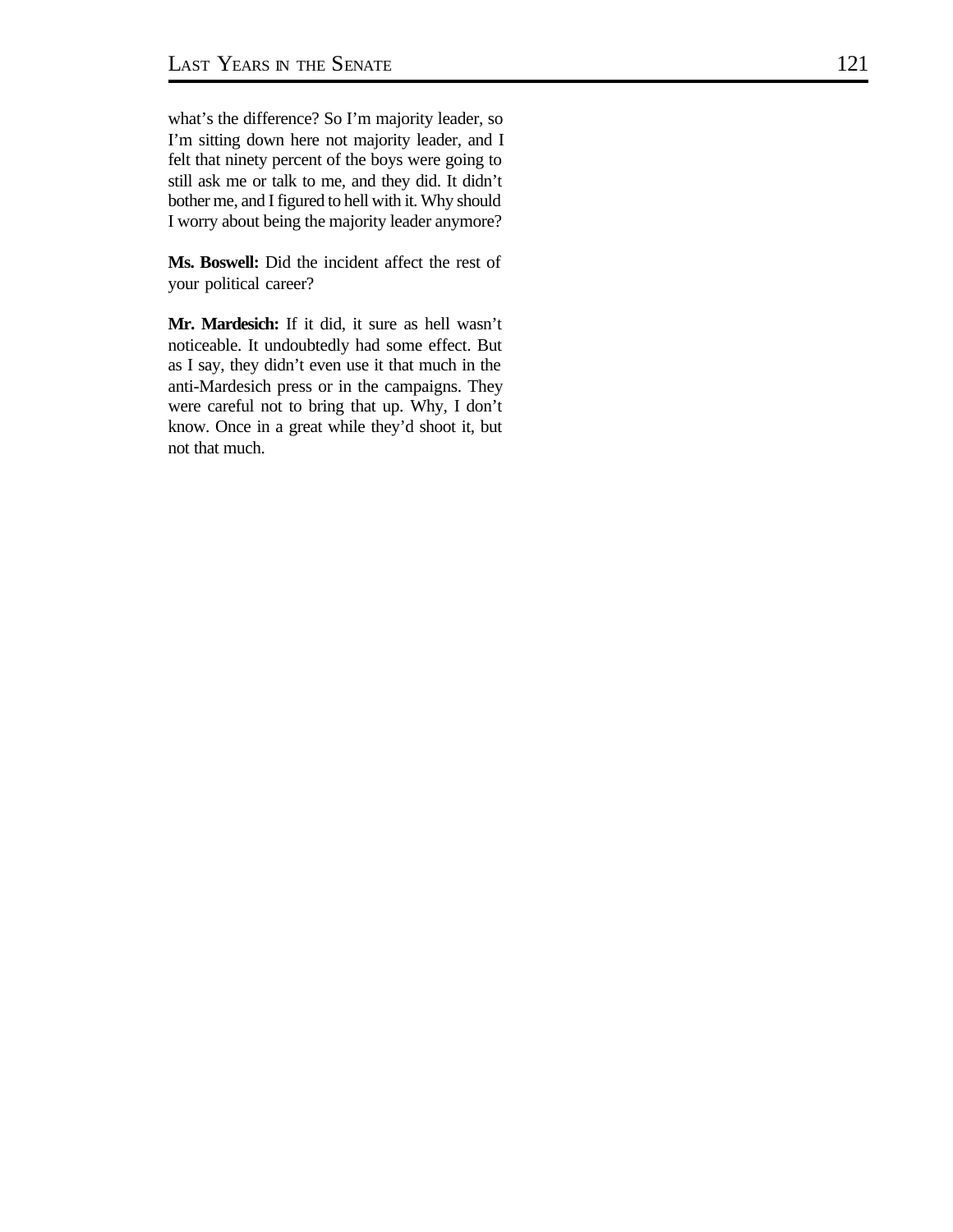what's the difference? So I'm majority leader, so I'm sitting down here not majority leader, and I felt that ninety percent of the boys were going to still ask me or talk to me, and they did. It didn't bother me, and I figured to hell with it. Why should I worry about being the majority leader anymore?

**Ms. Boswell:** Did the incident affect the rest of your political career?

**Mr. Mardesich:** If it did, it sure as hell wasn't noticeable. It undoubtedly had some effect. But as I say, they didn't even use it that much in the anti-Mardesich press or in the campaigns. They were careful not to bring that up. Why, I don't know. Once in a great while they'd shoot it, but not that much.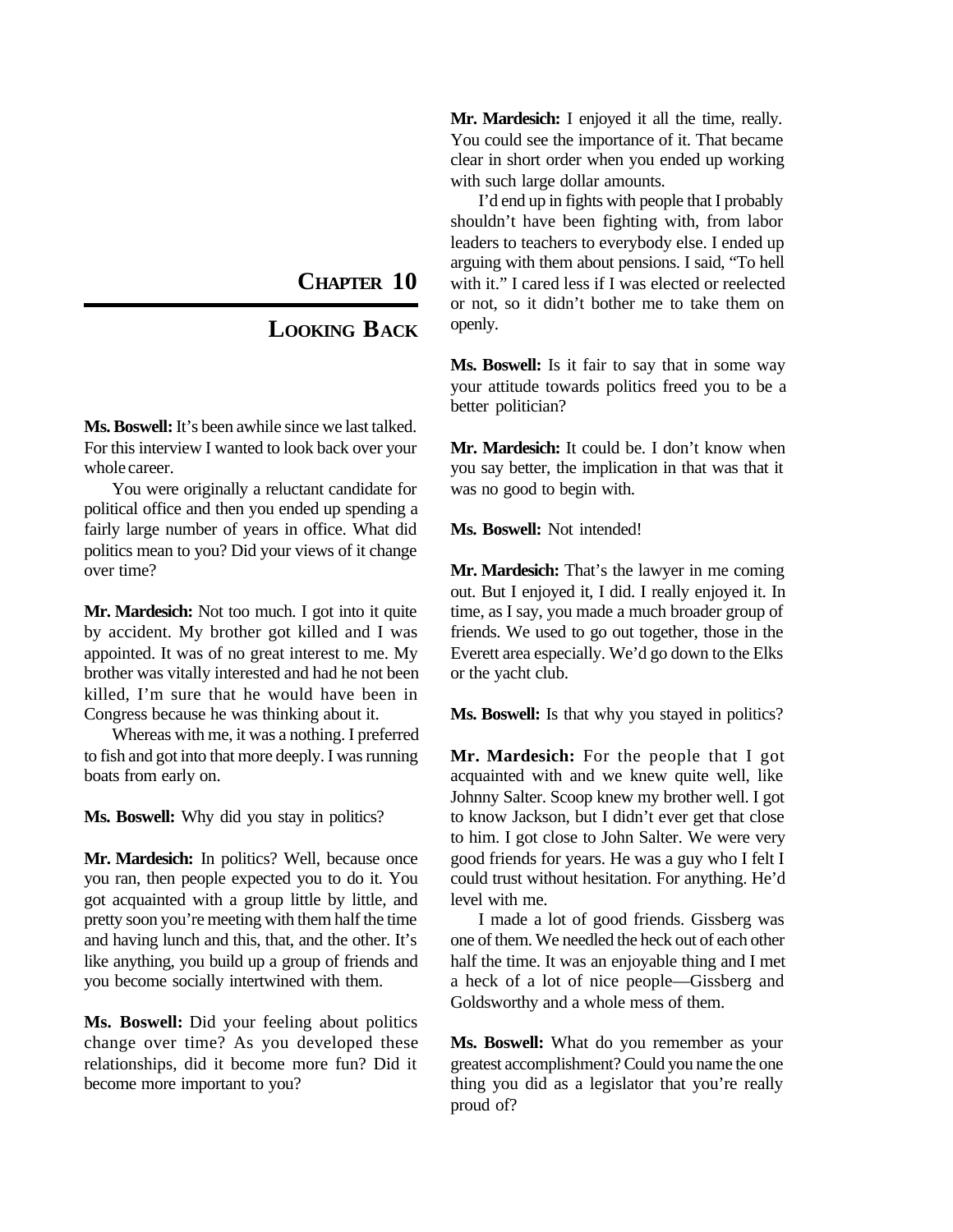# CHAPTER 10

## LOOKING BACK

**Ms. Boswell:** It's been awhile since we last talked. For this interview I wanted to look back over your whole career.

You were originally a reluctant candidate for political office and then you ended up spending a fairly large number of years in office. What did politics mean to you? Did your views of it change over time?

**Mr. Mardesich:** Not too much. I got into it quite by accident. My brother got killed and I was appointed. It was of no great interest to me. My brother was vitally interested and had he not been killed, I'm sure that he would have been in Congress because he was thinking about it.

Whereas with me, it was a nothing. I preferred to fish and got into that more deeply. I was running boats from early on.

**Ms. Boswell:** Why did you stay in politics?

**Mr. Mardesich:** In politics? Well, because once you ran, then people expected you to do it. You got acquainted with a group little by little, and pretty soon you're meeting with them half the time and having lunch and this, that, and the other. It's like anything, you build up a group of friends and you become socially intertwined with them.

**Ms. Boswell:** Did your feeling about politics change over time? As you developed these relationships, did it become more fun? Did it become more important to you?

**Mr. Mardesich:** I enjoyed it all the time, really. You could see the importance of it. That became clear in short order when you ended up working with such large dollar amounts.

I'd end up in fights with people that I probably shouldn't have been fighting with, from labor leaders to teachers to everybody else. I ended up arguing with them about pensions. I said, "To hell with it." I cared less if I was elected or reelected or not, so it didn't bother me to take them on openly.

**Ms. Boswell:** Is it fair to say that in some way your attitude towards politics freed you to be a better politician?

**Mr. Mardesich:** It could be. I don't know when you say better, the implication in that was that it was no good to begin with.

**Ms. Boswell:** Not intended!

**Mr. Mardesich:** That's the lawyer in me coming out. But I enjoyed it, I did. I really enjoyed it. In time, as I say, you made a much broader group of friends. We used to go out together, those in the Everett area especially. We'd go down to the Elks or the yacht club.

**Ms. Boswell:** Is that why you stayed in politics?

**Mr. Mardesich:** For the people that I got acquainted with and we knew quite well, like Johnny Salter. Scoop knew my brother well. I got to know Jackson, but I didn't ever get that close to him. I got close to John Salter. We were very good friends for years. He was a guy who I felt I could trust without hesitation. For anything. He'd level with me.

I made a lot of good friends. Gissberg was one of them. We needled the heck out of each other half the time. It was an enjoyable thing and I met a heck of a lot of nice people—Gissberg and Goldsworthy and a whole mess of them.

**Ms. Boswell:** What do you remember as your greatest accomplishment? Could you name the one thing you did as a legislator that you're really proud of?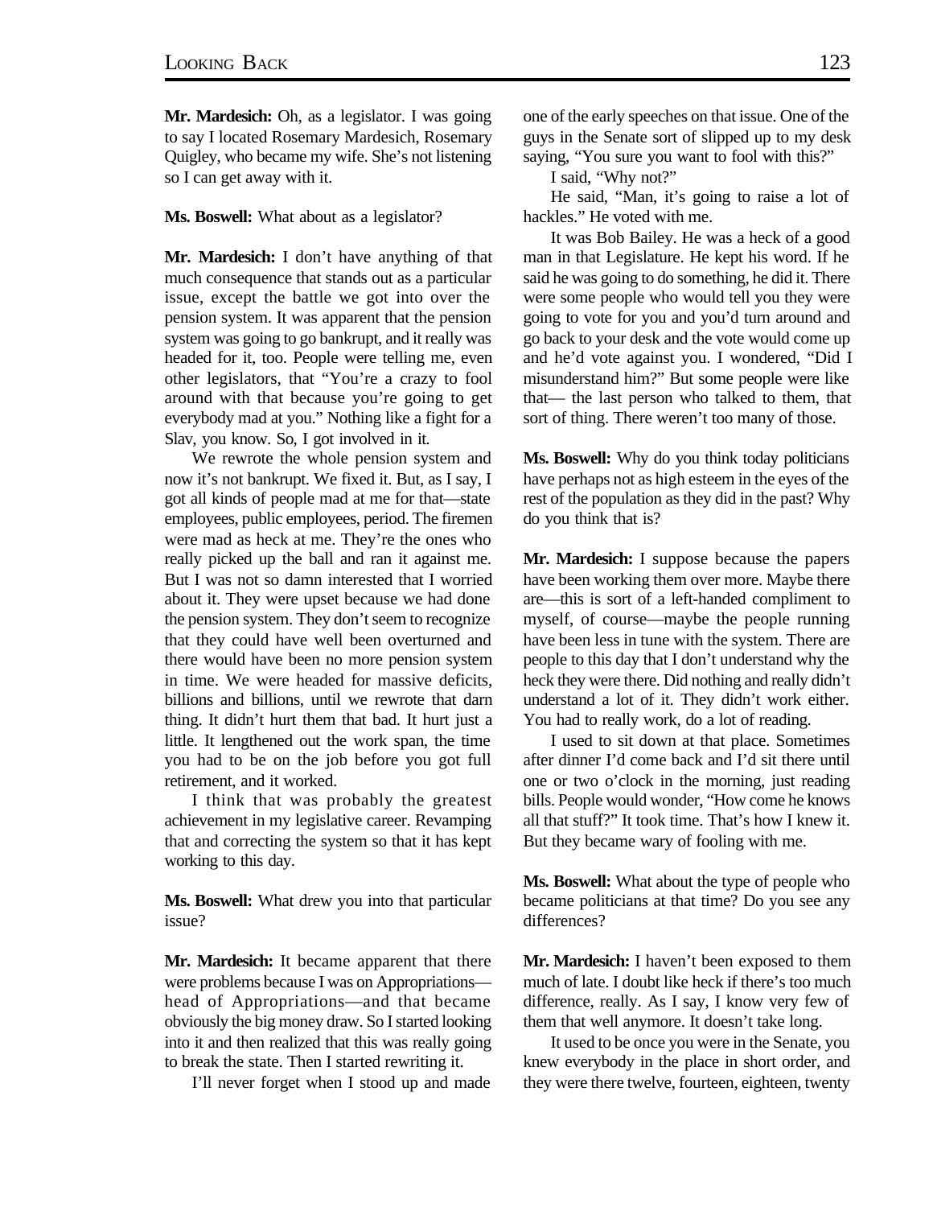**Mr. Mardesich:** Oh, as a legislator. I was going to say I located Rosemary Mardesich, Rosemary Quigley, who became my wife. She's not listening so I can get away with it.

**Ms. Boswell:** What about as a legislator?

**Mr. Mardesich:** I don't have anything of that much consequence that stands out as a particular issue, except the battle we got into over the pension system. It was apparent that the pension system was going to go bankrupt, and it really was headed for it, too. People were telling me, even other legislators, that "You're a crazy to fool around with that because you're going to get everybody mad at you." Nothing like a fight for a Slav, you know. So, I got involved in it.

We rewrote the whole pension system and now it's not bankrupt. We fixed it. But, as I say, I got all kinds of people mad at me for that—state employees, public employees, period. The firemen were mad as heck at me. They're the ones who really picked up the ball and ran it against me. But I was not so damn interested that I worried about it. They were upset because we had done the pension system. They don't seem to recognize that they could have well been overturned and there would have been no more pension system in time. We were headed for massive deficits, billions and billions, until we rewrote that darn thing. It didn't hurt them that bad. It hurt just a little. It lengthened out the work span, the time you had to be on the job before you got full retirement, and it worked.

I think that was probably the greatest achievement in my legislative career. Revamping that and correcting the system so that it has kept working to this day.

**Ms. Boswell:** What drew you into that particular issue?

**Mr. Mardesich:** It became apparent that there were problems because I was on Appropriations—head of Appropriations—and that became obviously the big money draw. So I started looking into it and then realized that this was really going to break the state. Then I started rewriting it.

I'll never forget when I stood up and made one of the early speeches on that issue. One of the guys in the Senate sort of slipped up to my desk saying, "You sure you want to fool with this?"

I said, "Why not?"

He said, "Man, it's going to raise a lot of hackles." He voted with me.

It was Bob Bailey. He was a heck of a good man in that Legislature. He kept his word. If he said he was going to do something, he did it. There were some people who would tell you they were going to vote for you and you'd turn around and go back to your desk and the vote would come up and he'd vote against you. I wondered, "Did I misunderstand him?" But some people were like that— the last person who talked to them, that sort of thing. There weren't too many of those.

**Ms. Boswell:** Why do you think today politicians have perhaps not as high esteem in the eyes of the rest of the population as they did in the past? Why do you think that is?

**Mr. Mardesich:** I suppose because the papers have been working them over more. Maybe there are—this is sort of a left-handed compliment to myself, of course—maybe the people running have been less in tune with the system. There are people to this day that I don't understand why the heck they were there. Did nothing and really didn't understand a lot of it. They didn't work either. You had to really work, do a lot of reading.

I used to sit down at that place. Sometimes after dinner I'd come back and I'd sit there until one or two o'clock in the morning, just reading bills. People would wonder, "How come he knows all that stuff?" It took time. That's how I knew it. But they became wary of fooling with me.

**Ms. Boswell:** What about the type of people who became politicians at that time? Do you see any differences?

**Mr. Mardesich:** I haven't been exposed to them much of late. I doubt like heck if there's too much difference, really. As I say, I know very few of them that well anymore. It doesn't take long.

It used to be once you were in the Senate, you knew everybody in the place in short order, and they were there twelve, fourteen, eighteen, twenty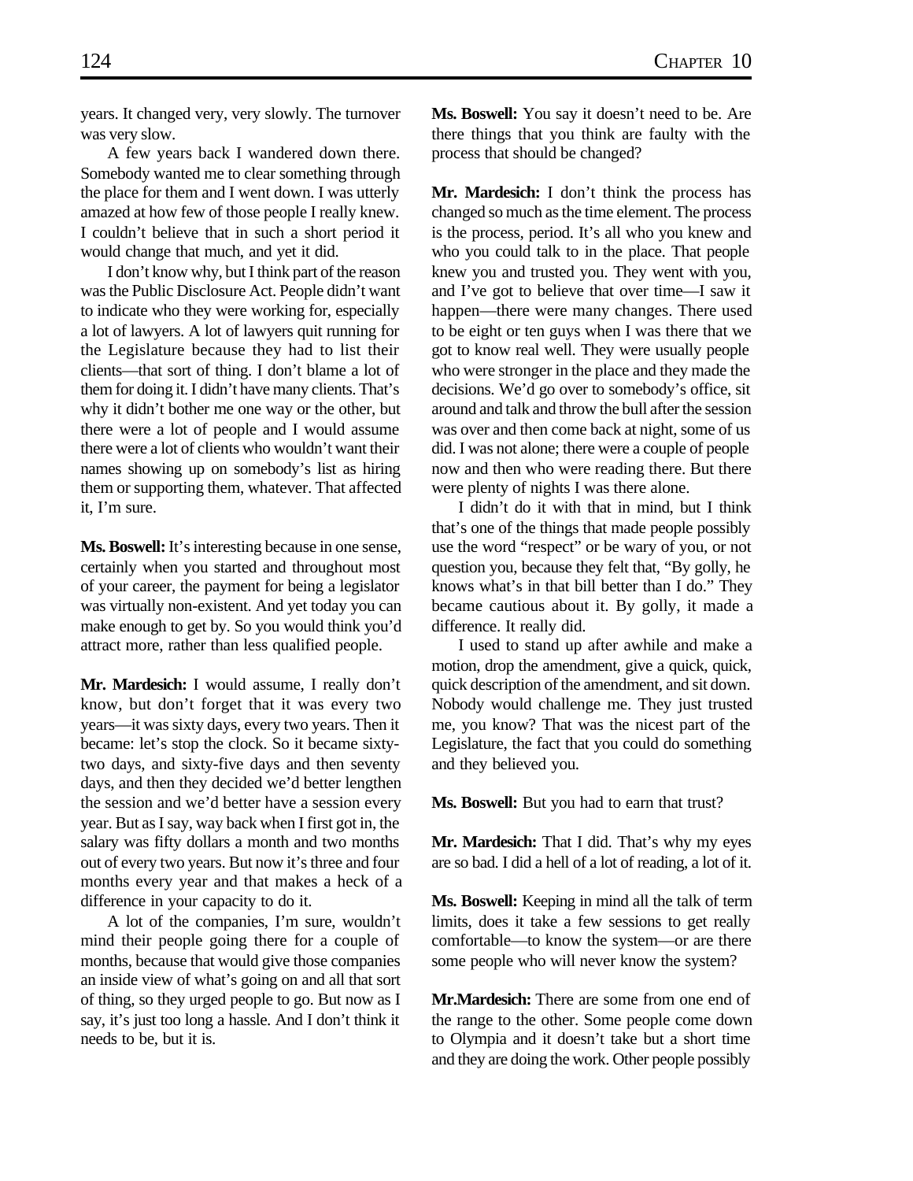years. It changed very, very slowly. The turnover was very slow.

A few years back I wandered down there. Somebody wanted me to clear something through the place for them and I went down. I was utterly amazed at how few of those people I really knew. I couldn't believe that in such a short period it would change that much, and yet it did.

I don't know why, but I think part of the reason was the Public Disclosure Act. People didn't want to indicate who they were working for, especially a lot of lawyers. A lot of lawyers quit running for the Legislature because they had to list their clients—that sort of thing. I don't blame a lot of them for doing it. I didn't have many clients. That's why it didn't bother me one way or the other, but there were a lot of people and I would assume there were a lot of clients who wouldn't want their names showing up on somebody's list as hiring them or supporting them, whatever. That affected it, I'm sure.

**Ms. Boswell:** It's interesting because in one sense, certainly when you started and throughout most of your career, the payment for being a legislator was virtually non-existent. And yet today you can make enough to get by. So you would think you'd attract more, rather than less qualified people.

**Mr. Mardesich:** I would assume, I really don't know, but don't forget that it was every two years—it was sixty days, every two years. Then it became: let's stop the clock. So it became sixty-two days, and sixty-five days and then seventy days, and then they decided we'd better lengthen the session and we'd better have a session every year. But as I say, way back when I first got in, the salary was fifty dollars a month and two months out of every two years. But now it's three and four months every year and that makes a heck of a difference in your capacity to do it.

A lot of the companies, I'm sure, wouldn't mind their people going there for a couple of months, because that would give those companies an inside view of what's going on and all that sort of thing, so they urged people to go. But now as I say, it's just too long a hassle. And I don't think it needs to be, but it is.

**Ms. Boswell:** You say it doesn't need to be. Are there things that you think are faulty with the process that should be changed?

**Mr. Mardesich:** I don't think the process has changed so much as the time element. The process is the process, period. It's all who you knew and who you could talk to in the place. That people knew you and trusted you. They went with you, and I've got to believe that over time—I saw it happen—there were many changes. There used to be eight or ten guys when I was there that we got to know real well. They were usually people who were stronger in the place and they made the decisions. We'd go over to somebody's office, sit around and talk and throw the bull after the session was over and then come back at night, some of us did. I was not alone; there were a couple of people now and then who were reading there. But there were plenty of nights I was there alone.

I didn't do it with that in mind, but I think that's one of the things that made people possibly use the word "respect" or be wary of you, or not question you, because they felt that, "By golly, he knows what's in that bill better than I do." They became cautious about it. By golly, it made a difference. It really did.

I used to stand up after awhile and make a motion, drop the amendment, give a quick, quick, quick description of the amendment, and sit down. Nobody would challenge me. They just trusted me, you know? That was the nicest part of the Legislature, the fact that you could do something and they believed you.

**Ms. Boswell:** But you had to earn that trust?

**Mr. Mardesich:** That I did. That's why my eyes are so bad. I did a hell of a lot of reading, a lot of it.

**Ms. Boswell:** Keeping in mind all the talk of term limits, does it take a few sessions to get really comfortable—to know the system—or are there some people who will never know the system?

**Mr.Mardesich:** There are some from one end of the range to the other. Some people come down to Olympia and it doesn't take but a short time and they are doing the work. Other people possibly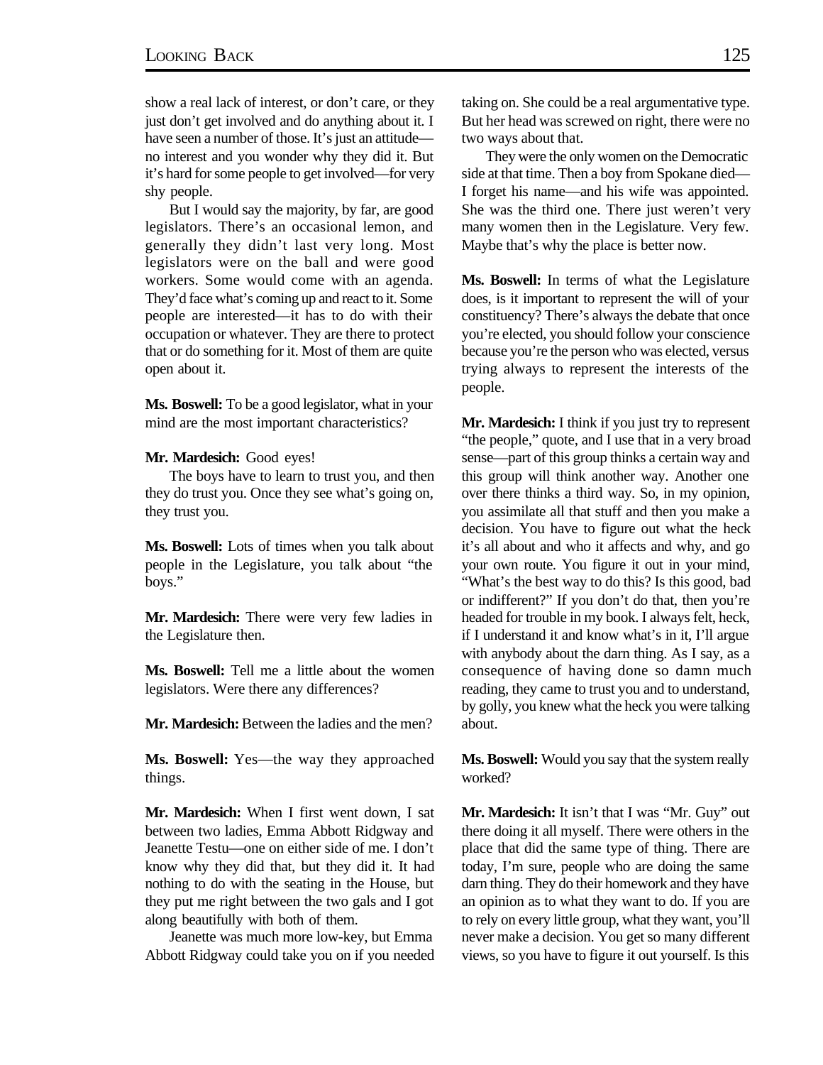show a real lack of interest, or don't care, or they just don't get involved and do anything about it. I have seen a number of those. It's just an attitude—no interest and you wonder why they did it. But it's hard for some people to get involved—for very shy people.

But I would say the majority, by far, are good legislators. There's an occasional lemon, and generally they didn't last very long. Most legislators were on the ball and were good workers. Some would come with an agenda. They'd face what's coming up and react to it. Some people are interested—it has to do with their occupation or whatever. They are there to protect that or do something for it. Most of them are quite open about it.

**Ms. Boswell:** To be a good legislator, what in your mind are the most important characteristics?

**Mr. Mardesich:** Good eyes!

The boys have to learn to trust you, and then they do trust you. Once they see what's going on, they trust you.

**Ms. Boswell:** Lots of times when you talk about people in the Legislature, you talk about "the boys."

**Mr. Mardesich:** There were very few ladies in the Legislature then.

**Ms. Boswell:** Tell me a little about the women legislators. Were there any differences?

**Mr. Mardesich:** Between the ladies and the men?

**Ms. Boswell:** Yes—the way they approached things.

**Mr. Mardesich:** When I first went down, I sat between two ladies, Emma Abbott Ridgway and Jeanette Testu—one on either side of me. I don't know why they did that, but they did it. It had nothing to do with the seating in the House, but they put me right between the two gals and I got along beautifully with both of them.

Jeanette was much more low-key, but Emma Abbott Ridgway could take you on if you needed taking on. She could be a real argumentative type. But her head was screwed on right, there were no two ways about that.

They were the only women on the Democratic side at that time. Then a boy from Spokane died—I forget his name—and his wife was appointed. She was the third one. There just weren't very many women then in the Legislature. Very few. Maybe that's why the place is better now.

**Ms. Boswell:** In terms of what the Legislature does, is it important to represent the will of your constituency? There's always the debate that once you're elected, you should follow your conscience because you're the person who was elected, versus trying always to represent the interests of the people.

**Mr. Mardesich:** I think if you just try to represent "the people," quote, and I use that in a very broad sense—part of this group thinks a certain way and this group will think another way. Another one over there thinks a third way. So, in my opinion, you assimilate all that stuff and then you make a decision. You have to figure out what the heck it's all about and who it affects and why, and go your own route. You figure it out in your mind, "What's the best way to do this? Is this good, bad or indifferent?" If you don't do that, then you're headed for trouble in my book. I always felt, heck, if I understand it and know what's in it, I'll argue with anybody about the darn thing. As I say, as a consequence of having done so damn much reading, they came to trust you and to understand, by golly, you knew what the heck you were talking about.

**Ms. Boswell:** Would you say that the system really worked?

**Mr. Mardesich:** It isn't that I was "Mr. Guy" out there doing it all myself. There were others in the place that did the same type of thing. There are today, I'm sure, people who are doing the same darn thing. They do their homework and they have an opinion as to what they want to do. If you are to rely on every little group, what they want, you'll never make a decision. You get so many different views, so you have to figure it out yourself. Is this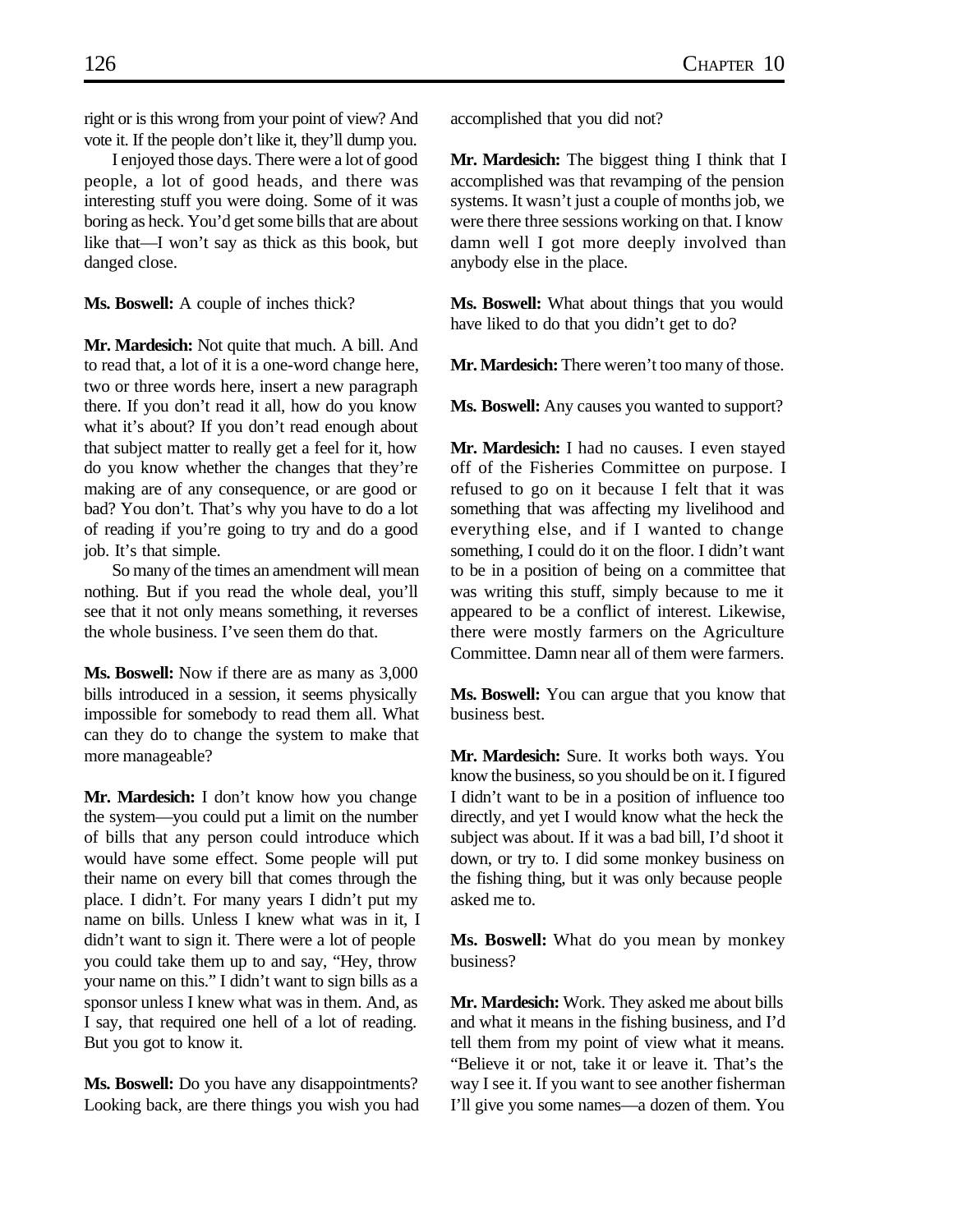right or is this wrong from your point of view? And vote it. If the people don't like it, they'll dump you.

I enjoyed those days. There were a lot of good people, a lot of good heads, and there was interesting stuff you were doing. Some of it was boring as heck. You'd get some bills that are about like that—I won't say as thick as this book, but danged close.

**Ms. Boswell:** A couple of inches thick?

**Mr. Mardesich:** Not quite that much. A bill. And to read that, a lot of it is a one-word change here, two or three words here, insert a new paragraph there. If you don't read it all, how do you know what it's about? If you don't read enough about that subject matter to really get a feel for it, how do you know whether the changes that they're making are of any consequence, or are good or bad? You don't. That's why you have to do a lot of reading if you're going to try and do a good job. It's that simple.

So many of the times an amendment will mean nothing. But if you read the whole deal, you'll see that it not only means something, it reverses the whole business. I've seen them do that.

**Ms. Boswell:** Now if there are as many as 3,000 bills introduced in a session, it seems physically impossible for somebody to read them all. What can they do to change the system to make that more manageable?

**Mr. Mardesich:** I don't know how you change the system—you could put a limit on the number of bills that any person could introduce which would have some effect. Some people will put their name on every bill that comes through the place. I didn't. For many years I didn't put my name on bills. Unless I knew what was in it, I didn't want to sign it. There were a lot of people you could take them up to and say, "Hey, throw your name on this." I didn't want to sign bills as a sponsor unless I knew what was in them. And, as I say, that required one hell of a lot of reading. But you got to know it.

**Ms. Boswell:** Do you have any disappointments? Looking back, are there things you wish you had accomplished that you did not?

**Mr. Mardesich:** The biggest thing I think that I accomplished was that revamping of the pension systems. It wasn't just a couple of months job, we were there three sessions working on that. I know damn well I got more deeply involved than anybody else in the place.

**Ms. Boswell:** What about things that you would have liked to do that you didn't get to do?

**Mr. Mardesich:** There weren't too many of those.

**Ms. Boswell:** Any causes you wanted to support?

**Mr. Mardesich:** I had no causes. I even stayed off of the Fisheries Committee on purpose. I refused to go on it because I felt that it was something that was affecting my livelihood and everything else, and if I wanted to change something, I could do it on the floor. I didn't want to be in a position of being on a committee that was writing this stuff, simply because to me it appeared to be a conflict of interest. Likewise, there were mostly farmers on the Agriculture Committee. Damn near all of them were farmers.

**Ms. Boswell:** You can argue that you know that business best.

**Mr. Mardesich:** Sure. It works both ways. You know the business, so you should be on it. I figured I didn't want to be in a position of influence too directly, and yet I would know what the heck the subject was about. If it was a bad bill, I'd shoot it down, or try to. I did some monkey business on the fishing thing, but it was only because people asked me to.

**Ms. Boswell:** What do you mean by monkey business?

**Mr. Mardesich:** Work. They asked me about bills and what it means in the fishing business, and I'd tell them from my point of view what it means. "Believe it or not, take it or leave it. That's the way I see it. If you want to see another fisherman I'll give you some names—a dozen of them. You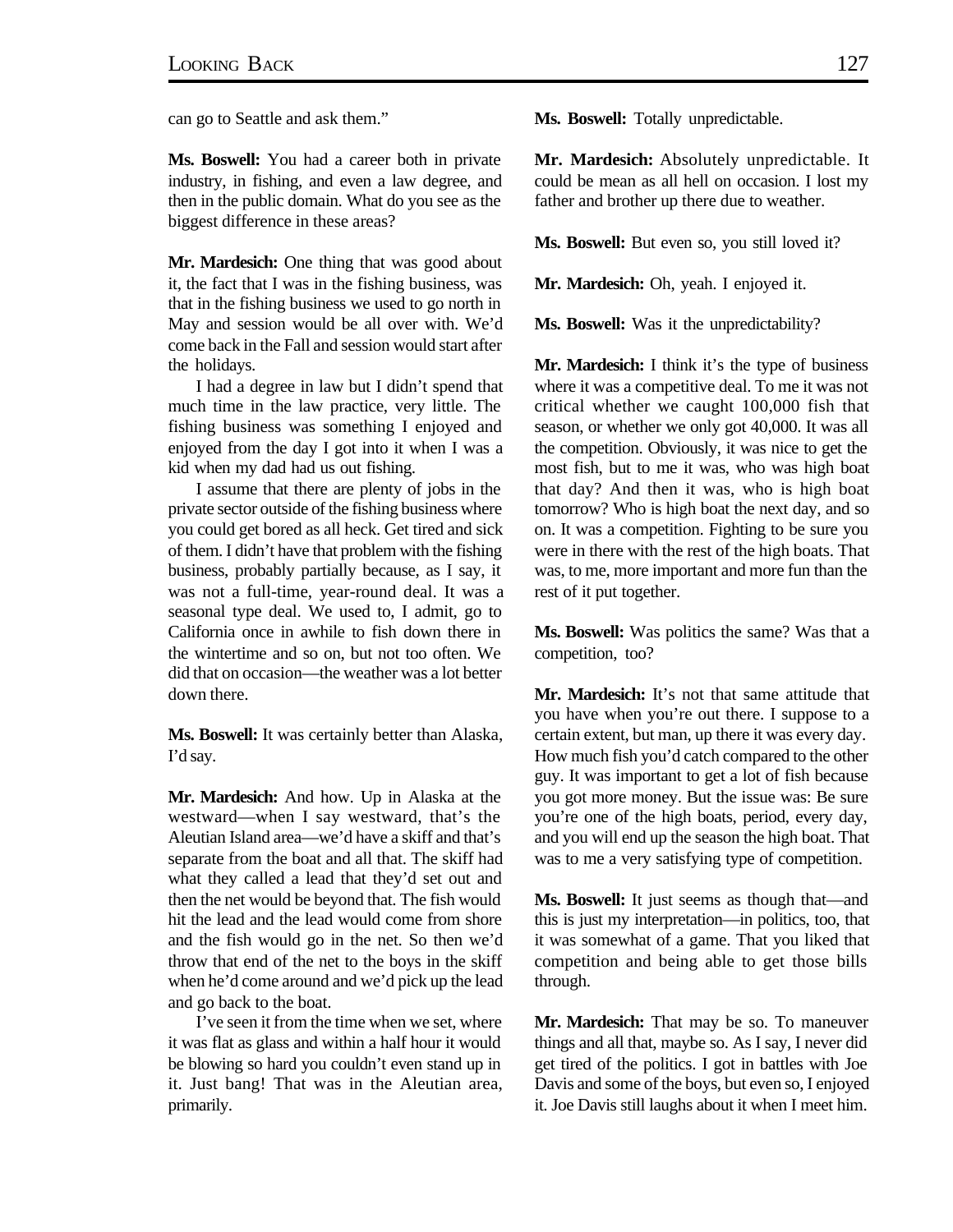can go to Seattle and ask them."

**Ms. Boswell:** You had a career both in private industry, in fishing, and even a law degree, and then in the public domain. What do you see as the biggest difference in these areas?

**Mr. Mardesich:** One thing that was good about it, the fact that I was in the fishing business, was that in the fishing business we used to go north in May and session would be all over with. We'd come back in the Fall and session would start after the holidays.

I had a degree in law but I didn't spend that much time in the law practice, very little. The fishing business was something I enjoyed and enjoyed from the day I got into it when I was a kid when my dad had us out fishing.

I assume that there are plenty of jobs in the private sector outside of the fishing business where you could get bored as all heck. Get tired and sick of them. I didn't have that problem with the fishing business, probably partially because, as I say, it was not a full-time, year-round deal. It was a seasonal type deal. We used to, I admit, go to California once in awhile to fish down there in the wintertime and so on, but not too often. We did that on occasion—the weather was a lot better down there.

**Ms. Boswell:** It was certainly better than Alaska, I'd say.

**Mr. Mardesich:** And how. Up in Alaska at the westward—when I say westward, that's the Aleutian Island area—we'd have a skiff and that's separate from the boat and all that. The skiff had what they called a lead that they'd set out and then the net would be beyond that. The fish would hit the lead and the lead would come from shore and the fish would go in the net. So then we'd throw that end of the net to the boys in the skiff when he'd come around and we'd pick up the lead and go back to the boat.

I've seen it from the time when we set, where it was flat as glass and within a half hour it would be blowing so hard you couldn't even stand up in it. Just bang! That was in the Aleutian area, primarily.

**Ms. Boswell:** Totally unpredictable.

**Mr. Mardesich:** Absolutely unpredictable. It could be mean as all hell on occasion. I lost my father and brother up there due to weather.

**Ms. Boswell:** But even so, you still loved it?

**Mr. Mardesich:** Oh, yeah. I enjoyed it.

**Ms. Boswell:** Was it the unpredictability?

**Mr. Mardesich:** I think it's the type of business where it was a competitive deal. To me it was not critical whether we caught 100,000 fish that season, or whether we only got 40,000. It was all the competition. Obviously, it was nice to get the most fish, but to me it was, who was high boat that day? And then it was, who is high boat tomorrow? Who is high boat the next day, and so on. It was a competition. Fighting to be sure you were in there with the rest of the high boats. That was, to me, more important and more fun than the rest of it put together.

**Ms. Boswell:** Was politics the same? Was that a competition, too?

**Mr. Mardesich:** It's not that same attitude that you have when you're out there. I suppose to a certain extent, but man, up there it was every day. How much fish you'd catch compared to the other guy. It was important to get a lot of fish because you got more money. But the issue was: Be sure you're one of the high boats, period, every day, and you will end up the season the high boat. That was to me a very satisfying type of competition.

**Ms. Boswell:** It just seems as though that—and this is just my interpretation—in politics, too, that it was somewhat of a game. That you liked that competition and being able to get those bills through.

**Mr. Mardesich:** That may be so. To maneuver things and all that, maybe so. As I say, I never did get tired of the politics. I got in battles with Joe Davis and some of the boys, but even so, I enjoyed it. Joe Davis still laughs about it when I meet him.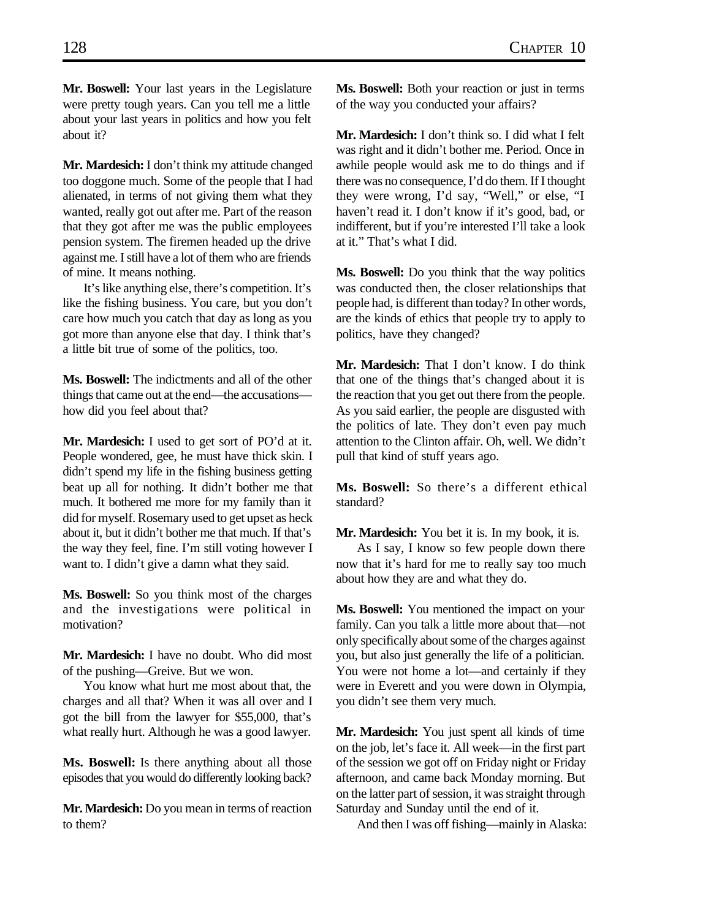**Mr. Boswell:** Your last years in the Legislature were pretty tough years. Can you tell me a little about your last years in politics and how you felt about it?

**Mr. Mardesich:** I don't think my attitude changed too doggone much. Some of the people that I had alienated, in terms of not giving them what they wanted, really got out after me. Part of the reason that they got after me was the public employees pension system. The firemen headed up the drive against me. I still have a lot of them who are friends of mine. It means nothing.

It's like anything else, there's competition. It's like the fishing business. You care, but you don't care how much you catch that day as long as you got more than anyone else that day. I think that's a little bit true of some of the politics, too.

**Ms. Boswell:** The indictments and all of the other things that came out at the end—the accusations—how did you feel about that?

**Mr. Mardesich:** I used to get sort of PO'd at it. People wondered, gee, he must have thick skin. I didn't spend my life in the fishing business getting beat up all for nothing. It didn't bother me that much. It bothered me more for my family than it did for myself. Rosemary used to get upset as heck about it, but it didn't bother me that much. If that's the way they feel, fine. I'm still voting however I want to. I didn't give a damn what they said.

**Ms. Boswell:** So you think most of the charges and the investigations were political in motivation?

**Mr. Mardesich:** I have no doubt. Who did most of the pushing—Greive. But we won.

You know what hurt me most about that, the charges and all that? When it was all over and I got the bill from the lawyer for $55,000, that's what really hurt. Although he was a good lawyer.

**Ms. Boswell:** Is there anything about all those episodes that you would do differently looking back?

**Mr. Mardesich:** Do you mean in terms of reaction to them?

**Ms. Boswell:** Both your reaction or just in terms of the way you conducted your affairs?

**Mr. Mardesich:** I don't think so. I did what I felt was right and it didn't bother me. Period. Once in awhile people would ask me to do things and if there was no consequence, I'd do them. If I thought they were wrong, I'd say, "Well," or else, "I haven't read it. I don't know if it's good, bad, or indifferent, but if you're interested I'll take a look at it." That's what I did.

**Ms. Boswell:** Do you think that the way politics was conducted then, the closer relationships that people had, is different than today? In other words, are the kinds of ethics that people try to apply to politics, have they changed?

**Mr. Mardesich:** That I don't know. I do think that one of the things that's changed about it is the reaction that you get out there from the people. As you said earlier, the people are disgusted with the politics of late. They don't even pay much attention to the Clinton affair. Oh, well. We didn't pull that kind of stuff years ago.

**Ms. Boswell:** So there's a different ethical standard?

**Mr. Mardesich:** You bet it is. In my book, it is.

As I say, I know so few people down there now that it's hard for me to really say too much about how they are and what they do.

**Ms. Boswell:** You mentioned the impact on your family. Can you talk a little more about that—not only specifically about some of the charges against you, but also just generally the life of a politician. You were not home a lot—and certainly if they were in Everett and you were down in Olympia, you didn't see them very much.

**Mr. Mardesich:** You just spent all kinds of time on the job, let's face it. All week—in the first part of the session we got off on Friday night or Friday afternoon, and came back Monday morning. But on the latter part of session, it was straight through Saturday and Sunday until the end of it.

And then I was off fishing—mainly in Alaska: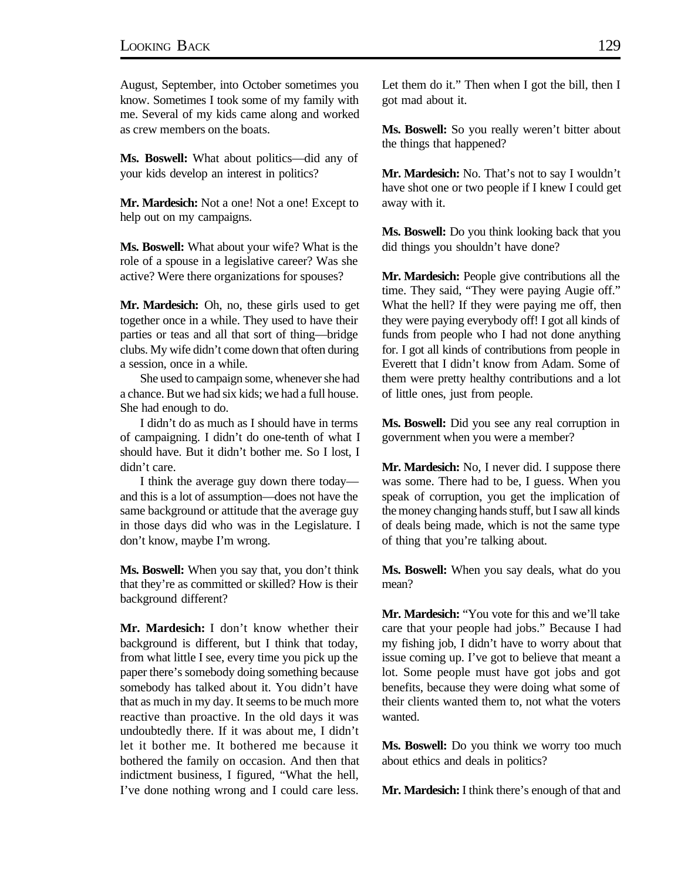August, September, into October sometimes you know. Sometimes I took some of my family with me. Several of my kids came along and worked as crew members on the boats.

**Ms. Boswell:** What about politics—did any of your kids develop an interest in politics?

**Mr. Mardesich:** Not a one! Not a one! Except to help out on my campaigns.

**Ms. Boswell:** What about your wife? What is the role of a spouse in a legislative career? Was she active? Were there organizations for spouses?

**Mr. Mardesich:** Oh, no, these girls used to get together once in a while. They used to have their parties or teas and all that sort of thing—bridge clubs. My wife didn't come down that often during a session, once in a while.

She used to campaign some, whenever she had a chance. But we had six kids; we had a full house. She had enough to do.

I didn't do as much as I should have in terms of campaigning. I didn't do one-tenth of what I should have. But it didn't bother me. So I lost, I didn't care.

I think the average guy down there today—and this is a lot of assumption—does not have the same background or attitude that the average guy in those days did who was in the Legislature. I don't know, maybe I'm wrong.

**Ms. Boswell:** When you say that, you don't think that they're as committed or skilled? How is their background different?

**Mr. Mardesich:** I don't know whether their background is different, but I think that today, from what little I see, every time you pick up the paper there's somebody doing something because somebody has talked about it. You didn't have that as much in my day. It seems to be much more reactive than proactive. In the old days it was undoubtedly there. If it was about me, I didn't let it bother me. It bothered me because it bothered the family on occasion. And then that indictment business, I figured, "What the hell, I've done nothing wrong and I could care less. Let them do it." Then when I got the bill, then I got mad about it.

**Ms. Boswell:** So you really weren't bitter about the things that happened?

**Mr. Mardesich:** No. That's not to say I wouldn't have shot one or two people if I knew I could get away with it.

**Ms. Boswell:** Do you think looking back that you did things you shouldn't have done?

**Mr. Mardesich:** People give contributions all the time. They said, "They were paying Augie off." What the hell? If they were paying me off, then they were paying everybody off! I got all kinds of funds from people who I had not done anything for. I got all kinds of contributions from people in Everett that I didn't know from Adam. Some of them were pretty healthy contributions and a lot of little ones, just from people.

**Ms. Boswell:** Did you see any real corruption in government when you were a member?

**Mr. Mardesich:** No, I never did. I suppose there was some. There had to be, I guess. When you speak of corruption, you get the implication of the money changing hands stuff, but I saw all kinds of deals being made, which is not the same type of thing that you're talking about.

**Ms. Boswell:** When you say deals, what do you mean?

**Mr. Mardesich:** "You vote for this and we'll take care that your people had jobs." Because I had my fishing job, I didn't have to worry about that issue coming up. I've got to believe that meant a lot. Some people must have got jobs and got benefits, because they were doing what some of their clients wanted them to, not what the voters wanted.

**Ms. Boswell:** Do you think we worry too much about ethics and deals in politics?

**Mr. Mardesich:** I think there's enough of that and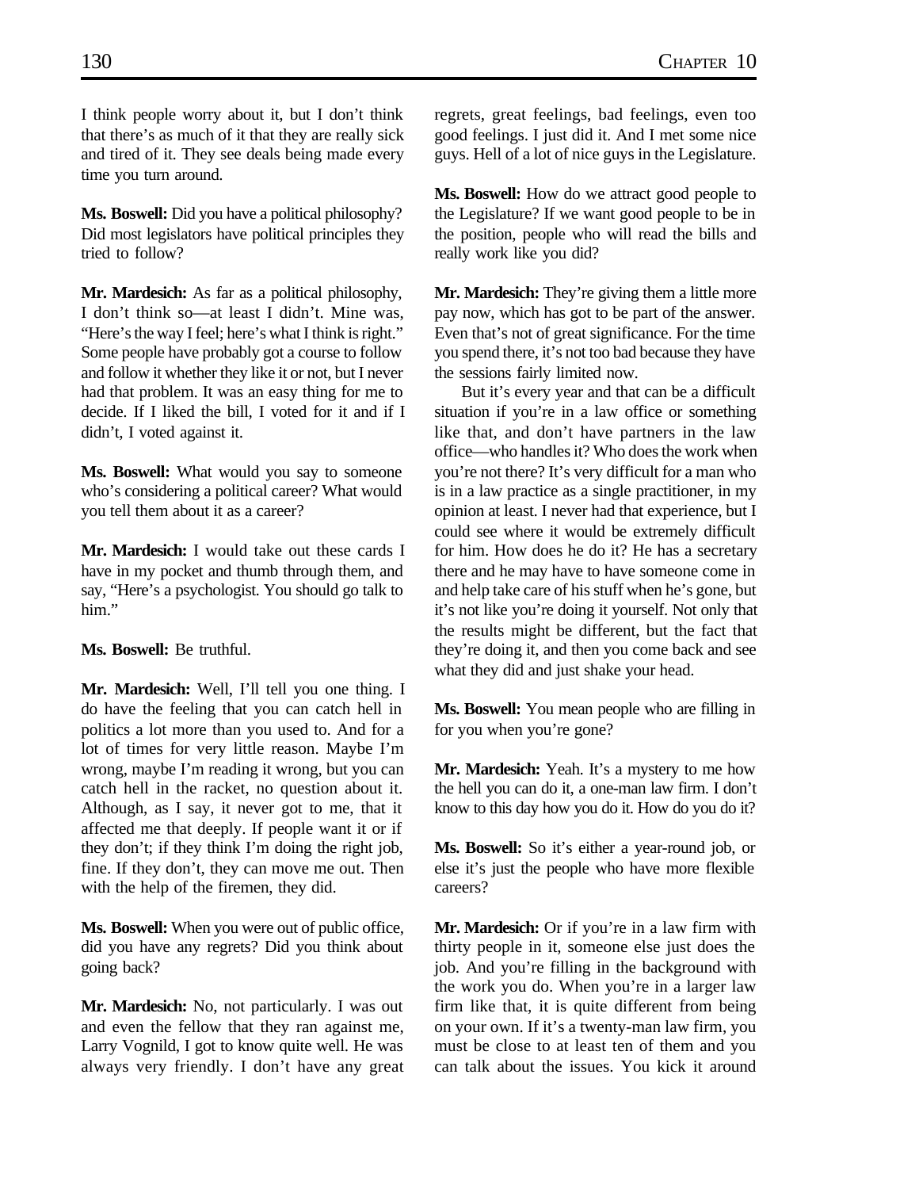I think people worry about it, but I don't think that there's as much of it that they are really sick and tired of it. They see deals being made every time you turn around.

**Ms. Boswell:** Did you have a political philosophy? Did most legislators have political principles they tried to follow?

**Mr. Mardesich:** As far as a political philosophy, I don't think so—at least I didn't. Mine was, "Here's the way I feel; here's what I think is right." Some people have probably got a course to follow and follow it whether they like it or not, but I never had that problem. It was an easy thing for me to decide. If I liked the bill, I voted for it and if I didn't, I voted against it.

**Ms. Boswell:** What would you say to someone who's considering a political career? What would you tell them about it as a career?

**Mr. Mardesich:** I would take out these cards I have in my pocket and thumb through them, and say, "Here's a psychologist. You should go talk to him."

**Ms. Boswell:** Be truthful.

**Mr. Mardesich:** Well, I'll tell you one thing. I do have the feeling that you can catch hell in politics a lot more than you used to. And for a lot of times for very little reason. Maybe I'm wrong, maybe I'm reading it wrong, but you can catch hell in the racket, no question about it. Although, as I say, it never got to me, that it affected me that deeply. If people want it or if they don't; if they think I'm doing the right job, fine. If they don't, they can move me out. Then with the help of the firemen, they did.

**Ms. Boswell:** When you were out of public office, did you have any regrets? Did you think about going back?

**Mr. Mardesich:** No, not particularly. I was out and even the fellow that they ran against me, Larry Vognild, I got to know quite well. He was always very friendly. I don't have any great regrets, great feelings, bad feelings, even too good feelings. I just did it. And I met some nice guys. Hell of a lot of nice guys in the Legislature.

**Ms. Boswell:** How do we attract good people to the Legislature? If we want good people to be in the position, people who will read the bills and really work like you did?

**Mr. Mardesich:** They're giving them a little more pay now, which has got to be part of the answer. Even that's not of great significance. For the time you spend there, it's not too bad because they have the sessions fairly limited now.

But it's every year and that can be a difficult situation if you're in a law office or something like that, and don't have partners in the law office—who handles it? Who does the work when you're not there? It's very difficult for a man who is in a law practice as a single practitioner, in my opinion at least. I never had that experience, but I could see where it would be extremely difficult for him. How does he do it? He has a secretary there and he may have to have someone come in and help take care of his stuff when he's gone, but it's not like you're doing it yourself. Not only that the results might be different, but the fact that they're doing it, and then you come back and see what they did and just shake your head.

**Ms. Boswell:** You mean people who are filling in for you when you're gone?

**Mr. Mardesich:** Yeah. It's a mystery to me how the hell you can do it, a one-man law firm. I don't know to this day how you do it. How do you do it?

**Ms. Boswell:** So it's either a year-round job, or else it's just the people who have more flexible careers?

**Mr. Mardesich:** Or if you're in a law firm with thirty people in it, someone else just does the job. And you're filling in the background with the work you do. When you're in a larger law firm like that, it is quite different from being on your own. If it's a twenty-man law firm, you must be close to at least ten of them and you can talk about the issues. You kick it around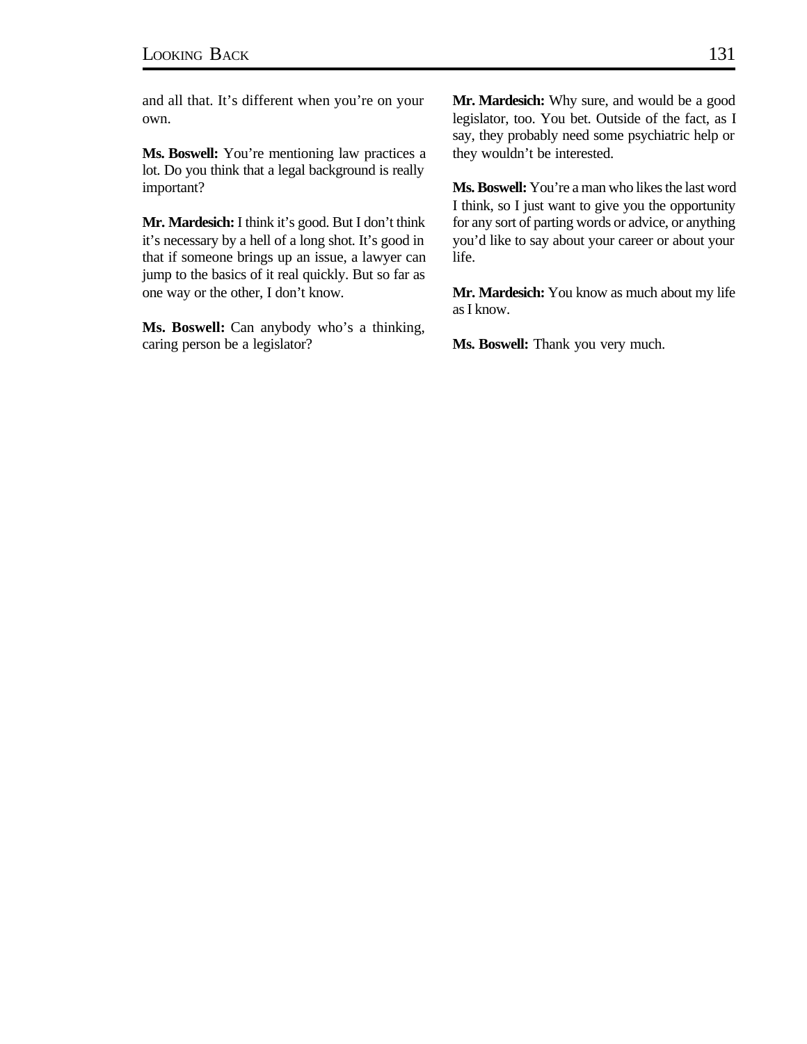and all that. It's different when you're on your own.

**Ms. Boswell:** You're mentioning law practices a lot. Do you think that a legal background is really important?

**Mr. Mardesich:** I think it's good. But I don't think it's necessary by a hell of a long shot. It's good in that if someone brings up an issue, a lawyer can jump to the basics of it real quickly. But so far as one way or the other, I don't know.

**Ms. Boswell:** Can anybody who's a thinking, caring person be a legislator?

**Mr. Mardesich:** Why sure, and would be a good legislator, too. You bet. Outside of the fact, as I say, they probably need some psychiatric help or they wouldn't be interested.

**Ms. Boswell:** You're a man who likes the last word I think, so I just want to give you the opportunity for any sort of parting words or advice, or anything you'd like to say about your career or about your life.

**Mr. Mardesich:** You know as much about my life as I know.

**Ms. Boswell:** Thank you very much.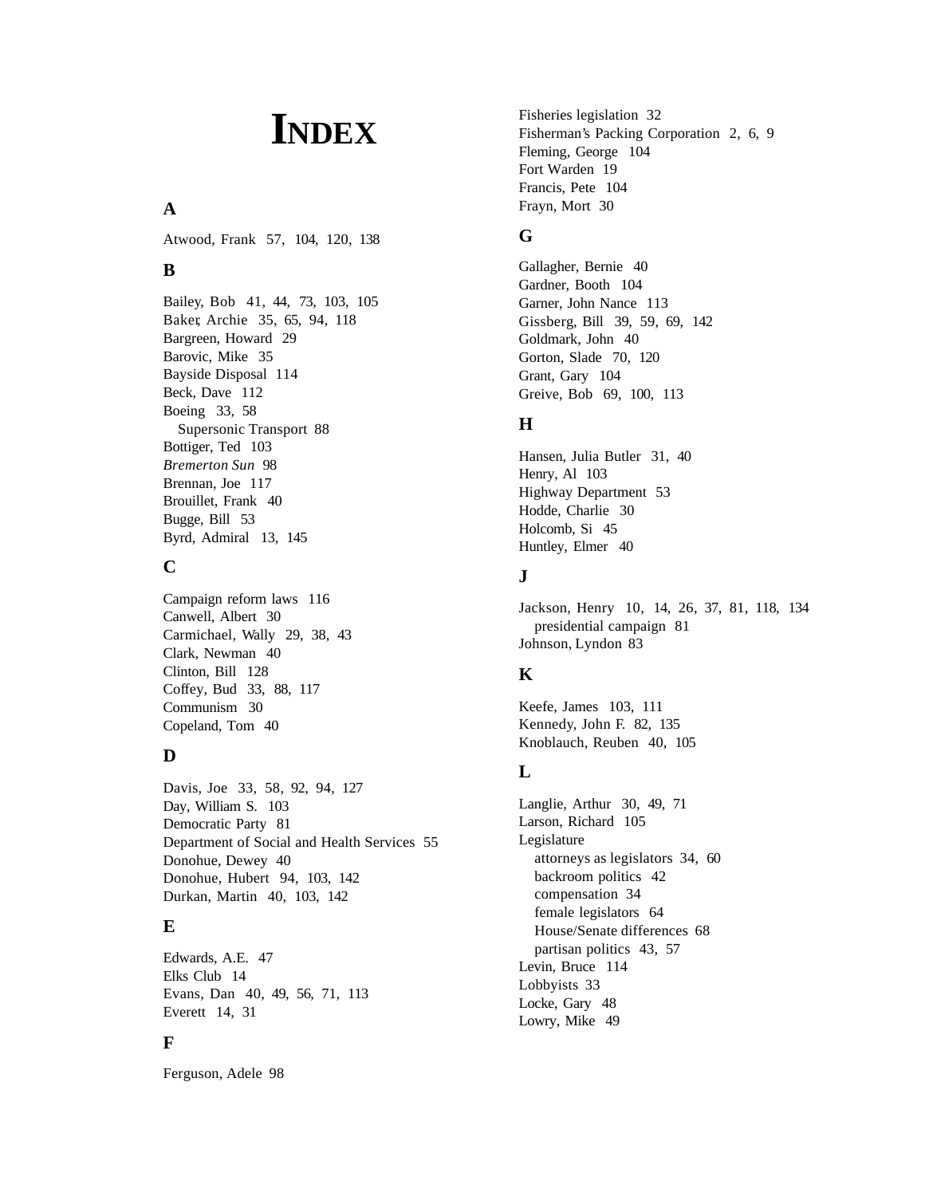# INDEX

## A

Atwood, Frank 57, 104, 120, 138

## B

Bailey, Bob 41, 44, 73, 103, 105
Baker, Archie 35, 65, 94, 118
Bargreen, Howard 29
Barovic, Mike 35
Bayside Disposal 114
Beck, Dave 112
Boeing 33, 58
  Supersonic Transport 88
Bottiger, Ted 103
*Bremerton Sun* 98
Brennan, Joe 117
Brouillet, Frank 40
Bugge, Bill 53
Byrd, Admiral 13, 145

## C

Campaign reform laws 116
Canwell, Albert 30
Carmichael, Wally 29, 38, 43
Clark, Newman 40
Clinton, Bill 128
Coffey, Bud 33, 88, 117
Communism 30
Copeland, Tom 40

## D

Davis, Joe 33, 58, 92, 94, 127
Day, William S. 103
Democratic Party 81
Department of Social and Health Services 55
Donohue, Dewey 40
Donohue, Hubert 94, 103, 142
Durkan, Martin 40, 103, 142

## E

Edwards, A.E. 47
Elks Club 14
Evans, Dan 40, 49, 56, 71, 113
Everett 14, 31

## F

Ferguson, Adele 98
Fisheries legislation 32
Fisherman's Packing Corporation 2, 6, 9
Fleming, George 104
Fort Warden 19
Francis, Pete 104
Frayn, Mort 30

## G

Gallagher, Bernie 40
Gardner, Booth 104
Garner, John Nance 113
Gissberg, Bill 39, 59, 69, 142
Goldmark, John 40
Gorton, Slade 70, 120
Grant, Gary 104
Greive, Bob 69, 100, 113

## H

Hansen, Julia Butler 31, 40
Henry, Al 103
Highway Department 53
Hodde, Charlie 30
Holcomb, Si 45
Huntley, Elmer 40

## J

Jackson, Henry 10, 14, 26, 37, 81, 118, 134
  presidential campaign 81
Johnson, Lyndon 83

## K

Keefe, James 103, 111
Kennedy, John F. 82, 135
Knoblauch, Reuben 40, 105

## L

Langlie, Arthur 30, 49, 71
Larson, Richard 105
Legislature
  attorneys as legislators 34, 60
  backroom politics 42
  compensation 34
  female legislators 64
  House/Senate differences 68
  partisan politics 43, 57
Levin, Bruce 114
Lobbyists 33
Locke, Gary 48
Lowry, Mike 49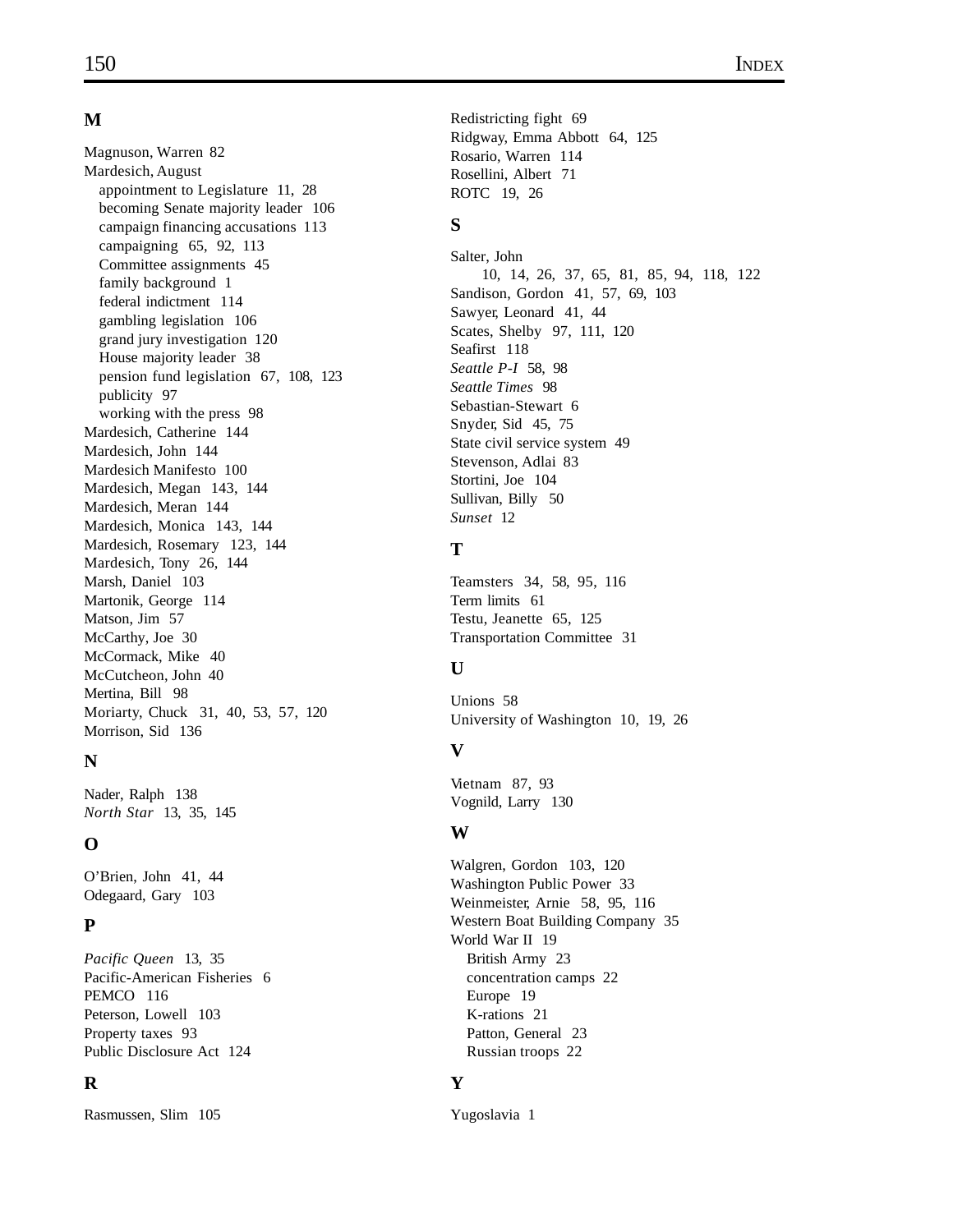## M

Magnuson, Warren 82
Mardesich, August
  appointment to Legislature 11, 28
  becoming Senate majority leader 106
  campaign financing accusations 113
  campaigning 65, 92, 113
  Committee assignments 45
  family background 1
  federal indictment 114
  gambling legislation 106
  grand jury investigation 120
  House majority leader 38
  pension fund legislation 67, 108, 123
  publicity 97
  working with the press 98
Mardesich, Catherine 144
Mardesich, John 144
Mardesich Manifesto 100
Mardesich, Megan 143, 144
Mardesich, Meran 144
Mardesich, Monica 143, 144
Mardesich, Rosemary 123, 144
Mardesich, Tony 26, 144
Marsh, Daniel 103
Martonik, George 114
Matson, Jim 57
McCarthy, Joe 30
McCormack, Mike 40
McCutcheon, John 40
Mertina, Bill 98
Moriarty, Chuck 31, 40, 53, 57, 120
Morrison, Sid 136

## N

Nader, Ralph 138
*North Star* 13, 35, 145

## O

O'Brien, John 41, 44
Odegaard, Gary 103

## P

*Pacific Queen* 13, 35
Pacific-American Fisheries 6
PEMCO 116
Peterson, Lowell 103
Property taxes 93
Public Disclosure Act 124

## R

Rasmussen, Slim 105
Redistricting fight 69
Ridgway, Emma Abbott 64, 125
Rosario, Warren 114
Rosellini, Albert 71
ROTC 19, 26

## S

Salter, John
    10, 14, 26, 37, 65, 81, 85, 94, 118, 122
Sandison, Gordon 41, 57, 69, 103
Sawyer, Leonard 41, 44
Scates, Shelby 97, 111, 120
Seafirst 118
*Seattle P-I* 58, 98
*Seattle Times* 98
Sebastian-Stewart 6
Snyder, Sid 45, 75
State civil service system 49
Stevenson, Adlai 83
Stortini, Joe 104
Sullivan, Billy 50
*Sunset* 12

## T

Teamsters 34, 58, 95, 116
Term limits 61
Testu, Jeanette 65, 125
Transportation Committee 31

## U

Unions 58
University of Washington 10, 19, 26

## V

Vietnam 87, 93
Vognild, Larry 130

## W

Walgren, Gordon 103, 120
Washington Public Power 33
Weinmeister, Arnie 58, 95, 116
Western Boat Building Company 35
World War II 19
  British Army 23
  concentration camps 22
  Europe 19
  K-rations 21
  Patton, General 23
  Russian troops 22

## Y

Yugoslavia 1